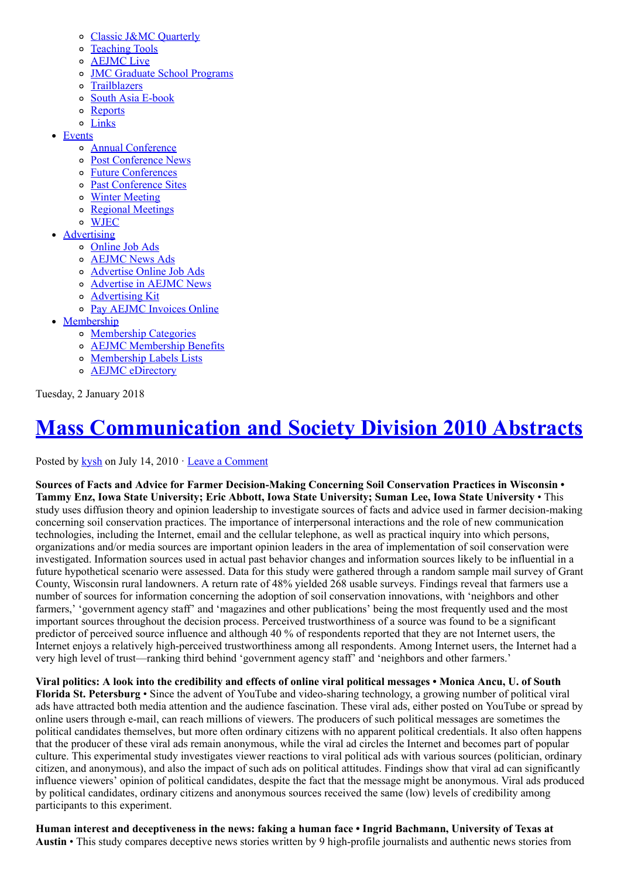- Classic J&MC Quarterly
- Teaching Tools
- AEJMC Live
- JMC Graduate School Programs
- Trailblazers
- South Asia E-book
- Reports
- Links

- Events
  - Annual Conference
  - Post Conference News
  - Future Conferences
  - Past Conference Sites
  - Winter Meeting
  - Regional Meetings
  - WJEC
- Advertising
  - Online Job Ads
  - AEJMC News Ads
  - Advertise Online Job Ads
  - Advertise in AEJMC News
  - Advertising Kit
  - Pay AEJMC Invoices Online
- Membership
  - Membership Categories
  - AEJMC Membership Benefits
  - Membership Labels Lists
  - AEJMC eDirectory

Tuesday, 2 January 2018

# Mass Communication and Society Division 2010 Abstracts

Posted by kysh on July 14, 2010 · Leave a Comment

**Sources of Facts and Advice for Farmer Decision-Making Concerning Soil Conservation Practices in Wisconsin • Tammy Enz, Iowa State University; Eric Abbott, Iowa State University; Suman Lee, Iowa State University** • This study uses diffusion theory and opinion leadership to investigate sources of facts and advice used in farmer decision-making concerning soil conservation practices. The importance of interpersonal interactions and the role of new communication technologies, including the Internet, email and the cellular telephone, as well as practical inquiry into which persons, organizations and/or media sources are important opinion leaders in the area of implementation of soil conservation were investigated. Information sources used in actual past behavior changes and information sources likely to be influential in a future hypothetical scenario were assessed. Data for this study were gathered through a random sample mail survey of Grant County, Wisconsin rural landowners. A return rate of 48% yielded 268 usable surveys. Findings reveal that farmers use a number of sources for information concerning the adoption of soil conservation innovations, with 'neighbors and other farmers,' 'government agency staff' and 'magazines and other publications' being the most frequently used and the most important sources throughout the decision process. Perceived trustworthiness of a source was found to be a significant predictor of perceived source influence and although 40 % of respondents reported that they are not Internet users, the Internet enjoys a relatively high-perceived trustworthiness among all respondents. Among Internet users, the Internet had a very high level of trust—ranking third behind 'government agency staff' and 'neighbors and other farmers.'

**Viral politics: A look into the credibility and effects of online viral political messages • Monica Ancu, U. of South Florida St. Petersburg** • Since the advent of YouTube and video-sharing technology, a growing number of political viral ads have attracted both media attention and the audience fascination. These viral ads, either posted on YouTube or spread by online users through e-mail, can reach millions of viewers. The producers of such political messages are sometimes the political candidates themselves, but more often ordinary citizens with no apparent political credentials. It also often happens that the producer of these viral ads remain anonymous, while the viral ad circles the Internet and becomes part of popular culture. This experimental study investigates viewer reactions to viral political ads with various sources (politician, ordinary citizen, and anonymous), and also the impact of such ads on political attitudes. Findings show that viral ad can significantly influence viewers' opinion of political candidates, despite the fact that the message might be anonymous. Viral ads produced by political candidates, ordinary citizens and anonymous sources received the same (low) levels of credibility among participants to this experiment.

**Human interest and deceptiveness in the news: faking a human face • Ingrid Bachmann, University of Texas at Austin** • This study compares deceptive news stories written by 9 high-profile journalists and authentic news stories from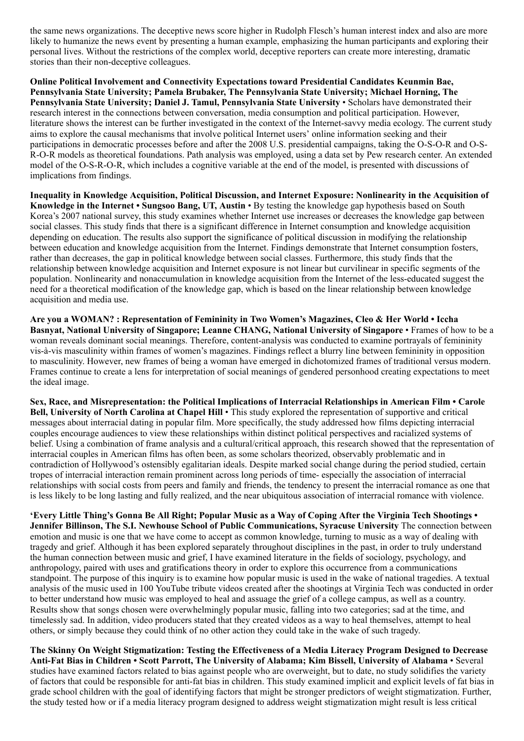the same news organizations. The deceptive news score higher in Rudolph Flesch's human interest index and also are more likely to humanize the news event by presenting a human example, emphasizing the human participants and exploring their personal lives. Without the restrictions of the complex world, deceptive reporters can create more interesting, dramatic stories than their non-deceptive colleagues.

**Online Political Involvement and Connectivity Expectations toward Presidential Candidates Keunmin Bae, Pennsylvania State University; Pamela Brubaker, The Pennsylvania State University; Michael Horning, The Pennsylvania State University; Daniel J. Tamul, Pennsylvania State University** • Scholars have demonstrated their research interest in the connections between conversation, media consumption and political participation. However, literature shows the interest can be further investigated in the context of the Internet-savvy media ecology. The current study aims to explore the causal mechanisms that involve political Internet users' online information seeking and their participations in democratic processes before and after the 2008 U.S. presidential campaigns, taking the O-S-O-R and O-S-R-O-R models as theoretical foundations. Path analysis was employed, using a data set by Pew research center. An extended model of the O-S-R-O-R, which includes a cognitive variable at the end of the model, is presented with discussions of implications from findings.

**Inequality in Knowledge Acquisition, Political Discussion, and Internet Exposure: Nonlinearity in the Acquisition of Knowledge in the Internet • Sungsoo Bang, UT, Austin** • By testing the knowledge gap hypothesis based on South Korea's 2007 national survey, this study examines whether Internet use increases or decreases the knowledge gap between social classes. This study finds that there is a significant difference in Internet consumption and knowledge acquisition depending on education. The results also support the significance of political discussion in modifying the relationship between education and knowledge acquisition from the Internet. Findings demonstrate that Internet consumption fosters, rather than decreases, the gap in political knowledge between social classes. Furthermore, this study finds that the relationship between knowledge acquisition and Internet exposure is not linear but curvilinear in specific segments of the population. Nonlinearity and nonaccumulation in knowledge acquisition from the Internet of the less-educated suggest the need for a theoretical modification of the knowledge gap, which is based on the linear relationship between knowledge acquisition and media use.

**Are you a WOMAN? : Representation of Femininity in Two Women's Magazines, Cleo & Her World • Iccha Basnyat, National University of Singapore; Leanne CHANG, National University of Singapore** • Frames of how to be a woman reveals dominant social meanings. Therefore, content-analysis was conducted to examine portrayals of femininity vis-à-vis masculinity within frames of women's magazines. Findings reflect a blurry line between femininity in opposition to masculinity. However, new frames of being a woman have emerged in dichotomized frames of traditional versus modern. Frames continue to create a lens for interpretation of social meanings of gendered personhood creating expectations to meet the ideal image.

**Sex, Race, and Misrepresentation: the Political Implications of Interracial Relationships in American Film • Carole Bell, University of North Carolina at Chapel Hill** • This study explored the representation of supportive and critical messages about interracial dating in popular film. More specifically, the study addressed how films depicting interracial couples encourage audiences to view these relationships within distinct political perspectives and racialized systems of belief. Using a combination of frame analysis and a cultural/critical approach, this research showed that the representation of interracial couples in American films has often been, as some scholars theorized, observably problematic and in contradiction of Hollywood's ostensibly egalitarian ideals. Despite marked social change during the period studied, certain tropes of interracial interaction remain prominent across long periods of time- especially the association of interracial relationships with social costs from peers and family and friends, the tendency to present the interracial romance as one that is less likely to be long lasting and fully realized, and the near ubiquitous association of interracial romance with violence.

**'Every Little Thing's Gonna Be All Right; Popular Music as a Way of Coping After the Virginia Tech Shootings • Jennifer Billinson, The S.I. Newhouse School of Public Communications, Syracuse University** The connection between emotion and music is one that we have come to accept as common knowledge, turning to music as a way of dealing with tragedy and grief. Although it has been explored separately throughout disciplines in the past, in order to truly understand the human connection between music and grief, I have examined literature in the fields of sociology, psychology, and anthropology, paired with uses and gratifications theory in order to explore this occurrence from a communications standpoint. The purpose of this inquiry is to examine how popular music is used in the wake of national tragedies. A textual analysis of the music used in 100 YouTube tribute videos created after the shootings at Virginia Tech was conducted in order to better understand how music was employed to heal and assuage the grief of a college campus, as well as a country. Results show that songs chosen were overwhelmingly popular music, falling into two categories; sad at the time, and timelessly sad. In addition, video producers stated that they created videos as a way to heal themselves, attempt to heal others, or simply because they could think of no other action they could take in the wake of such tragedy.

**The Skinny On Weight Stigmatization: Testing the Effectiveness of a Media Literacy Program Designed to Decrease Anti-Fat Bias in Children • Scott Parrott, The University of Alabama; Kim Bissell, University of Alabama** • Several studies have examined factors related to bias against people who are overweight, but to date, no study solidifies the variety of factors that could be responsible for anti-fat bias in children. This study examined implicit and explicit levels of fat bias in grade school children with the goal of identifying factors that might be stronger predictors of weight stigmatization. Further, the study tested how or if a media literacy program designed to address weight stigmatization might result is less critical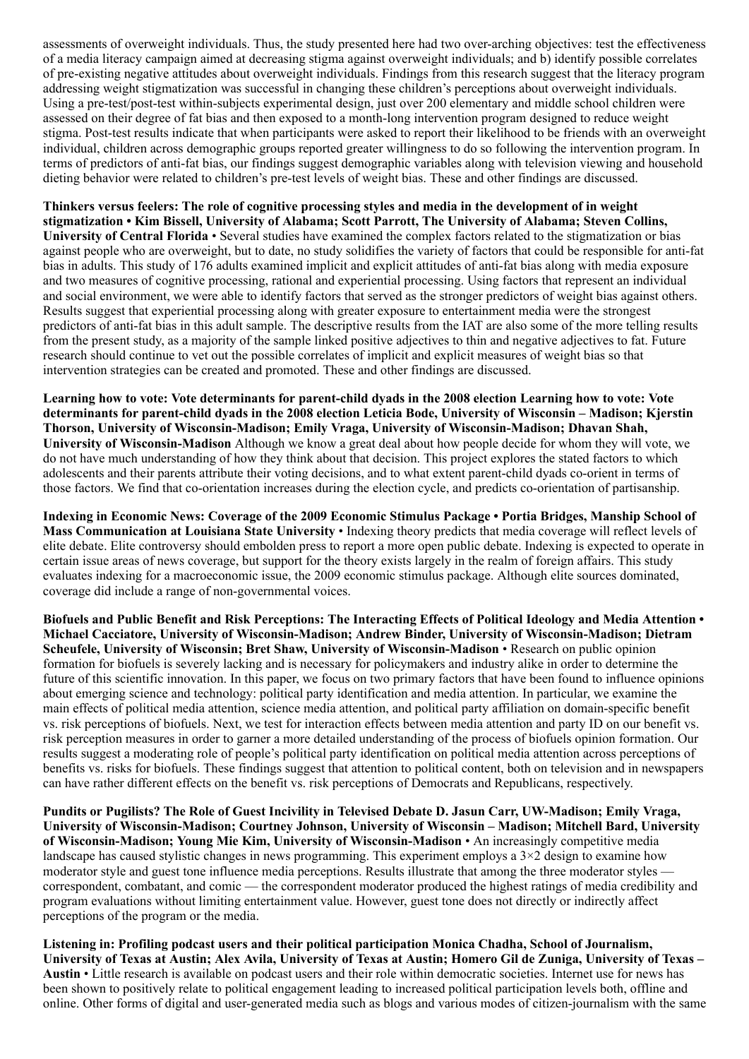assessments of overweight individuals. Thus, the study presented here had two over-arching objectives: test the effectiveness of a media literacy campaign aimed at decreasing stigma against overweight individuals; and b) identify possible correlates of pre-existing negative attitudes about overweight individuals. Findings from this research suggest that the literacy program addressing weight stigmatization was successful in changing these children's perceptions about overweight individuals. Using a pre-test/post-test within-subjects experimental design, just over 200 elementary and middle school children were assessed on their degree of fat bias and then exposed to a month-long intervention program designed to reduce weight stigma. Post-test results indicate that when participants were asked to report their likelihood to be friends with an overweight individual, children across demographic groups reported greater willingness to do so following the intervention program. In terms of predictors of anti-fat bias, our findings suggest demographic variables along with television viewing and household dieting behavior were related to children's pre-test levels of weight bias. These and other findings are discussed.

**Thinkers versus feelers: The role of cognitive processing styles and media in the development of in weight stigmatization • Kim Bissell, University of Alabama; Scott Parrott, The University of Alabama; Steven Collins, University of Central Florida** • Several studies have examined the complex factors related to the stigmatization or bias against people who are overweight, but to date, no study solidifies the variety of factors that could be responsible for anti-fat bias in adults. This study of 176 adults examined implicit and explicit attitudes of anti-fat bias along with media exposure and two measures of cognitive processing, rational and experiential processing. Using factors that represent an individual and social environment, we were able to identify factors that served as the stronger predictors of weight bias against others. Results suggest that experiential processing along with greater exposure to entertainment media were the strongest predictors of anti-fat bias in this adult sample. The descriptive results from the IAT are also some of the more telling results from the present study, as a majority of the sample linked positive adjectives to thin and negative adjectives to fat. Future research should continue to vet out the possible correlates of implicit and explicit measures of weight bias so that intervention strategies can be created and promoted. These and other findings are discussed.

**Learning how to vote: Vote determinants for parent-child dyads in the 2008 election Learning how to vote: Vote determinants for parent-child dyads in the 2008 election Leticia Bode, University of Wisconsin – Madison; Kjerstin Thorson, University of Wisconsin-Madison; Emily Vraga, University of Wisconsin-Madison; Dhavan Shah, University of Wisconsin-Madison** Although we know a great deal about how people decide for whom they will vote, we do not have much understanding of how they think about that decision. This project explores the stated factors to which adolescents and their parents attribute their voting decisions, and to what extent parent-child dyads co-orient in terms of those factors. We find that co-orientation increases during the election cycle, and predicts co-orientation of partisanship.

**Indexing in Economic News: Coverage of the 2009 Economic Stimulus Package • Portia Bridges, Manship School of Mass Communication at Louisiana State University** • Indexing theory predicts that media coverage will reflect levels of elite debate. Elite controversy should embolden press to report a more open public debate. Indexing is expected to operate in certain issue areas of news coverage, but support for the theory exists largely in the realm of foreign affairs. This study evaluates indexing for a macroeconomic issue, the 2009 economic stimulus package. Although elite sources dominated, coverage did include a range of non-governmental voices.

**Biofuels and Public Benefit and Risk Perceptions: The Interacting Effects of Political Ideology and Media Attention • Michael Cacciatore, University of Wisconsin-Madison; Andrew Binder, University of Wisconsin-Madison; Dietram Scheufele, University of Wisconsin; Bret Shaw, University of Wisconsin-Madison** • Research on public opinion formation for biofuels is severely lacking and is necessary for policymakers and industry alike in order to determine the future of this scientific innovation. In this paper, we focus on two primary factors that have been found to influence opinions about emerging science and technology: political party identification and media attention. In particular, we examine the main effects of political media attention, science media attention, and political party affiliation on domain-specific benefit vs. risk perceptions of biofuels. Next, we test for interaction effects between media attention and party ID on our benefit vs. risk perception measures in order to garner a more detailed understanding of the process of biofuels opinion formation. Our results suggest a moderating role of people's political party identification on political media attention across perceptions of benefits vs. risks for biofuels. These findings suggest that attention to political content, both on television and in newspapers can have rather different effects on the benefit vs. risk perceptions of Democrats and Republicans, respectively.

**Pundits or Pugilists? The Role of Guest Incivility in Televised Debate D. Jasun Carr, UW-Madison; Emily Vraga, University of Wisconsin-Madison; Courtney Johnson, University of Wisconsin – Madison; Mitchell Bard, University of Wisconsin-Madison; Young Mie Kim, University of Wisconsin-Madison** • An increasingly competitive media landscape has caused stylistic changes in news programming. This experiment employs a 3×2 design to examine how moderator style and guest tone influence media perceptions. Results illustrate that among the three moderator styles — correspondent, combatant, and comic — the correspondent moderator produced the highest ratings of media credibility and program evaluations without limiting entertainment value. However, guest tone does not directly or indirectly affect perceptions of the program or the media.

**Listening in: Profiling podcast users and their political participation Monica Chadha, School of Journalism, University of Texas at Austin; Alex Avila, University of Texas at Austin; Homero Gil de Zuniga, University of Texas – Austin** • Little research is available on podcast users and their role within democratic societies. Internet use for news has been shown to positively relate to political engagement leading to increased political participation levels both, offline and online. Other forms of digital and user-generated media such as blogs and various modes of citizen-journalism with the same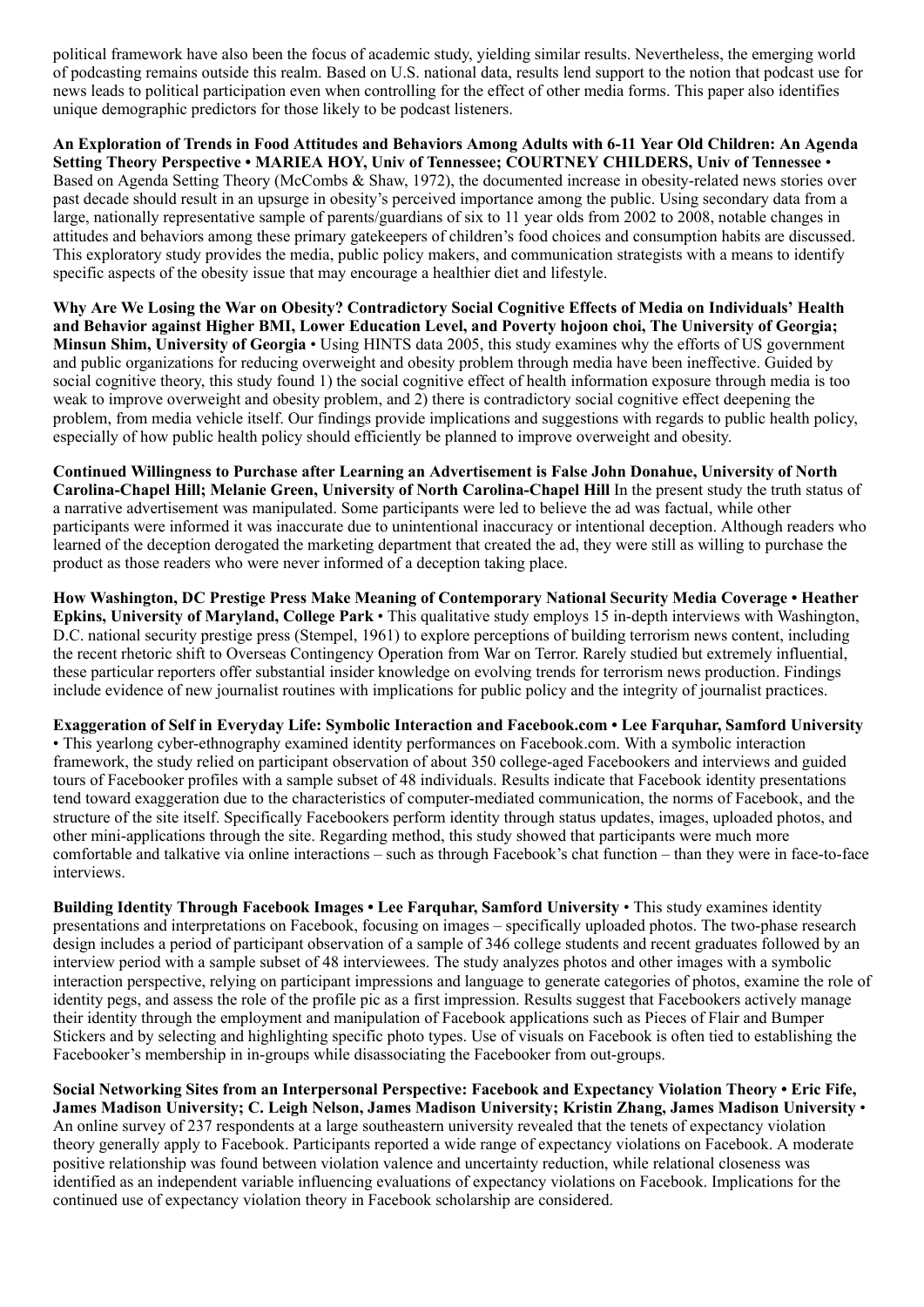political framework have also been the focus of academic study, yielding similar results. Nevertheless, the emerging world of podcasting remains outside this realm. Based on U.S. national data, results lend support to the notion that podcast use for news leads to political participation even when controlling for the effect of other media forms. This paper also identifies unique demographic predictors for those likely to be podcast listeners.

**An Exploration of Trends in Food Attitudes and Behaviors Among Adults with 6-11 Year Old Children: An Agenda Setting Theory Perspective • MARIEA HOY, Univ of Tennessee; COURTNEY CHILDERS, Univ of Tennessee** • Based on Agenda Setting Theory (McCombs & Shaw, 1972), the documented increase in obesity-related news stories over past decade should result in an upsurge in obesity's perceived importance among the public. Using secondary data from a large, nationally representative sample of parents/guardians of six to 11 year olds from 2002 to 2008, notable changes in attitudes and behaviors among these primary gatekeepers of children's food choices and consumption habits are discussed. This exploratory study provides the media, public policy makers, and communication strategists with a means to identify specific aspects of the obesity issue that may encourage a healthier diet and lifestyle.

**Why Are We Losing the War on Obesity? Contradictory Social Cognitive Effects of Media on Individuals' Health and Behavior against Higher BMI, Lower Education Level, and Poverty hojoon choi, The University of Georgia; Minsun Shim, University of Georgia** • Using HINTS data 2005, this study examines why the efforts of US government and public organizations for reducing overweight and obesity problem through media have been ineffective. Guided by social cognitive theory, this study found 1) the social cognitive effect of health information exposure through media is too weak to improve overweight and obesity problem, and 2) there is contradictory social cognitive effect deepening the problem, from media vehicle itself. Our findings provide implications and suggestions with regards to public health policy, especially of how public health policy should efficiently be planned to improve overweight and obesity.

**Continued Willingness to Purchase after Learning an Advertisement is False John Donahue, University of North Carolina-Chapel Hill; Melanie Green, University of North Carolina-Chapel Hill** In the present study the truth status of a narrative advertisement was manipulated. Some participants were led to believe the ad was factual, while other participants were informed it was inaccurate due to unintentional inaccuracy or intentional deception. Although readers who learned of the deception derogated the marketing department that created the ad, they were still as willing to purchase the product as those readers who were never informed of a deception taking place.

**How Washington, DC Prestige Press Make Meaning of Contemporary National Security Media Coverage • Heather Epkins, University of Maryland, College Park** • This qualitative study employs 15 in-depth interviews with Washington, D.C. national security prestige press (Stempel, 1961) to explore perceptions of building terrorism news content, including the recent rhetoric shift to Overseas Contingency Operation from War on Terror. Rarely studied but extremely influential, these particular reporters offer substantial insider knowledge on evolving trends for terrorism news production. Findings include evidence of new journalist routines with implications for public policy and the integrity of journalist practices.

**Exaggeration of Self in Everyday Life: Symbolic Interaction and Facebook.com • Lee Farquhar, Samford University** • This yearlong cyber-ethnography examined identity performances on Facebook.com. With a symbolic interaction framework, the study relied on participant observation of about 350 college-aged Facebookers and interviews and guided tours of Facebooker profiles with a sample subset of 48 individuals. Results indicate that Facebook identity presentations tend toward exaggeration due to the characteristics of computer-mediated communication, the norms of Facebook, and the structure of the site itself. Specifically Facebookers perform identity through status updates, images, uploaded photos, and other mini-applications through the site. Regarding method, this study showed that participants were much more comfortable and talkative via online interactions – such as through Facebook's chat function – than they were in face-to-face interviews.

**Building Identity Through Facebook Images • Lee Farquhar, Samford University** • This study examines identity presentations and interpretations on Facebook, focusing on images – specifically uploaded photos. The two-phase research design includes a period of participant observation of a sample of 346 college students and recent graduates followed by an interview period with a sample subset of 48 interviewees. The study analyzes photos and other images with a symbolic interaction perspective, relying on participant impressions and language to generate categories of photos, examine the role of identity pegs, and assess the role of the profile pic as a first impression. Results suggest that Facebookers actively manage their identity through the employment and manipulation of Facebook applications such as Pieces of Flair and Bumper Stickers and by selecting and highlighting specific photo types. Use of visuals on Facebook is often tied to establishing the Facebooker's membership in in-groups while disassociating the Facebooker from out-groups.

**Social Networking Sites from an Interpersonal Perspective: Facebook and Expectancy Violation Theory • Eric Fife, James Madison University; C. Leigh Nelson, James Madison University; Kristin Zhang, James Madison University** • An online survey of 237 respondents at a large southeastern university revealed that the tenets of expectancy violation theory generally apply to Facebook. Participants reported a wide range of expectancy violations on Facebook. A moderate positive relationship was found between violation valence and uncertainty reduction, while relational closeness was identified as an independent variable influencing evaluations of expectancy violations on Facebook. Implications for the continued use of expectancy violation theory in Facebook scholarship are considered.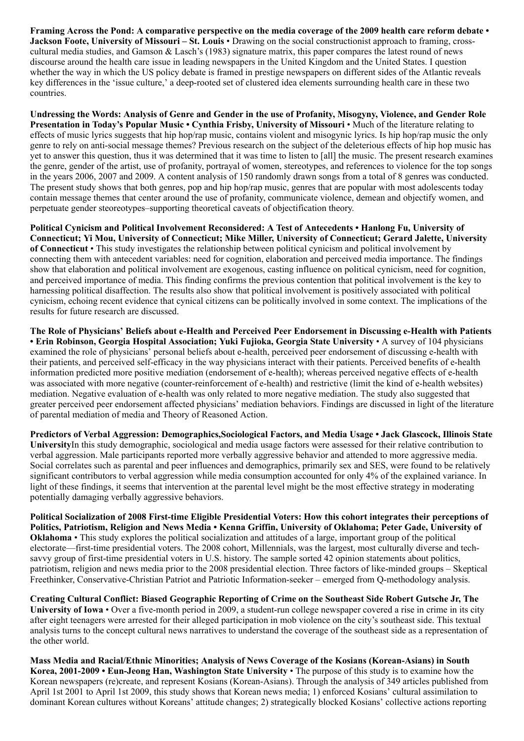**Framing Across the Pond: A comparative perspective on the media coverage of the 2009 health care reform debate • Jackson Foote, University of Missouri – St. Louis** • Drawing on the social constructionist approach to framing, cross-cultural media studies, and Gamson & Lasch's (1983) signature matrix, this paper compares the latest round of news discourse around the health care issue in leading newspapers in the United Kingdom and the United States. I question whether the way in which the US policy debate is framed in prestige newspapers on different sides of the Atlantic reveals key differences in the 'issue culture,' a deep-rooted set of clustered idea elements surrounding health care in these two countries.

**Undressing the Words: Analysis of Genre and Gender in the use of Profanity, Misogyny, Violence, and Gender Role Presentation in Today's Popular Music • Cynthia Frisby, University of Missouri** • Much of the literature relating to effects of music lyrics suggests that hip hop/rap music, contains violent and misogynic lyrics. Is hip hop/rap music the only genre to rely on anti-social message themes? Previous research on the subject of the deleterious effects of hip hop music has yet to answer this question, thus it was determined that it was time to listen to [all] the music. The present research examines the genre, gender of the artist, use of profanity, portrayal of women, stereotypes, and references to violence for the top songs in the years 2006, 2007 and 2009. A content analysis of 150 randomly drawn songs from a total of 8 genres was conducted. The present study shows that both genres, pop and hip hop/rap music, genres that are popular with most adolescents today contain message themes that center around the use of profanity, communicate violence, demean and objectify women, and perpetuate gender steoreotypes–supporting theoretical caveats of objectification theory.

**Political Cynicism and Political Involvement Reconsidered: A Test of Antecedents • Hanlong Fu, University of Connecticut; Yi Mou, University of Connecticut; Mike Miller, University of Connecticut; Gerard Jalette, University of Connecticut** • This study investigates the relationship between political cynicism and political involvement by connecting them with antecedent variables: need for cognition, elaboration and perceived media importance. The findings show that elaboration and political involvement are exogenous, casting influence on political cynicism, need for cognition, and perceived importance of media. This finding confirms the previous contention that political involvement is the key to harnessing political disaffection. The results also show that political involvement is positively associated with political cynicism, echoing recent evidence that cynical citizens can be politically involved in some context. The implications of the results for future research are discussed.

**The Role of Physicians' Beliefs about e-Health and Perceived Peer Endorsement in Discussing e-Health with Patients • Erin Robinson, Georgia Hospital Association; Yuki Fujioka, Georgia State University** • A survey of 104 physicians examined the role of physicians' personal beliefs about e-health, perceived peer endorsement of discussing e-health with their patients, and perceived self-efficacy in the way physicians interact with their patients. Perceived benefits of e-health information predicted more positive mediation (endorsement of e-health); whereas perceived negative effects of e-health was associated with more negative (counter-reinforcement of e-health) and restrictive (limit the kind of e-health websites) mediation. Negative evaluation of e-health was only related to more negative mediation. The study also suggested that greater perceived peer endorsement affected physicians' mediation behaviors. Findings are discussed in light of the literature of parental mediation of media and Theory of Reasoned Action.

**Predictors of Verbal Aggression: Demographics,Sociological Factors, and Media Usage • Jack Glascock, Illinois State University**In this study demographic, sociological and media usage factors were assessed for their relative contribution to verbal aggression. Male participants reported more verbally aggressive behavior and attended to more aggressive media. Social correlates such as parental and peer influences and demographics, primarily sex and SES, were found to be relatively significant contributors to verbal aggression while media consumption accounted for only 4% of the explained variance. In light of these findings, it seems that intervention at the parental level might be the most effective strategy in moderating potentially damaging verbally aggressive behaviors.

**Political Socialization of 2008 First-time Eligible Presidential Voters: How this cohort integrates their perceptions of Politics, Patriotism, Religion and News Media • Kenna Griffin, University of Oklahoma; Peter Gade, University of Oklahoma** • This study explores the political socialization and attitudes of a large, important group of the political electorate—first-time presidential voters. The 2008 cohort, Millennials, was the largest, most culturally diverse and tech-savvy group of first-time presidential voters in U.S. history. The sample sorted 42 opinion statements about politics, patriotism, religion and news media prior to the 2008 presidential election. Three factors of like-minded groups – Skeptical Freethinker, Conservative-Christian Patriot and Patriotic Information-seeker – emerged from Q-methodology analysis.

**Creating Cultural Conflict: Biased Geographic Reporting of Crime on the Southeast Side Robert Gutsche Jr, The University of Iowa** • Over a five-month period in 2009, a student-run college newspaper covered a rise in crime in its city after eight teenagers were arrested for their alleged participation in mob violence on the city's southeast side. This textual analysis turns to the concept cultural news narratives to understand the coverage of the southeast side as a representation of the other world.

**Mass Media and Racial/Ethnic Minorities; Analysis of News Coverage of the Kosians (Korean-Asians) in South Korea, 2001-2009 • Eun-Jeong Han, Washington State University** • The purpose of this study is to examine how the Korean newspapers (re)create, and represent Kosians (Korean-Asians). Through the analysis of 349 articles published from April 1st 2001 to April 1st 2009, this study shows that Korean news media; 1) enforced Kosians' cultural assimilation to dominant Korean cultures without Koreans' attitude changes; 2) strategically blocked Kosians' collective actions reporting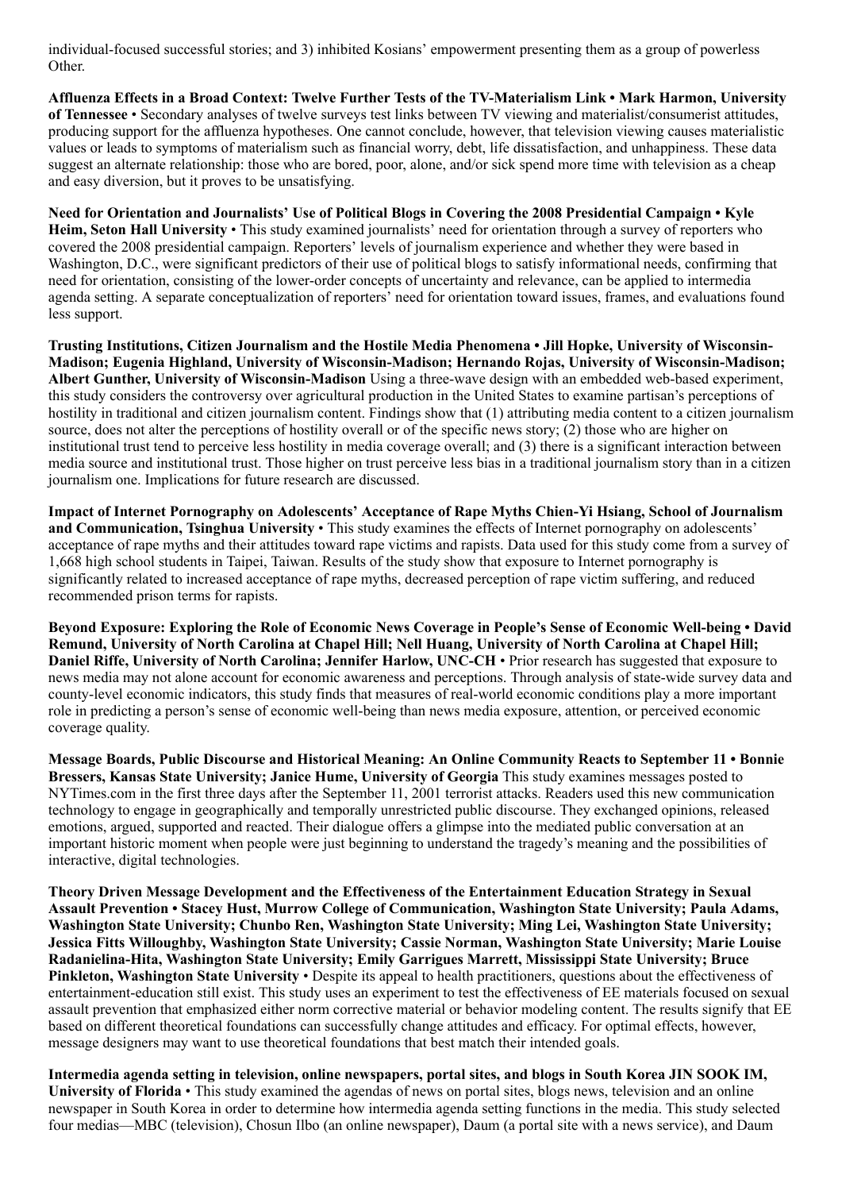individual-focused successful stories; and 3) inhibited Kosians' empowerment presenting them as a group of powerless Other.

**Affluenza Effects in a Broad Context: Twelve Further Tests of the TV-Materialism Link • Mark Harmon, University of Tennessee** • Secondary analyses of twelve surveys test links between TV viewing and materialist/consumerist attitudes, producing support for the affluenza hypotheses. One cannot conclude, however, that television viewing causes materialistic values or leads to symptoms of materialism such as financial worry, debt, life dissatisfaction, and unhappiness. These data suggest an alternate relationship: those who are bored, poor, alone, and/or sick spend more time with television as a cheap and easy diversion, but it proves to be unsatisfying.

**Need for Orientation and Journalists' Use of Political Blogs in Covering the 2008 Presidential Campaign • Kyle Heim, Seton Hall University** • This study examined journalists' need for orientation through a survey of reporters who covered the 2008 presidential campaign. Reporters' levels of journalism experience and whether they were based in Washington, D.C., were significant predictors of their use of political blogs to satisfy informational needs, confirming that need for orientation, consisting of the lower-order concepts of uncertainty and relevance, can be applied to intermedia agenda setting. A separate conceptualization of reporters' need for orientation toward issues, frames, and evaluations found less support.

**Trusting Institutions, Citizen Journalism and the Hostile Media Phenomena • Jill Hopke, University of Wisconsin-Madison; Eugenia Highland, University of Wisconsin-Madison; Hernando Rojas, University of Wisconsin-Madison; Albert Gunther, University of Wisconsin-Madison** Using a three-wave design with an embedded web-based experiment, this study considers the controversy over agricultural production in the United States to examine partisan's perceptions of hostility in traditional and citizen journalism content. Findings show that (1) attributing media content to a citizen journalism source, does not alter the perceptions of hostility overall or of the specific news story; (2) those who are higher on institutional trust tend to perceive less hostility in media coverage overall; and (3) there is a significant interaction between media source and institutional trust. Those higher on trust perceive less bias in a traditional journalism story than in a citizen journalism one. Implications for future research are discussed.

**Impact of Internet Pornography on Adolescents' Acceptance of Rape Myths Chien-Yi Hsiang, School of Journalism and Communication, Tsinghua University** • This study examines the effects of Internet pornography on adolescents' acceptance of rape myths and their attitudes toward rape victims and rapists. Data used for this study come from a survey of 1,668 high school students in Taipei, Taiwan. Results of the study show that exposure to Internet pornography is significantly related to increased acceptance of rape myths, decreased perception of rape victim suffering, and reduced recommended prison terms for rapists.

**Beyond Exposure: Exploring the Role of Economic News Coverage in People's Sense of Economic Well-being • David Remund, University of North Carolina at Chapel Hill; Nell Huang, University of North Carolina at Chapel Hill; Daniel Riffe, University of North Carolina; Jennifer Harlow, UNC-CH** • Prior research has suggested that exposure to news media may not alone account for economic awareness and perceptions. Through analysis of state-wide survey data and county-level economic indicators, this study finds that measures of real-world economic conditions play a more important role in predicting a person's sense of economic well-being than news media exposure, attention, or perceived economic coverage quality.

**Message Boards, Public Discourse and Historical Meaning: An Online Community Reacts to September 11 • Bonnie Bressers, Kansas State University; Janice Hume, University of Georgia** This study examines messages posted to NYTimes.com in the first three days after the September 11, 2001 terrorist attacks. Readers used this new communication technology to engage in geographically and temporally unrestricted public discourse. They exchanged opinions, released emotions, argued, supported and reacted. Their dialogue offers a glimpse into the mediated public conversation at an important historic moment when people were just beginning to understand the tragedy's meaning and the possibilities of interactive, digital technologies.

**Theory Driven Message Development and the Effectiveness of the Entertainment Education Strategy in Sexual Assault Prevention • Stacey Hust, Murrow College of Communication, Washington State University; Paula Adams, Washington State University; Chunbo Ren, Washington State University; Ming Lei, Washington State University; Jessica Fitts Willoughby, Washington State University; Cassie Norman, Washington State University; Marie Louise Radanielina-Hita, Washington State University; Emily Garrigues Marrett, Mississippi State University; Bruce Pinkleton, Washington State University** • Despite its appeal to health practitioners, questions about the effectiveness of entertainment-education still exist. This study uses an experiment to test the effectiveness of EE materials focused on sexual assault prevention that emphasized either norm corrective material or behavior modeling content. The results signify that EE based on different theoretical foundations can successfully change attitudes and efficacy. For optimal effects, however, message designers may want to use theoretical foundations that best match their intended goals.

**Intermedia agenda setting in television, online newspapers, portal sites, and blogs in South Korea JIN SOOK IM, University of Florida** • This study examined the agendas of news on portal sites, blogs news, television and an online newspaper in South Korea in order to determine how intermedia agenda setting functions in the media. This study selected four medias—MBC (television), Chosun Ilbo (an online newspaper), Daum (a portal site with a news service), and Daum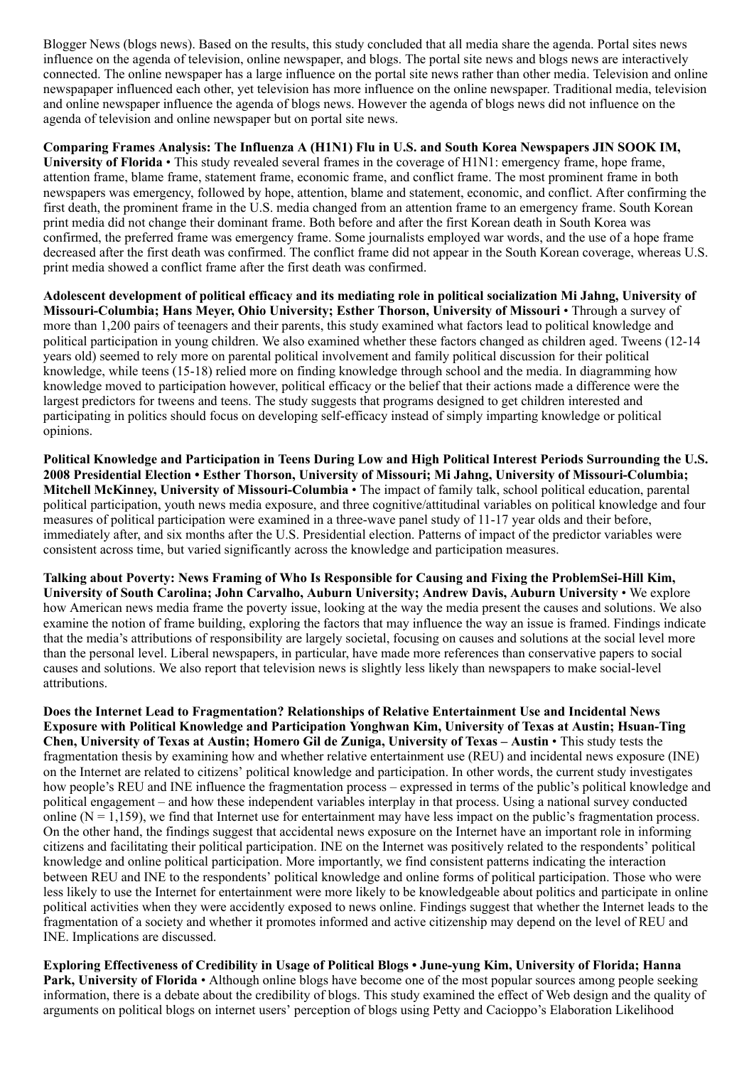Blogger News (blogs news). Based on the results, this study concluded that all media share the agenda. Portal sites news influence on the agenda of television, online newspaper, and blogs. The portal site news and blogs news are interactively connected. The online newspaper has a large influence on the portal site news rather than other media. Television and online newspapaper influenced each other, yet television has more influence on the online newspaper. Traditional media, television and online newspaper influence the agenda of blogs news. However the agenda of blogs news did not influence on the agenda of television and online newspaper but on portal site news.

**Comparing Frames Analysis: The Influenza A (H1N1) Flu in U.S. and South Korea Newspapers JIN SOOK IM, University of Florida** • This study revealed several frames in the coverage of H1N1: emergency frame, hope frame, attention frame, blame frame, statement frame, economic frame, and conflict frame. The most prominent frame in both newspapers was emergency, followed by hope, attention, blame and statement, economic, and conflict. After confirming the first death, the prominent frame in the U.S. media changed from an attention frame to an emergency frame. South Korean print media did not change their dominant frame. Both before and after the first Korean death in South Korea was confirmed, the preferred frame was emergency frame. Some journalists employed war words, and the use of a hope frame decreased after the first death was confirmed. The conflict frame did not appear in the South Korean coverage, whereas U.S. print media showed a conflict frame after the first death was confirmed.

**Adolescent development of political efficacy and its mediating role in political socialization Mi Jahng, University of Missouri-Columbia; Hans Meyer, Ohio University; Esther Thorson, University of Missouri** • Through a survey of more than 1,200 pairs of teenagers and their parents, this study examined what factors lead to political knowledge and political participation in young children. We also examined whether these factors changed as children aged. Tweens (12-14 years old) seemed to rely more on parental political involvement and family political discussion for their political knowledge, while teens (15-18) relied more on finding knowledge through school and the media. In diagramming how knowledge moved to participation however, political efficacy or the belief that their actions made a difference were the largest predictors for tweens and teens. The study suggests that programs designed to get children interested and participating in politics should focus on developing self-efficacy instead of simply imparting knowledge or political opinions.

**Political Knowledge and Participation in Teens During Low and High Political Interest Periods Surrounding the U.S. 2008 Presidential Election • Esther Thorson, University of Missouri; Mi Jahng, University of Missouri-Columbia; Mitchell McKinney, University of Missouri-Columbia** • The impact of family talk, school political education, parental political participation, youth news media exposure, and three cognitive/attitudinal variables on political knowledge and four measures of political participation were examined in a three-wave panel study of 11-17 year olds and their before, immediately after, and six months after the U.S. Presidential election. Patterns of impact of the predictor variables were consistent across time, but varied significantly across the knowledge and participation measures.

**Talking about Poverty: News Framing of Who Is Responsible for Causing and Fixing the ProblemSei-Hill Kim, University of South Carolina; John Carvalho, Auburn University; Andrew Davis, Auburn University** • We explore how American news media frame the poverty issue, looking at the way the media present the causes and solutions. We also examine the notion of frame building, exploring the factors that may influence the way an issue is framed. Findings indicate that the media's attributions of responsibility are largely societal, focusing on causes and solutions at the social level more than the personal level. Liberal newspapers, in particular, have made more references than conservative papers to social causes and solutions. We also report that television news is slightly less likely than newspapers to make social-level attributions.

**Does the Internet Lead to Fragmentation? Relationships of Relative Entertainment Use and Incidental News Exposure with Political Knowledge and Participation Yonghwan Kim, University of Texas at Austin; Hsuan-Ting Chen, University of Texas at Austin; Homero Gil de Zuniga, University of Texas – Austin** • This study tests the fragmentation thesis by examining how and whether relative entertainment use (REU) and incidental news exposure (INE) on the Internet are related to citizens' political knowledge and participation. In other words, the current study investigates how people's REU and INE influence the fragmentation process – expressed in terms of the public's political knowledge and political engagement – and how these independent variables interplay in that process. Using a national survey conducted online ($N = 1,159$), we find that Internet use for entertainment may have less impact on the public's fragmentation process. On the other hand, the findings suggest that accidental news exposure on the Internet have an important role in informing citizens and facilitating their political participation. INE on the Internet was positively related to the respondents' political knowledge and online political participation. More importantly, we find consistent patterns indicating the interaction between REU and INE to the respondents' political knowledge and online forms of political participation. Those who were less likely to use the Internet for entertainment were more likely to be knowledgeable about politics and participate in online political activities when they were accidently exposed to news online. Findings suggest that whether the Internet leads to the fragmentation of a society and whether it promotes informed and active citizenship may depend on the level of REU and INE. Implications are discussed.

**Exploring Effectiveness of Credibility in Usage of Political Blogs • June-yung Kim, University of Florida; Hanna Park, University of Florida** • Although online blogs have become one of the most popular sources among people seeking information, there is a debate about the credibility of blogs. This study examined the effect of Web design and the quality of arguments on political blogs on internet users' perception of blogs using Petty and Cacioppo's Elaboration Likelihood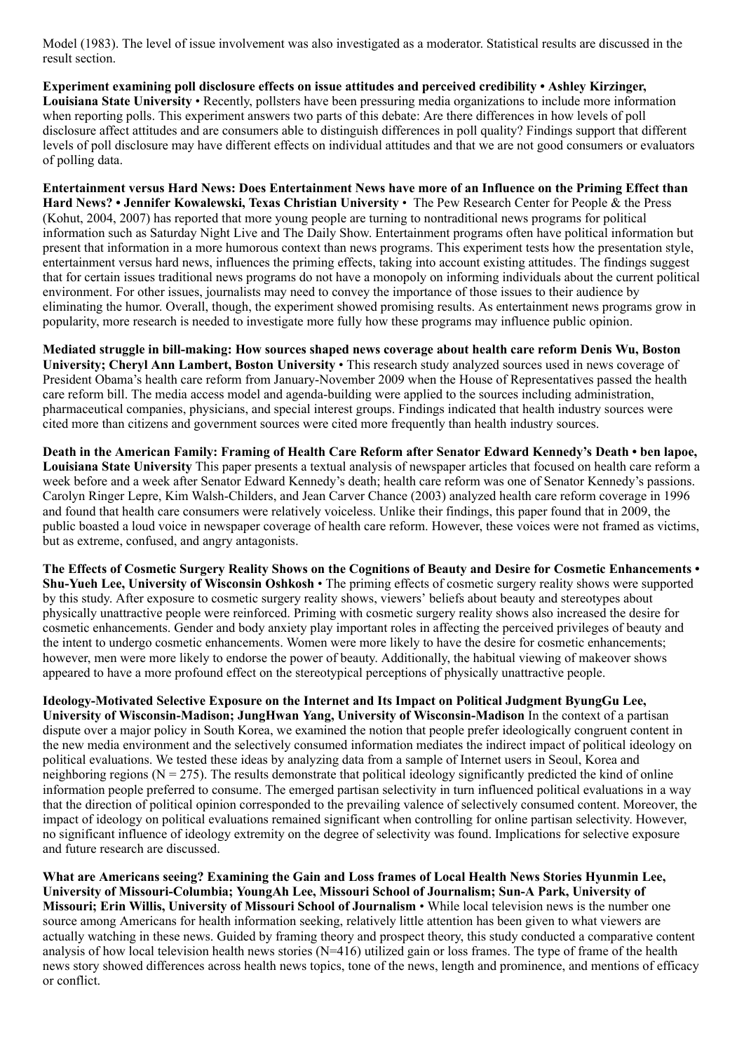Model (1983). The level of issue involvement was also investigated as a moderator. Statistical results are discussed in the result section.

**Experiment examining poll disclosure effects on issue attitudes and perceived credibility • Ashley Kirzinger, Louisiana State University** • Recently, pollsters have been pressuring media organizations to include more information when reporting polls. This experiment answers two parts of this debate: Are there differences in how levels of poll disclosure affect attitudes and are consumers able to distinguish differences in poll quality? Findings support that different levels of poll disclosure may have different effects on individual attitudes and that we are not good consumers or evaluators of polling data.

**Entertainment versus Hard News: Does Entertainment News have more of an Influence on the Priming Effect than Hard News? • Jennifer Kowalewski, Texas Christian University** • The Pew Research Center for People & the Press (Kohut, 2004, 2007) has reported that more young people are turning to nontraditional news programs for political information such as Saturday Night Live and The Daily Show. Entertainment programs often have political information but present that information in a more humorous context than news programs. This experiment tests how the presentation style, entertainment versus hard news, influences the priming effects, taking into account existing attitudes. The findings suggest that for certain issues traditional news programs do not have a monopoly on informing individuals about the current political environment. For other issues, journalists may need to convey the importance of those issues to their audience by eliminating the humor. Overall, though, the experiment showed promising results. As entertainment news programs grow in popularity, more research is needed to investigate more fully how these programs may influence public opinion.

**Mediated struggle in bill-making: How sources shaped news coverage about health care reform Denis Wu, Boston University; Cheryl Ann Lambert, Boston University** • This research study analyzed sources used in news coverage of President Obama's health care reform from January-November 2009 when the House of Representatives passed the health care reform bill. The media access model and agenda-building were applied to the sources including administration, pharmaceutical companies, physicians, and special interest groups. Findings indicated that health industry sources were cited more than citizens and government sources were cited more frequently than health industry sources.

**Death in the American Family: Framing of Health Care Reform after Senator Edward Kennedy's Death • ben lapoe, Louisiana State University** This paper presents a textual analysis of newspaper articles that focused on health care reform a week before and a week after Senator Edward Kennedy's death; health care reform was one of Senator Kennedy's passions. Carolyn Ringer Lepre, Kim Walsh-Childers, and Jean Carver Chance (2003) analyzed health care reform coverage in 1996 and found that health care consumers were relatively voiceless. Unlike their findings, this paper found that in 2009, the public boasted a loud voice in newspaper coverage of health care reform. However, these voices were not framed as victims, but as extreme, confused, and angry antagonists.

**The Effects of Cosmetic Surgery Reality Shows on the Cognitions of Beauty and Desire for Cosmetic Enhancements • Shu-Yueh Lee, University of Wisconsin Oshkosh** • The priming effects of cosmetic surgery reality shows were supported by this study. After exposure to cosmetic surgery reality shows, viewers' beliefs about beauty and stereotypes about physically unattractive people were reinforced. Priming with cosmetic surgery reality shows also increased the desire for cosmetic enhancements. Gender and body anxiety play important roles in affecting the perceived privileges of beauty and the intent to undergo cosmetic enhancements. Women were more likely to have the desire for cosmetic enhancements; however, men were more likely to endorse the power of beauty. Additionally, the habitual viewing of makeover shows appeared to have a more profound effect on the stereotypical perceptions of physically unattractive people.

**Ideology-Motivated Selective Exposure on the Internet and Its Impact on Political Judgment ByungGu Lee, University of Wisconsin-Madison; JungHwan Yang, University of Wisconsin-Madison** In the context of a partisan dispute over a major policy in South Korea, we examined the notion that people prefer ideologically congruent content in the new media environment and the selectively consumed information mediates the indirect impact of political ideology on political evaluations. We tested these ideas by analyzing data from a sample of Internet users in Seoul, Korea and neighboring regions ($N = 275$). The results demonstrate that political ideology significantly predicted the kind of online information people preferred to consume. The emerged partisan selectivity in turn influenced political evaluations in a way that the direction of political opinion corresponded to the prevailing valence of selectively consumed content. Moreover, the impact of ideology on political evaluations remained significant when controlling for online partisan selectivity. However, no significant influence of ideology extremity on the degree of selectivity was found. Implications for selective exposure and future research are discussed.

**What are Americans seeing? Examining the Gain and Loss frames of Local Health News Stories Hyunmin Lee, University of Missouri-Columbia; YoungAh Lee, Missouri School of Journalism; Sun-A Park, University of Missouri; Erin Willis, University of Missouri School of Journalism** • While local television news is the number one source among Americans for health information seeking, relatively little attention has been given to what viewers are actually watching in these news. Guided by framing theory and prospect theory, this study conducted a comparative content analysis of how local television health news stories ($N=416$) utilized gain or loss frames. The type of frame of the health news story showed differences across health news topics, tone of the news, length and prominence, and mentions of efficacy or conflict.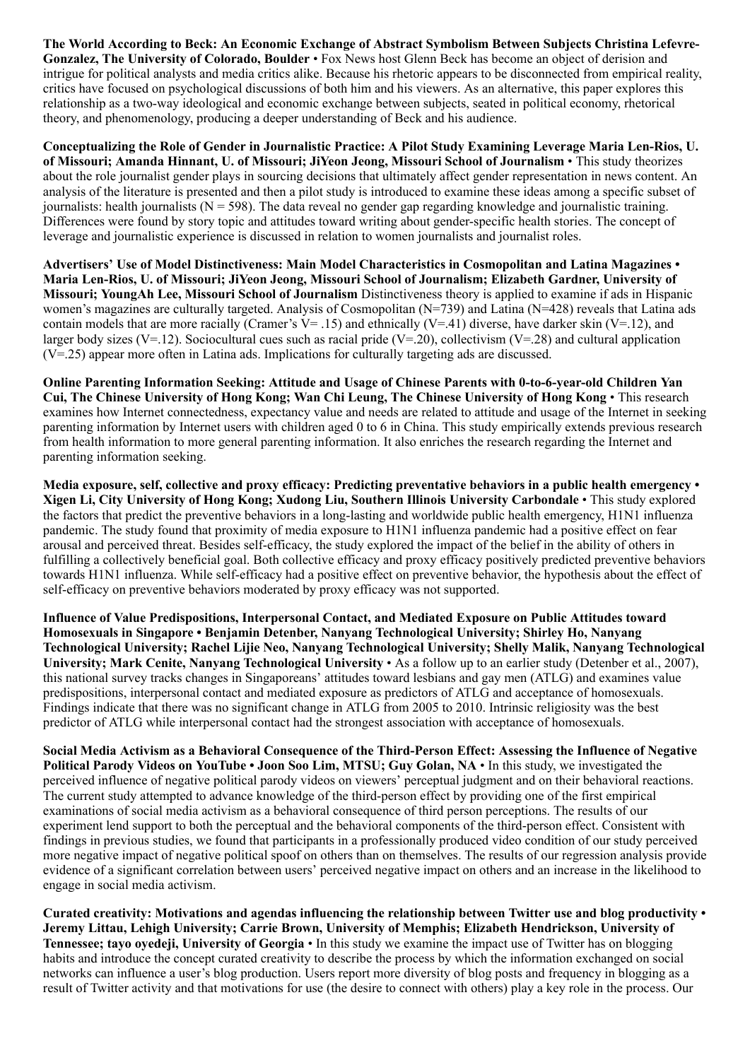**The World According to Beck: An Economic Exchange of Abstract Symbolism Between Subjects Christina Lefevre-Gonzalez, The University of Colorado, Boulder** • Fox News host Glenn Beck has become an object of derision and intrigue for political analysts and media critics alike. Because his rhetoric appears to be disconnected from empirical reality, critics have focused on psychological discussions of both him and his viewers. As an alternative, this paper explores this relationship as a two-way ideological and economic exchange between subjects, seated in political economy, rhetorical theory, and phenomenology, producing a deeper understanding of Beck and his audience.

**Conceptualizing the Role of Gender in Journalistic Practice: A Pilot Study Examining Leverage Maria Len-Rios, U. of Missouri; Amanda Hinnant, U. of Missouri; JiYeon Jeong, Missouri School of Journalism** • This study theorizes about the role journalist gender plays in sourcing decisions that ultimately affect gender representation in news content. An analysis of the literature is presented and then a pilot study is introduced to examine these ideas among a specific subset of journalists: health journalists ($N = 598$). The data reveal no gender gap regarding knowledge and journalistic training. Differences were found by story topic and attitudes toward writing about gender-specific health stories. The concept of leverage and journalistic experience is discussed in relation to women journalists and journalist roles.

**Advertisers' Use of Model Distinctiveness: Main Model Characteristics in Cosmopolitan and Latina Magazines • Maria Len-Rios, U. of Missouri; JiYeon Jeong, Missouri School of Journalism; Elizabeth Gardner, University of Missouri; YoungAh Lee, Missouri School of Journalism** Distinctiveness theory is applied to examine if ads in Hispanic women's magazines are culturally targeted. Analysis of Cosmopolitan ($N=739$) and Latina ($N=428$) reveals that Latina ads contain models that are more racially (Cramer's $V= .15$) and ethnically ($V=.41$) diverse, have darker skin ($V=.12$), and larger body sizes ($V=.12$). Sociocultural cues such as racial pride ($V=.20$), collectivism ($V=.28$) and cultural application ($V=.25$) appear more often in Latina ads. Implications for culturally targeting ads are discussed.

**Online Parenting Information Seeking: Attitude and Usage of Chinese Parents with 0-to-6-year-old Children Yan Cui, The Chinese University of Hong Kong; Wan Chi Leung, The Chinese University of Hong Kong** • This research examines how Internet connectedness, expectancy value and needs are related to attitude and usage of the Internet in seeking parenting information by Internet users with children aged 0 to 6 in China. This study empirically extends previous research from health information to more general parenting information. It also enriches the research regarding the Internet and parenting information seeking.

**Media exposure, self, collective and proxy efficacy: Predicting preventative behaviors in a public health emergency • Xigen Li, City University of Hong Kong; Xudong Liu, Southern Illinois University Carbondale** • This study explored the factors that predict the preventive behaviors in a long-lasting and worldwide public health emergency, H1N1 influenza pandemic. The study found that proximity of media exposure to H1N1 influenza pandemic had a positive effect on fear arousal and perceived threat. Besides self-efficacy, the study explored the impact of the belief in the ability of others in fulfilling a collectively beneficial goal. Both collective efficacy and proxy efficacy positively predicted preventive behaviors towards H1N1 influenza. While self-efficacy had a positive effect on preventive behavior, the hypothesis about the effect of self-efficacy on preventive behaviors moderated by proxy efficacy was not supported.

**Influence of Value Predispositions, Interpersonal Contact, and Mediated Exposure on Public Attitudes toward Homosexuals in Singapore • Benjamin Detenber, Nanyang Technological University; Shirley Ho, Nanyang Technological University; Rachel Lijie Neo, Nanyang Technological University; Shelly Malik, Nanyang Technological University; Mark Cenite, Nanyang Technological University** • As a follow up to an earlier study (Detenber et al., 2007), this national survey tracks changes in Singaporeans' attitudes toward lesbians and gay men (ATLG) and examines value predispositions, interpersonal contact and mediated exposure as predictors of ATLG and acceptance of homosexuals. Findings indicate that there was no significant change in ATLG from 2005 to 2010. Intrinsic religiosity was the best predictor of ATLG while interpersonal contact had the strongest association with acceptance of homosexuals.

**Social Media Activism as a Behavioral Consequence of the Third-Person Effect: Assessing the Influence of Negative Political Parody Videos on YouTube • Joon Soo Lim, MTSU; Guy Golan, NA** • In this study, we investigated the perceived influence of negative political parody videos on viewers' perceptual judgment and on their behavioral reactions. The current study attempted to advance knowledge of the third-person effect by providing one of the first empirical examinations of social media activism as a behavioral consequence of third person perceptions. The results of our experiment lend support to both the perceptual and the behavioral components of the third-person effect. Consistent with findings in previous studies, we found that participants in a professionally produced video condition of our study perceived more negative impact of negative political spoof on others than on themselves. The results of our regression analysis provide evidence of a significant correlation between users' perceived negative impact on others and an increase in the likelihood to engage in social media activism.

**Curated creativity: Motivations and agendas influencing the relationship between Twitter use and blog productivity • Jeremy Littau, Lehigh University; Carrie Brown, University of Memphis; Elizabeth Hendrickson, University of Tennessee; tayo oyedeji, University of Georgia** • In this study we examine the impact use of Twitter has on blogging habits and introduce the concept curated creativity to describe the process by which the information exchanged on social networks can influence a user's blog production. Users report more diversity of blog posts and frequency in blogging as a result of Twitter activity and that motivations for use (the desire to connect with others) play a key role in the process. Our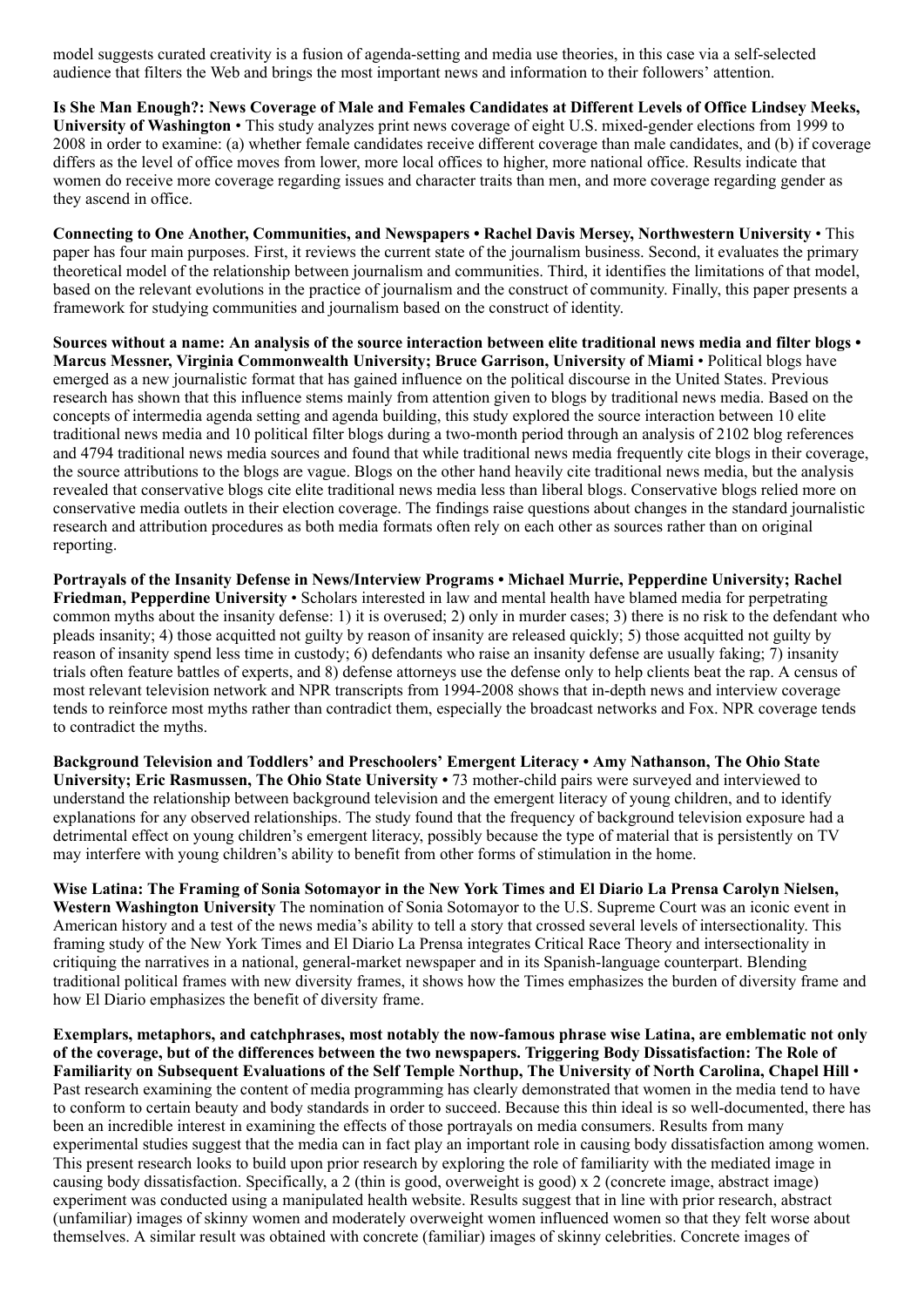model suggests curated creativity is a fusion of agenda-setting and media use theories, in this case via a self-selected audience that filters the Web and brings the most important news and information to their followers' attention.

**Is She Man Enough?: News Coverage of Male and Females Candidates at Different Levels of Office Lindsey Meeks, University of Washington** • This study analyzes print news coverage of eight U.S. mixed-gender elections from 1999 to 2008 in order to examine: (a) whether female candidates receive different coverage than male candidates, and (b) if coverage differs as the level of office moves from lower, more local offices to higher, more national office. Results indicate that women do receive more coverage regarding issues and character traits than men, and more coverage regarding gender as they ascend in office.

**Connecting to One Another, Communities, and Newspapers • Rachel Davis Mersey, Northwestern University** • This paper has four main purposes. First, it reviews the current state of the journalism business. Second, it evaluates the primary theoretical model of the relationship between journalism and communities. Third, it identifies the limitations of that model, based on the relevant evolutions in the practice of journalism and the construct of community. Finally, this paper presents a framework for studying communities and journalism based on the construct of identity.

**Sources without a name: An analysis of the source interaction between elite traditional news media and filter blogs • Marcus Messner, Virginia Commonwealth University; Bruce Garrison, University of Miami** • Political blogs have emerged as a new journalistic format that has gained influence on the political discourse in the United States. Previous research has shown that this influence stems mainly from attention given to blogs by traditional news media. Based on the concepts of intermedia agenda setting and agenda building, this study explored the source interaction between 10 elite traditional news media and 10 political filter blogs during a two-month period through an analysis of 2102 blog references and 4794 traditional news media sources and found that while traditional news media frequently cite blogs in their coverage, the source attributions to the blogs are vague. Blogs on the other hand heavily cite traditional news media, but the analysis revealed that conservative blogs cite elite traditional news media less than liberal blogs. Conservative blogs relied more on conservative media outlets in their election coverage. The findings raise questions about changes in the standard journalistic research and attribution procedures as both media formats often rely on each other as sources rather than on original reporting.

**Portrayals of the Insanity Defense in News/Interview Programs • Michael Murrie, Pepperdine University; Rachel Friedman, Pepperdine University** • Scholars interested in law and mental health have blamed media for perpetrating common myths about the insanity defense: 1) it is overused; 2) only in murder cases; 3) there is no risk to the defendant who pleads insanity; 4) those acquitted not guilty by reason of insanity are released quickly; 5) those acquitted not guilty by reason of insanity spend less time in custody; 6) defendants who raise an insanity defense are usually faking; 7) insanity trials often feature battles of experts, and 8) defense attorneys use the defense only to help clients beat the rap. A census of most relevant television network and NPR transcripts from 1994-2008 shows that in-depth news and interview coverage tends to reinforce most myths rather than contradict them, especially the broadcast networks and Fox. NPR coverage tends to contradict the myths.

**Background Television and Toddlers' and Preschoolers' Emergent Literacy • Amy Nathanson, The Ohio State University; Eric Rasmussen, The Ohio State University •** 73 mother-child pairs were surveyed and interviewed to understand the relationship between background television and the emergent literacy of young children, and to identify explanations for any observed relationships. The study found that the frequency of background television exposure had a detrimental effect on young children's emergent literacy, possibly because the type of material that is persistently on TV may interfere with young children's ability to benefit from other forms of stimulation in the home.

**Wise Latina: The Framing of Sonia Sotomayor in the New York Times and El Diario La Prensa Carolyn Nielsen, Western Washington University** The nomination of Sonia Sotomayor to the U.S. Supreme Court was an iconic event in American history and a test of the news media's ability to tell a story that crossed several levels of intersectionality. This framing study of the New York Times and El Diario La Prensa integrates Critical Race Theory and intersectionality in critiquing the narratives in a national, general-market newspaper and in its Spanish-language counterpart. Blending traditional political frames with new diversity frames, it shows how the Times emphasizes the burden of diversity frame and how El Diario emphasizes the benefit of diversity frame.

**Exemplars, metaphors, and catchphrases, most notably the now-famous phrase wise Latina, are emblematic not only of the coverage, but of the differences between the two newspapers. Triggering Body Dissatisfaction: The Role of Familiarity on Subsequent Evaluations of the Self Temple Northup, The University of North Carolina, Chapel Hill** • Past research examining the content of media programming has clearly demonstrated that women in the media tend to have to conform to certain beauty and body standards in order to succeed. Because this thin ideal is so well-documented, there has been an incredible interest in examining the effects of those portrayals on media consumers. Results from many experimental studies suggest that the media can in fact play an important role in causing body dissatisfaction among women. This present research looks to build upon prior research by exploring the role of familiarity with the mediated image in causing body dissatisfaction. Specifically, a 2 (thin is good, overweight is good) x 2 (concrete image, abstract image) experiment was conducted using a manipulated health website. Results suggest that in line with prior research, abstract (unfamiliar) images of skinny women and moderately overweight women influenced women so that they felt worse about themselves. A similar result was obtained with concrete (familiar) images of skinny celebrities. Concrete images of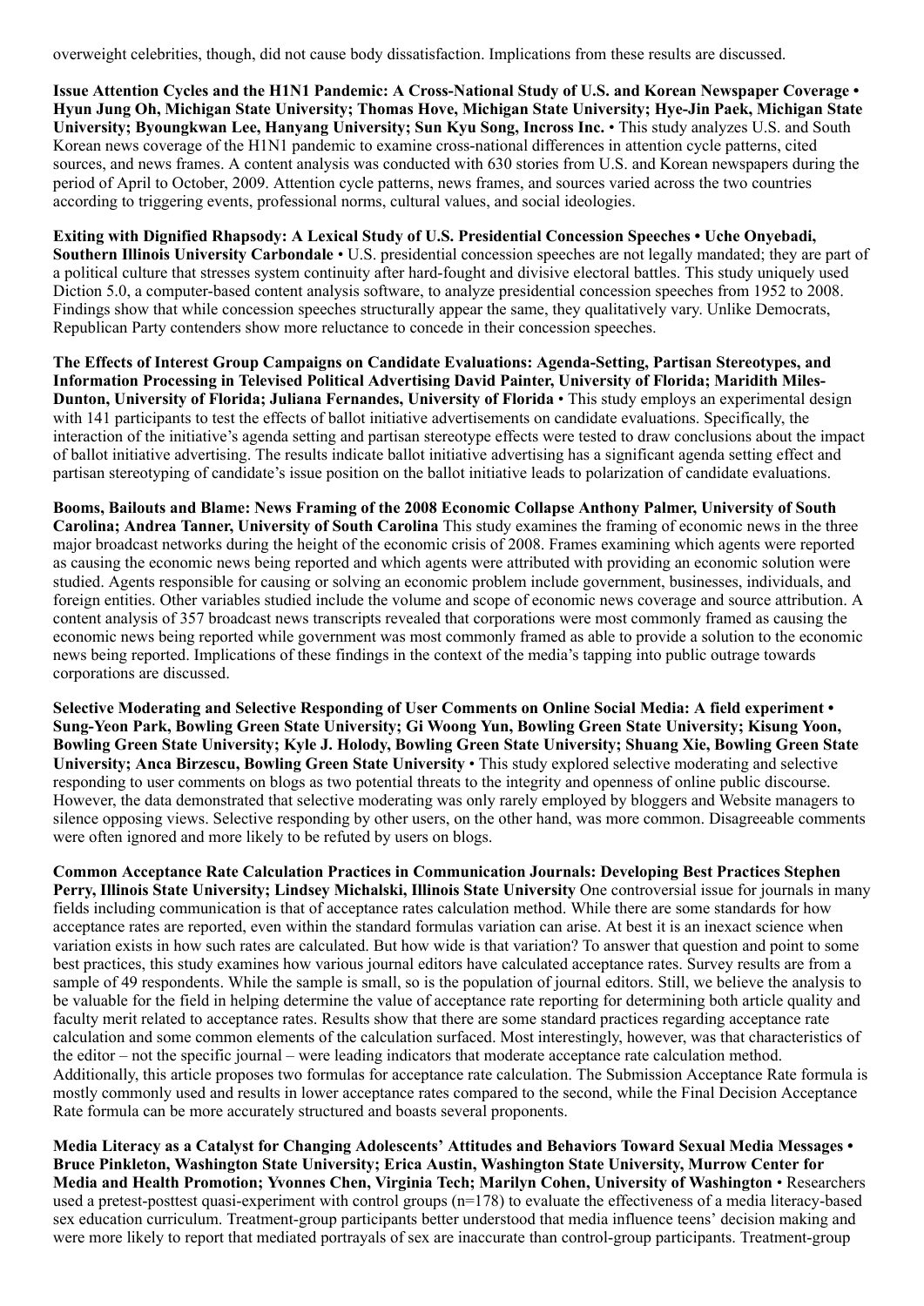overweight celebrities, though, did not cause body dissatisfaction. Implications from these results are discussed.

**Issue Attention Cycles and the H1N1 Pandemic: A Cross-National Study of U.S. and Korean Newspaper Coverage • Hyun Jung Oh, Michigan State University; Thomas Hove, Michigan State University; Hye-Jin Paek, Michigan State University; Byoungkwan Lee, Hanyang University; Sun Kyu Song, Incross Inc.** • This study analyzes U.S. and South Korean news coverage of the H1N1 pandemic to examine cross-national differences in attention cycle patterns, cited sources, and news frames. A content analysis was conducted with 630 stories from U.S. and Korean newspapers during the period of April to October, 2009. Attention cycle patterns, news frames, and sources varied across the two countries according to triggering events, professional norms, cultural values, and social ideologies.

**Exiting with Dignified Rhapsody: A Lexical Study of U.S. Presidential Concession Speeches • Uche Onyebadi, Southern Illinois University Carbondale** • U.S. presidential concession speeches are not legally mandated; they are part of a political culture that stresses system continuity after hard-fought and divisive electoral battles. This study uniquely used Diction 5.0, a computer-based content analysis software, to analyze presidential concession speeches from 1952 to 2008. Findings show that while concession speeches structurally appear the same, they qualitatively vary. Unlike Democrats, Republican Party contenders show more reluctance to concede in their concession speeches.

**The Effects of Interest Group Campaigns on Candidate Evaluations: Agenda-Setting, Partisan Stereotypes, and Information Processing in Televised Political Advertising David Painter, University of Florida; Maridith Miles-Dunton, University of Florida; Juliana Fernandes, University of Florida** • This study employs an experimental design with 141 participants to test the effects of ballot initiative advertisements on candidate evaluations. Specifically, the interaction of the initiative's agenda setting and partisan stereotype effects were tested to draw conclusions about the impact of ballot initiative advertising. The results indicate ballot initiative advertising has a significant agenda setting effect and partisan stereotyping of candidate's issue position on the ballot initiative leads to polarization of candidate evaluations.

**Booms, Bailouts and Blame: News Framing of the 2008 Economic Collapse Anthony Palmer, University of South Carolina; Andrea Tanner, University of South Carolina** This study examines the framing of economic news in the three major broadcast networks during the height of the economic crisis of 2008. Frames examining which agents were reported as causing the economic news being reported and which agents were attributed with providing an economic solution were studied. Agents responsible for causing or solving an economic problem include government, businesses, individuals, and foreign entities. Other variables studied include the volume and scope of economic news coverage and source attribution. A content analysis of 357 broadcast news transcripts revealed that corporations were most commonly framed as causing the economic news being reported while government was most commonly framed as able to provide a solution to the economic news being reported. Implications of these findings in the context of the media's tapping into public outrage towards corporations are discussed.

**Selective Moderating and Selective Responding of User Comments on Online Social Media: A field experiment • Sung-Yeon Park, Bowling Green State University; Gi Woong Yun, Bowling Green State University; Kisung Yoon, Bowling Green State University; Kyle J. Holody, Bowling Green State University; Shuang Xie, Bowling Green State University; Anca Birzescu, Bowling Green State University** • This study explored selective moderating and selective responding to user comments on blogs as two potential threats to the integrity and openness of online public discourse. However, the data demonstrated that selective moderating was only rarely employed by bloggers and Website managers to silence opposing views. Selective responding by other users, on the other hand, was more common. Disagreeable comments were often ignored and more likely to be refuted by users on blogs.

**Common Acceptance Rate Calculation Practices in Communication Journals: Developing Best Practices Stephen Perry, Illinois State University; Lindsey Michalski, Illinois State University** One controversial issue for journals in many fields including communication is that of acceptance rates calculation method. While there are some standards for how acceptance rates are reported, even within the standard formulas variation can arise. At best it is an inexact science when variation exists in how such rates are calculated. But how wide is that variation? To answer that question and point to some best practices, this study examines how various journal editors have calculated acceptance rates. Survey results are from a sample of 49 respondents. While the sample is small, so is the population of journal editors. Still, we believe the analysis to be valuable for the field in helping determine the value of acceptance rate reporting for determining both article quality and faculty merit related to acceptance rates. Results show that there are some standard practices regarding acceptance rate calculation and some common elements of the calculation surfaced. Most interestingly, however, was that characteristics of the editor – not the specific journal – were leading indicators that moderate acceptance rate calculation method. Additionally, this article proposes two formulas for acceptance rate calculation. The Submission Acceptance Rate formula is mostly commonly used and results in lower acceptance rates compared to the second, while the Final Decision Acceptance Rate formula can be more accurately structured and boasts several proponents.

**Media Literacy as a Catalyst for Changing Adolescents' Attitudes and Behaviors Toward Sexual Media Messages • Bruce Pinkleton, Washington State University; Erica Austin, Washington State University, Murrow Center for Media and Health Promotion; Yvonnes Chen, Virginia Tech; Marilyn Cohen, University of Washington** • Researchers used a pretest-posttest quasi-experiment with control groups (n=178) to evaluate the effectiveness of a media literacy-based sex education curriculum. Treatment-group participants better understood that media influence teens' decision making and were more likely to report that mediated portrayals of sex are inaccurate than control-group participants. Treatment-group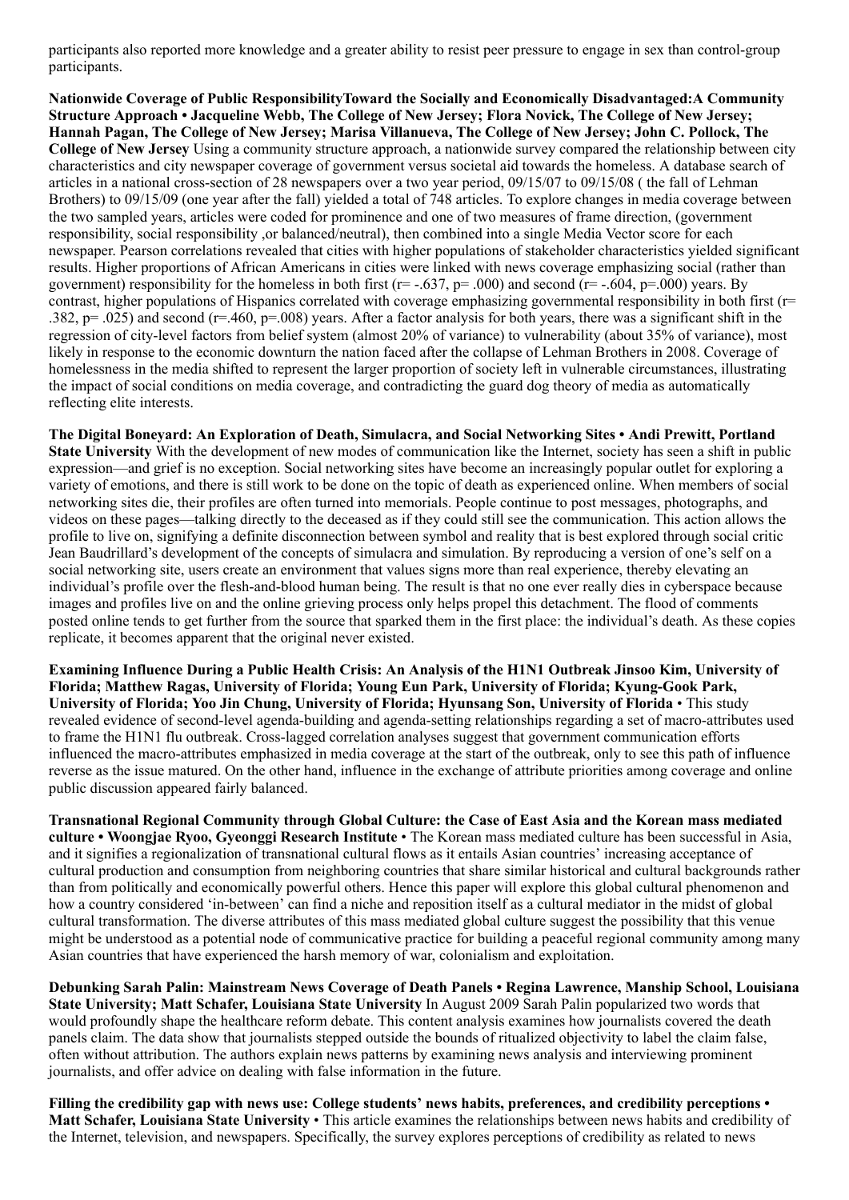participants also reported more knowledge and a greater ability to resist peer pressure to engage in sex than control-group participants.

**Nationwide Coverage of Public ResponsibilityToward the Socially and Economically Disadvantaged:A Community Structure Approach • Jacqueline Webb, The College of New Jersey; Flora Novick, The College of New Jersey; Hannah Pagan, The College of New Jersey; Marisa Villanueva, The College of New Jersey; John C. Pollock, The College of New Jersey** Using a community structure approach, a nationwide survey compared the relationship between city characteristics and city newspaper coverage of government versus societal aid towards the homeless. A database search of articles in a national cross-section of 28 newspapers over a two year period, 09/15/07 to 09/15/08 ( the fall of Lehman Brothers) to 09/15/09 (one year after the fall) yielded a total of 748 articles. To explore changes in media coverage between the two sampled years, articles were coded for prominence and one of two measures of frame direction, (government responsibility, social responsibility ,or balanced/neutral), then combined into a single Media Vector score for each newspaper. Pearson correlations revealed that cities with higher populations of stakeholder characteristics yielded significant results. Higher proportions of African Americans in cities were linked with news coverage emphasizing social (rather than government) responsibility for the homeless in both first ($r= -.637$, $p= .000$) and second ($r= -.604$, $p=.000$) years. By contrast, higher populations of Hispanics correlated with coverage emphasizing governmental responsibility in both first ($r= .382$, $p= .025$) and second ($r=.460$, $p=.008$) years. After a factor analysis for both years, there was a significant shift in the regression of city-level factors from belief system (almost 20% of variance) to vulnerability (about 35% of variance), most likely in response to the economic downturn the nation faced after the collapse of Lehman Brothers in 2008. Coverage of homelessness in the media shifted to represent the larger proportion of society left in vulnerable circumstances, illustrating the impact of social conditions on media coverage, and contradicting the guard dog theory of media as automatically reflecting elite interests.

**The Digital Boneyard: An Exploration of Death, Simulacra, and Social Networking Sites • Andi Prewitt, Portland State University** With the development of new modes of communication like the Internet, society has seen a shift in public expression—and grief is no exception. Social networking sites have become an increasingly popular outlet for exploring a variety of emotions, and there is still work to be done on the topic of death as experienced online. When members of social networking sites die, their profiles are often turned into memorials. People continue to post messages, photographs, and videos on these pages—talking directly to the deceased as if they could still see the communication. This action allows the profile to live on, signifying a definite disconnection between symbol and reality that is best explored through social critic Jean Baudrillard's development of the concepts of simulacra and simulation. By reproducing a version of one's self on a social networking site, users create an environment that values signs more than real experience, thereby elevating an individual's profile over the flesh-and-blood human being. The result is that no one ever really dies in cyberspace because images and profiles live on and the online grieving process only helps propel this detachment. The flood of comments posted online tends to get further from the source that sparked them in the first place: the individual's death. As these copies replicate, it becomes apparent that the original never existed.

**Examining Influence During a Public Health Crisis: An Analysis of the H1N1 Outbreak Jinsoo Kim, University of Florida; Matthew Ragas, University of Florida; Young Eun Park, University of Florida; Kyung-Gook Park, University of Florida; Yoo Jin Chung, University of Florida; Hyunsang Son, University of Florida** • This study revealed evidence of second-level agenda-building and agenda-setting relationships regarding a set of macro-attributes used to frame the H1N1 flu outbreak. Cross-lagged correlation analyses suggest that government communication efforts influenced the macro-attributes emphasized in media coverage at the start of the outbreak, only to see this path of influence reverse as the issue matured. On the other hand, influence in the exchange of attribute priorities among coverage and online public discussion appeared fairly balanced.

**Transnational Regional Community through Global Culture: the Case of East Asia and the Korean mass mediated culture • Woongjae Ryoo, Gyeonggi Research Institute** • The Korean mass mediated culture has been successful in Asia, and it signifies a regionalization of transnational cultural flows as it entails Asian countries' increasing acceptance of cultural production and consumption from neighboring countries that share similar historical and cultural backgrounds rather than from politically and economically powerful others. Hence this paper will explore this global cultural phenomenon and how a country considered 'in-between' can find a niche and reposition itself as a cultural mediator in the midst of global cultural transformation. The diverse attributes of this mass mediated global culture suggest the possibility that this venue might be understood as a potential node of communicative practice for building a peaceful regional community among many Asian countries that have experienced the harsh memory of war, colonialism and exploitation.

**Debunking Sarah Palin: Mainstream News Coverage of Death Panels • Regina Lawrence, Manship School, Louisiana State University; Matt Schafer, Louisiana State University** In August 2009 Sarah Palin popularized two words that would profoundly shape the healthcare reform debate. This content analysis examines how journalists covered the death panels claim. The data show that journalists stepped outside the bounds of ritualized objectivity to label the claim false, often without attribution. The authors explain news patterns by examining news analysis and interviewing prominent journalists, and offer advice on dealing with false information in the future.

**Filling the credibility gap with news use: College students' news habits, preferences, and credibility perceptions • Matt Schafer, Louisiana State University** • This article examines the relationships between news habits and credibility of the Internet, television, and newspapers. Specifically, the survey explores perceptions of credibility as related to news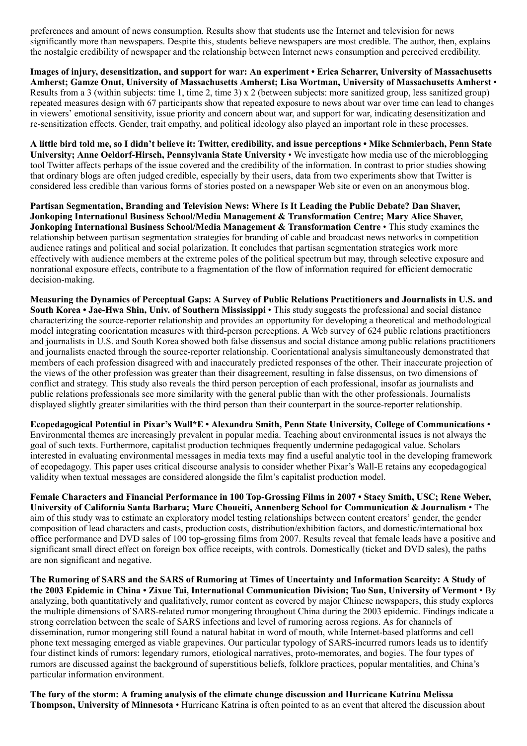preferences and amount of news consumption. Results show that students use the Internet and television for news significantly more than newspapers. Despite this, students believe newspapers are most credible. The author, then, explains the nostalgic credibility of newspaper and the relationship between Internet news consumption and perceived credibility.

**Images of injury, desensitization, and support for war: An experiment • Erica Scharrer, University of Massachusetts Amherst; Gamze Onut, University of Massachusetts Amherst; Lisa Wortman, University of Massachusetts Amherst** • Results from a 3 (within subjects: time 1, time 2, time 3) x 2 (between subjects: more sanitized group, less sanitized group) repeated measures design with 67 participants show that repeated exposure to news about war over time can lead to changes in viewers' emotional sensitivity, issue priority and concern about war, and support for war, indicating desensitization and re-sensitization effects. Gender, trait empathy, and political ideology also played an important role in these processes.

**A little bird told me, so I didn't believe it: Twitter, credibility, and issue perceptions • Mike Schmierbach, Penn State University; Anne Oeldorf-Hirsch, Pennsylvania State University** • We investigate how media use of the microblogging tool Twitter affects perhaps of the issue covered and the credibility of the information. In contrast to prior studies showing that ordinary blogs are often judged credible, especially by their users, data from two experiments show that Twitter is considered less credible than various forms of stories posted on a newspaper Web site or even on an anonymous blog.

**Partisan Segmentation, Branding and Television News: Where Is It Leading the Public Debate? Dan Shaver, Jonkoping International Business School/Media Management & Transformation Centre; Mary Alice Shaver, Jonkoping International Business School/Media Management & Transformation Centre** • This study examines the relationship between partisan segmentation strategies for branding of cable and broadcast news networks in competition audience ratings and political and social polarization. It concludes that partisan segmentation strategies work more effectively with audience members at the extreme poles of the political spectrum but may, through selective exposure and nonrational exposure effects, contribute to a fragmentation of the flow of information required for efficient democratic decision-making.

**Measuring the Dynamics of Perceptual Gaps: A Survey of Public Relations Practitioners and Journalists in U.S. and South Korea • Jae-Hwa Shin, Univ. of Southern Mississippi** • This study suggests the professional and social distance characterizing the source-reporter relationship and provides an opportunity for developing a theoretical and methodological model integrating coorientation measures with third-person perceptions. A Web survey of 624 public relations practitioners and journalists in U.S. and South Korea showed both false dissensus and social distance among public relations practitioners and journalists enacted through the source-reporter relationship. Coorientational analysis simultaneously demonstrated that members of each profession disagreed with and inaccurately predicted responses of the other. Their inaccurate projection of the views of the other profession was greater than their disagreement, resulting in false dissensus, on two dimensions of conflict and strategy. This study also reveals the third person perception of each professional, insofar as journalists and public relations professionals see more similarity with the general public than with the other professionals. Journalists displayed slightly greater similarities with the third person than their counterpart in the source-reporter relationship.

**Ecopedagogical Potential in Pixar's Wall*E • Alexandra Smith, Penn State University, College of Communications** • Environmental themes are increasingly prevalent in popular media. Teaching about environmental issues is not always the goal of such texts. Furthermore, capitalist production techniques frequently undermine pedagogical value. Scholars interested in evaluating environmental messages in media texts may find a useful analytic tool in the developing framework of ecopedagogy. This paper uses critical discourse analysis to consider whether Pixar's Wall-E retains any ecopedagogical validity when textual messages are considered alongside the film's capitalist production model.

**Female Characters and Financial Performance in 100 Top-Grossing Films in 2007 • Stacy Smith, USC; Rene Weber, University of California Santa Barbara; Marc Choueiti, Annenberg School for Communication & Journalism** • The aim of this study was to estimate an exploratory model testing relationships between content creators' gender, the gender composition of lead characters and casts, production costs, distribution/exhibition factors, and domestic/international box office performance and DVD sales of 100 top-grossing films from 2007. Results reveal that female leads have a positive and significant small direct effect on foreign box office receipts, with controls. Domestically (ticket and DVD sales), the paths are non significant and negative.

**The Rumoring of SARS and the SARS of Rumoring at Times of Uncertainty and Information Scarcity: A Study of the 2003 Epidemic in China • Zixue Tai, International Communication Division; Tao Sun, University of Vermont** • By analyzing, both quantitatively and qualitatively, rumor content as covered by major Chinese newspapers, this study explores the multiple dimensions of SARS-related rumor mongering throughout China during the 2003 epidemic. Findings indicate a strong correlation between the scale of SARS infections and level of rumoring across regions. As for channels of dissemination, rumor mongering still found a natural habitat in word of mouth, while Internet-based platforms and cell phone text messaging emerged as viable grapevines. Our particular typology of SARS-incurred rumors leads us to identify four distinct kinds of rumors: legendary rumors, etiological narratives, proto-memorates, and bogies. The four types of rumors are discussed against the background of superstitious beliefs, folklore practices, popular mentalities, and China's particular information environment.

**The fury of the storm: A framing analysis of the climate change discussion and Hurricane Katrina Melissa Thompson, University of Minnesota** • Hurricane Katrina is often pointed to as an event that altered the discussion about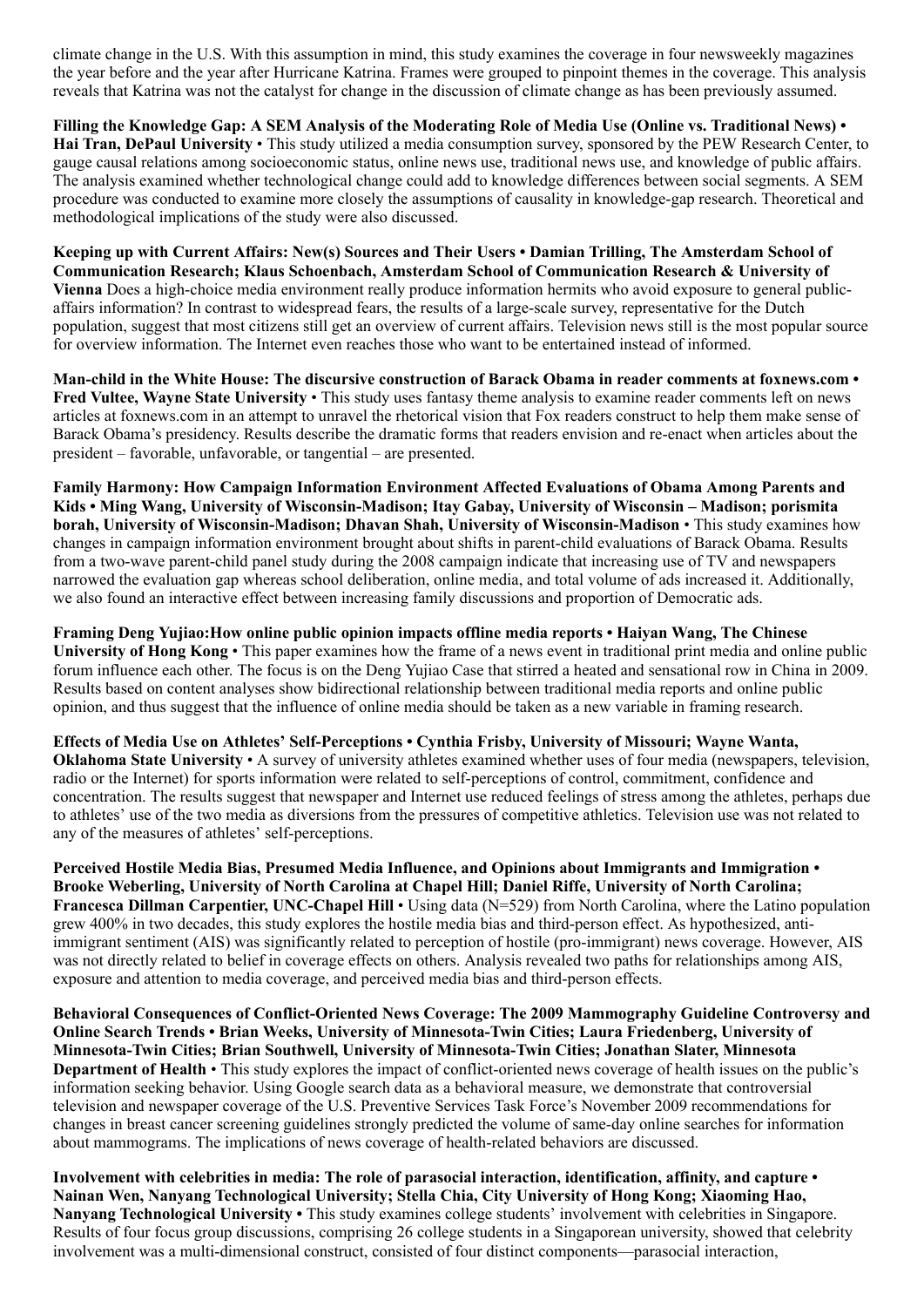climate change in the U.S. With this assumption in mind, this study examines the coverage in four newsweekly magazines the year before and the year after Hurricane Katrina. Frames were grouped to pinpoint themes in the coverage. This analysis reveals that Katrina was not the catalyst for change in the discussion of climate change as has been previously assumed.

**Filling the Knowledge Gap: A SEM Analysis of the Moderating Role of Media Use (Online vs. Traditional News) • Hai Tran, DePaul University** • This study utilized a media consumption survey, sponsored by the PEW Research Center, to gauge causal relations among socioeconomic status, online news use, traditional news use, and knowledge of public affairs. The analysis examined whether technological change could add to knowledge differences between social segments. A SEM procedure was conducted to examine more closely the assumptions of causality in knowledge-gap research. Theoretical and methodological implications of the study were also discussed.

**Keeping up with Current Affairs: New(s) Sources and Their Users • Damian Trilling, The Amsterdam School of Communication Research; Klaus Schoenbach, Amsterdam School of Communication Research & University of Vienna** Does a high-choice media environment really produce information hermits who avoid exposure to general public-affairs information? In contrast to widespread fears, the results of a large-scale survey, representative for the Dutch population, suggest that most citizens still get an overview of current affairs. Television news still is the most popular source for overview information. The Internet even reaches those who want to be entertained instead of informed.

**Man-child in the White House: The discursive construction of Barack Obama in reader comments at foxnews.com • Fred Vultee, Wayne State University** • This study uses fantasy theme analysis to examine reader comments left on news articles at foxnews.com in an attempt to unravel the rhetorical vision that Fox readers construct to help them make sense of Barack Obama's presidency. Results describe the dramatic forms that readers envision and re-enact when articles about the president – favorable, unfavorable, or tangential – are presented.

**Family Harmony: How Campaign Information Environment Affected Evaluations of Obama Among Parents and Kids • Ming Wang, University of Wisconsin-Madison; Itay Gabay, University of Wisconsin – Madison; porismita borah, University of Wisconsin-Madison; Dhavan Shah, University of Wisconsin-Madison** • This study examines how changes in campaign information environment brought about shifts in parent-child evaluations of Barack Obama. Results from a two-wave parent-child panel study during the 2008 campaign indicate that increasing use of TV and newspapers narrowed the evaluation gap whereas school deliberation, online media, and total volume of ads increased it. Additionally, we also found an interactive effect between increasing family discussions and proportion of Democratic ads.

**Framing Deng Yujiao:How online public opinion impacts offline media reports • Haiyan Wang, The Chinese University of Hong Kong** • This paper examines how the frame of a news event in traditional print media and online public forum influence each other. The focus is on the Deng Yujiao Case that stirred a heated and sensational row in China in 2009. Results based on content analyses show bidirectional relationship between traditional media reports and online public opinion, and thus suggest that the influence of online media should be taken as a new variable in framing research.

**Effects of Media Use on Athletes' Self-Perceptions • Cynthia Frisby, University of Missouri; Wayne Wanta, Oklahoma State University** • A survey of university athletes examined whether uses of four media (newspapers, television, radio or the Internet) for sports information were related to self-perceptions of control, commitment, confidence and concentration. The results suggest that newspaper and Internet use reduced feelings of stress among the athletes, perhaps due to athletes' use of the two media as diversions from the pressures of competitive athletics. Television use was not related to any of the measures of athletes' self-perceptions.

**Perceived Hostile Media Bias, Presumed Media Influence, and Opinions about Immigrants and Immigration • Brooke Weberling, University of North Carolina at Chapel Hill; Daniel Riffe, University of North Carolina; Francesca Dillman Carpentier, UNC-Chapel Hill** • Using data (N=529) from North Carolina, where the Latino population grew 400% in two decades, this study explores the hostile media bias and third-person effect. As hypothesized, anti-immigrant sentiment (AIS) was significantly related to perception of hostile (pro-immigrant) news coverage. However, AIS was not directly related to belief in coverage effects on others. Analysis revealed two paths for relationships among AIS, exposure and attention to media coverage, and perceived media bias and third-person effects.

**Behavioral Consequences of Conflict-Oriented News Coverage: The 2009 Mammography Guideline Controversy and Online Search Trends • Brian Weeks, University of Minnesota-Twin Cities; Laura Friedenberg, University of Minnesota-Twin Cities; Brian Southwell, University of Minnesota-Twin Cities; Jonathan Slater, Minnesota Department of Health** • This study explores the impact of conflict-oriented news coverage of health issues on the public's information seeking behavior. Using Google search data as a behavioral measure, we demonstrate that controversial television and newspaper coverage of the U.S. Preventive Services Task Force's November 2009 recommendations for changes in breast cancer screening guidelines strongly predicted the volume of same-day online searches for information about mammograms. The implications of news coverage of health-related behaviors are discussed.

**Involvement with celebrities in media: The role of parasocial interaction, identification, affinity, and capture • Nainan Wen, Nanyang Technological University; Stella Chia, City University of Hong Kong; Xiaoming Hao, Nanyang Technological University •** This study examines college students' involvement with celebrities in Singapore. Results of four focus group discussions, comprising 26 college students in a Singaporean university, showed that celebrity involvement was a multi-dimensional construct, consisted of four distinct components—parasocial interaction,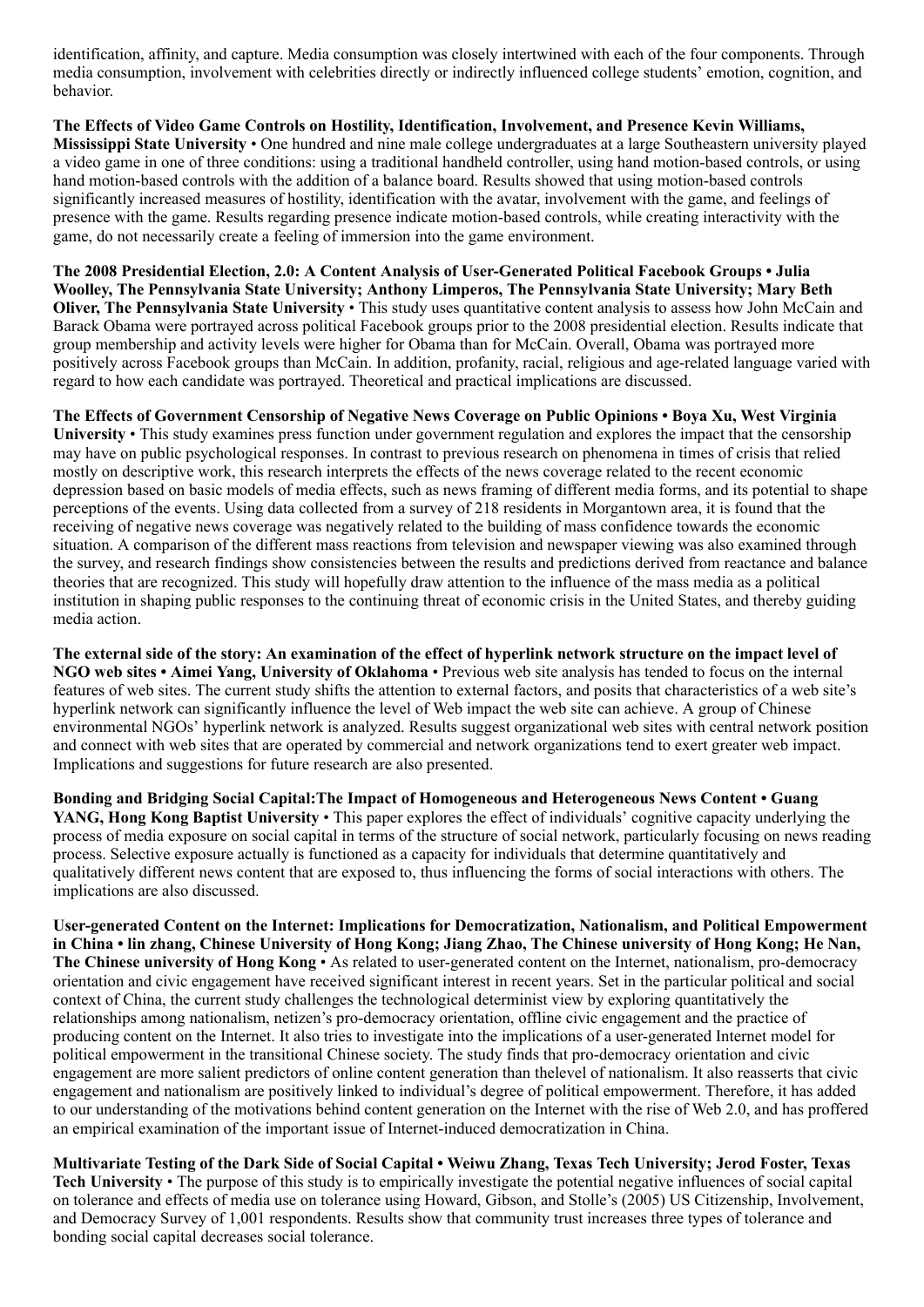identification, affinity, and capture. Media consumption was closely intertwined with each of the four components. Through media consumption, involvement with celebrities directly or indirectly influenced college students' emotion, cognition, and behavior.

**The Effects of Video Game Controls on Hostility, Identification, Involvement, and Presence Kevin Williams, Mississippi State University** • One hundred and nine male college undergraduates at a large Southeastern university played a video game in one of three conditions: using a traditional handheld controller, using hand motion-based controls, or using hand motion-based controls with the addition of a balance board. Results showed that using motion-based controls significantly increased measures of hostility, identification with the avatar, involvement with the game, and feelings of presence with the game. Results regarding presence indicate motion-based controls, while creating interactivity with the game, do not necessarily create a feeling of immersion into the game environment.

**The 2008 Presidential Election, 2.0: A Content Analysis of User-Generated Political Facebook Groups • Julia Woolley, The Pennsylvania State University; Anthony Limperos, The Pennsylvania State University; Mary Beth Oliver, The Pennsylvania State University** • This study uses quantitative content analysis to assess how John McCain and Barack Obama were portrayed across political Facebook groups prior to the 2008 presidential election. Results indicate that group membership and activity levels were higher for Obama than for McCain. Overall, Obama was portrayed more positively across Facebook groups than McCain. In addition, profanity, racial, religious and age-related language varied with regard to how each candidate was portrayed. Theoretical and practical implications are discussed.

**The Effects of Government Censorship of Negative News Coverage on Public Opinions • Boya Xu, West Virginia University** • This study examines press function under government regulation and explores the impact that the censorship may have on public psychological responses. In contrast to previous research on phenomena in times of crisis that relied mostly on descriptive work, this research interprets the effects of the news coverage related to the recent economic depression based on basic models of media effects, such as news framing of different media forms, and its potential to shape perceptions of the events. Using data collected from a survey of 218 residents in Morgantown area, it is found that the receiving of negative news coverage was negatively related to the building of mass confidence towards the economic situation. A comparison of the different mass reactions from television and newspaper viewing was also examined through the survey, and research findings show consistencies between the results and predictions derived from reactance and balance theories that are recognized. This study will hopefully draw attention to the influence of the mass media as a political institution in shaping public responses to the continuing threat of economic crisis in the United States, and thereby guiding media action.

**The external side of the story: An examination of the effect of hyperlink network structure on the impact level of NGO web sites • Aimei Yang, University of Oklahoma** • Previous web site analysis has tended to focus on the internal features of web sites. The current study shifts the attention to external factors, and posits that characteristics of a web site's hyperlink network can significantly influence the level of Web impact the web site can achieve. A group of Chinese environmental NGOs' hyperlink network is analyzed. Results suggest organizational web sites with central network position and connect with web sites that are operated by commercial and network organizations tend to exert greater web impact. Implications and suggestions for future research are also presented.

**Bonding and Bridging Social Capital:The Impact of Homogeneous and Heterogeneous News Content • Guang YANG, Hong Kong Baptist University** • This paper explores the effect of individuals' cognitive capacity underlying the process of media exposure on social capital in terms of the structure of social network, particularly focusing on news reading process. Selective exposure actually is functioned as a capacity for individuals that determine quantitatively and qualitatively different news content that are exposed to, thus influencing the forms of social interactions with others. The implications are also discussed.

**User-generated Content on the Internet: Implications for Democratization, Nationalism, and Political Empowerment in China • lin zhang, Chinese University of Hong Kong; Jiang Zhao, The Chinese university of Hong Kong; He Nan, The Chinese university of Hong Kong** • As related to user-generated content on the Internet, nationalism, pro-democracy orientation and civic engagement have received significant interest in recent years. Set in the particular political and social context of China, the current study challenges the technological determinist view by exploring quantitatively the relationships among nationalism, netizen's pro-democracy orientation, offline civic engagement and the practice of producing content on the Internet. It also tries to investigate into the implications of a user-generated Internet model for political empowerment in the transitional Chinese society. The study finds that pro-democracy orientation and civic engagement are more salient predictors of online content generation than thelevel of nationalism. It also reasserts that civic engagement and nationalism are positively linked to individual's degree of political empowerment. Therefore, it has added to our understanding of the motivations behind content generation on the Internet with the rise of Web 2.0, and has proffered an empirical examination of the important issue of Internet-induced democratization in China.

**Multivariate Testing of the Dark Side of Social Capital • Weiwu Zhang, Texas Tech University; Jerod Foster, Texas Tech University** • The purpose of this study is to empirically investigate the potential negative influences of social capital on tolerance and effects of media use on tolerance using Howard, Gibson, and Stolle's (2005) US Citizenship, Involvement, and Democracy Survey of 1,001 respondents. Results show that community trust increases three types of tolerance and bonding social capital decreases social tolerance.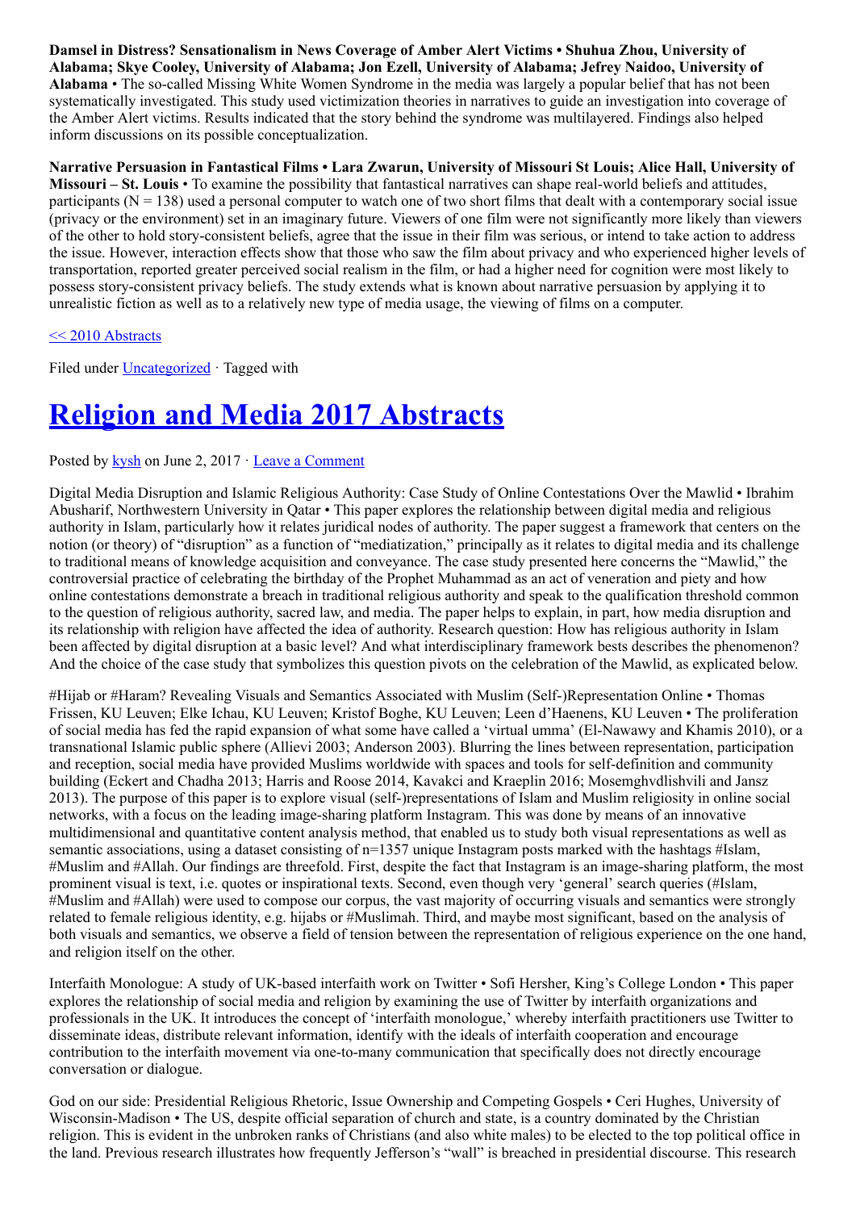**Damsel in Distress? Sensationalism in News Coverage of Amber Alert Victims • Shuhua Zhou, University of Alabama; Skye Cooley, University of Alabama; Jon Ezell, University of Alabama; Jefrey Naidoo, University of Alabama** • The so-called Missing White Women Syndrome in the media was largely a popular belief that has not been systematically investigated. This study used victimization theories in narratives to guide an investigation into coverage of the Amber Alert victims. Results indicated that the story behind the syndrome was multilayered. Findings also helped inform discussions on its possible conceptualization.

**Narrative Persuasion in Fantastical Films • Lara Zwarun, University of Missouri St Louis; Alice Hall, University of Missouri – St. Louis** • To examine the possibility that fantastical narratives can shape real-world beliefs and attitudes, participants (N = 138) used a personal computer to watch one of two short films that dealt with a contemporary social issue (privacy or the environment) set in an imaginary future. Viewers of one film were not significantly more likely than viewers of the other to hold story-consistent beliefs, agree that the issue in their film was serious, or intend to take action to address the issue. However, interaction effects show that those who saw the film about privacy and who experienced higher levels of transportation, reported greater perceived social realism in the film, or had a higher need for cognition were most likely to possess story-consistent privacy beliefs. The study extends what is known about narrative persuasion by applying it to unrealistic fiction as well as to a relatively new type of media usage, the viewing of films on a computer.

<< 2010 Abstracts

Filed under Uncategorized · Tagged with

# Religion and Media 2017 Abstracts

Posted by kysh on June 2, 2017 · Leave a Comment

Digital Media Disruption and Islamic Religious Authority: Case Study of Online Contestations Over the Mawlid • Ibrahim Abusharif, Northwestern University in Qatar • This paper explores the relationship between digital media and religious authority in Islam, particularly how it relates juridical nodes of authority. The paper suggest a framework that centers on the notion (or theory) of "disruption" as a function of "mediatization," principally as it relates to digital media and its challenge to traditional means of knowledge acquisition and conveyance. The case study presented here concerns the "Mawlid," the controversial practice of celebrating the birthday of the Prophet Muhammad as an act of veneration and piety and how online contestations demonstrate a breach in traditional religious authority and speak to the qualification threshold common to the question of religious authority, sacred law, and media. The paper helps to explain, in part, how media disruption and its relationship with religion have affected the idea of authority. Research question: How has religious authority in Islam been affected by digital disruption at a basic level? And what interdisciplinary framework bests describes the phenomenon? And the choice of the case study that symbolizes this question pivots on the celebration of the Mawlid, as explicated below.

#Hijab or #Haram? Revealing Visuals and Semantics Associated with Muslim (Self-)Representation Online • Thomas Frissen, KU Leuven; Elke Ichau, KU Leuven; Kristof Boghe, KU Leuven; Leen d'Haenens, KU Leuven • The proliferation of social media has fed the rapid expansion of what some have called a 'virtual umma' (El-Nawawy and Khamis 2010), or a transnational Islamic public sphere (Allievi 2003; Anderson 2003). Blurring the lines between representation, participation and reception, social media have provided Muslims worldwide with spaces and tools for self-definition and community building (Eckert and Chadha 2013; Harris and Roose 2014, Kavakci and Kraeplin 2016; Mosemghvdlishvili and Jansz 2013). The purpose of this paper is to explore visual (self-)representations of Islam and Muslim religiosity in online social networks, with a focus on the leading image-sharing platform Instagram. This was done by means of an innovative multidimensional and quantitative content analysis method, that enabled us to study both visual representations as well as semantic associations, using a dataset consisting of n=1357 unique Instagram posts marked with the hashtags #Islam, #Muslim and #Allah. Our findings are threefold. First, despite the fact that Instagram is an image-sharing platform, the most prominent visual is text, i.e. quotes or inspirational texts. Second, even though very 'general' search queries (#Islam, #Muslim and #Allah) were used to compose our corpus, the vast majority of occurring visuals and semantics were strongly related to female religious identity, e.g. hijabs or #Muslimah. Third, and maybe most significant, based on the analysis of both visuals and semantics, we observe a field of tension between the representation of religious experience on the one hand, and religion itself on the other.

Interfaith Monologue: A study of UK-based interfaith work on Twitter • Sofi Hersher, King's College London • This paper explores the relationship of social media and religion by examining the use of Twitter by interfaith organizations and professionals in the UK. It introduces the concept of 'interfaith monologue,' whereby interfaith practitioners use Twitter to disseminate ideas, distribute relevant information, identify with the ideals of interfaith cooperation and encourage contribution to the interfaith movement via one-to-many communication that specifically does not directly encourage conversation or dialogue.

God on our side: Presidential Religious Rhetoric, Issue Ownership and Competing Gospels • Ceri Hughes, University of Wisconsin-Madison • The US, despite official separation of church and state, is a country dominated by the Christian religion. This is evident in the unbroken ranks of Christians (and also white males) to be elected to the top political office in the land. Previous research illustrates how frequently Jefferson's "wall" is breached in presidential discourse. This research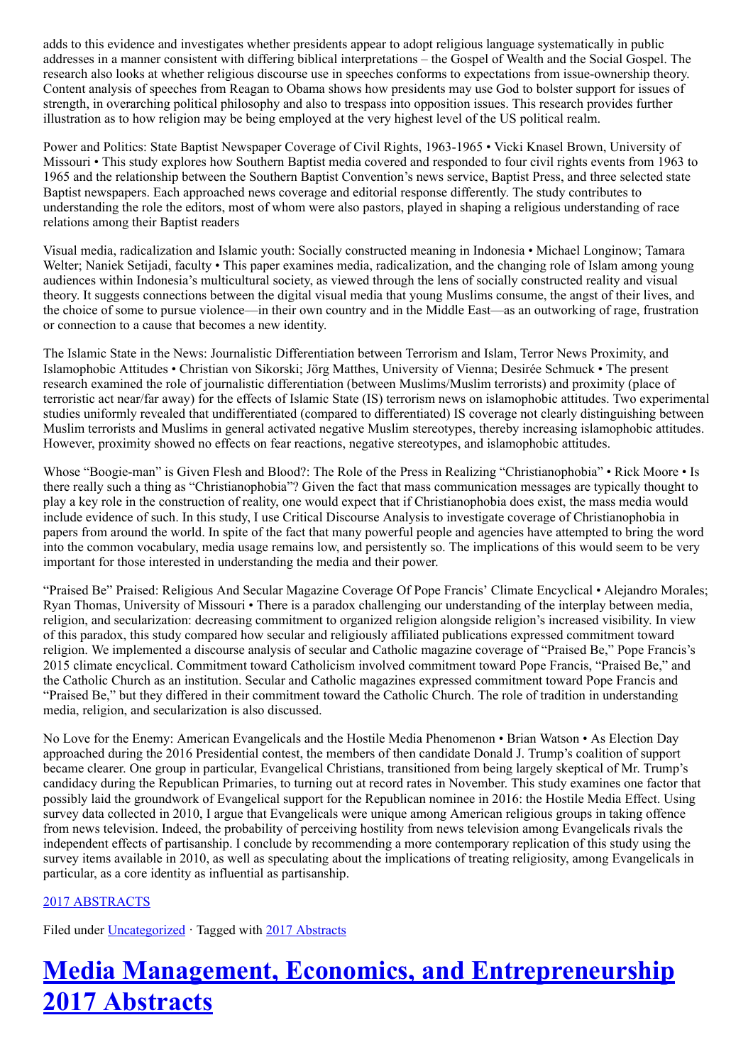adds to this evidence and investigates whether presidents appear to adopt religious language systematically in public addresses in a manner consistent with differing biblical interpretations – the Gospel of Wealth and the Social Gospel. The research also looks at whether religious discourse use in speeches conforms to expectations from issue-ownership theory. Content analysis of speeches from Reagan to Obama shows how presidents may use God to bolster support for issues of strength, in overarching political philosophy and also to trespass into opposition issues. This research provides further illustration as to how religion may be being employed at the very highest level of the US political realm.

Power and Politics: State Baptist Newspaper Coverage of Civil Rights, 1963-1965 • Vicki Knasel Brown, University of Missouri • This study explores how Southern Baptist media covered and responded to four civil rights events from 1963 to 1965 and the relationship between the Southern Baptist Convention's news service, Baptist Press, and three selected state Baptist newspapers. Each approached news coverage and editorial response differently. The study contributes to understanding the role the editors, most of whom were also pastors, played in shaping a religious understanding of race relations among their Baptist readers

Visual media, radicalization and Islamic youth: Socially constructed meaning in Indonesia • Michael Longinow; Tamara Welter; Naniek Setijadi, faculty • This paper examines media, radicalization, and the changing role of Islam among young audiences within Indonesia's multicultural society, as viewed through the lens of socially constructed reality and visual theory. It suggests connections between the digital visual media that young Muslims consume, the angst of their lives, and the choice of some to pursue violence—in their own country and in the Middle East—as an outworking of rage, frustration or connection to a cause that becomes a new identity.

The Islamic State in the News: Journalistic Differentiation between Terrorism and Islam, Terror News Proximity, and Islamophobic Attitudes • Christian von Sikorski; Jörg Matthes, University of Vienna; Desirée Schmuck • The present research examined the role of journalistic differentiation (between Muslims/Muslim terrorists) and proximity (place of terroristic act near/far away) for the effects of Islamic State (IS) terrorism news on islamophobic attitudes. Two experimental studies uniformly revealed that undifferentiated (compared to differentiated) IS coverage not clearly distinguishing between Muslim terrorists and Muslims in general activated negative Muslim stereotypes, thereby increasing islamophobic attitudes. However, proximity showed no effects on fear reactions, negative stereotypes, and islamophobic attitudes.

Whose "Boogie-man" is Given Flesh and Blood?: The Role of the Press in Realizing "Christianophobia" • Rick Moore • Is there really such a thing as "Christianophobia"? Given the fact that mass communication messages are typically thought to play a key role in the construction of reality, one would expect that if Christianophobia does exist, the mass media would include evidence of such. In this study, I use Critical Discourse Analysis to investigate coverage of Christianophobia in papers from around the world. In spite of the fact that many powerful people and agencies have attempted to bring the word into the common vocabulary, media usage remains low, and persistently so. The implications of this would seem to be very important for those interested in understanding the media and their power.

"Praised Be" Praised: Religious And Secular Magazine Coverage Of Pope Francis' Climate Encyclical • Alejandro Morales; Ryan Thomas, University of Missouri • There is a paradox challenging our understanding of the interplay between media, religion, and secularization: decreasing commitment to organized religion alongside religion's increased visibility. In view of this paradox, this study compared how secular and religiously affiliated publications expressed commitment toward religion. We implemented a discourse analysis of secular and Catholic magazine coverage of "Praised Be," Pope Francis's 2015 climate encyclical. Commitment toward Catholicism involved commitment toward Pope Francis, "Praised Be," and the Catholic Church as an institution. Secular and Catholic magazines expressed commitment toward Pope Francis and "Praised Be," but they differed in their commitment toward the Catholic Church. The role of tradition in understanding media, religion, and secularization is also discussed.

No Love for the Enemy: American Evangelicals and the Hostile Media Phenomenon • Brian Watson • As Election Day approached during the 2016 Presidential contest, the members of then candidate Donald J. Trump's coalition of support became clearer. One group in particular, Evangelical Christians, transitioned from being largely skeptical of Mr. Trump's candidacy during the Republican Primaries, to turning out at record rates in November. This study examines one factor that possibly laid the groundwork of Evangelical support for the Republican nominee in 2016: the Hostile Media Effect. Using survey data collected in 2010, I argue that Evangelicals were unique among American religious groups in taking offence from news television. Indeed, the probability of perceiving hostility from news television among Evangelicals rivals the independent effects of partisanship. I conclude by recommending a more contemporary replication of this study using the survey items available in 2010, as well as speculating about the implications of treating religiosity, among Evangelicals in particular, as a core identity as influential as partisanship.

2017 ABSTRACTS

Filed under Uncategorized · Tagged with 2017 Abstracts

# Media Management, Economics, and Entrepreneurship 2017 Abstracts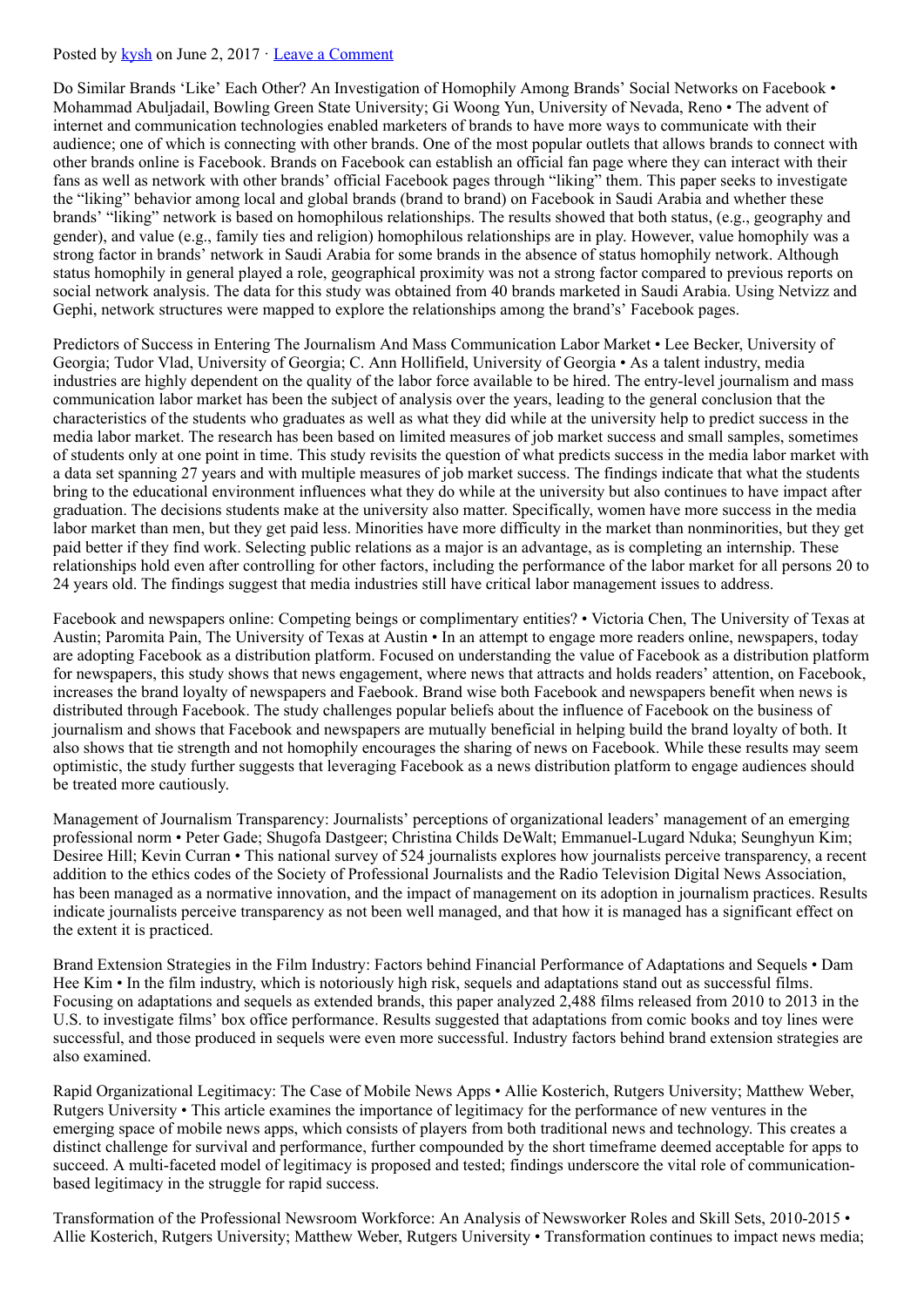Posted by kysh on June 2, 2017 · Leave a Comment

Do Similar Brands 'Like' Each Other? An Investigation of Homophily Among Brands' Social Networks on Facebook • Mohammad Abuljadail, Bowling Green State University; Gi Woong Yun, University of Nevada, Reno • The advent of internet and communication technologies enabled marketers of brands to have more ways to communicate with their audience; one of which is connecting with other brands. One of the most popular outlets that allows brands to connect with other brands online is Facebook. Brands on Facebook can establish an official fan page where they can interact with their fans as well as network with other brands' official Facebook pages through "liking" them. This paper seeks to investigate the "liking" behavior among local and global brands (brand to brand) on Facebook in Saudi Arabia and whether these brands' "liking" network is based on homophilous relationships. The results showed that both status, (e.g., geography and gender), and value (e.g., family ties and religion) homophilous relationships are in play. However, value homophily was a strong factor in brands' network in Saudi Arabia for some brands in the absence of status homophily network. Although status homophily in general played a role, geographical proximity was not a strong factor compared to previous reports on social network analysis. The data for this study was obtained from 40 brands marketed in Saudi Arabia. Using Netvizz and Gephi, network structures were mapped to explore the relationships among the brand's' Facebook pages.

Predictors of Success in Entering The Journalism And Mass Communication Labor Market • Lee Becker, University of Georgia; Tudor Vlad, University of Georgia; C. Ann Hollifield, University of Georgia • As a talent industry, media industries are highly dependent on the quality of the labor force available to be hired. The entry-level journalism and mass communication labor market has been the subject of analysis over the years, leading to the general conclusion that the characteristics of the students who graduates as well as what they did while at the university help to predict success in the media labor market. The research has been based on limited measures of job market success and small samples, sometimes of students only at one point in time. This study revisits the question of what predicts success in the media labor market with a data set spanning 27 years and with multiple measures of job market success. The findings indicate that what the students bring to the educational environment influences what they do while at the university but also continues to have impact after graduation. The decisions students make at the university also matter. Specifically, women have more success in the media labor market than men, but they get paid less. Minorities have more difficulty in the market than nonminorities, but they get paid better if they find work. Selecting public relations as a major is an advantage, as is completing an internship. These relationships hold even after controlling for other factors, including the performance of the labor market for all persons 20 to 24 years old. The findings suggest that media industries still have critical labor management issues to address.

Facebook and newspapers online: Competing beings or complimentary entities? • Victoria Chen, The University of Texas at Austin; Paromita Pain, The University of Texas at Austin • In an attempt to engage more readers online, newspapers, today are adopting Facebook as a distribution platform. Focused on understanding the value of Facebook as a distribution platform for newspapers, this study shows that news engagement, where news that attracts and holds readers' attention, on Facebook, increases the brand loyalty of newspapers and Faebook. Brand wise both Facebook and newspapers benefit when news is distributed through Facebook. The study challenges popular beliefs about the influence of Facebook on the business of journalism and shows that Facebook and newspapers are mutually beneficial in helping build the brand loyalty of both. It also shows that tie strength and not homophily encourages the sharing of news on Facebook. While these results may seem optimistic, the study further suggests that leveraging Facebook as a news distribution platform to engage audiences should be treated more cautiously.

Management of Journalism Transparency: Journalists' perceptions of organizational leaders' management of an emerging professional norm • Peter Gade; Shugofa Dastgeer; Christina Childs DeWalt; Emmanuel-Lugard Nduka; Seunghyun Kim; Desiree Hill; Kevin Curran • This national survey of 524 journalists explores how journalists perceive transparency, a recent addition to the ethics codes of the Society of Professional Journalists and the Radio Television Digital News Association, has been managed as a normative innovation, and the impact of management on its adoption in journalism practices. Results indicate journalists perceive transparency as not been well managed, and that how it is managed has a significant effect on the extent it is practiced.

Brand Extension Strategies in the Film Industry: Factors behind Financial Performance of Adaptations and Sequels • Dam Hee Kim • In the film industry, which is notoriously high risk, sequels and adaptations stand out as successful films. Focusing on adaptations and sequels as extended brands, this paper analyzed 2,488 films released from 2010 to 2013 in the U.S. to investigate films' box office performance. Results suggested that adaptations from comic books and toy lines were successful, and those produced in sequels were even more successful. Industry factors behind brand extension strategies are also examined.

Rapid Organizational Legitimacy: The Case of Mobile News Apps • Allie Kosterich, Rutgers University; Matthew Weber, Rutgers University • This article examines the importance of legitimacy for the performance of new ventures in the emerging space of mobile news apps, which consists of players from both traditional news and technology. This creates a distinct challenge for survival and performance, further compounded by the short timeframe deemed acceptable for apps to succeed. A multi-faceted model of legitimacy is proposed and tested; findings underscore the vital role of communication-based legitimacy in the struggle for rapid success.

Transformation of the Professional Newsroom Workforce: An Analysis of Newsworker Roles and Skill Sets, 2010-2015 • Allie Kosterich, Rutgers University; Matthew Weber, Rutgers University • Transformation continues to impact news media;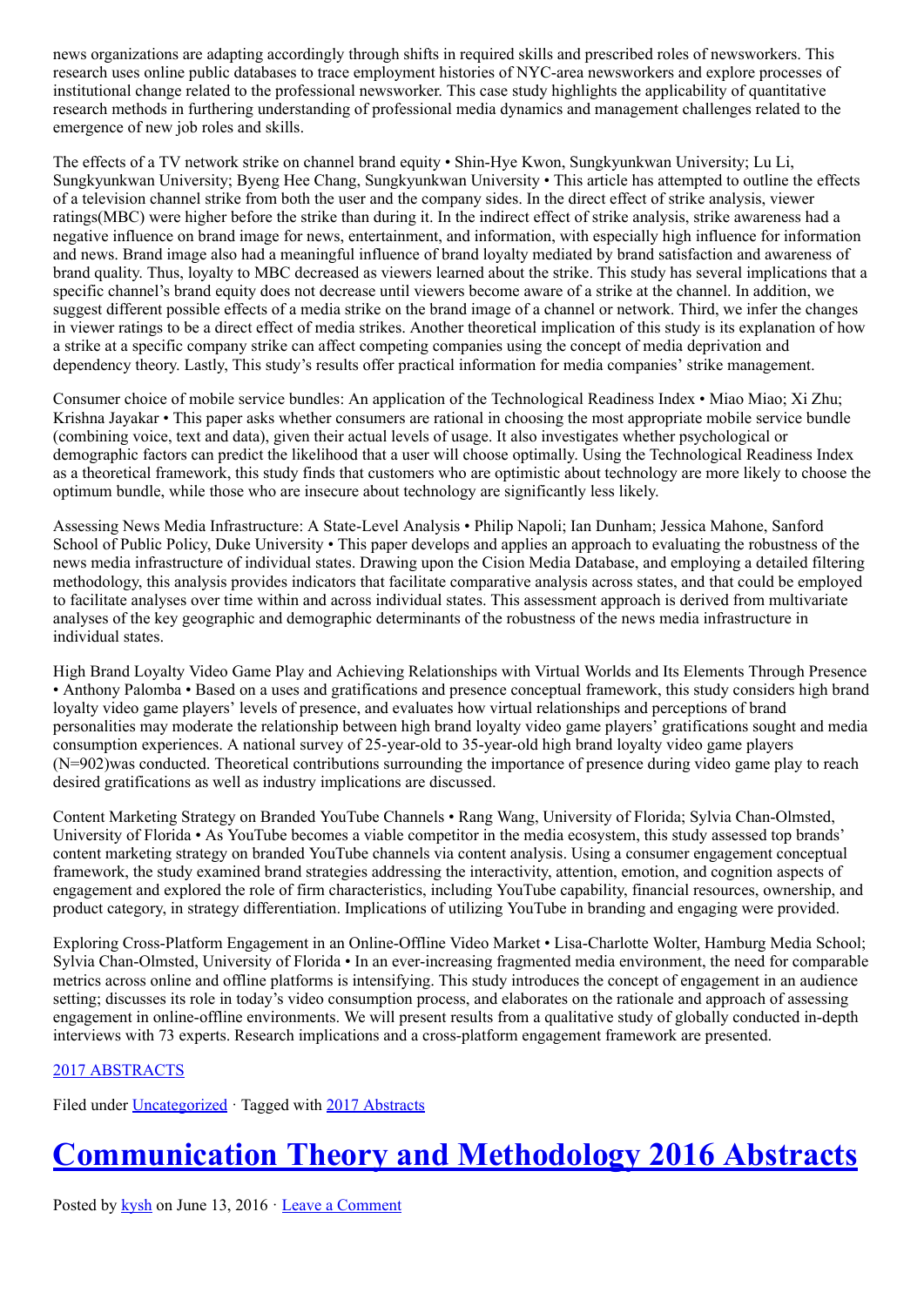news organizations are adapting accordingly through shifts in required skills and prescribed roles of newsworkers. This research uses online public databases to trace employment histories of NYC-area newsworkers and explore processes of institutional change related to the professional newsworker. This case study highlights the applicability of quantitative research methods in furthering understanding of professional media dynamics and management challenges related to the emergence of new job roles and skills.

The effects of a TV network strike on channel brand equity • Shin-Hye Kwon, Sungkyunkwan University; Lu Li, Sungkyunkwan University; Byeng Hee Chang, Sungkyunkwan University • This article has attempted to outline the effects of a television channel strike from both the user and the company sides. In the direct effect of strike analysis, viewer ratings(MBC) were higher before the strike than during it. In the indirect effect of strike analysis, strike awareness had a negative influence on brand image for news, entertainment, and information, with especially high influence for information and news. Brand image also had a meaningful influence of brand loyalty mediated by brand satisfaction and awareness of brand quality. Thus, loyalty to MBC decreased as viewers learned about the strike. This study has several implications that a specific channel's brand equity does not decrease until viewers become aware of a strike at the channel. In addition, we suggest different possible effects of a media strike on the brand image of a channel or network. Third, we infer the changes in viewer ratings to be a direct effect of media strikes. Another theoretical implication of this study is its explanation of how a strike at a specific company strike can affect competing companies using the concept of media deprivation and dependency theory. Lastly, This study's results offer practical information for media companies' strike management.

Consumer choice of mobile service bundles: An application of the Technological Readiness Index • Miao Miao; Xi Zhu; Krishna Jayakar • This paper asks whether consumers are rational in choosing the most appropriate mobile service bundle (combining voice, text and data), given their actual levels of usage. It also investigates whether psychological or demographic factors can predict the likelihood that a user will choose optimally. Using the Technological Readiness Index as a theoretical framework, this study finds that customers who are optimistic about technology are more likely to choose the optimum bundle, while those who are insecure about technology are significantly less likely.

Assessing News Media Infrastructure: A State-Level Analysis • Philip Napoli; Ian Dunham; Jessica Mahone, Sanford School of Public Policy, Duke University • This paper develops and applies an approach to evaluating the robustness of the news media infrastructure of individual states. Drawing upon the Cision Media Database, and employing a detailed filtering methodology, this analysis provides indicators that facilitate comparative analysis across states, and that could be employed to facilitate analyses over time within and across individual states. This assessment approach is derived from multivariate analyses of the key geographic and demographic determinants of the robustness of the news media infrastructure in individual states.

High Brand Loyalty Video Game Play and Achieving Relationships with Virtual Worlds and Its Elements Through Presence • Anthony Palomba • Based on a uses and gratifications and presence conceptual framework, this study considers high brand loyalty video game players' levels of presence, and evaluates how virtual relationships and perceptions of brand personalities may moderate the relationship between high brand loyalty video game players' gratifications sought and media consumption experiences. A national survey of 25-year-old to 35-year-old high brand loyalty video game players (N=902)was conducted. Theoretical contributions surrounding the importance of presence during video game play to reach desired gratifications as well as industry implications are discussed.

Content Marketing Strategy on Branded YouTube Channels • Rang Wang, University of Florida; Sylvia Chan-Olmsted, University of Florida • As YouTube becomes a viable competitor in the media ecosystem, this study assessed top brands' content marketing strategy on branded YouTube channels via content analysis. Using a consumer engagement conceptual framework, the study examined brand strategies addressing the interactivity, attention, emotion, and cognition aspects of engagement and explored the role of firm characteristics, including YouTube capability, financial resources, ownership, and product category, in strategy differentiation. Implications of utilizing YouTube in branding and engaging were provided.

Exploring Cross-Platform Engagement in an Online-Offline Video Market • Lisa-Charlotte Wolter, Hamburg Media School; Sylvia Chan-Olmsted, University of Florida • In an ever-increasing fragmented media environment, the need for comparable metrics across online and offline platforms is intensifying. This study introduces the concept of engagement in an audience setting; discusses its role in today's video consumption process, and elaborates on the rationale and approach of assessing engagement in online-offline environments. We will present results from a qualitative study of globally conducted in-depth interviews with 73 experts. Research implications and a cross-platform engagement framework are presented.

[2017 ABSTRACTS]

Filed under [Uncategorized] · Tagged with [2017 Abstracts]

# [Communication Theory and Methodology 2016 Abstracts]

Posted by [kysh] on June 13, 2016 · [Leave a Comment]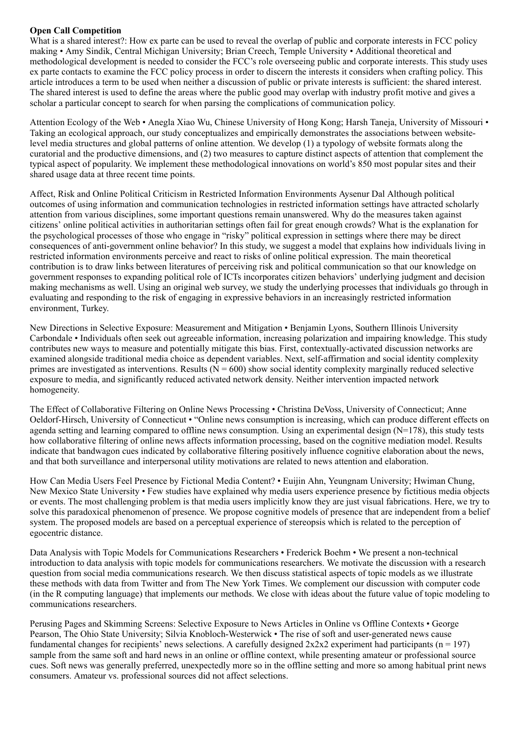**Open Call Competition**

What is a shared interest?: How ex parte can be used to reveal the overlap of public and corporate interests in FCC policy making • Amy Sindik, Central Michigan University; Brian Creech, Temple University • Additional theoretical and methodological development is needed to consider the FCC's role overseeing public and corporate interests. This study uses ex parte contacts to examine the FCC policy process in order to discern the interests it considers when crafting policy. This article introduces a term to be used when neither a discussion of public or private interests is sufficient: the shared interest. The shared interest is used to define the areas where the public good may overlap with industry profit motive and gives a scholar a particular concept to search for when parsing the complications of communication policy.

Attention Ecology of the Web • Anegla Xiao Wu, Chinese University of Hong Kong; Harsh Taneja, University of Missouri • Taking an ecological approach, our study conceptualizes and empirically demonstrates the associations between website-level media structures and global patterns of online attention. We develop (1) a typology of website formats along the curatorial and the productive dimensions, and (2) two measures to capture distinct aspects of attention that complement the typical aspect of popularity. We implement these methodological innovations on world's 850 most popular sites and their shared usage data at three recent time points.

Affect, Risk and Online Political Criticism in Restricted Information Environments Aysenur Dal Although political outcomes of using information and communication technologies in restricted information settings have attracted scholarly attention from various disciplines, some important questions remain unanswered. Why do the measures taken against citizens' online political activities in authoritarian settings often fail for great enough crowds? What is the explanation for the psychological processes of those who engage in "risky" political expression in settings where there may be direct consequences of anti-government online behavior? In this study, we suggest a model that explains how individuals living in restricted information environments perceive and react to risks of online political expression. The main theoretical contribution is to draw links between literatures of perceiving risk and political communication so that our knowledge on government responses to expanding political role of ICTs incorporates citizen behaviors' underlying judgment and decision making mechanisms as well. Using an original web survey, we study the underlying processes that individuals go through in evaluating and responding to the risk of engaging in expressive behaviors in an increasingly restricted information environment, Turkey.

New Directions in Selective Exposure: Measurement and Mitigation • Benjamin Lyons, Southern Illinois University Carbondale • Individuals often seek out agreeable information, increasing polarization and impairing knowledge. This study contributes new ways to measure and potentially mitigate this bias. First, contextually-activated discussion networks are examined alongside traditional media choice as dependent variables. Next, self-affirmation and social identity complexity primes are investigated as interventions. Results ($N = 600$) show social identity complexity marginally reduced selective exposure to media, and significantly reduced activated network density. Neither intervention impacted network homogeneity.

The Effect of Collaborative Filtering on Online News Processing • Christina DeVoss, University of Connecticut; Anne Oeldorf-Hirsch, University of Connecticut • "Online news consumption is increasing, which can produce different effects on agenda setting and learning compared to offline news consumption. Using an experimental design ($N=178$), this study tests how collaborative filtering of online news affects information processing, based on the cognitive mediation model. Results indicate that bandwagon cues indicated by collaborative filtering positively influence cognitive elaboration about the news, and that both surveillance and interpersonal utility motivations are related to news attention and elaboration.

How Can Media Users Feel Presence by Fictional Media Content? • Euijin Ahn, Yeungnam University; Hwiman Chung, New Mexico State University • Few studies have explained why media users experience presence by fictitious media objects or events. The most challenging problem is that media users implicitly know they are just visual fabrications. Here, we try to solve this paradoxical phenomenon of presence. We propose cognitive models of presence that are independent from a belief system. The proposed models are based on a perceptual experience of stereopsis which is related to the perception of egocentric distance.

Data Analysis with Topic Models for Communications Researchers • Frederick Boehm • We present a non-technical introduction to data analysis with topic models for communications researchers. We motivate the discussion with a research question from social media communications research. We then discuss statistical aspects of topic models as we illustrate these methods with data from Twitter and from The New York Times. We complement our discussion with computer code (in the R computing language) that implements our methods. We close with ideas about the future value of topic modeling to communications researchers.

Perusing Pages and Skimming Screens: Selective Exposure to News Articles in Online vs Offline Contexts • George Pearson, The Ohio State University; Silvia Knobloch-Westerwick • The rise of soft and user-generated news cause fundamental changes for recipients' news selections. A carefully designed 2x2x2 experiment had participants ($n = 197$) sample from the same soft and hard news in an online or offline context, while presenting amateur or professional source cues. Soft news was generally preferred, unexpectedly more so in the offline setting and more so among habitual print news consumers. Amateur vs. professional sources did not affect selections.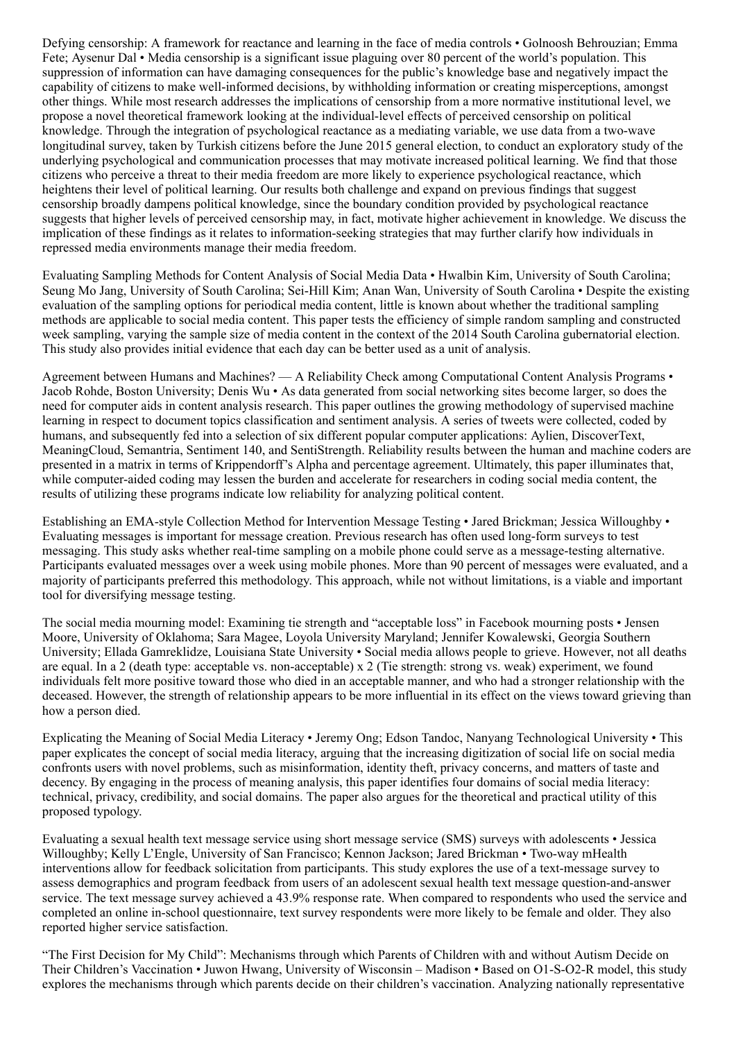Defying censorship: A framework for reactance and learning in the face of media controls • Golnoosh Behrouzian; Emma Fete; Aysenur Dal • Media censorship is a significant issue plaguing over 80 percent of the world's population. This suppression of information can have damaging consequences for the public's knowledge base and negatively impact the capability of citizens to make well-informed decisions, by withholding information or creating misperceptions, amongst other things. While most research addresses the implications of censorship from a more normative institutional level, we propose a novel theoretical framework looking at the individual-level effects of perceived censorship on political knowledge. Through the integration of psychological reactance as a mediating variable, we use data from a two-wave longitudinal survey, taken by Turkish citizens before the June 2015 general election, to conduct an exploratory study of the underlying psychological and communication processes that may motivate increased political learning. We find that those citizens who perceive a threat to their media freedom are more likely to experience psychological reactance, which heightens their level of political learning. Our results both challenge and expand on previous findings that suggest censorship broadly dampens political knowledge, since the boundary condition provided by psychological reactance suggests that higher levels of perceived censorship may, in fact, motivate higher achievement in knowledge. We discuss the implication of these findings as it relates to information-seeking strategies that may further clarify how individuals in repressed media environments manage their media freedom.

Evaluating Sampling Methods for Content Analysis of Social Media Data • Hwalbin Kim, University of South Carolina; Seung Mo Jang, University of South Carolina; Sei-Hill Kim; Anan Wan, University of South Carolina • Despite the existing evaluation of the sampling options for periodical media content, little is known about whether the traditional sampling methods are applicable to social media content. This paper tests the efficiency of simple random sampling and constructed week sampling, varying the sample size of media content in the context of the 2014 South Carolina gubernatorial election. This study also provides initial evidence that each day can be better used as a unit of analysis.

Agreement between Humans and Machines? — A Reliability Check among Computational Content Analysis Programs • Jacob Rohde, Boston University; Denis Wu • As data generated from social networking sites become larger, so does the need for computer aids in content analysis research. This paper outlines the growing methodology of supervised machine learning in respect to document topics classification and sentiment analysis. A series of tweets were collected, coded by humans, and subsequently fed into a selection of six different popular computer applications: Aylien, DiscoverText, MeaningCloud, Semantria, Sentiment 140, and SentiStrength. Reliability results between the human and machine coders are presented in a matrix in terms of Krippendorff's Alpha and percentage agreement. Ultimately, this paper illuminates that, while computer-aided coding may lessen the burden and accelerate for researchers in coding social media content, the results of utilizing these programs indicate low reliability for analyzing political content.

Establishing an EMA-style Collection Method for Intervention Message Testing • Jared Brickman; Jessica Willoughby • Evaluating messages is important for message creation. Previous research has often used long-form surveys to test messaging. This study asks whether real-time sampling on a mobile phone could serve as a message-testing alternative. Participants evaluated messages over a week using mobile phones. More than 90 percent of messages were evaluated, and a majority of participants preferred this methodology. This approach, while not without limitations, is a viable and important tool for diversifying message testing.

The social media mourning model: Examining tie strength and "acceptable loss" in Facebook mourning posts • Jensen Moore, University of Oklahoma; Sara Magee, Loyola University Maryland; Jennifer Kowalewski, Georgia Southern University; Ellada Gamreklidze, Louisiana State University • Social media allows people to grieve. However, not all deaths are equal. In a 2 (death type: acceptable vs. non-acceptable) x 2 (Tie strength: strong vs. weak) experiment, we found individuals felt more positive toward those who died in an acceptable manner, and who had a stronger relationship with the deceased. However, the strength of relationship appears to be more influential in its effect on the views toward grieving than how a person died.

Explicating the Meaning of Social Media Literacy • Jeremy Ong; Edson Tandoc, Nanyang Technological University • This paper explicates the concept of social media literacy, arguing that the increasing digitization of social life on social media confronts users with novel problems, such as misinformation, identity theft, privacy concerns, and matters of taste and decency. By engaging in the process of meaning analysis, this paper identifies four domains of social media literacy: technical, privacy, credibility, and social domains. The paper also argues for the theoretical and practical utility of this proposed typology.

Evaluating a sexual health text message service using short message service (SMS) surveys with adolescents • Jessica Willoughby; Kelly L'Engle, University of San Francisco; Kennon Jackson; Jared Brickman • Two-way mHealth interventions allow for feedback solicitation from participants. This study explores the use of a text-message survey to assess demographics and program feedback from users of an adolescent sexual health text message question-and-answer service. The text message survey achieved a 43.9% response rate. When compared to respondents who used the service and completed an online in-school questionnaire, text survey respondents were more likely to be female and older. They also reported higher service satisfaction.

"The First Decision for My Child": Mechanisms through which Parents of Children with and without Autism Decide on Their Children's Vaccination • Juwon Hwang, University of Wisconsin – Madison • Based on O1-S-O2-R model, this study explores the mechanisms through which parents decide on their children's vaccination. Analyzing nationally representative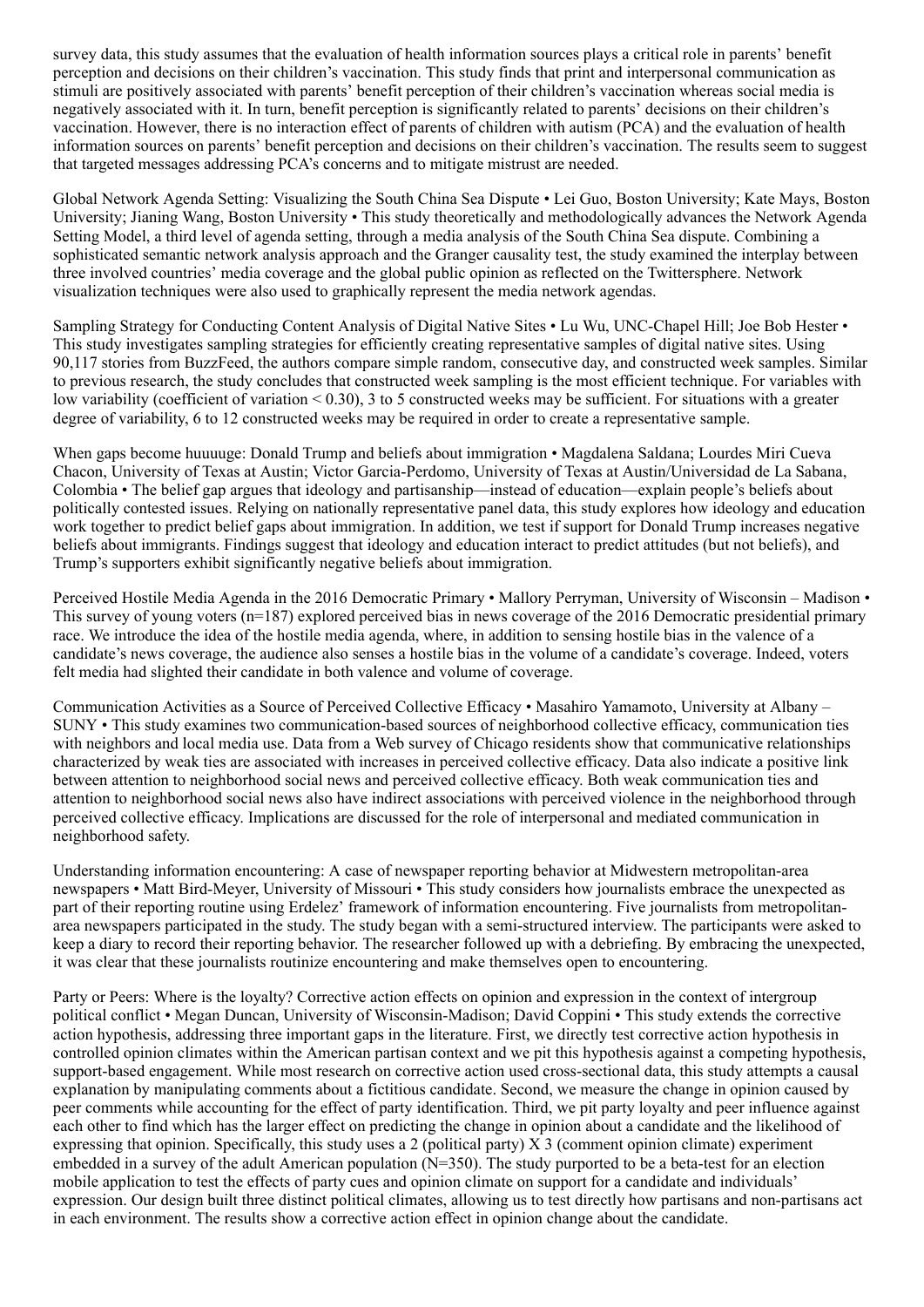survey data, this study assumes that the evaluation of health information sources plays a critical role in parents' benefit perception and decisions on their children's vaccination. This study finds that print and interpersonal communication as stimuli are positively associated with parents' benefit perception of their children's vaccination whereas social media is negatively associated with it. In turn, benefit perception is significantly related to parents' decisions on their children's vaccination. However, there is no interaction effect of parents of children with autism (PCA) and the evaluation of health information sources on parents' benefit perception and decisions on their children's vaccination. The results seem to suggest that targeted messages addressing PCA's concerns and to mitigate mistrust are needed.

Global Network Agenda Setting: Visualizing the South China Sea Dispute • Lei Guo, Boston University; Kate Mays, Boston University; Jianing Wang, Boston University • This study theoretically and methodologically advances the Network Agenda Setting Model, a third level of agenda setting, through a media analysis of the South China Sea dispute. Combining a sophisticated semantic network analysis approach and the Granger causality test, the study examined the interplay between three involved countries' media coverage and the global public opinion as reflected on the Twittersphere. Network visualization techniques were also used to graphically represent the media network agendas.

Sampling Strategy for Conducting Content Analysis of Digital Native Sites • Lu Wu, UNC-Chapel Hill; Joe Bob Hester • This study investigates sampling strategies for efficiently creating representative samples of digital native sites. Using 90,117 stories from BuzzFeed, the authors compare simple random, consecutive day, and constructed week samples. Similar to previous research, the study concludes that constructed week sampling is the most efficient technique. For variables with low variability (coefficient of variation < 0.30), 3 to 5 constructed weeks may be sufficient. For situations with a greater degree of variability, 6 to 12 constructed weeks may be required in order to create a representative sample.

When gaps become huuuuge: Donald Trump and beliefs about immigration • Magdalena Saldana; Lourdes Miri Cueva Chacon, University of Texas at Austin; Victor Garcia-Perdomo, University of Texas at Austin/Universidad de La Sabana, Colombia • The belief gap argues that ideology and partisanship—instead of education—explain people's beliefs about politically contested issues. Relying on nationally representative panel data, this study explores how ideology and education work together to predict belief gaps about immigration. In addition, we test if support for Donald Trump increases negative beliefs about immigrants. Findings suggest that ideology and education interact to predict attitudes (but not beliefs), and Trump's supporters exhibit significantly negative beliefs about immigration.

Perceived Hostile Media Agenda in the 2016 Democratic Primary • Mallory Perryman, University of Wisconsin – Madison • This survey of young voters (n=187) explored perceived bias in news coverage of the 2016 Democratic presidential primary race. We introduce the idea of the hostile media agenda, where, in addition to sensing hostile bias in the valence of a candidate's news coverage, the audience also senses a hostile bias in the volume of a candidate's coverage. Indeed, voters felt media had slighted their candidate in both valence and volume of coverage.

Communication Activities as a Source of Perceived Collective Efficacy • Masahiro Yamamoto, University at Albany – SUNY • This study examines two communication-based sources of neighborhood collective efficacy, communication ties with neighbors and local media use. Data from a Web survey of Chicago residents show that communicative relationships characterized by weak ties are associated with increases in perceived collective efficacy. Data also indicate a positive link between attention to neighborhood social news and perceived collective efficacy. Both weak communication ties and attention to neighborhood social news also have indirect associations with perceived violence in the neighborhood through perceived collective efficacy. Implications are discussed for the role of interpersonal and mediated communication in neighborhood safety.

Understanding information encountering: A case of newspaper reporting behavior at Midwestern metropolitan-area newspapers • Matt Bird-Meyer, University of Missouri • This study considers how journalists embrace the unexpected as part of their reporting routine using Erdelez' framework of information encountering. Five journalists from metropolitan-area newspapers participated in the study. The study began with a semi-structured interview. The participants were asked to keep a diary to record their reporting behavior. The researcher followed up with a debriefing. By embracing the unexpected, it was clear that these journalists routinize encountering and make themselves open to encountering.

Party or Peers: Where is the loyalty? Corrective action effects on opinion and expression in the context of intergroup political conflict • Megan Duncan, University of Wisconsin-Madison; David Coppini • This study extends the corrective action hypothesis, addressing three important gaps in the literature. First, we directly test corrective action hypothesis in controlled opinion climates within the American partisan context and we pit this hypothesis against a competing hypothesis, support-based engagement. While most research on corrective action used cross-sectional data, this study attempts a causal explanation by manipulating comments about a fictitious candidate. Second, we measure the change in opinion caused by peer comments while accounting for the effect of party identification. Third, we pit party loyalty and peer influence against each other to find which has the larger effect on predicting the change in opinion about a candidate and the likelihood of expressing that opinion. Specifically, this study uses a 2 (political party) X 3 (comment opinion climate) experiment embedded in a survey of the adult American population (N=350). The study purported to be a beta-test for an election mobile application to test the effects of party cues and opinion climate on support for a candidate and individuals' expression. Our design built three distinct political climates, allowing us to test directly how partisans and non-partisans act in each environment. The results show a corrective action effect in opinion change about the candidate.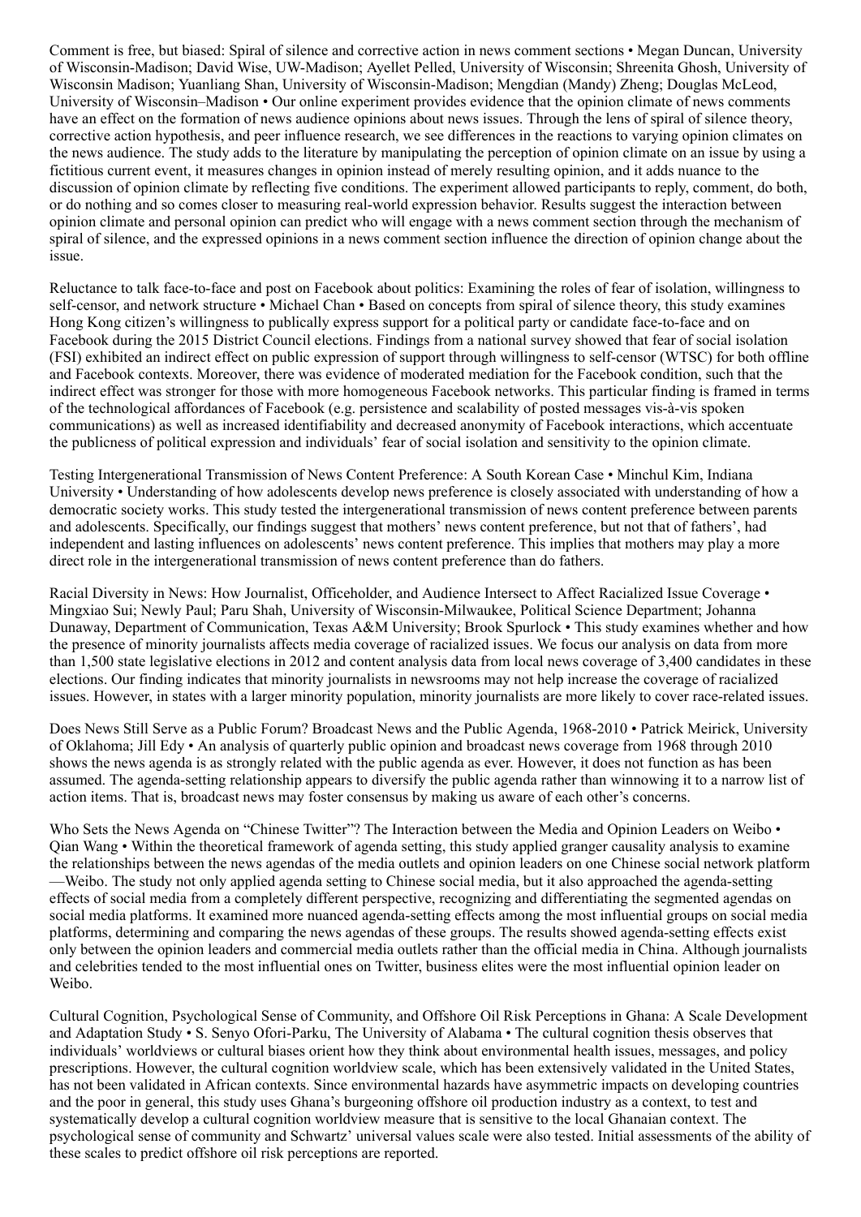Comment is free, but biased: Spiral of silence and corrective action in news comment sections • Megan Duncan, University of Wisconsin-Madison; David Wise, UW-Madison; Ayellet Pelled, University of Wisconsin; Shreenita Ghosh, University of Wisconsin Madison; Yuanliang Shan, University of Wisconsin-Madison; Mengdian (Mandy) Zheng; Douglas McLeod, University of Wisconsin–Madison • Our online experiment provides evidence that the opinion climate of news comments have an effect on the formation of news audience opinions about news issues. Through the lens of spiral of silence theory, corrective action hypothesis, and peer influence research, we see differences in the reactions to varying opinion climates on the news audience. The study adds to the literature by manipulating the perception of opinion climate on an issue by using a fictitious current event, it measures changes in opinion instead of merely resulting opinion, and it adds nuance to the discussion of opinion climate by reflecting five conditions. The experiment allowed participants to reply, comment, do both, or do nothing and so comes closer to measuring real-world expression behavior. Results suggest the interaction between opinion climate and personal opinion can predict who will engage with a news comment section through the mechanism of spiral of silence, and the expressed opinions in a news comment section influence the direction of opinion change about the issue.

Reluctance to talk face-to-face and post on Facebook about politics: Examining the roles of fear of isolation, willingness to self-censor, and network structure • Michael Chan • Based on concepts from spiral of silence theory, this study examines Hong Kong citizen's willingness to publically express support for a political party or candidate face-to-face and on Facebook during the 2015 District Council elections. Findings from a national survey showed that fear of social isolation (FSI) exhibited an indirect effect on public expression of support through willingness to self-censor (WTSC) for both offline and Facebook contexts. Moreover, there was evidence of moderated mediation for the Facebook condition, such that the indirect effect was stronger for those with more homogeneous Facebook networks. This particular finding is framed in terms of the technological affordances of Facebook (e.g. persistence and scalability of posted messages vis-à-vis spoken communications) as well as increased identifiability and decreased anonymity of Facebook interactions, which accentuate the publicness of political expression and individuals' fear of social isolation and sensitivity to the opinion climate.

Testing Intergenerational Transmission of News Content Preference: A South Korean Case • Minchul Kim, Indiana University • Understanding of how adolescents develop news preference is closely associated with understanding of how a democratic society works. This study tested the intergenerational transmission of news content preference between parents and adolescents. Specifically, our findings suggest that mothers' news content preference, but not that of fathers', had independent and lasting influences on adolescents' news content preference. This implies that mothers may play a more direct role in the intergenerational transmission of news content preference than do fathers.

Racial Diversity in News: How Journalist, Officeholder, and Audience Intersect to Affect Racialized Issue Coverage • Mingxiao Sui; Newly Paul; Paru Shah, University of Wisconsin-Milwaukee, Political Science Department; Johanna Dunaway, Department of Communication, Texas A&M University; Brook Spurlock • This study examines whether and how the presence of minority journalists affects media coverage of racialized issues. We focus our analysis on data from more than 1,500 state legislative elections in 2012 and content analysis data from local news coverage of 3,400 candidates in these elections. Our finding indicates that minority journalists in newsrooms may not help increase the coverage of racialized issues. However, in states with a larger minority population, minority journalists are more likely to cover race-related issues.

Does News Still Serve as a Public Forum? Broadcast News and the Public Agenda, 1968-2010 • Patrick Meirick, University of Oklahoma; Jill Edy • An analysis of quarterly public opinion and broadcast news coverage from 1968 through 2010 shows the news agenda is as strongly related with the public agenda as ever. However, it does not function as has been assumed. The agenda-setting relationship appears to diversify the public agenda rather than winnowing it to a narrow list of action items. That is, broadcast news may foster consensus by making us aware of each other's concerns.

Who Sets the News Agenda on "Chinese Twitter"? The Interaction between the Media and Opinion Leaders on Weibo • Qian Wang • Within the theoretical framework of agenda setting, this study applied granger causality analysis to examine the relationships between the news agendas of the media outlets and opinion leaders on one Chinese social network platform —Weibo. The study not only applied agenda setting to Chinese social media, but it also approached the agenda-setting effects of social media from a completely different perspective, recognizing and differentiating the segmented agendas on social media platforms. It examined more nuanced agenda-setting effects among the most influential groups on social media platforms, determining and comparing the news agendas of these groups. The results showed agenda-setting effects exist only between the opinion leaders and commercial media outlets rather than the official media in China. Although journalists and celebrities tended to the most influential ones on Twitter, business elites were the most influential opinion leader on Weibo.

Cultural Cognition, Psychological Sense of Community, and Offshore Oil Risk Perceptions in Ghana: A Scale Development and Adaptation Study • S. Senyo Ofori-Parku, The University of Alabama • The cultural cognition thesis observes that individuals' worldviews or cultural biases orient how they think about environmental health issues, messages, and policy prescriptions. However, the cultural cognition worldview scale, which has been extensively validated in the United States, has not been validated in African contexts. Since environmental hazards have asymmetric impacts on developing countries and the poor in general, this study uses Ghana's burgeoning offshore oil production industry as a context, to test and systematically develop a cultural cognition worldview measure that is sensitive to the local Ghanaian context. The psychological sense of community and Schwartz' universal values scale were also tested. Initial assessments of the ability of these scales to predict offshore oil risk perceptions are reported.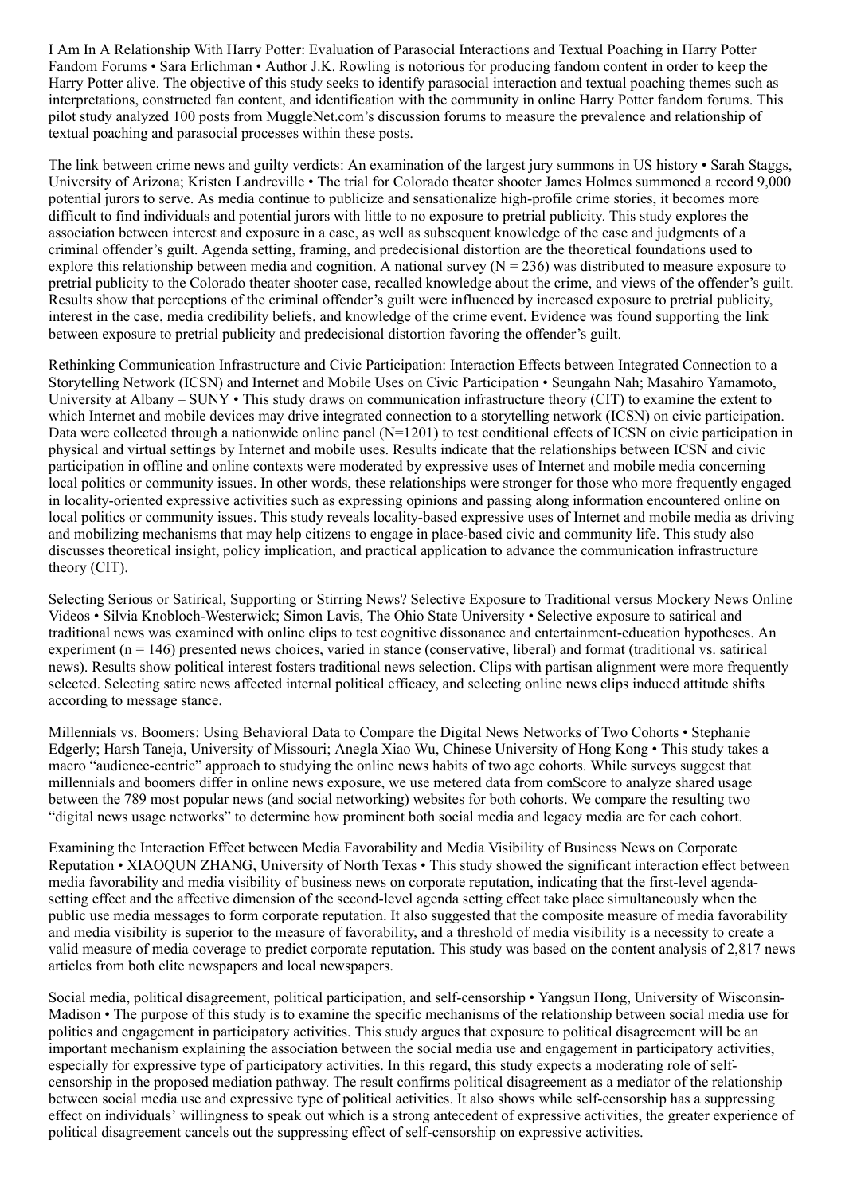I Am In A Relationship With Harry Potter: Evaluation of Parasocial Interactions and Textual Poaching in Harry Potter Fandom Forums • Sara Erlichman • Author J.K. Rowling is notorious for producing fandom content in order to keep the Harry Potter alive. The objective of this study seeks to identify parasocial interaction and textual poaching themes such as interpretations, constructed fan content, and identification with the community in online Harry Potter fandom forums. This pilot study analyzed 100 posts from MuggleNet.com's discussion forums to measure the prevalence and relationship of textual poaching and parasocial processes within these posts.

The link between crime news and guilty verdicts: An examination of the largest jury summons in US history • Sarah Staggs, University of Arizona; Kristen Landreville • The trial for Colorado theater shooter James Holmes summoned a record 9,000 potential jurors to serve. As media continue to publicize and sensationalize high-profile crime stories, it becomes more difficult to find individuals and potential jurors with little to no exposure to pretrial publicity. This study explores the association between interest and exposure in a case, as well as subsequent knowledge of the case and judgments of a criminal offender's guilt. Agenda setting, framing, and predecisional distortion are the theoretical foundations used to explore this relationship between media and cognition. A national survey ($N = 236$) was distributed to measure exposure to pretrial publicity to the Colorado theater shooter case, recalled knowledge about the crime, and views of the offender's guilt. Results show that perceptions of the criminal offender's guilt were influenced by increased exposure to pretrial publicity, interest in the case, media credibility beliefs, and knowledge of the crime event. Evidence was found supporting the link between exposure to pretrial publicity and predecisional distortion favoring the offender's guilt.

Rethinking Communication Infrastructure and Civic Participation: Interaction Effects between Integrated Connection to a Storytelling Network (ICSN) and Internet and Mobile Uses on Civic Participation • Seungahn Nah; Masahiro Yamamoto, University at Albany – SUNY • This study draws on communication infrastructure theory (CIT) to examine the extent to which Internet and mobile devices may drive integrated connection to a storytelling network (ICSN) on civic participation. Data were collected through a nationwide online panel ($N=1201$) to test conditional effects of ICSN on civic participation in physical and virtual settings by Internet and mobile uses. Results indicate that the relationships between ICSN and civic participation in offline and online contexts were moderated by expressive uses of Internet and mobile media concerning local politics or community issues. In other words, these relationships were stronger for those who more frequently engaged in locality-oriented expressive activities such as expressing opinions and passing along information encountered online on local politics or community issues. This study reveals locality-based expressive uses of Internet and mobile media as driving and mobilizing mechanisms that may help citizens to engage in place-based civic and community life. This study also discusses theoretical insight, policy implication, and practical application to advance the communication infrastructure theory (CIT).

Selecting Serious or Satirical, Supporting or Stirring News? Selective Exposure to Traditional versus Mockery News Online Videos • Silvia Knobloch-Westerwick; Simon Lavis, The Ohio State University • Selective exposure to satirical and traditional news was examined with online clips to test cognitive dissonance and entertainment-education hypotheses. An experiment ($n = 146$) presented news choices, varied in stance (conservative, liberal) and format (traditional vs. satirical news). Results show political interest fosters traditional news selection. Clips with partisan alignment were more frequently selected. Selecting satire news affected internal political efficacy, and selecting online news clips induced attitude shifts according to message stance.

Millennials vs. Boomers: Using Behavioral Data to Compare the Digital News Networks of Two Cohorts • Stephanie Edgerly; Harsh Taneja, University of Missouri; Anegla Xiao Wu, Chinese University of Hong Kong • This study takes a macro "audience-centric" approach to studying the online news habits of two age cohorts. While surveys suggest that millennials and boomers differ in online news exposure, we use metered data from comScore to analyze shared usage between the 789 most popular news (and social networking) websites for both cohorts. We compare the resulting two "digital news usage networks" to determine how prominent both social media and legacy media are for each cohort.

Examining the Interaction Effect between Media Favorability and Media Visibility of Business News on Corporate Reputation • XIAOQUN ZHANG, University of North Texas • This study showed the significant interaction effect between media favorability and media visibility of business news on corporate reputation, indicating that the first-level agenda-setting effect and the affective dimension of the second-level agenda setting effect take place simultaneously when the public use media messages to form corporate reputation. It also suggested that the composite measure of media favorability and media visibility is superior to the measure of favorability, and a threshold of media visibility is a necessity to create a valid measure of media coverage to predict corporate reputation. This study was based on the content analysis of 2,817 news articles from both elite newspapers and local newspapers.

Social media, political disagreement, political participation, and self-censorship • Yangsun Hong, University of Wisconsin-Madison • The purpose of this study is to examine the specific mechanisms of the relationship between social media use for politics and engagement in participatory activities. This study argues that exposure to political disagreement will be an important mechanism explaining the association between the social media use and engagement in participatory activities, especially for expressive type of participatory activities. In this regard, this study expects a moderating role of self-censorship in the proposed mediation pathway. The result confirms political disagreement as a mediator of the relationship between social media use and expressive type of political activities. It also shows while self-censorship has a suppressing effect on individuals' willingness to speak out which is a strong antecedent of expressive activities, the greater experience of political disagreement cancels out the suppressing effect of self-censorship on expressive activities.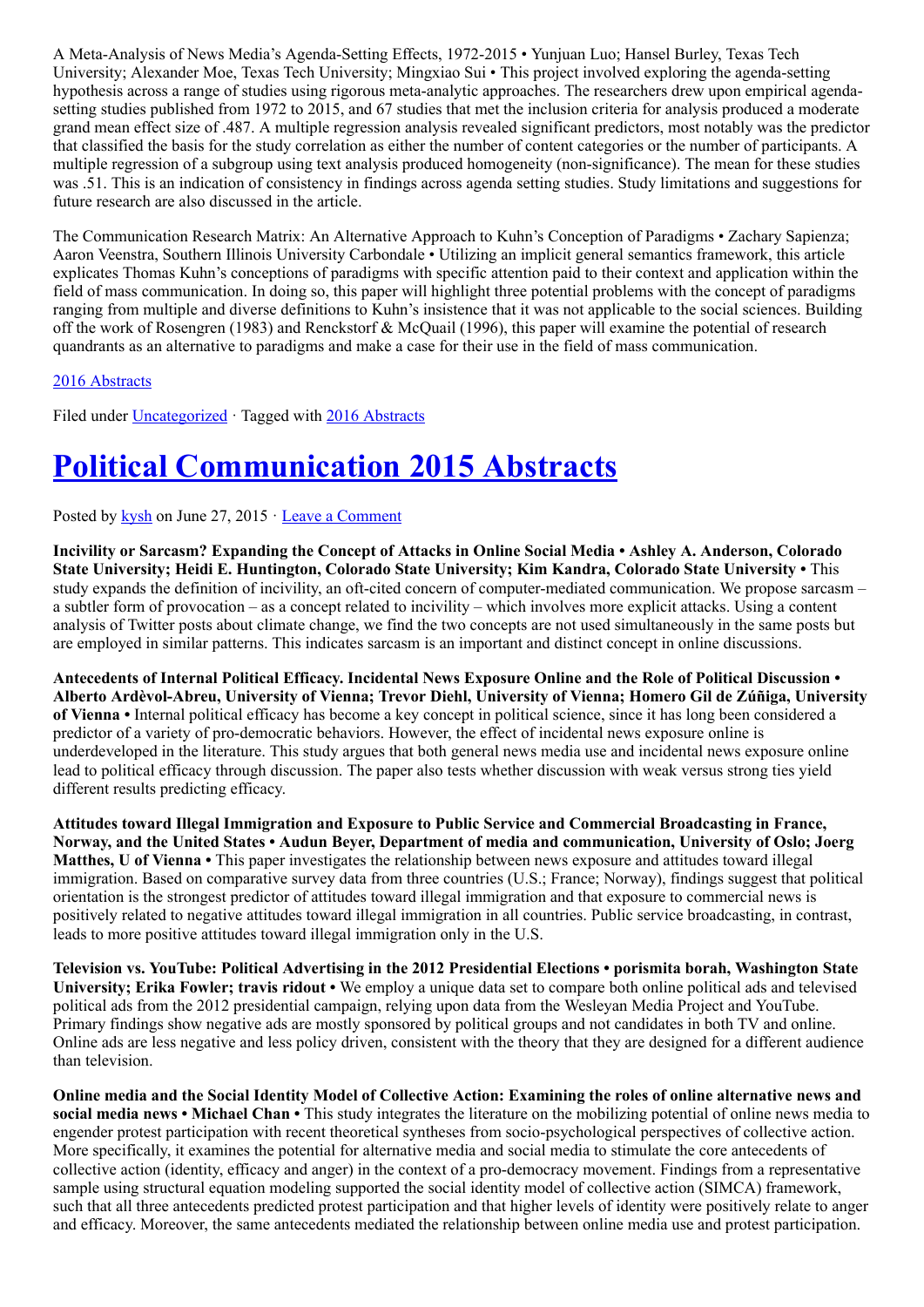A Meta-Analysis of News Media's Agenda-Setting Effects, 1972-2015 • Yunjuan Luo; Hansel Burley, Texas Tech University; Alexander Moe, Texas Tech University; Mingxiao Sui • This project involved exploring the agenda-setting hypothesis across a range of studies using rigorous meta-analytic approaches. The researchers drew upon empirical agenda-setting studies published from 1972 to 2015, and 67 studies that met the inclusion criteria for analysis produced a moderate grand mean effect size of .487. A multiple regression analysis revealed significant predictors, most notably was the predictor that classified the basis for the study correlation as either the number of content categories or the number of participants. A multiple regression of a subgroup using text analysis produced homogeneity (non-significance). The mean for these studies was .51. This is an indication of consistency in findings across agenda setting studies. Study limitations and suggestions for future research are also discussed in the article.

The Communication Research Matrix: An Alternative Approach to Kuhn's Conception of Paradigms • Zachary Sapienza; Aaron Veenstra, Southern Illinois University Carbondale • Utilizing an implicit general semantics framework, this article explicates Thomas Kuhn's conceptions of paradigms with specific attention paid to their context and application within the field of mass communication. In doing so, this paper will highlight three potential problems with the concept of paradigms ranging from multiple and diverse definitions to Kuhn's insistence that it was not applicable to the social sciences. Building off the work of Rosengren (1983) and Renckstorf & McQuail (1996), this paper will examine the potential of research quandrants as an alternative to paradigms and make a case for their use in the field of mass communication.

2016 Abstracts

Filed under Uncategorized · Tagged with 2016 Abstracts

# Political Communication 2015 Abstracts

Posted by kysh on June 27, 2015 · Leave a Comment

**Incivility or Sarcasm? Expanding the Concept of Attacks in Online Social Media • Ashley A. Anderson, Colorado State University; Heidi E. Huntington, Colorado State University; Kim Kandra, Colorado State University •** This study expands the definition of incivility, an oft-cited concern of computer-mediated communication. We propose sarcasm – a subtler form of provocation – as a concept related to incivility – which involves more explicit attacks. Using a content analysis of Twitter posts about climate change, we find the two concepts are not used simultaneously in the same posts but are employed in similar patterns. This indicates sarcasm is an important and distinct concept in online discussions.

**Antecedents of Internal Political Efficacy. Incidental News Exposure Online and the Role of Political Discussion • Alberto Ardèvol-Abreu, University of Vienna; Trevor Diehl, University of Vienna; Homero Gil de Zúñiga, University of Vienna •** Internal political efficacy has become a key concept in political science, since it has long been considered a predictor of a variety of pro-democratic behaviors. However, the effect of incidental news exposure online is underdeveloped in the literature. This study argues that both general news media use and incidental news exposure online lead to political efficacy through discussion. The paper also tests whether discussion with weak versus strong ties yield different results predicting efficacy.

**Attitudes toward Illegal Immigration and Exposure to Public Service and Commercial Broadcasting in France, Norway, and the United States • Audun Beyer, Department of media and communication, University of Oslo; Joerg Matthes, U of Vienna •** This paper investigates the relationship between news exposure and attitudes toward illegal immigration. Based on comparative survey data from three countries (U.S.; France; Norway), findings suggest that political orientation is the strongest predictor of attitudes toward illegal immigration and that exposure to commercial news is positively related to negative attitudes toward illegal immigration in all countries. Public service broadcasting, in contrast, leads to more positive attitudes toward illegal immigration only in the U.S.

**Television vs. YouTube: Political Advertising in the 2012 Presidential Elections • porismita borah, Washington State University; Erika Fowler; travis ridout •** We employ a unique data set to compare both online political ads and televised political ads from the 2012 presidential campaign, relying upon data from the Wesleyan Media Project and YouTube. Primary findings show negative ads are mostly sponsored by political groups and not candidates in both TV and online. Online ads are less negative and less policy driven, consistent with the theory that they are designed for a different audience than television.

**Online media and the Social Identity Model of Collective Action: Examining the roles of online alternative news and social media news • Michael Chan •** This study integrates the literature on the mobilizing potential of online news media to engender protest participation with recent theoretical syntheses from socio-psychological perspectives of collective action. More specifically, it examines the potential for alternative media and social media to stimulate the core antecedents of collective action (identity, efficacy and anger) in the context of a pro-democracy movement. Findings from a representative sample using structural equation modeling supported the social identity model of collective action (SIMCA) framework, such that all three antecedents predicted protest participation and that higher levels of identity were positively relate to anger and efficacy. Moreover, the same antecedents mediated the relationship between online media use and protest participation.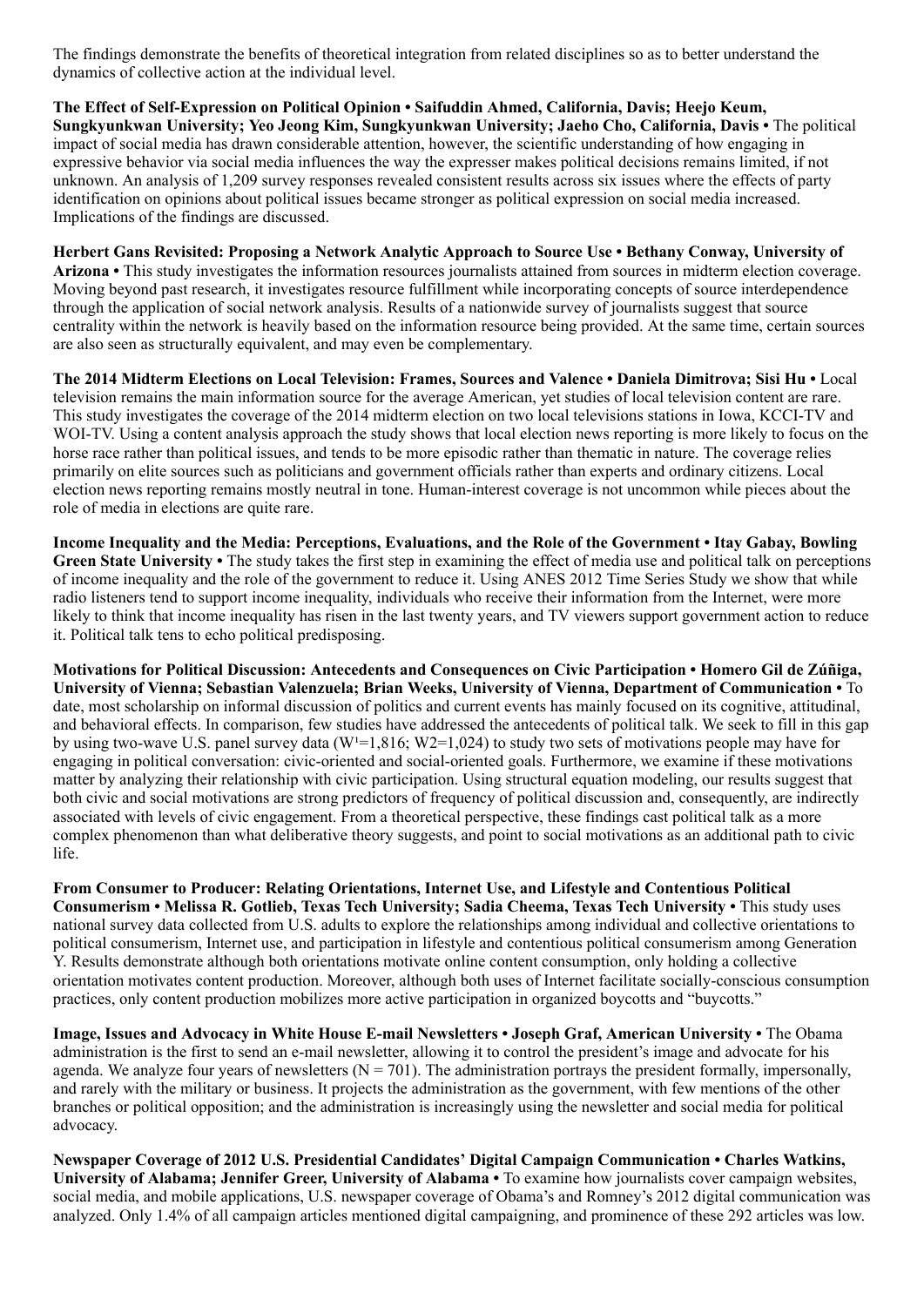The findings demonstrate the benefits of theoretical integration from related disciplines so as to better understand the dynamics of collective action at the individual level.

**The Effect of Self-Expression on Political Opinion • Saifuddin Ahmed, California, Davis; Heejo Keum, Sungkyunkwan University; Yeo Jeong Kim, Sungkyunkwan University; Jaeho Cho, California, Davis •** The political impact of social media has drawn considerable attention, however, the scientific understanding of how engaging in expressive behavior via social media influences the way the expresser makes political decisions remains limited, if not unknown. An analysis of 1,209 survey responses revealed consistent results across six issues where the effects of party identification on opinions about political issues became stronger as political expression on social media increased. Implications of the findings are discussed.

**Herbert Gans Revisited: Proposing a Network Analytic Approach to Source Use • Bethany Conway, University of Arizona •** This study investigates the information resources journalists attained from sources in midterm election coverage. Moving beyond past research, it investigates resource fulfillment while incorporating concepts of source interdependence through the application of social network analysis. Results of a nationwide survey of journalists suggest that source centrality within the network is heavily based on the information resource being provided. At the same time, certain sources are also seen as structurally equivalent, and may even be complementary.

**The 2014 Midterm Elections on Local Television: Frames, Sources and Valence • Daniela Dimitrova; Sisi Hu •** Local television remains the main information source for the average American, yet studies of local television content are rare. This study investigates the coverage of the 2014 midterm election on two local televisions stations in Iowa, KCCI-TV and WOI-TV. Using a content analysis approach the study shows that local election news reporting is more likely to focus on the horse race rather than political issues, and tends to be more episodic rather than thematic in nature. The coverage relies primarily on elite sources such as politicians and government officials rather than experts and ordinary citizens. Local election news reporting remains mostly neutral in tone. Human-interest coverage is not uncommon while pieces about the role of media in elections are quite rare.

**Income Inequality and the Media: Perceptions, Evaluations, and the Role of the Government • Itay Gabay, Bowling Green State University •** The study takes the first step in examining the effect of media use and political talk on perceptions of income inequality and the role of the government to reduce it. Using ANES 2012 Time Series Study we show that while radio listeners tend to support income inequality, individuals who receive their information from the Internet, were more likely to think that income inequality has risen in the last twenty years, and TV viewers support government action to reduce it. Political talk tens to echo political predisposing.

**Motivations for Political Discussion: Antecedents and Consequences on Civic Participation • Homero Gil de Zúñiga, University of Vienna; Sebastian Valenzuela; Brian Weeks, University of Vienna, Department of Communication •** To date, most scholarship on informal discussion of politics and current events has mainly focused on its cognitive, attitudinal, and behavioral effects. In comparison, few studies have addressed the antecedents of political talk. We seek to fill in this gap by using two-wave U.S. panel survey data ($W^1$=1,816; W2=1,024) to study two sets of motivations people may have for engaging in political conversation: civic-oriented and social-oriented goals. Furthermore, we examine if these motivations matter by analyzing their relationship with civic participation. Using structural equation modeling, our results suggest that both civic and social motivations are strong predictors of frequency of political discussion and, consequently, are indirectly associated with levels of civic engagement. From a theoretical perspective, these findings cast political talk as a more complex phenomenon than what deliberative theory suggests, and point to social motivations as an additional path to civic life.

**From Consumer to Producer: Relating Orientations, Internet Use, and Lifestyle and Contentious Political Consumerism • Melissa R. Gotlieb, Texas Tech University; Sadia Cheema, Texas Tech University •** This study uses national survey data collected from U.S. adults to explore the relationships among individual and collective orientations to political consumerism, Internet use, and participation in lifestyle and contentious political consumerism among Generation Y. Results demonstrate although both orientations motivate online content consumption, only holding a collective orientation motivates content production. Moreover, although both uses of Internet facilitate socially-conscious consumption practices, only content production mobilizes more active participation in organized boycotts and "buycotts."

**Image, Issues and Advocacy in White House E-mail Newsletters • Joseph Graf, American University •** The Obama administration is the first to send an e-mail newsletter, allowing it to control the president's image and advocate for his agenda. We analyze four years of newsletters (N = 701). The administration portrays the president formally, impersonally, and rarely with the military or business. It projects the administration as the government, with few mentions of the other branches or political opposition; and the administration is increasingly using the newsletter and social media for political advocacy.

**Newspaper Coverage of 2012 U.S. Presidential Candidates' Digital Campaign Communication • Charles Watkins, University of Alabama; Jennifer Greer, University of Alabama •** To examine how journalists cover campaign websites, social media, and mobile applications, U.S. newspaper coverage of Obama's and Romney's 2012 digital communication was analyzed. Only 1.4% of all campaign articles mentioned digital campaigning, and prominence of these 292 articles was low.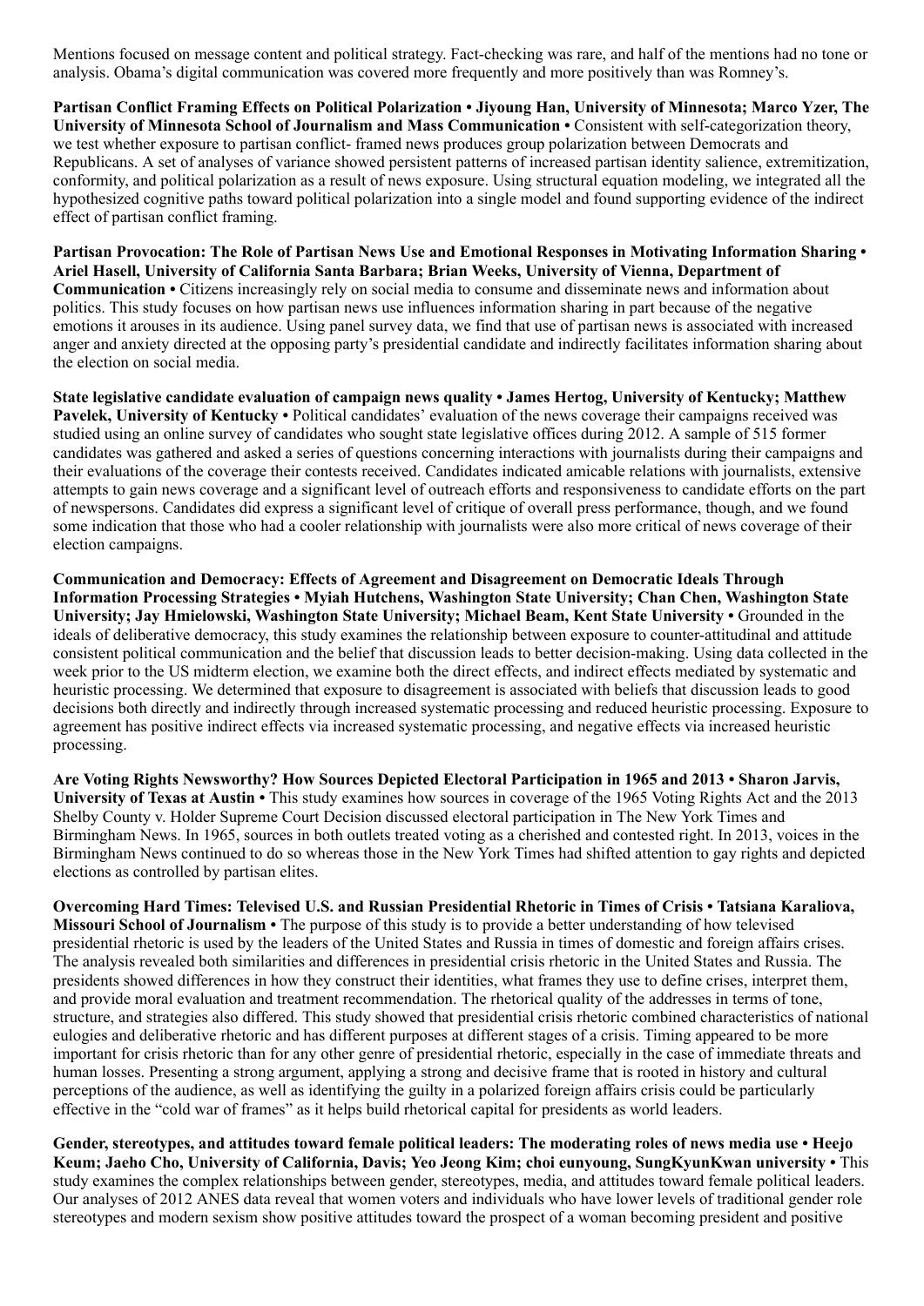Mentions focused on message content and political strategy. Fact-checking was rare, and half of the mentions had no tone or analysis. Obama's digital communication was covered more frequently and more positively than was Romney's.

**Partisan Conflict Framing Effects on Political Polarization • Jiyoung Han, University of Minnesota; Marco Yzer, The University of Minnesota School of Journalism and Mass Communication •** Consistent with self-categorization theory, we test whether exposure to partisan conflict- framed news produces group polarization between Democrats and Republicans. A set of analyses of variance showed persistent patterns of increased partisan identity salience, extremitization, conformity, and political polarization as a result of news exposure. Using structural equation modeling, we integrated all the hypothesized cognitive paths toward political polarization into a single model and found supporting evidence of the indirect effect of partisan conflict framing.

**Partisan Provocation: The Role of Partisan News Use and Emotional Responses in Motivating Information Sharing • Ariel Hasell, University of California Santa Barbara; Brian Weeks, University of Vienna, Department of Communication •** Citizens increasingly rely on social media to consume and disseminate news and information about politics. This study focuses on how partisan news use influences information sharing in part because of the negative emotions it arouses in its audience. Using panel survey data, we find that use of partisan news is associated with increased anger and anxiety directed at the opposing party's presidential candidate and indirectly facilitates information sharing about the election on social media.

**State legislative candidate evaluation of campaign news quality • James Hertog, University of Kentucky; Matthew Pavelek, University of Kentucky •** Political candidates' evaluation of the news coverage their campaigns received was studied using an online survey of candidates who sought state legislative offices during 2012. A sample of 515 former candidates was gathered and asked a series of questions concerning interactions with journalists during their campaigns and their evaluations of the coverage their contests received. Candidates indicated amicable relations with journalists, extensive attempts to gain news coverage and a significant level of outreach efforts and responsiveness to candidate efforts on the part of newspersons. Candidates did express a significant level of critique of overall press performance, though, and we found some indication that those who had a cooler relationship with journalists were also more critical of news coverage of their election campaigns.

**Communication and Democracy: Effects of Agreement and Disagreement on Democratic Ideals Through Information Processing Strategies • Myiah Hutchens, Washington State University; Chan Chen, Washington State University; Jay Hmielowski, Washington State University; Michael Beam, Kent State University •** Grounded in the ideals of deliberative democracy, this study examines the relationship between exposure to counter-attitudinal and attitude consistent political communication and the belief that discussion leads to better decision-making. Using data collected in the week prior to the US midterm election, we examine both the direct effects, and indirect effects mediated by systematic and heuristic processing. We determined that exposure to disagreement is associated with beliefs that discussion leads to good decisions both directly and indirectly through increased systematic processing and reduced heuristic processing. Exposure to agreement has positive indirect effects via increased systematic processing, and negative effects via increased heuristic processing.

**Are Voting Rights Newsworthy? How Sources Depicted Electoral Participation in 1965 and 2013 • Sharon Jarvis, University of Texas at Austin •** This study examines how sources in coverage of the 1965 Voting Rights Act and the 2013 Shelby County v. Holder Supreme Court Decision discussed electoral participation in The New York Times and Birmingham News. In 1965, sources in both outlets treated voting as a cherished and contested right. In 2013, voices in the Birmingham News continued to do so whereas those in the New York Times had shifted attention to gay rights and depicted elections as controlled by partisan elites.

**Overcoming Hard Times: Televised U.S. and Russian Presidential Rhetoric in Times of Crisis • Tatsiana Karaliova, Missouri School of Journalism •** The purpose of this study is to provide a better understanding of how televised presidential rhetoric is used by the leaders of the United States and Russia in times of domestic and foreign affairs crises. The analysis revealed both similarities and differences in presidential crisis rhetoric in the United States and Russia. The presidents showed differences in how they construct their identities, what frames they use to define crises, interpret them, and provide moral evaluation and treatment recommendation. The rhetorical quality of the addresses in terms of tone, structure, and strategies also differed. This study showed that presidential crisis rhetoric combined characteristics of national eulogies and deliberative rhetoric and has different purposes at different stages of a crisis. Timing appeared to be more important for crisis rhetoric than for any other genre of presidential rhetoric, especially in the case of immediate threats and human losses. Presenting a strong argument, applying a strong and decisive frame that is rooted in history and cultural perceptions of the audience, as well as identifying the guilty in a polarized foreign affairs crisis could be particularly effective in the "cold war of frames" as it helps build rhetorical capital for presidents as world leaders.

**Gender, stereotypes, and attitudes toward female political leaders: The moderating roles of news media use • Heejo Keum; Jaeho Cho, University of California, Davis; Yeo Jeong Kim; choi eunyoung, SungKyunKwan university •** This study examines the complex relationships between gender, stereotypes, media, and attitudes toward female political leaders. Our analyses of 2012 ANES data reveal that women voters and individuals who have lower levels of traditional gender role stereotypes and modern sexism show positive attitudes toward the prospect of a woman becoming president and positive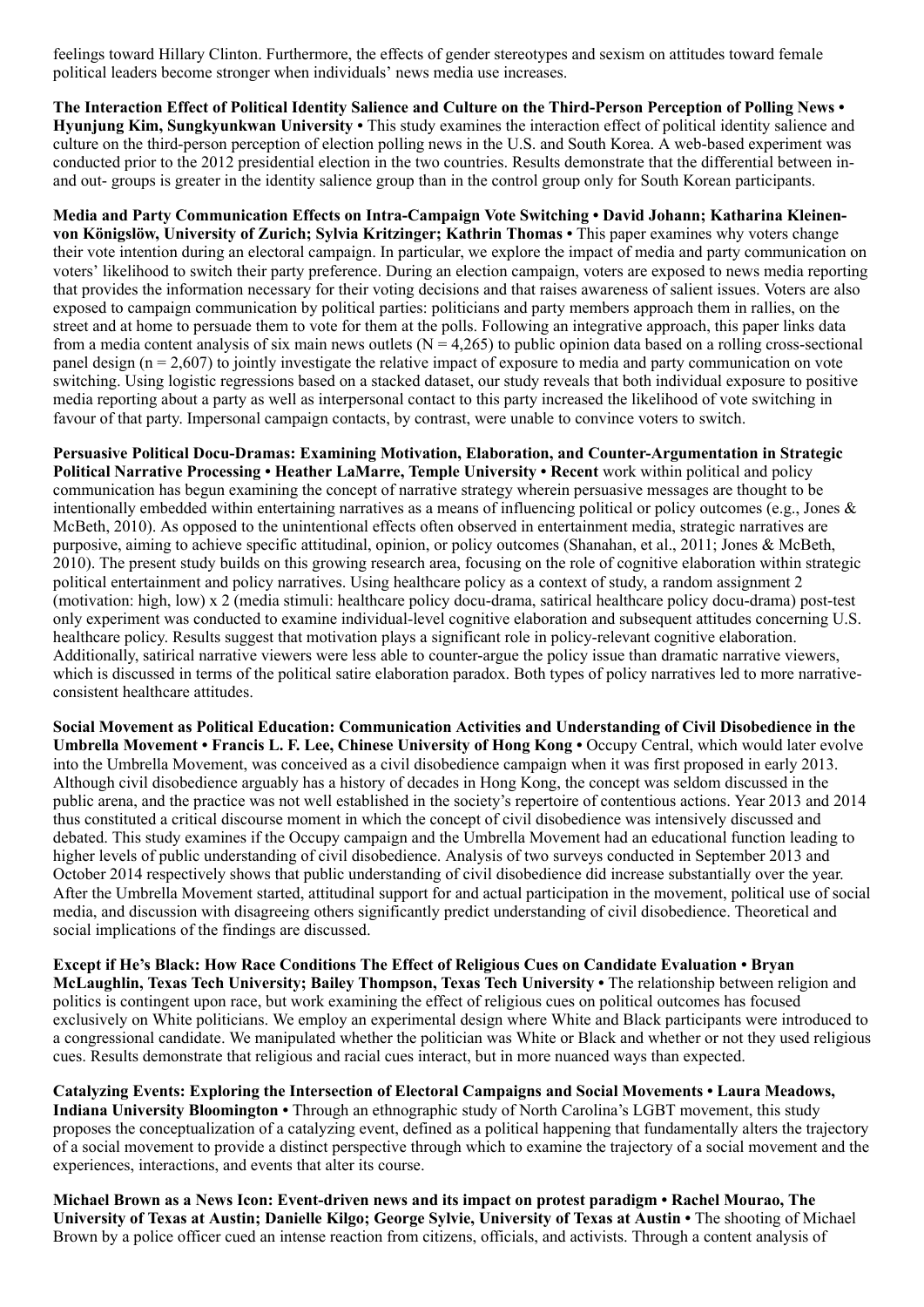feelings toward Hillary Clinton. Furthermore, the effects of gender stereotypes and sexism on attitudes toward female political leaders become stronger when individuals' news media use increases.

**The Interaction Effect of Political Identity Salience and Culture on the Third-Person Perception of Polling News • Hyunjung Kim, Sungkyunkwan University •** This study examines the interaction effect of political identity salience and culture on the third-person perception of election polling news in the U.S. and South Korea. A web-based experiment was conducted prior to the 2012 presidential election in the two countries. Results demonstrate that the differential between in- and out- groups is greater in the identity salience group than in the control group only for South Korean participants.

**Media and Party Communication Effects on Intra-Campaign Vote Switching • David Johann; Katharina Kleinen-von Königslöw, University of Zurich; Sylvia Kritzinger; Kathrin Thomas •** This paper examines why voters change their vote intention during an electoral campaign. In particular, we explore the impact of media and party communication on voters' likelihood to switch their party preference. During an election campaign, voters are exposed to news media reporting that provides the information necessary for their voting decisions and that raises awareness of salient issues. Voters are also exposed to campaign communication by political parties: politicians and party members approach them in rallies, on the street and at home to persuade them to vote for them at the polls. Following an integrative approach, this paper links data from a media content analysis of six main news outlets ($N = 4{,}265$) to public opinion data based on a rolling cross-sectional panel design ($n = 2{,}607$) to jointly investigate the relative impact of exposure to media and party communication on vote switching. Using logistic regressions based on a stacked dataset, our study reveals that both individual exposure to positive media reporting about a party as well as interpersonal contact to this party increased the likelihood of vote switching in favour of that party. Impersonal campaign contacts, by contrast, were unable to convince voters to switch.

**Persuasive Political Docu-Dramas: Examining Motivation, Elaboration, and Counter-Argumentation in Strategic Political Narrative Processing • Heather LaMarre, Temple University • Recent** work within political and policy communication has begun examining the concept of narrative strategy wherein persuasive messages are thought to be intentionally embedded within entertaining narratives as a means of influencing political or policy outcomes (e.g., Jones & McBeth, 2010). As opposed to the unintentional effects often observed in entertainment media, strategic narratives are purposive, aiming to achieve specific attitudinal, opinion, or policy outcomes (Shanahan, et al., 2011; Jones & McBeth, 2010). The present study builds on this growing research area, focusing on the role of cognitive elaboration within strategic political entertainment and policy narratives. Using healthcare policy as a context of study, a random assignment 2 (motivation: high, low) x 2 (media stimuli: healthcare policy docu-drama, satirical healthcare policy docu-drama) post-test only experiment was conducted to examine individual-level cognitive elaboration and subsequent attitudes concerning U.S. healthcare policy. Results suggest that motivation plays a significant role in policy-relevant cognitive elaboration. Additionally, satirical narrative viewers were less able to counter-argue the policy issue than dramatic narrative viewers, which is discussed in terms of the political satire elaboration paradox. Both types of policy narratives led to more narrative-consistent healthcare attitudes.

**Social Movement as Political Education: Communication Activities and Understanding of Civil Disobedience in the Umbrella Movement • Francis L. F. Lee, Chinese University of Hong Kong •** Occupy Central, which would later evolve into the Umbrella Movement, was conceived as a civil disobedience campaign when it was first proposed in early 2013. Although civil disobedience arguably has a history of decades in Hong Kong, the concept was seldom discussed in the public arena, and the practice was not well established in the society's repertoire of contentious actions. Year 2013 and 2014 thus constituted a critical discourse moment in which the concept of civil disobedience was intensively discussed and debated. This study examines if the Occupy campaign and the Umbrella Movement had an educational function leading to higher levels of public understanding of civil disobedience. Analysis of two surveys conducted in September 2013 and October 2014 respectively shows that public understanding of civil disobedience did increase substantially over the year. After the Umbrella Movement started, attitudinal support for and actual participation in the movement, political use of social media, and discussion with disagreeing others significantly predict understanding of civil disobedience. Theoretical and social implications of the findings are discussed.

**Except if He's Black: How Race Conditions The Effect of Religious Cues on Candidate Evaluation • Bryan McLaughlin, Texas Tech University; Bailey Thompson, Texas Tech University •** The relationship between religion and politics is contingent upon race, but work examining the effect of religious cues on political outcomes has focused exclusively on White politicians. We employ an experimental design where White and Black participants were introduced to a congressional candidate. We manipulated whether the politician was White or Black and whether or not they used religious cues. Results demonstrate that religious and racial cues interact, but in more nuanced ways than expected.

**Catalyzing Events: Exploring the Intersection of Electoral Campaigns and Social Movements • Laura Meadows, Indiana University Bloomington •** Through an ethnographic study of North Carolina's LGBT movement, this study proposes the conceptualization of a catalyzing event, defined as a political happening that fundamentally alters the trajectory of a social movement to provide a distinct perspective through which to examine the trajectory of a social movement and the experiences, interactions, and events that alter its course.

**Michael Brown as a News Icon: Event-driven news and its impact on protest paradigm • Rachel Mourao, The University of Texas at Austin; Danielle Kilgo; George Sylvie, University of Texas at Austin •** The shooting of Michael Brown by a police officer cued an intense reaction from citizens, officials, and activists. Through a content analysis of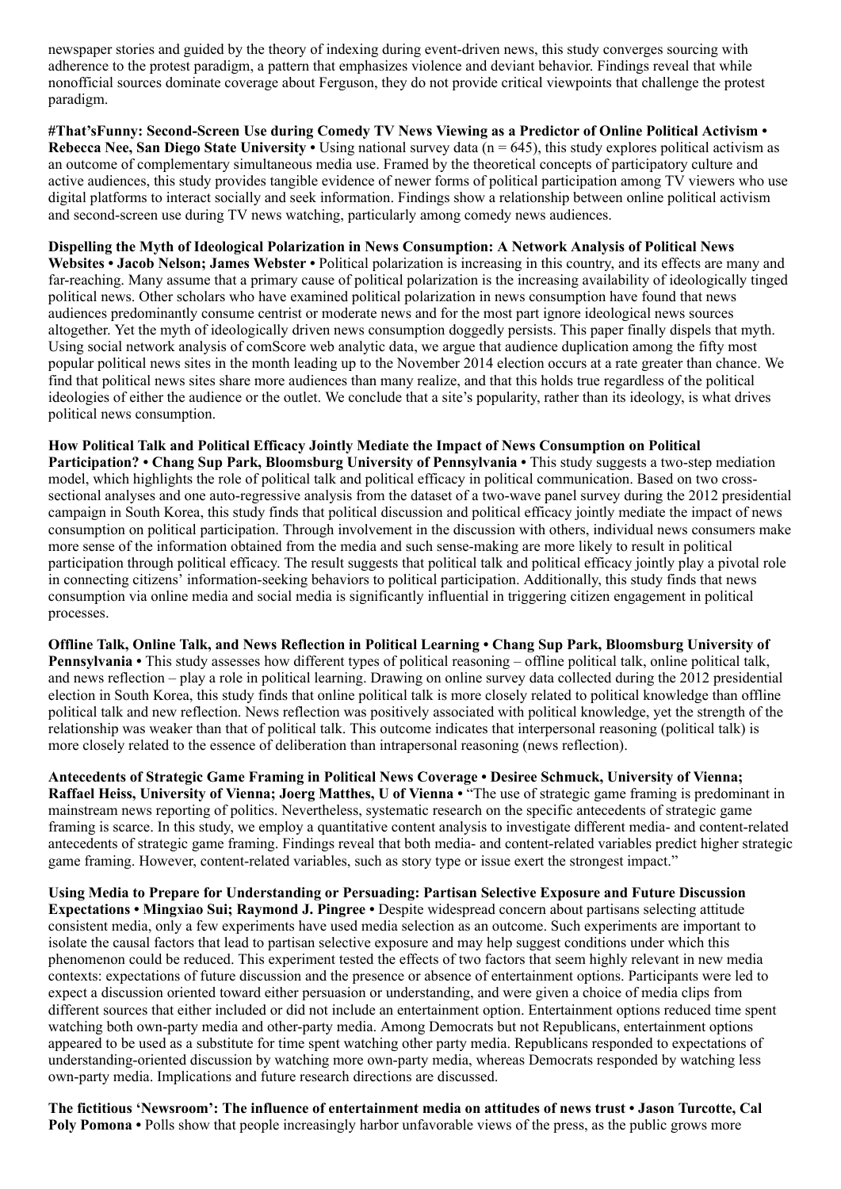newspaper stories and guided by the theory of indexing during event-driven news, this study converges sourcing with adherence to the protest paradigm, a pattern that emphasizes violence and deviant behavior. Findings reveal that while nonofficial sources dominate coverage about Ferguson, they do not provide critical viewpoints that challenge the protest paradigm.

**#That'sFunny: Second-Screen Use during Comedy TV News Viewing as a Predictor of Online Political Activism • Rebecca Nee, San Diego State University •** Using national survey data (n = 645), this study explores political activism as an outcome of complementary simultaneous media use. Framed by the theoretical concepts of participatory culture and active audiences, this study provides tangible evidence of newer forms of political participation among TV viewers who use digital platforms to interact socially and seek information. Findings show a relationship between online political activism and second-screen use during TV news watching, particularly among comedy news audiences.

**Dispelling the Myth of Ideological Polarization in News Consumption: A Network Analysis of Political News Websites • Jacob Nelson; James Webster •** Political polarization is increasing in this country, and its effects are many and far-reaching. Many assume that a primary cause of political polarization is the increasing availability of ideologically tinged political news. Other scholars who have examined political polarization in news consumption have found that news audiences predominantly consume centrist or moderate news and for the most part ignore ideological news sources altogether. Yet the myth of ideologically driven news consumption doggedly persists. This paper finally dispels that myth. Using social network analysis of comScore web analytic data, we argue that audience duplication among the fifty most popular political news sites in the month leading up to the November 2014 election occurs at a rate greater than chance. We find that political news sites share more audiences than many realize, and that this holds true regardless of the political ideologies of either the audience or the outlet. We conclude that a site's popularity, rather than its ideology, is what drives political news consumption.

**How Political Talk and Political Efficacy Jointly Mediate the Impact of News Consumption on Political Participation? • Chang Sup Park, Bloomsburg University of Pennsylvania •** This study suggests a two-step mediation model, which highlights the role of political talk and political efficacy in political communication. Based on two cross-sectional analyses and one auto-regressive analysis from the dataset of a two-wave panel survey during the 2012 presidential campaign in South Korea, this study finds that political discussion and political efficacy jointly mediate the impact of news consumption on political participation. Through involvement in the discussion with others, individual news consumers make more sense of the information obtained from the media and such sense-making are more likely to result in political participation through political efficacy. The result suggests that political talk and political efficacy jointly play a pivotal role in connecting citizens' information-seeking behaviors to political participation. Additionally, this study finds that news consumption via online media and social media is significantly influential in triggering citizen engagement in political processes.

**Offline Talk, Online Talk, and News Reflection in Political Learning • Chang Sup Park, Bloomsburg University of Pennsylvania •** This study assesses how different types of political reasoning – offline political talk, online political talk, and news reflection – play a role in political learning. Drawing on online survey data collected during the 2012 presidential election in South Korea, this study finds that online political talk is more closely related to political knowledge than offline political talk and news reflection. News reflection was positively associated with political knowledge, yet the strength of the relationship was weaker than that of political talk. This outcome indicates that interpersonal reasoning (political talk) is more closely related to the essence of deliberation than intrapersonal reasoning (news reflection).

**Antecedents of Strategic Game Framing in Political News Coverage • Desiree Schmuck, University of Vienna; Raffael Heiss, University of Vienna; Joerg Matthes, U of Vienna •** "The use of strategic game framing is predominant in mainstream news reporting of politics. Nevertheless, systematic research on the specific antecedents of strategic game framing is scarce. In this study, we employ a quantitative content analysis to investigate different media- and content-related antecedents of strategic game framing. Findings reveal that both media- and content-related variables predict higher strategic game framing. However, content-related variables, such as story type or issue exert the strongest impact."

**Using Media to Prepare for Understanding or Persuading: Partisan Selective Exposure and Future Discussion Expectations • Mingxiao Sui; Raymond J. Pingree •** Despite widespread concern about partisans selecting attitude consistent media, only a few experiments have used media selection as an outcome. Such experiments are important to isolate the causal factors that lead to partisan selective exposure and may help suggest conditions under which this phenomenon could be reduced. This experiment tested the effects of two factors that seem highly relevant in new media contexts: expectations of future discussion and the presence or absence of entertainment options. Participants were led to expect a discussion oriented toward either persuasion or understanding, and were given a choice of media clips from different sources that either included or did not include an entertainment option. Entertainment options reduced time spent watching both own-party media and other-party media. Among Democrats but not Republicans, entertainment options appeared to be used as a substitute for time spent watching other party media. Republicans responded to expectations of understanding-oriented discussion by watching more own-party media, whereas Democrats responded by watching less own-party media. Implications and future research directions are discussed.

**The fictitious 'Newsroom': The influence of entertainment media on attitudes of news trust • Jason Turcotte, Cal Poly Pomona •** Polls show that people increasingly harbor unfavorable views of the press, as the public grows more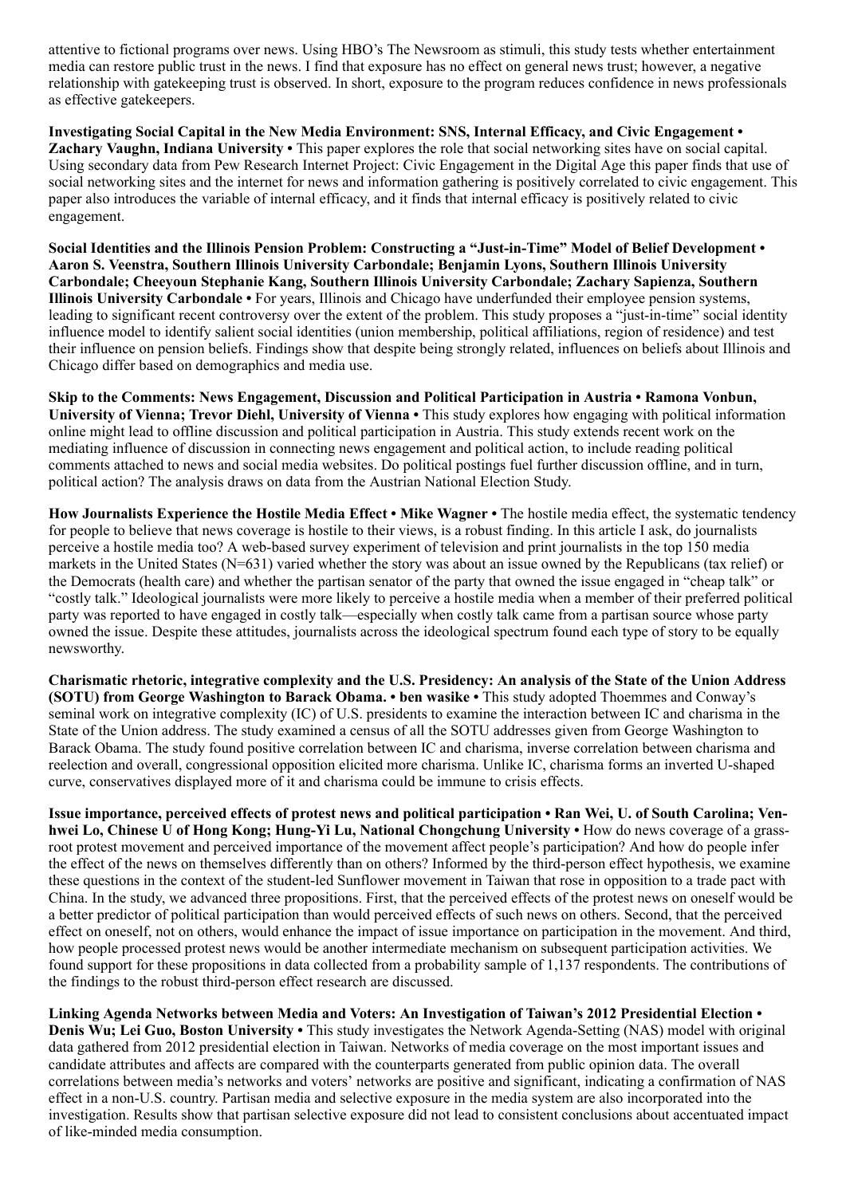attentive to fictional programs over news. Using HBO's The Newsroom as stimuli, this study tests whether entertainment media can restore public trust in the news. I find that exposure has no effect on general news trust; however, a negative relationship with gatekeeping trust is observed. In short, exposure to the program reduces confidence in news professionals as effective gatekeepers.

**Investigating Social Capital in the New Media Environment: SNS, Internal Efficacy, and Civic Engagement • Zachary Vaughn, Indiana University •** This paper explores the role that social networking sites have on social capital. Using secondary data from Pew Research Internet Project: Civic Engagement in the Digital Age this paper finds that use of social networking sites and the internet for news and information gathering is positively correlated to civic engagement. This paper also introduces the variable of internal efficacy, and it finds that internal efficacy is positively related to civic engagement.

**Social Identities and the Illinois Pension Problem: Constructing a "Just-in-Time" Model of Belief Development • Aaron S. Veenstra, Southern Illinois University Carbondale; Benjamin Lyons, Southern Illinois University Carbondale; Cheeyoun Stephanie Kang, Southern Illinois University Carbondale; Zachary Sapienza, Southern Illinois University Carbondale •** For years, Illinois and Chicago have underfunded their employee pension systems, leading to significant recent controversy over the extent of the problem. This study proposes a "just-in-time" social identity influence model to identify salient social identities (union membership, political affiliations, region of residence) and test their influence on pension beliefs. Findings show that despite being strongly related, influences on beliefs about Illinois and Chicago differ based on demographics and media use.

**Skip to the Comments: News Engagement, Discussion and Political Participation in Austria • Ramona Vonbun, University of Vienna; Trevor Diehl, University of Vienna •** This study explores how engaging with political information online might lead to offline discussion and political participation in Austria. This study extends recent work on the mediating influence of discussion in connecting news engagement and political action, to include reading political comments attached to news and social media websites. Do political postings fuel further discussion offline, and in turn, political action? The analysis draws on data from the Austrian National Election Study.

**How Journalists Experience the Hostile Media Effect • Mike Wagner •** The hostile media effect, the systematic tendency for people to believe that news coverage is hostile to their views, is a robust finding. In this article I ask, do journalists perceive a hostile media too? A web-based survey experiment of television and print journalists in the top 150 media markets in the United States (N=631) varied whether the story was about an issue owned by the Republicans (tax relief) or the Democrats (health care) and whether the partisan senator of the party that owned the issue engaged in "cheap talk" or "costly talk." Ideological journalists were more likely to perceive a hostile media when a member of their preferred political party was reported to have engaged in costly talk—especially when costly talk came from a partisan source whose party owned the issue. Despite these attitudes, journalists across the ideological spectrum found each type of story to be equally newsworthy.

**Charismatic rhetoric, integrative complexity and the U.S. Presidency: An analysis of the State of the Union Address (SOTU) from George Washington to Barack Obama. • ben wasike •** This study adopted Thoemmes and Conway's seminal work on integrative complexity (IC) of U.S. presidents to examine the interaction between IC and charisma in the State of the Union address. The study examined a census of all the SOTU addresses given from George Washington to Barack Obama. The study found positive correlation between IC and charisma, inverse correlation between charisma and reelection and overall, congressional opposition elicited more charisma. Unlike IC, charisma forms an inverted U-shaped curve, conservatives displayed more of it and charisma could be immune to crisis effects.

**Issue importance, perceived effects of protest news and political participation • Ran Wei, U. of South Carolina; Ven-hwei Lo, Chinese U of Hong Kong; Hung-Yi Lu, National Chongchung University •** How do news coverage of a grass-root protest movement and perceived importance of the movement affect people's participation? And how do people infer the effect of the news on themselves differently than on others? Informed by the third-person effect hypothesis, we examine these questions in the context of the student-led Sunflower movement in Taiwan that rose in opposition to a trade pact with China. In the study, we advanced three propositions. First, that the perceived effects of the protest news on oneself would be a better predictor of political participation than would perceived effects of such news on others. Second, that the perceived effect on oneself, not on others, would enhance the impact of issue importance on participation in the movement. And third, how people processed protest news would be another intermediate mechanism on subsequent participation activities. We found support for these propositions in data collected from a probability sample of 1,137 respondents. The contributions of the findings to the robust third-person effect research are discussed.

**Linking Agenda Networks between Media and Voters: An Investigation of Taiwan's 2012 Presidential Election • Denis Wu; Lei Guo, Boston University •** This study investigates the Network Agenda-Setting (NAS) model with original data gathered from 2012 presidential election in Taiwan. Networks of media coverage on the most important issues and candidate attributes and affects are compared with the counterparts generated from public opinion data. The overall correlations between media's networks and voters' networks are positive and significant, indicating a confirmation of NAS effect in a non-U.S. country. Partisan media and selective exposure in the media system are also incorporated into the investigation. Results show that partisan selective exposure did not lead to consistent conclusions about accentuated impact of like-minded media consumption.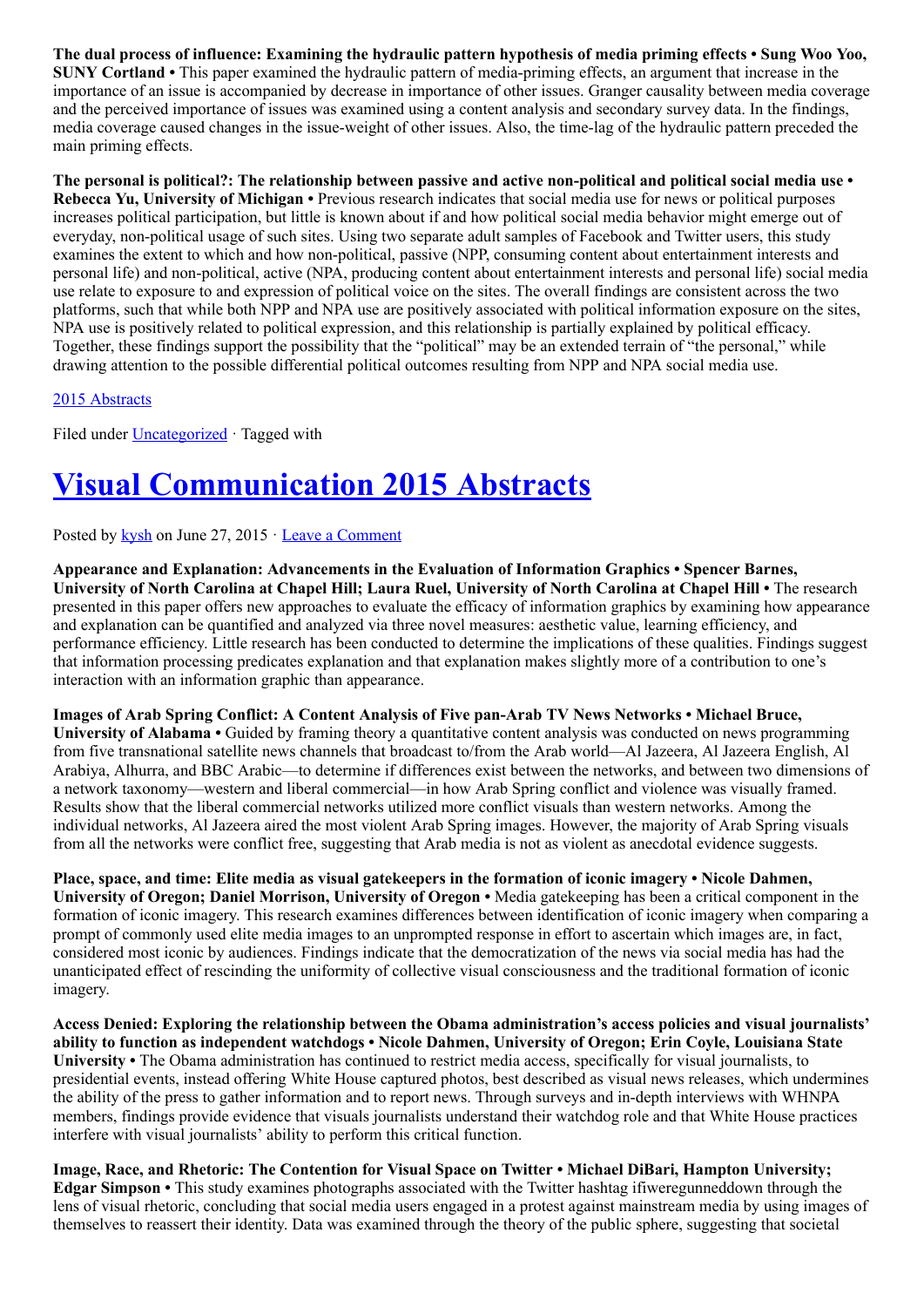**The dual process of influence: Examining the hydraulic pattern hypothesis of media priming effects • Sung Woo Yoo, SUNY Cortland •** This paper examined the hydraulic pattern of media-priming effects, an argument that increase in the importance of an issue is accompanied by decrease in importance of other issues. Granger causality between media coverage and the perceived importance of issues was examined using a content analysis and secondary survey data. In the findings, media coverage caused changes in the issue-weight of other issues. Also, the time-lag of the hydraulic pattern preceded the main priming effects.

**The personal is political?: The relationship between passive and active non-political and political social media use • Rebecca Yu, University of Michigan •** Previous research indicates that social media use for news or political purposes increases political participation, but little is known about if and how political social media behavior might emerge out of everyday, non-political usage of such sites. Using two separate adult samples of Facebook and Twitter users, this study examines the extent to which and how non-political, passive (NPP, consuming content about entertainment interests and personal life) and non-political, active (NPA, producing content about entertainment interests and personal life) social media use relate to exposure to and expression of political voice on the sites. The overall findings are consistent across the two platforms, such that while both NPP and NPA use are positively associated with political information exposure on the sites, NPA use is positively related to political expression, and this relationship is partially explained by political efficacy. Together, these findings support the possibility that the "political" may be an extended terrain of "the personal," while drawing attention to the possible differential political outcomes resulting from NPP and NPA social media use.

2015 Abstracts

Filed under Uncategorized · Tagged with

# Visual Communication 2015 Abstracts

Posted by kysh on June 27, 2015 · Leave a Comment

**Appearance and Explanation: Advancements in the Evaluation of Information Graphics • Spencer Barnes, University of North Carolina at Chapel Hill; Laura Ruel, University of North Carolina at Chapel Hill •** The research presented in this paper offers new approaches to evaluate the efficacy of information graphics by examining how appearance and explanation can be quantified and analyzed via three novel measures: aesthetic value, learning efficiency, and performance efficiency. Little research has been conducted to determine the implications of these qualities. Findings suggest that information processing predicates explanation and that explanation makes slightly more of a contribution to one's interaction with an information graphic than appearance.

**Images of Arab Spring Conflict: A Content Analysis of Five pan-Arab TV News Networks • Michael Bruce, University of Alabama •** Guided by framing theory a quantitative content analysis was conducted on news programming from five transnational satellite news channels that broadcast to/from the Arab world—Al Jazeera, Al Jazeera English, Al Arabiya, Alhurra, and BBC Arabic—to determine if differences exist between the networks, and between two dimensions of a network taxonomy—western and liberal commercial—in how Arab Spring conflict and violence was visually framed. Results show that the liberal commercial networks utilized more conflict visuals than western networks. Among the individual networks, Al Jazeera aired the most violent Arab Spring images. However, the majority of Arab Spring visuals from all the networks were conflict free, suggesting that Arab media is not as violent as anecdotal evidence suggests.

**Place, space, and time: Elite media as visual gatekeepers in the formation of iconic imagery • Nicole Dahmen, University of Oregon; Daniel Morrison, University of Oregon •** Media gatekeeping has been a critical component in the formation of iconic imagery. This research examines differences between identification of iconic imagery when comparing a prompt of commonly used elite media images to an unprompted response in effort to ascertain which images are, in fact, considered most iconic by audiences. Findings indicate that the democratization of the news via social media has had the unanticipated effect of rescinding the uniformity of collective visual consciousness and the traditional formation of iconic imagery.

**Access Denied: Exploring the relationship between the Obama administration's access policies and visual journalists' ability to function as independent watchdogs • Nicole Dahmen, University of Oregon; Erin Coyle, Louisiana State University •** The Obama administration has continued to restrict media access, specifically for visual journalists, to presidential events, instead offering White House captured photos, best described as visual news releases, which undermines the ability of the press to gather information and to report news. Through surveys and in-depth interviews with WHNPA members, findings provide evidence that visuals journalists understand their watchdog role and that White House practices interfere with visual journalists' ability to perform this critical function.

**Image, Race, and Rhetoric: The Contention for Visual Space on Twitter • Michael DiBari, Hampton University; Edgar Simpson •** This study examines photographs associated with the Twitter hashtag ifiweregunneddown through the lens of visual rhetoric, concluding that social media users engaged in a protest against mainstream media by using images of themselves to reassert their identity. Data was examined through the theory of the public sphere, suggesting that societal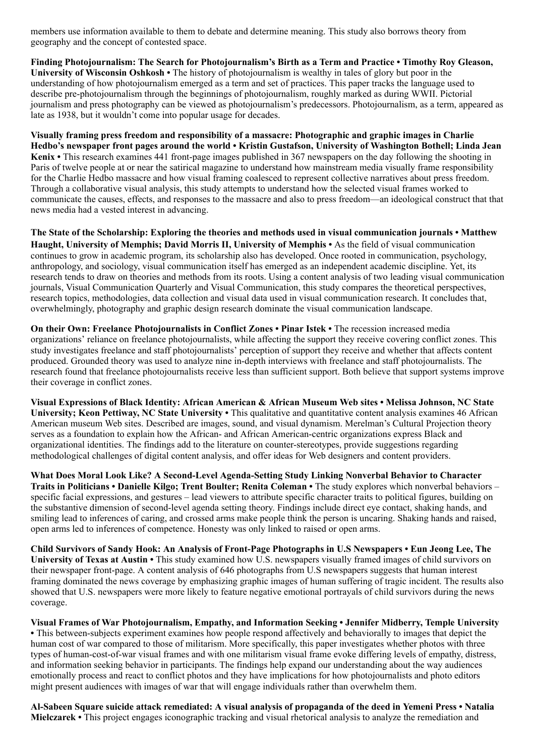members use information available to them to debate and determine meaning. This study also borrows theory from geography and the concept of contested space.

**Finding Photojournalism: The Search for Photojournalism's Birth as a Term and Practice • Timothy Roy Gleason, University of Wisconsin Oshkosh •** The history of photojournalism is wealthy in tales of glory but poor in the understanding of how photojournalism emerged as a term and set of practices. This paper tracks the language used to describe pre-photojournalism through the beginnings of photojournalism, roughly marked as during WWII. Pictorial journalism and press photography can be viewed as photojournalism's predecessors. Photojournalism, as a term, appeared as late as 1938, but it wouldn't come into popular usage for decades.

**Visually framing press freedom and responsibility of a massacre: Photographic and graphic images in Charlie Hedbo's newspaper front pages around the world • Kristin Gustafson, University of Washington Bothell; Linda Jean Kenix •** This research examines 441 front-page images published in 367 newspapers on the day following the shooting in Paris of twelve people at or near the satirical magazine to understand how mainstream media visually frame responsibility for the Charlie Hedbo massacre and how visual framing coalesced to represent collective narratives about press freedom. Through a collaborative visual analysis, this study attempts to understand how the selected visual frames worked to communicate the causes, effects, and responses to the massacre and also to press freedom—an ideological construct that that news media had a vested interest in advancing.

**The State of the Scholarship: Exploring the theories and methods used in visual communication journals • Matthew Haught, University of Memphis; David Morris II, University of Memphis •** As the field of visual communication continues to grow in academic program, its scholarship also has developed. Once rooted in communication, psychology, anthropology, and sociology, visual communication itself has emerged as an independent academic discipline. Yet, its research tends to draw on theories and methods from its roots. Using a content analysis of two leading visual communication journals, Visual Communication Quarterly and Visual Communication, this study compares the theoretical perspectives, research topics, methodologies, data collection and visual data used in visual communication research. It concludes that, overwhelmingly, photography and graphic design research dominate the visual communication landscape.

**On their Own: Freelance Photojournalists in Conflict Zones • Pinar Istek •** The recession increased media organizations' reliance on freelance photojournalists, while affecting the support they receive covering conflict zones. This study investigates freelance and staff photojournalists' perception of support they receive and whether that affects content produced. Grounded theory was used to analyze nine in-depth interviews with freelance and staff photojournalists. The research found that freelance photojournalists receive less than sufficient support. Both believe that support systems improve their coverage in conflict zones.

**Visual Expressions of Black Identity: African American & African Museum Web sites • Melissa Johnson, NC State University; Keon Pettiway, NC State University •** This qualitative and quantitative content analysis examines 46 African American museum Web sites. Described are images, sound, and visual dynamism. Merelman's Cultural Projection theory serves as a foundation to explain how the African- and African American-centric organizations express Black and organizational identities. The findings add to the literature on counter-stereotypes, provide suggestions regarding methodological challenges of digital content analysis, and offer ideas for Web designers and content providers.

**What Does Moral Look Like? A Second-Level Agenda-Setting Study Linking Nonverbal Behavior to Character Traits in Politicians • Danielle Kilgo; Trent Boulter; Renita Coleman •** The study explores which nonverbal behaviors – specific facial expressions, and gestures – lead viewers to attribute specific character traits to political figures, building on the substantive dimension of second-level agenda setting theory. Findings include direct eye contact, shaking hands, and smiling lead to inferences of caring, and crossed arms make people think the person is uncaring. Shaking hands and raised, open arms led to inferences of competence. Honesty was only linked to raised or open arms.

**Child Survivors of Sandy Hook: An Analysis of Front-Page Photographs in U.S Newspapers • Eun Jeong Lee, The University of Texas at Austin •** This study examined how U.S. newspapers visually framed images of child survivors on their newspaper front-page. A content analysis of 646 photographs from U.S newspapers suggests that human interest framing dominated the news coverage by emphasizing graphic images of human suffering of tragic incident. The results also showed that U.S. newspapers were more likely to feature negative emotional portrayals of child survivors during the news coverage.

**Visual Frames of War Photojournalism, Empathy, and Information Seeking • Jennifer Midberry, Temple University •** This between-subjects experiment examines how people respond affectively and behaviorally to images that depict the human cost of war compared to those of militarism. More specifically, this paper investigates whether photos with three types of human-cost-of-war visual frames and with one militarism visual frame evoke differing levels of empathy, distress, and information seeking behavior in participants. The findings help expand our understanding about the way audiences emotionally process and react to conflict photos and they have implications for how photojournalists and photo editors might present audiences with images of war that will engage individuals rather than overwhelm them.

**Al-Sabeen Square suicide attack remediated: A visual analysis of propaganda of the deed in Yemeni Press • Natalia Mielczarek •** This project engages iconographic tracking and visual rhetorical analysis to analyze the remediation and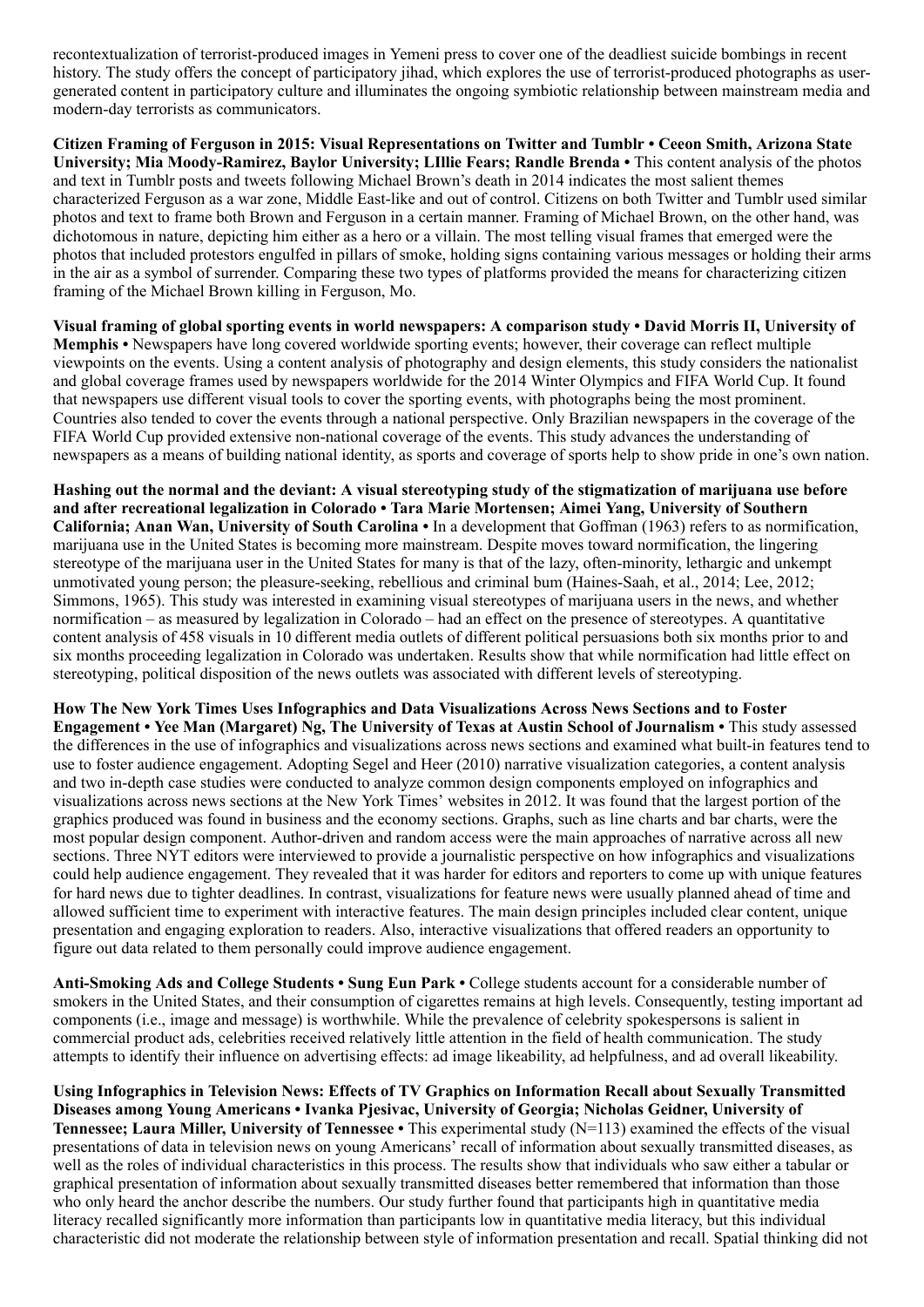recontextualization of terrorist-produced images in Yemeni press to cover one of the deadliest suicide bombings in recent history. The study offers the concept of participatory jihad, which explores the use of terrorist-produced photographs as user-generated content in participatory culture and illuminates the ongoing symbiotic relationship between mainstream media and modern-day terrorists as communicators.

**Citizen Framing of Ferguson in 2015: Visual Representations on Twitter and Tumblr • Ceeon Smith, Arizona State University; Mia Moody-Ramirez, Baylor University; LIllie Fears; Randle Brenda •** This content analysis of the photos and text in Tumblr posts and tweets following Michael Brown's death in 2014 indicates the most salient themes characterized Ferguson as a war zone, Middle East-like and out of control. Citizens on both Twitter and Tumblr used similar photos and text to frame both Brown and Ferguson in a certain manner. Framing of Michael Brown, on the other hand, was dichotomous in nature, depicting him either as a hero or a villain. The most telling visual frames that emerged were the photos that included protestors engulfed in pillars of smoke, holding signs containing various messages or holding their arms in the air as a symbol of surrender. Comparing these two types of platforms provided the means for characterizing citizen framing of the Michael Brown killing in Ferguson, Mo.

**Visual framing of global sporting events in world newspapers: A comparison study • David Morris II, University of Memphis •** Newspapers have long covered worldwide sporting events; however, their coverage can reflect multiple viewpoints on the events. Using a content analysis of photography and design elements, this study considers the nationalist and global coverage frames used by newspapers worldwide for the 2014 Winter Olympics and FIFA World Cup. It found that newspapers use different visual tools to cover the sporting events, with photographs being the most prominent. Countries also tended to cover the events through a national perspective. Only Brazilian newspapers in the coverage of the FIFA World Cup provided extensive non-national coverage of the events. This study advances the understanding of newspapers as a means of building national identity, as sports and coverage of sports help to show pride in one's own nation.

**Hashing out the normal and the deviant: A visual stereotyping study of the stigmatization of marijuana use before and after recreational legalization in Colorado • Tara Marie Mortensen; Aimei Yang, University of Southern California; Anan Wan, University of South Carolina •** In a development that Goffman (1963) refers to as normification, marijuana use in the United States is becoming more mainstream. Despite moves toward normification, the lingering stereotype of the marijuana user in the United States for many is that of the lazy, often-minority, lethargic and unkempt unmotivated young person; the pleasure-seeking, rebellious and criminal bum (Haines-Saah, et al., 2014; Lee, 2012; Simmons, 1965). This study was interested in examining visual stereotypes of marijuana users in the news, and whether normification – as measured by legalization in Colorado – had an effect on the presence of stereotypes. A quantitative content analysis of 458 visuals in 10 different media outlets of different political persuasions both six months prior to and six months proceeding legalization in Colorado was undertaken. Results show that while normification had little effect on stereotyping, political disposition of the news outlets was associated with different levels of stereotyping.

**How The New York Times Uses Infographics and Data Visualizations Across News Sections and to Foster Engagement • Yee Man (Margaret) Ng, The University of Texas at Austin School of Journalism •** This study assessed the differences in the use of infographics and visualizations across news sections and examined what built-in features tend to use to foster audience engagement. Adopting Segel and Heer (2010) narrative visualization categories, a content analysis and two in-depth case studies were conducted to analyze common design components employed on infographics and visualizations across news sections at the New York Times' websites in 2012. It was found that the largest portion of the graphics produced was found in business and the economy sections. Graphs, such as line charts and bar charts, were the most popular design component. Author-driven and random access were the main approaches of narrative across all new sections. Three NYT editors were interviewed to provide a journalistic perspective on how infographics and visualizations could help audience engagement. They revealed that it was harder for editors and reporters to come up with unique features for hard news due to tighter deadlines. In contrast, visualizations for feature news were usually planned ahead of time and allowed sufficient time to experiment with interactive features. The main design principles included clear content, unique presentation and engaging exploration to readers. Also, interactive visualizations that offered readers an opportunity to figure out data related to them personally could improve audience engagement.

**Anti-Smoking Ads and College Students • Sung Eun Park •** College students account for a considerable number of smokers in the United States, and their consumption of cigarettes remains at high levels. Consequently, testing important ad components (i.e., image and message) is worthwhile. While the prevalence of celebrity spokespersons is salient in commercial product ads, celebrities received relatively little attention in the field of health communication. The study attempts to identify their influence on advertising effects: ad image likeability, ad helpfulness, and ad overall likeability.

**Using Infographics in Television News: Effects of TV Graphics on Information Recall about Sexually Transmitted Diseases among Young Americans • Ivanka Pjesivac, University of Georgia; Nicholas Geidner, University of Tennessee; Laura Miller, University of Tennessee •** This experimental study (N=113) examined the effects of the visual presentations of data in television news on young Americans' recall of information about sexually transmitted diseases, as well as the roles of individual characteristics in this process. The results show that individuals who saw either a tabular or graphical presentation of information about sexually transmitted diseases better remembered that information than those who only heard the anchor describe the numbers. Our study further found that participants high in quantitative media literacy recalled significantly more information than participants low in quantitative media literacy, but this individual characteristic did not moderate the relationship between style of information presentation and recall. Spatial thinking did not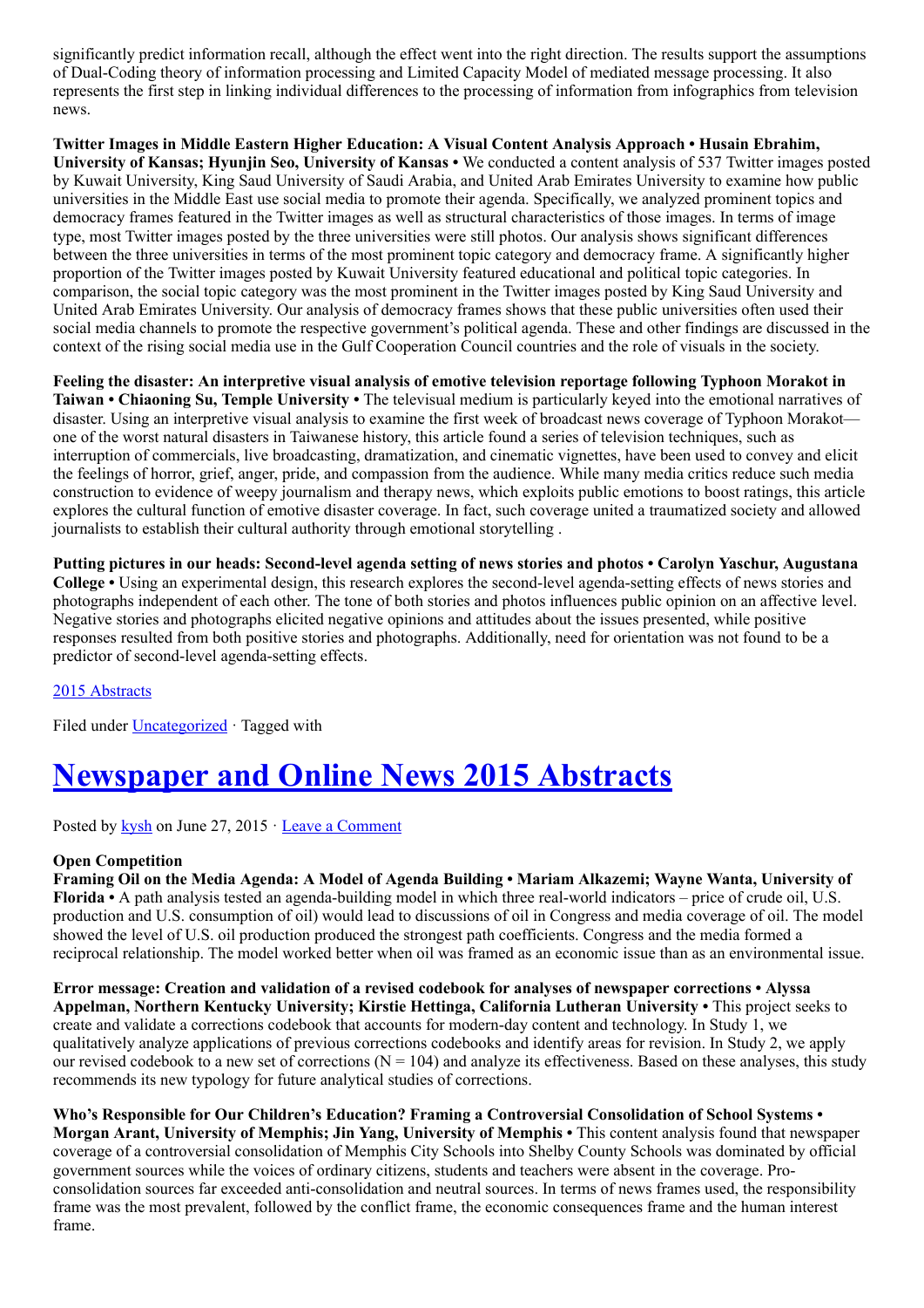significantly predict information recall, although the effect went into the right direction. The results support the assumptions of Dual-Coding theory of information processing and Limited Capacity Model of mediated message processing. It also represents the first step in linking individual differences to the processing of information from infographics from television news.

**Twitter Images in Middle Eastern Higher Education: A Visual Content Analysis Approach • Husain Ebrahim, University of Kansas; Hyunjin Seo, University of Kansas •** We conducted a content analysis of 537 Twitter images posted by Kuwait University, King Saud University of Saudi Arabia, and United Arab Emirates University to examine how public universities in the Middle East use social media to promote their agenda. Specifically, we analyzed prominent topics and democracy frames featured in the Twitter images as well as structural characteristics of those images. In terms of image type, most Twitter images posted by the three universities were still photos. Our analysis shows significant differences between the three universities in terms of the most prominent topic category and democracy frame. A significantly higher proportion of the Twitter images posted by Kuwait University featured educational and political topic categories. In comparison, the social topic category was the most prominent in the Twitter images posted by King Saud University and United Arab Emirates University. Our analysis of democracy frames shows that these public universities often used their social media channels to promote the respective government's political agenda. These and other findings are discussed in the context of the rising social media use in the Gulf Cooperation Council countries and the role of visuals in the society.

**Feeling the disaster: An interpretive visual analysis of emotive television reportage following Typhoon Morakot in Taiwan • Chiaoning Su, Temple University •** The televisual medium is particularly keyed into the emotional narratives of disaster. Using an interpretive visual analysis to examine the first week of broadcast news coverage of Typhoon Morakot—one of the worst natural disasters in Taiwanese history, this article found a series of television techniques, such as interruption of commercials, live broadcasting, dramatization, and cinematic vignettes, have been used to convey and elicit the feelings of horror, grief, anger, pride, and compassion from the audience. While many media critics reduce such media construction to evidence of weepy journalism and therapy news, which exploits public emotions to boost ratings, this article explores the cultural function of emotive disaster coverage. In fact, such coverage united a traumatized society and allowed journalists to establish their cultural authority through emotional storytelling .

**Putting pictures in our heads: Second-level agenda setting of news stories and photos • Carolyn Yaschur, Augustana College •** Using an experimental design, this research explores the second-level agenda-setting effects of news stories and photographs independent of each other. The tone of both stories and photos influences public opinion on an affective level. Negative stories and photographs elicited negative opinions and attitudes about the issues presented, while positive responses resulted from both positive stories and photographs. Additionally, need for orientation was not found to be a predictor of second-level agenda-setting effects.

2015 Abstracts

Filed under Uncategorized · Tagged with

# Newspaper and Online News 2015 Abstracts

Posted by kysh on June 27, 2015 · Leave a Comment

**Open Competition**

**Framing Oil on the Media Agenda: A Model of Agenda Building • Mariam Alkazemi; Wayne Wanta, University of Florida •** A path analysis tested an agenda-building model in which three real-world indicators – price of crude oil, U.S. production and U.S. consumption of oil) would lead to discussions of oil in Congress and media coverage of oil. The model showed the level of U.S. oil production produced the strongest path coefficients. Congress and the media formed a reciprocal relationship. The model worked better when oil was framed as an economic issue than as an environmental issue.

**Error message: Creation and validation of a revised codebook for analyses of newspaper corrections • Alyssa Appelman, Northern Kentucky University; Kirstie Hettinga, California Lutheran University •** This project seeks to create and validate a corrections codebook that accounts for modern-day content and technology. In Study 1, we qualitatively analyze applications of previous corrections codebooks and identify areas for revision. In Study 2, we apply our revised codebook to a new set of corrections (N = 104) and analyze its effectiveness. Based on these analyses, this study recommends its new typology for future analytical studies of corrections.

**Who's Responsible for Our Children's Education? Framing a Controversial Consolidation of School Systems • Morgan Arant, University of Memphis; Jin Yang, University of Memphis •** This content analysis found that newspaper coverage of a controversial consolidation of Memphis City Schools into Shelby County Schools was dominated by official government sources while the voices of ordinary citizens, students and teachers were absent in the coverage. Pro-consolidation sources far exceeded anti-consolidation and neutral sources. In terms of news frames used, the responsibility frame was the most prevalent, followed by the conflict frame, the economic consequences frame and the human interest frame.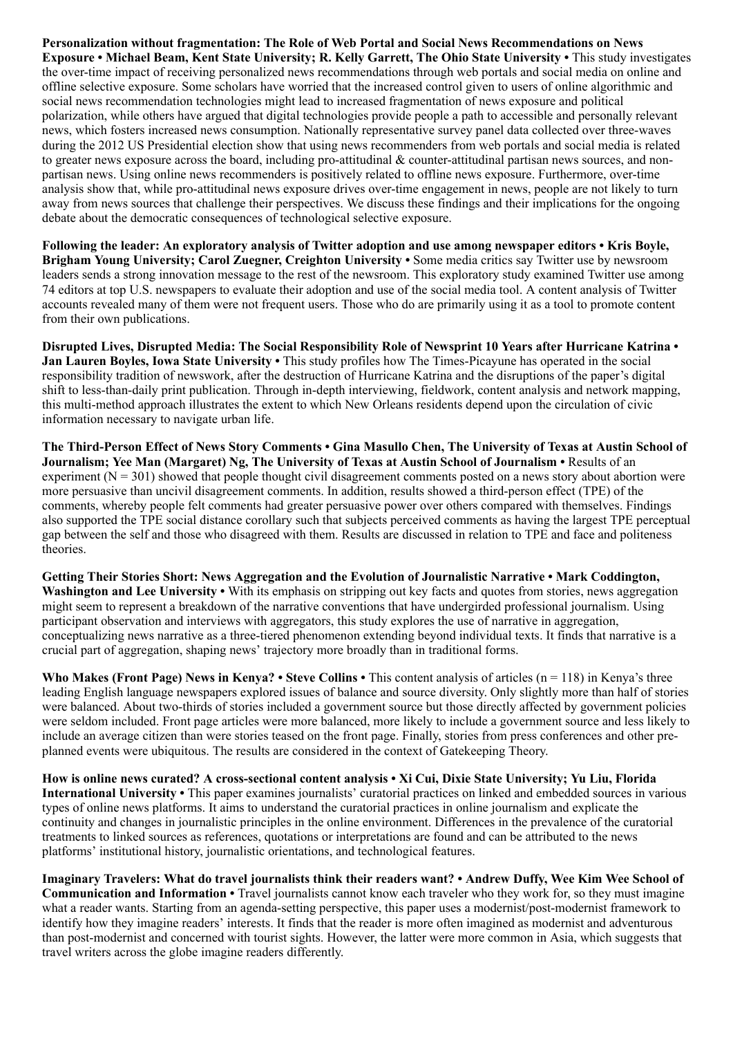**Personalization without fragmentation: The Role of Web Portal and Social News Recommendations on News Exposure • Michael Beam, Kent State University; R. Kelly Garrett, The Ohio State University •** This study investigates the over-time impact of receiving personalized news recommendations through web portals and social media on online and offline selective exposure. Some scholars have worried that the increased control given to users of online algorithmic and social news recommendation technologies might lead to increased fragmentation of news exposure and political polarization, while others have argued that digital technologies provide people a path to accessible and personally relevant news, which fosters increased news consumption. Nationally representative survey panel data collected over three-waves during the 2012 US Presidential election show that using news recommenders from web portals and social media is related to greater news exposure across the board, including pro-attitudinal & counter-attitudinal partisan news sources, and non-partisan news. Using online news recommenders is positively related to offline news exposure. Furthermore, over-time analysis show that, while pro-attitudinal news exposure drives over-time engagement in news, people are not likely to turn away from news sources that challenge their perspectives. We discuss these findings and their implications for the ongoing debate about the democratic consequences of technological selective exposure.

**Following the leader: An exploratory analysis of Twitter adoption and use among newspaper editors • Kris Boyle, Brigham Young University; Carol Zuegner, Creighton University •** Some media critics say Twitter use by newsroom leaders sends a strong innovation message to the rest of the newsroom. This exploratory study examined Twitter use among 74 editors at top U.S. newspapers to evaluate their adoption and use of the social media tool. A content analysis of Twitter accounts revealed many of them were not frequent users. Those who do are primarily using it as a tool to promote content from their own publications.

**Disrupted Lives, Disrupted Media: The Social Responsibility Role of Newsprint 10 Years after Hurricane Katrina • Jan Lauren Boyles, Iowa State University •** This study profiles how The Times-Picayune has operated in the social responsibility tradition of newswork, after the destruction of Hurricane Katrina and the disruptions of the paper's digital shift to less-than-daily print publication. Through in-depth interviewing, fieldwork, content analysis and network mapping, this multi-method approach illustrates the extent to which New Orleans residents depend upon the circulation of civic information necessary to navigate urban life.

**The Third-Person Effect of News Story Comments • Gina Masullo Chen, The University of Texas at Austin School of Journalism; Yee Man (Margaret) Ng, The University of Texas at Austin School of Journalism •** Results of an experiment ($N = 301$) showed that people thought civil disagreement comments posted on a news story about abortion were more persuasive than uncivil disagreement comments. In addition, results showed a third-person effect (TPE) of the comments, whereby people felt comments had greater persuasive power over others compared with themselves. Findings also supported the TPE social distance corollary such that subjects perceived comments as having the largest TPE perceptual gap between the self and those who disagreed with them. Results are discussed in relation to TPE and face and politeness theories.

**Getting Their Stories Short: News Aggregation and the Evolution of Journalistic Narrative • Mark Coddington, Washington and Lee University •** With its emphasis on stripping out key facts and quotes from stories, news aggregation might seem to represent a breakdown of the narrative conventions that have undergirded professional journalism. Using participant observation and interviews with aggregators, this study explores the use of narrative in aggregation, conceptualizing news narrative as a three-tiered phenomenon extending beyond individual texts. It finds that narrative is a crucial part of aggregation, shaping news' trajectory more broadly than in traditional forms.

**Who Makes (Front Page) News in Kenya? • Steve Collins •** This content analysis of articles ($n = 118$) in Kenya's three leading English language newspapers explored issues of balance and source diversity. Only slightly more than half of stories were balanced. About two-thirds of stories included a government source but those directly affected by government policies were seldom included. Front page articles were more balanced, more likely to include a government source and less likely to include an average citizen than were stories teased on the front page. Finally, stories from press conferences and other pre-planned events were ubiquitous. The results are considered in the context of Gatekeeping Theory.

**How is online news curated? A cross-sectional content analysis • Xi Cui, Dixie State University; Yu Liu, Florida International University •** This paper examines journalists' curatorial practices on linked and embedded sources in various types of online news platforms. It aims to understand the curatorial practices in online journalism and explicate the continuity and changes in journalistic principles in the online environment. Differences in the prevalence of the curatorial treatments to linked sources as references, quotations or interpretations are found and can be attributed to the news platforms' institutional history, journalistic orientations, and technological features.

**Imaginary Travelers: What do travel journalists think their readers want? • Andrew Duffy, Wee Kim Wee School of Communication and Information •** Travel journalists cannot know each traveler who they work for, so they must imagine what a reader wants. Starting from an agenda-setting perspective, this paper uses a modernist/post-modernist framework to identify how they imagine readers' interests. It finds that the reader is more often imagined as modernist and adventurous than post-modernist and concerned with tourist sights. However, the latter were more common in Asia, which suggests that travel writers across the globe imagine readers differently.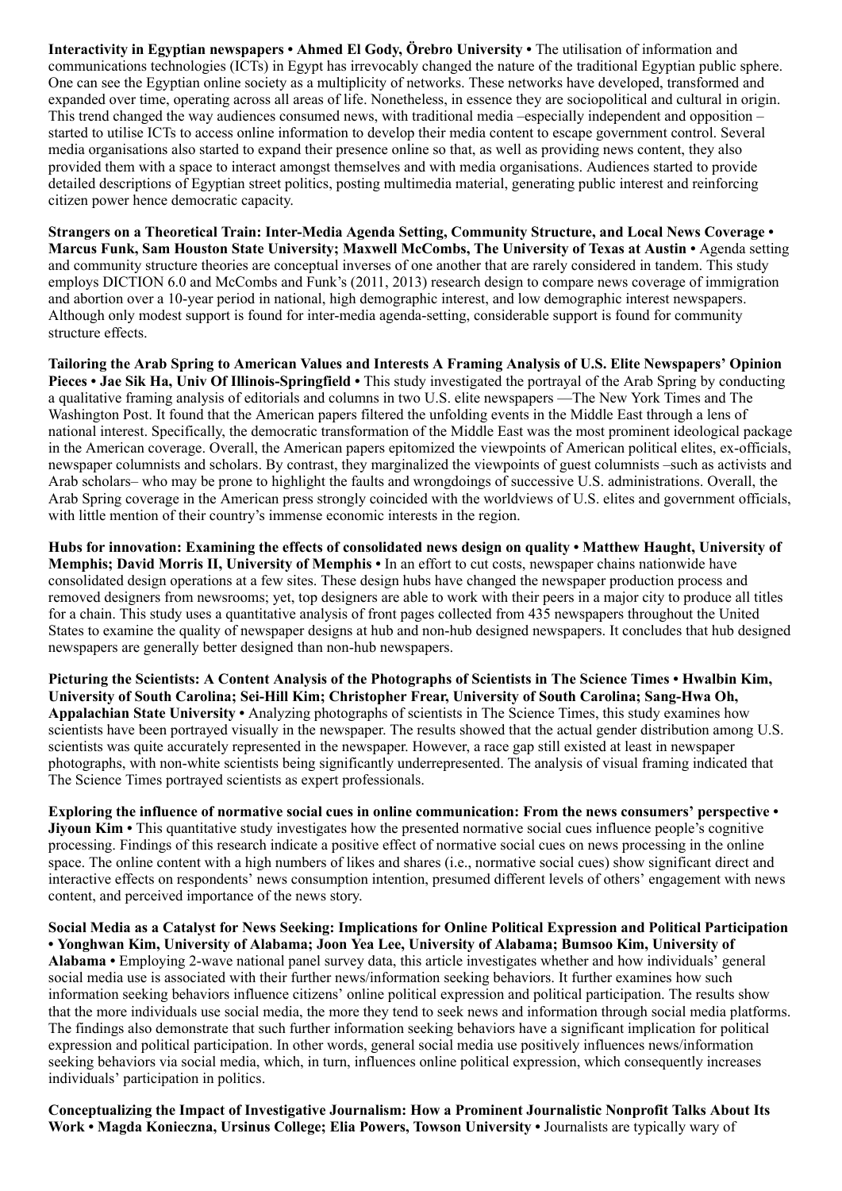**Interactivity in Egyptian newspapers • Ahmed El Gody, Örebro University •** The utilisation of information and communications technologies (ICTs) in Egypt has irrevocably changed the nature of the traditional Egyptian public sphere. One can see the Egyptian online society as a multiplicity of networks. These networks have developed, transformed and expanded over time, operating across all areas of life. Nonetheless, in essence they are sociopolitical and cultural in origin. This trend changed the way audiences consumed news, with traditional media –especially independent and opposition – started to utilise ICTs to access online information to develop their media content to escape government control. Several media organisations also started to expand their presence online so that, as well as providing news content, they also provided them with a space to interact amongst themselves and with media organisations. Audiences started to provide detailed descriptions of Egyptian street politics, posting multimedia material, generating public interest and reinforcing citizen power hence democratic capacity.

**Strangers on a Theoretical Train: Inter-Media Agenda Setting, Community Structure, and Local News Coverage • Marcus Funk, Sam Houston State University; Maxwell McCombs, The University of Texas at Austin •** Agenda setting and community structure theories are conceptual inverses of one another that are rarely considered in tandem. This study employs DICTION 6.0 and McCombs and Funk's (2011, 2013) research design to compare news coverage of immigration and abortion over a 10-year period in national, high demographic interest, and low demographic interest newspapers. Although only modest support is found for inter-media agenda-setting, considerable support is found for community structure effects.

**Tailoring the Arab Spring to American Values and Interests A Framing Analysis of U.S. Elite Newspapers' Opinion Pieces • Jae Sik Ha, Univ Of Illinois-Springfield •** This study investigated the portrayal of the Arab Spring by conducting a qualitative framing analysis of editorials and columns in two U.S. elite newspapers —The New York Times and The Washington Post. It found that the American papers filtered the unfolding events in the Middle East through a lens of national interest. Specifically, the democratic transformation of the Middle East was the most prominent ideological package in the American coverage. Overall, the American papers epitomized the viewpoints of American political elites, ex-officials, newspaper columnists and scholars. By contrast, they marginalized the viewpoints of guest columnists –such as activists and Arab scholars– who may be prone to highlight the faults and wrongdoings of successive U.S. administrations. Overall, the Arab Spring coverage in the American press strongly coincided with the worldviews of U.S. elites and government officials, with little mention of their country's immense economic interests in the region.

**Hubs for innovation: Examining the effects of consolidated news design on quality • Matthew Haught, University of Memphis; David Morris II, University of Memphis •** In an effort to cut costs, newspaper chains nationwide have consolidated design operations at a few sites. These design hubs have changed the newspaper production process and removed designers from newsrooms; yet, top designers are able to work with their peers in a major city to produce all titles for a chain. This study uses a quantitative analysis of front pages collected from 435 newspapers throughout the United States to examine the quality of newspaper designs at hub and non-hub designed newspapers. It concludes that hub designed newspapers are generally better designed than non-hub newspapers.

**Picturing the Scientists: A Content Analysis of the Photographs of Scientists in The Science Times • Hwalbin Kim, University of South Carolina; Sei-Hill Kim; Christopher Frear, University of South Carolina; Sang-Hwa Oh, Appalachian State University •** Analyzing photographs of scientists in The Science Times, this study examines how scientists have been portrayed visually in the newspaper. The results showed that the actual gender distribution among U.S. scientists was quite accurately represented in the newspaper. However, a race gap still existed at least in newspaper photographs, with non-white scientists being significantly underrepresented. The analysis of visual framing indicated that The Science Times portrayed scientists as expert professionals.

**Exploring the influence of normative social cues in online communication: From the news consumers' perspective • Jiyoun Kim •** This quantitative study investigates how the presented normative social cues influence people's cognitive processing. Findings of this research indicate a positive effect of normative social cues on news processing in the online space. The online content with a high numbers of likes and shares (i.e., normative social cues) show significant direct and interactive effects on respondents' news consumption intention, presumed different levels of others' engagement with news content, and perceived importance of the news story.

**Social Media as a Catalyst for News Seeking: Implications for Online Political Expression and Political Participation • Yonghwan Kim, University of Alabama; Joon Yea Lee, University of Alabama; Bumsoo Kim, University of Alabama •** Employing 2-wave national panel survey data, this article investigates whether and how individuals' general social media use is associated with their further news/information seeking behaviors. It further examines how such information seeking behaviors influence citizens' online political expression and political participation. The results show that the more individuals use social media, the more they tend to seek news and information through social media platforms. The findings also demonstrate that such further information seeking behaviors have a significant implication for political expression and political participation. In other words, general social media use positively influences news/information seeking behaviors via social media, which, in turn, influences online political expression, which consequently increases individuals' participation in politics.

**Conceptualizing the Impact of Investigative Journalism: How a Prominent Journalistic Nonprofit Talks About Its Work • Magda Konieczna, Ursinus College; Elia Powers, Towson University •** Journalists are typically wary of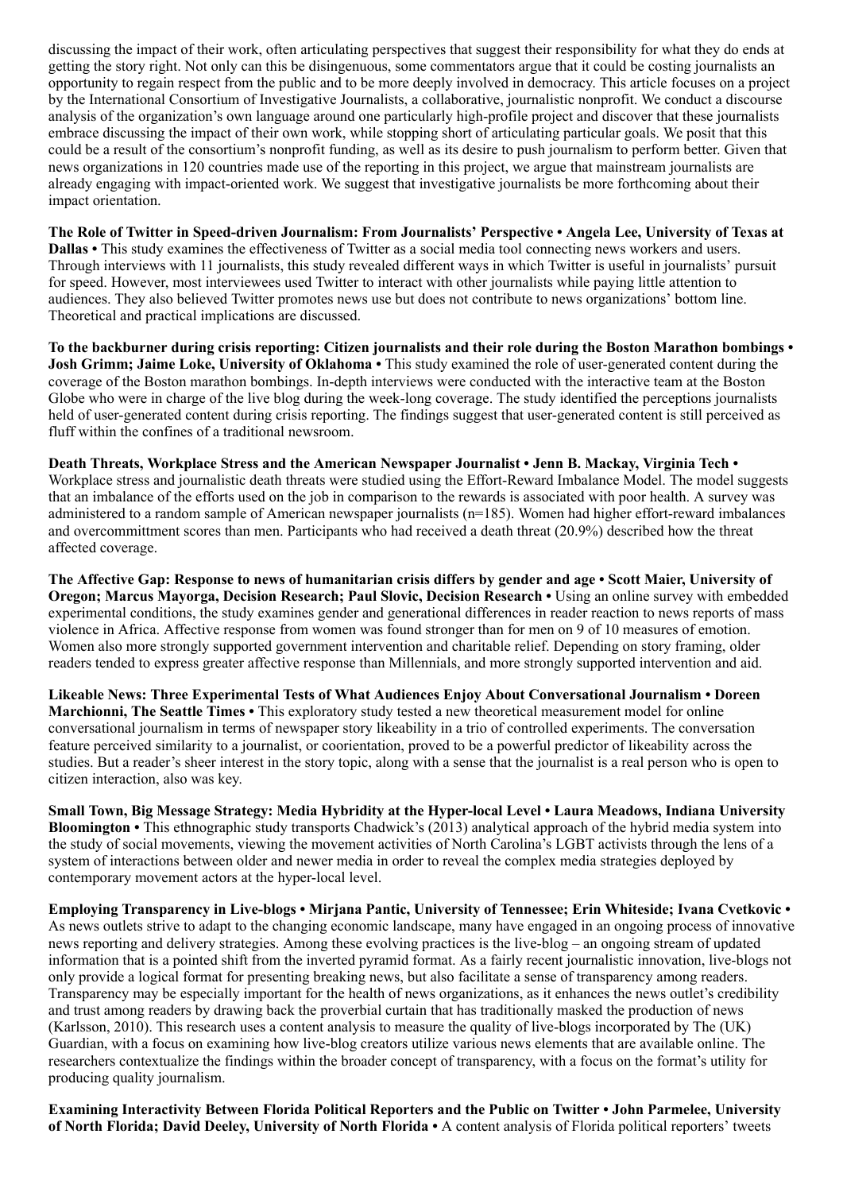discussing the impact of their work, often articulating perspectives that suggest their responsibility for what they do ends at getting the story right. Not only can this be disingenuous, some commentators argue that it could be costing journalists an opportunity to regain respect from the public and to be more deeply involved in democracy. This article focuses on a project by the International Consortium of Investigative Journalists, a collaborative, journalistic nonprofit. We conduct a discourse analysis of the organization's own language around one particularly high-profile project and discover that these journalists embrace discussing the impact of their own work, while stopping short of articulating particular goals. We posit that this could be a result of the consortium's nonprofit funding, as well as its desire to push journalism to perform better. Given that news organizations in 120 countries made use of the reporting in this project, we argue that mainstream journalists are already engaging with impact-oriented work. We suggest that investigative journalists be more forthcoming about their impact orientation.

**The Role of Twitter in Speed-driven Journalism: From Journalists' Perspective • Angela Lee, University of Texas at Dallas •** This study examines the effectiveness of Twitter as a social media tool connecting news workers and users. Through interviews with 11 journalists, this study revealed different ways in which Twitter is useful in journalists' pursuit for speed. However, most interviewees used Twitter to interact with other journalists while paying little attention to audiences. They also believed Twitter promotes news use but does not contribute to news organizations' bottom line. Theoretical and practical implications are discussed.

**To the backburner during crisis reporting: Citizen journalists and their role during the Boston Marathon bombings • Josh Grimm; Jaime Loke, University of Oklahoma •** This study examined the role of user-generated content during the coverage of the Boston marathon bombings. In-depth interviews were conducted with the interactive team at the Boston Globe who were in charge of the live blog during the week-long coverage. The study identified the perceptions journalists held of user-generated content during crisis reporting. The findings suggest that user-generated content is still perceived as fluff within the confines of a traditional newsroom.

**Death Threats, Workplace Stress and the American Newspaper Journalist • Jenn B. Mackay, Virginia Tech •** Workplace stress and journalistic death threats were studied using the Effort-Reward Imbalance Model. The model suggests that an imbalance of the efforts used on the job in comparison to the rewards is associated with poor health. A survey was administered to a random sample of American newspaper journalists (n=185). Women had higher effort-reward imbalances and overcommittment scores than men. Participants who had received a death threat (20.9%) described how the threat affected coverage.

**The Affective Gap: Response to news of humanitarian crisis differs by gender and age • Scott Maier, University of Oregon; Marcus Mayorga, Decision Research; Paul Slovic, Decision Research •** Using an online survey with embedded experimental conditions, the study examines gender and generational differences in reader reaction to news reports of mass violence in Africa. Affective response from women was found stronger than for men on 9 of 10 measures of emotion. Women also more strongly supported government intervention and charitable relief. Depending on story framing, older readers tended to express greater affective response than Millennials, and more strongly supported intervention and aid.

**Likeable News: Three Experimental Tests of What Audiences Enjoy About Conversational Journalism • Doreen Marchionni, The Seattle Times •** This exploratory study tested a new theoretical measurement model for online conversational journalism in terms of newspaper story likeability in a trio of controlled experiments. The conversation feature perceived similarity to a journalist, or coorientation, proved to be a powerful predictor of likeability across the studies. But a reader's sheer interest in the story topic, along with a sense that the journalist is a real person who is open to citizen interaction, also was key.

**Small Town, Big Message Strategy: Media Hybridity at the Hyper-local Level • Laura Meadows, Indiana University Bloomington •** This ethnographic study transports Chadwick's (2013) analytical approach of the hybrid media system into the study of social movements, viewing the movement activities of North Carolina's LGBT activists through the lens of a system of interactions between older and newer media in order to reveal the complex media strategies deployed by contemporary movement actors at the hyper-local level.

**Employing Transparency in Live-blogs • Mirjana Pantic, University of Tennessee; Erin Whiteside; Ivana Cvetkovic •** As news outlets strive to adapt to the changing economic landscape, many have engaged in an ongoing process of innovative news reporting and delivery strategies. Among these evolving practices is the live-blog – an ongoing stream of updated information that is a pointed shift from the inverted pyramid format. As a fairly recent journalistic innovation, live-blogs not only provide a logical format for presenting breaking news, but also facilitate a sense of transparency among readers. Transparency may be especially important for the health of news organizations, as it enhances the news outlet's credibility and trust among readers by drawing back the proverbial curtain that has traditionally masked the production of news (Karlsson, 2010). This research uses a content analysis to measure the quality of live-blogs incorporated by The (UK) Guardian, with a focus on examining how live-blog creators utilize various news elements that are available online. The researchers contextualize the findings within the broader concept of transparency, with a focus on the format's utility for producing quality journalism.

**Examining Interactivity Between Florida Political Reporters and the Public on Twitter • John Parmelee, University of North Florida; David Deeley, University of North Florida •** A content analysis of Florida political reporters' tweets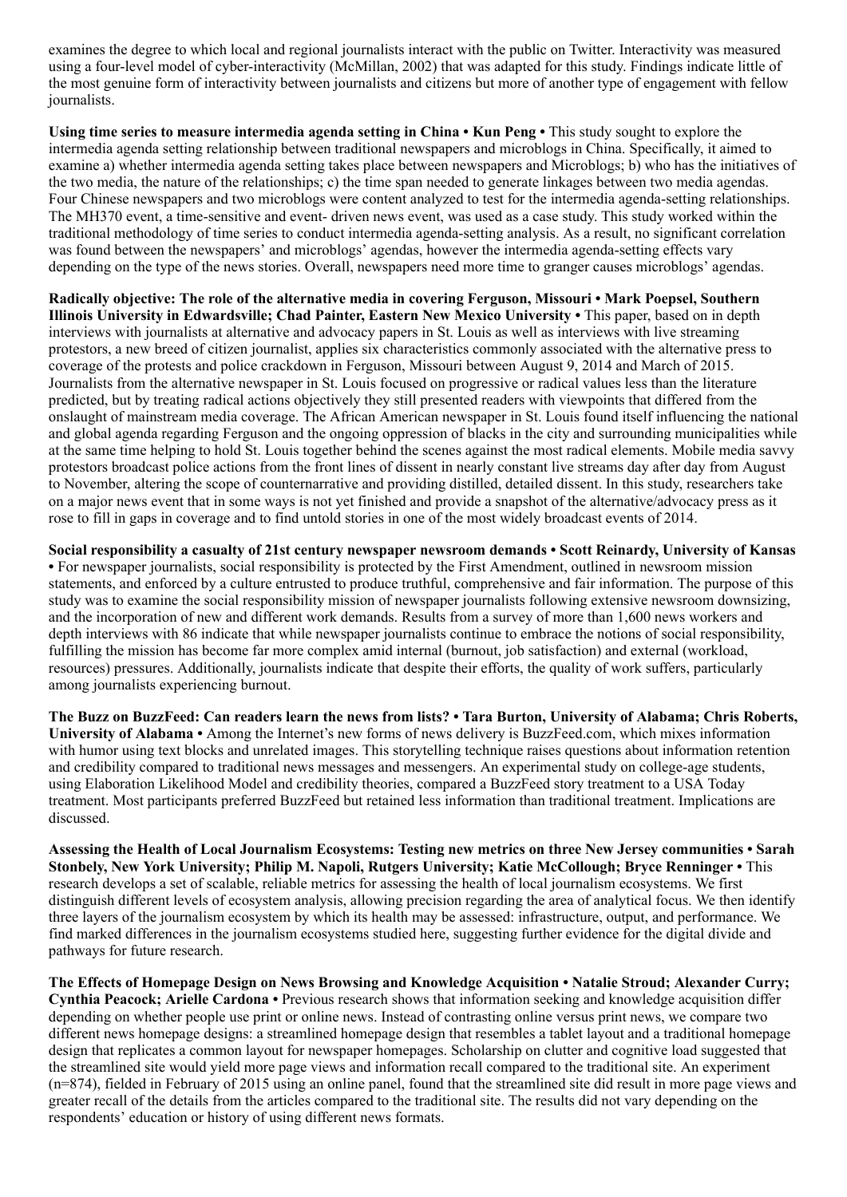examines the degree to which local and regional journalists interact with the public on Twitter. Interactivity was measured using a four-level model of cyber-interactivity (McMillan, 2002) that was adapted for this study. Findings indicate little of the most genuine form of interactivity between journalists and citizens but more of another type of engagement with fellow journalists.

**Using time series to measure intermedia agenda setting in China • Kun Peng •** This study sought to explore the intermedia agenda setting relationship between traditional newspapers and microblogs in China. Specifically, it aimed to examine a) whether intermedia agenda setting takes place between newspapers and Microblogs; b) who has the initiatives of the two media, the nature of the relationships; c) the time span needed to generate linkages between two media agendas. Four Chinese newspapers and two microblogs were content analyzed to test for the intermedia agenda-setting relationships. The MH370 event, a time-sensitive and event- driven news event, was used as a case study. This study worked within the traditional methodology of time series to conduct intermedia agenda-setting analysis. As a result, no significant correlation was found between the newspapers' and microblogs' agendas, however the intermedia agenda-setting effects vary depending on the type of the news stories. Overall, newspapers need more time to granger causes microblogs' agendas.

**Radically objective: The role of the alternative media in covering Ferguson, Missouri • Mark Poepsel, Southern Illinois University in Edwardsville; Chad Painter, Eastern New Mexico University •** This paper, based on in depth interviews with journalists at alternative and advocacy papers in St. Louis as well as interviews with live streaming protestors, a new breed of citizen journalist, applies six characteristics commonly associated with the alternative press to coverage of the protests and police crackdown in Ferguson, Missouri between August 9, 2014 and March of 2015. Journalists from the alternative newspaper in St. Louis focused on progressive or radical values less than the literature predicted, but by treating radical actions objectively they still presented readers with viewpoints that differed from the onslaught of mainstream media coverage. The African American newspaper in St. Louis found itself influencing the national and global agenda regarding Ferguson and the ongoing oppression of blacks in the city and surrounding municipalities while at the same time helping to hold St. Louis together behind the scenes against the most radical elements. Mobile media savvy protestors broadcast police actions from the front lines of dissent in nearly constant live streams day after day from August to November, altering the scope of counternarrative and providing distilled, detailed dissent. In this study, researchers take on a major news event that in some ways is not yet finished and provide a snapshot of the alternative/advocacy press as it rose to fill in gaps in coverage and to find untold stories in one of the most widely broadcast events of 2014.

**Social responsibility a casualty of 21st century newspaper newsroom demands • Scott Reinardy, University of Kansas •** For newspaper journalists, social responsibility is protected by the First Amendment, outlined in newsroom mission statements, and enforced by a culture entrusted to produce truthful, comprehensive and fair information. The purpose of this study was to examine the social responsibility mission of newspaper journalists following extensive newsroom downsizing, and the incorporation of new and different work demands. Results from a survey of more than 1,600 news workers and depth interviews with 86 indicate that while newspaper journalists continue to embrace the notions of social responsibility, fulfilling the mission has become far more complex amid internal (burnout, job satisfaction) and external (workload, resources) pressures. Additionally, journalists indicate that despite their efforts, the quality of work suffers, particularly among journalists experiencing burnout.

**The Buzz on BuzzFeed: Can readers learn the news from lists? • Tara Burton, University of Alabama; Chris Roberts, University of Alabama •** Among the Internet's new forms of news delivery is BuzzFeed.com, which mixes information with humor using text blocks and unrelated images. This storytelling technique raises questions about information retention and credibility compared to traditional news messages and messengers. An experimental study on college-age students, using Elaboration Likelihood Model and credibility theories, compared a BuzzFeed story treatment to a USA Today treatment. Most participants preferred BuzzFeed but retained less information than traditional treatment. Implications are discussed.

**Assessing the Health of Local Journalism Ecosystems: Testing new metrics on three New Jersey communities • Sarah Stonbely, New York University; Philip M. Napoli, Rutgers University; Katie McCollough; Bryce Renninger •** This research develops a set of scalable, reliable metrics for assessing the health of local journalism ecosystems. We first distinguish different levels of ecosystem analysis, allowing precision regarding the area of analytical focus. We then identify three layers of the journalism ecosystem by which its health may be assessed: infrastructure, output, and performance. We find marked differences in the journalism ecosystems studied here, suggesting further evidence for the digital divide and pathways for future research.

**The Effects of Homepage Design on News Browsing and Knowledge Acquisition • Natalie Stroud; Alexander Curry; Cynthia Peacock; Arielle Cardona •** Previous research shows that information seeking and knowledge acquisition differ depending on whether people use print or online news. Instead of contrasting online versus print news, we compare two different news homepage designs: a streamlined homepage design that resembles a tablet layout and a traditional homepage design that replicates a common layout for newspaper homepages. Scholarship on clutter and cognitive load suggested that the streamlined site would yield more page views and information recall compared to the traditional site. An experiment (n=874), fielded in February of 2015 using an online panel, found that the streamlined site did result in more page views and greater recall of the details from the articles compared to the traditional site. The results did not vary depending on the respondents' education or history of using different news formats.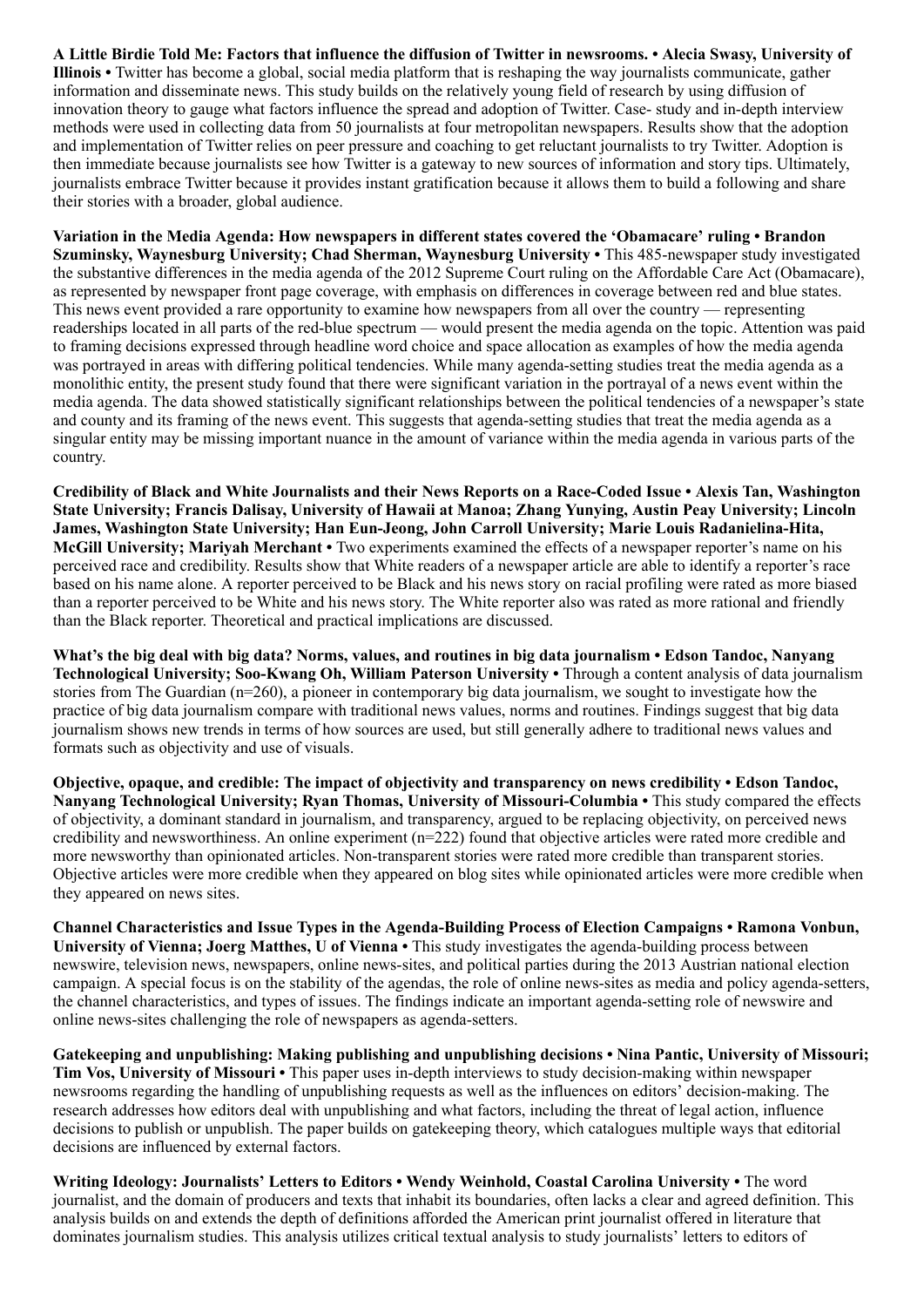**A Little Birdie Told Me: Factors that influence the diffusion of Twitter in newsrooms. • Alecia Swasy, University of Illinois •** Twitter has become a global, social media platform that is reshaping the way journalists communicate, gather information and disseminate news. This study builds on the relatively young field of research by using diffusion of innovation theory to gauge what factors influence the spread and adoption of Twitter. Case- study and in-depth interview methods were used in collecting data from 50 journalists at four metropolitan newspapers. Results show that the adoption and implementation of Twitter relies on peer pressure and coaching to get reluctant journalists to try Twitter. Adoption is then immediate because journalists see how Twitter is a gateway to new sources of information and story tips. Ultimately, journalists embrace Twitter because it provides instant gratification because it allows them to build a following and share their stories with a broader, global audience.

**Variation in the Media Agenda: How newspapers in different states covered the 'Obamacare' ruling • Brandon Szuminsky, Waynesburg University; Chad Sherman, Waynesburg University •** This 485-newspaper study investigated the substantive differences in the media agenda of the 2012 Supreme Court ruling on the Affordable Care Act (Obamacare), as represented by newspaper front page coverage, with emphasis on differences in coverage between red and blue states. This news event provided a rare opportunity to examine how newspapers from all over the country — representing readerships located in all parts of the red-blue spectrum — would present the media agenda on the topic. Attention was paid to framing decisions expressed through headline word choice and space allocation as examples of how the media agenda was portrayed in areas with differing political tendencies. While many agenda-setting studies treat the media agenda as a monolithic entity, the present study found that there were significant variation in the portrayal of a news event within the media agenda. The data showed statistically significant relationships between the political tendencies of a newspaper's state and county and its framing of the news event. This suggests that agenda-setting studies that treat the media agenda as a singular entity may be missing important nuance in the amount of variance within the media agenda in various parts of the country.

**Credibility of Black and White Journalists and their News Reports on a Race-Coded Issue • Alexis Tan, Washington State University; Francis Dalisay, University of Hawaii at Manoa; Zhang Yunying, Austin Peay University; Lincoln James, Washington State University; Han Eun-Jeong, John Carroll University; Marie Louis Radanielina-Hita, McGill University; Mariyah Merchant •** Two experiments examined the effects of a newspaper reporter's name on his perceived race and credibility. Results show that White readers of a newspaper article are able to identify a reporter's race based on his name alone. A reporter perceived to be Black and his news story on racial profiling were rated as more biased than a reporter perceived to be White and his news story. The White reporter also was rated as more rational and friendly than the Black reporter. Theoretical and practical implications are discussed.

**What's the big deal with big data? Norms, values, and routines in big data journalism • Edson Tandoc, Nanyang Technological University; Soo-Kwang Oh, William Paterson University •** Through a content analysis of data journalism stories from The Guardian (n=260), a pioneer in contemporary big data journalism, we sought to investigate how the practice of big data journalism compare with traditional news values, norms and routines. Findings suggest that big data journalism shows new trends in terms of how sources are used, but still generally adhere to traditional news values and formats such as objectivity and use of visuals.

**Objective, opaque, and credible: The impact of objectivity and transparency on news credibility • Edson Tandoc, Nanyang Technological University; Ryan Thomas, University of Missouri-Columbia •** This study compared the effects of objectivity, a dominant standard in journalism, and transparency, argued to be replacing objectivity, on perceived news credibility and newsworthiness. An online experiment (n=222) found that objective articles were rated more credible and more newsworthy than opinionated articles. Non-transparent stories were rated more credible than transparent stories. Objective articles were more credible when they appeared on blog sites while opinionated articles were more credible when they appeared on news sites.

**Channel Characteristics and Issue Types in the Agenda-Building Process of Election Campaigns • Ramona Vonbun, University of Vienna; Joerg Matthes, U of Vienna •** This study investigates the agenda-building process between newswire, television news, newspapers, online news-sites, and political parties during the 2013 Austrian national election campaign. A special focus is on the stability of the agendas, the role of online news-sites as media and policy agenda-setters, the channel characteristics, and types of issues. The findings indicate an important agenda-setting role of newswire and online news-sites challenging the role of newspapers as agenda-setters.

**Gatekeeping and unpublishing: Making publishing and unpublishing decisions • Nina Pantic, University of Missouri; Tim Vos, University of Missouri •** This paper uses in-depth interviews to study decision-making within newspaper newsrooms regarding the handling of unpublishing requests as well as the influences on editors' decision-making. The research addresses how editors deal with unpublishing and what factors, including the threat of legal action, influence decisions to publish or unpublish. The paper builds on gatekeeping theory, which catalogues multiple ways that editorial decisions are influenced by external factors.

**Writing Ideology: Journalists' Letters to Editors • Wendy Weinhold, Coastal Carolina University •** The word journalist, and the domain of producers and texts that inhabit its boundaries, often lacks a clear and agreed definition. This analysis builds on and extends the depth of definitions afforded the American print journalist offered in literature that dominates journalism studies. This analysis utilizes critical textual analysis to study journalists' letters to editors of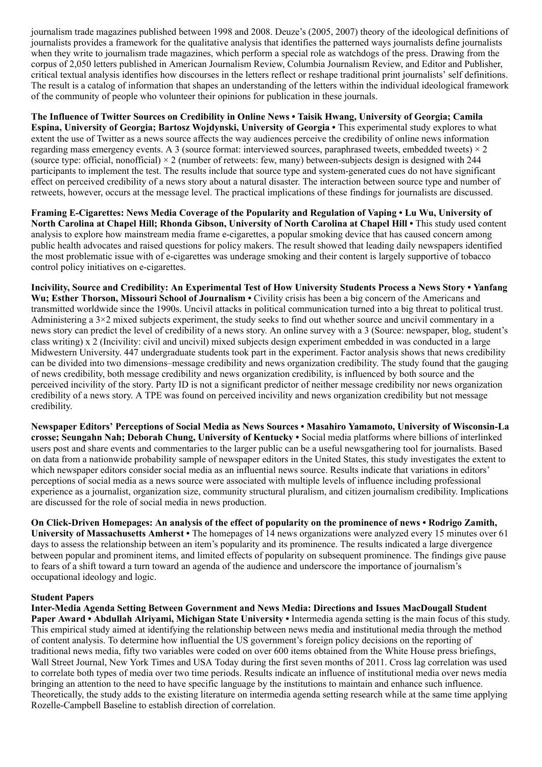journalism trade magazines published between 1998 and 2008. Deuze's (2005, 2007) theory of the ideological definitions of journalists provides a framework for the qualitative analysis that identifies the patterned ways journalists define journalists when they write to journalism trade magazines, which perform a special role as watchdogs of the press. Drawing from the corpus of 2,050 letters published in American Journalism Review, Columbia Journalism Review, and Editor and Publisher, critical textual analysis identifies how discourses in the letters reflect or reshape traditional print journalists' self definitions. The result is a catalog of information that shapes an understanding of the letters within the individual ideological framework of the community of people who volunteer their opinions for publication in these journals.

**The Influence of Twitter Sources on Credibility in Online News • Taisik Hwang, University of Georgia; Camila Espina, University of Georgia; Bartosz Wojdynski, University of Georgia •** This experimental study explores to what extent the use of Twitter as a news source affects the way audiences perceive the credibility of online news information regarding mass emergency events. A 3 (source format: interviewed sources, paraphrased tweets, embedded tweets) × 2 (source type: official, nonofficial) × 2 (number of retweets: few, many) between-subjects design is designed with 244 participants to implement the test. The results include that source type and system-generated cues do not have significant effect on perceived credibility of a news story about a natural disaster. The interaction between source type and number of retweets, however, occurs at the message level. The practical implications of these findings for journalists are discussed.

**Framing E-Cigarettes: News Media Coverage of the Popularity and Regulation of Vaping • Lu Wu, University of North Carolina at Chapel Hill; Rhonda Gibson, University of North Carolina at Chapel Hill •** This study used content analysis to explore how mainstream media frame e-cigarettes, a popular smoking device that has caused concern among public health advocates and raised questions for policy makers. The result showed that leading daily newspapers identified the most problematic issue with of e-cigarettes was underage smoking and their content is largely supportive of tobacco control policy initiatives on e-cigarettes.

**Incivility, Source and Credibility: An Experimental Test of How University Students Process a News Story • Yanfang Wu; Esther Thorson, Missouri School of Journalism •** Civility crisis has been a big concern of the Americans and transmitted worldwide since the 1990s. Uncivil attacks in political communication turned into a big threat to political trust. Administering a 3×2 mixed subjects experiment, the study seeks to find out whether source and uncivil commentary in a news story can predict the level of credibility of a news story. An online survey with a 3 (Source: newspaper, blog, student's class writing) x 2 (Incivility: civil and uncivil) mixed subjects design experiment embedded in was conducted in a large Midwestern University. 447 undergraduate students took part in the experiment. Factor analysis shows that news credibility can be divided into two dimensions–message credibility and news organization credibility. The study found that the gauging of news credibility, both message credibility and news organization credibility, is influenced by both source and the perceived incivility of the story. Party ID is not a significant predictor of neither message credibility nor news organization credibility of a news story. A TPE was found on perceived incivility and news organization credibility but not message credibility.

**Newspaper Editors' Perceptions of Social Media as News Sources • Masahiro Yamamoto, University of Wisconsin-La crosse; Seungahn Nah; Deborah Chung, University of Kentucky •** Social media platforms where billions of interlinked users post and share events and commentaries to the larger public can be a useful newsgathering tool for journalists. Based on data from a nationwide probability sample of newspaper editors in the United States, this study investigates the extent to which newspaper editors consider social media as an influential news source. Results indicate that variations in editors' perceptions of social media as a news source were associated with multiple levels of influence including professional experience as a journalist, organization size, community structural pluralism, and citizen journalism credibility. Implications are discussed for the role of social media in news production.

**On Click-Driven Homepages: An analysis of the effect of popularity on the prominence of news • Rodrigo Zamith, University of Massachusetts Amherst •** The homepages of 14 news organizations were analyzed every 15 minutes over 61 days to assess the relationship between an item's popularity and its prominence. The results indicated a large divergence between popular and prominent items, and limited effects of popularity on subsequent prominence. The findings give pause to fears of a shift toward a turn toward an agenda of the audience and underscore the importance of journalism's occupational ideology and logic.

**Student Papers**

**Inter-Media Agenda Setting Between Government and News Media: Directions and Issues MacDougall Student Paper Award • Abdullah Alriyami, Michigan State University •** Intermedia agenda setting is the main focus of this study. This empirical study aimed at identifying the relationship between news media and institutional media through the method of content analysis. To determine how influential the US government's foreign policy decisions on the reporting of traditional news media, fifty two variables were coded on over 600 items obtained from the White House press briefings, Wall Street Journal, New York Times and USA Today during the first seven months of 2011. Cross lag correlation was used to correlate both types of media over two time periods. Results indicate an influence of institutional media over news media bringing an attention to the need to have specific language by the institutions to maintain and enhance such influence. Theoretically, the study adds to the existing literature on intermedia agenda setting research while at the same time applying Rozelle-Campbell Baseline to establish direction of correlation.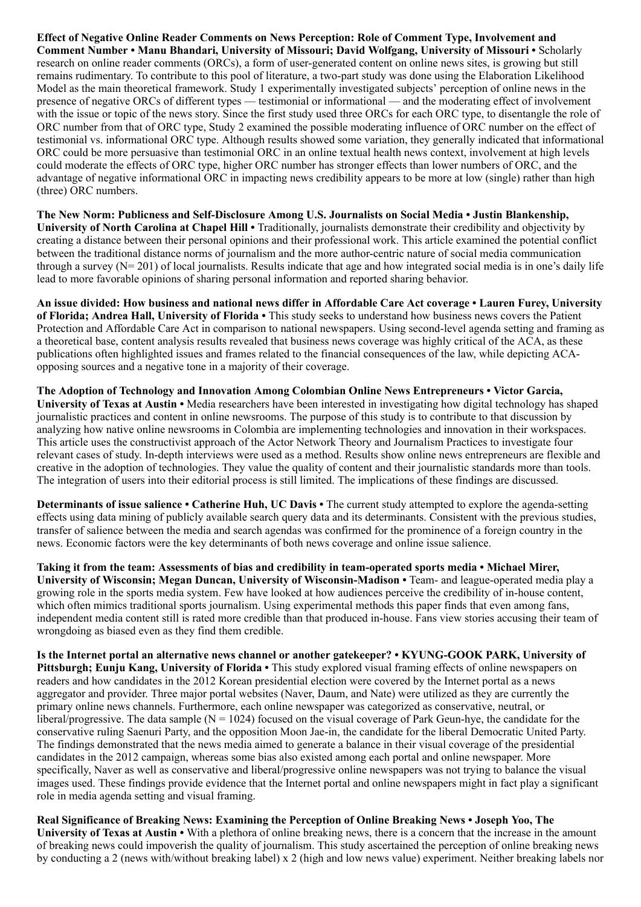**Effect of Negative Online Reader Comments on News Perception: Role of Comment Type, Involvement and Comment Number • Manu Bhandari, University of Missouri; David Wolfgang, University of Missouri •** Scholarly research on online reader comments (ORCs), a form of user-generated content on online news sites, is growing but still remains rudimentary. To contribute to this pool of literature, a two-part study was done using the Elaboration Likelihood Model as the main theoretical framework. Study 1 experimentally investigated subjects' perception of online news in the presence of negative ORCs of different types — testimonial or informational — and the moderating effect of involvement with the issue or topic of the news story. Since the first study used three ORCs for each ORC type, to disentangle the role of ORC number from that of ORC type, Study 2 examined the possible moderating influence of ORC number on the effect of testimonial vs. informational ORC type. Although results showed some variation, they generally indicated that informational ORC could be more persuasive than testimonial ORC in an online textual health news context, involvement at high levels could moderate the effects of ORC type, higher ORC number has stronger effects than lower numbers of ORC, and the advantage of negative informational ORC in impacting news credibility appears to be more at low (single) rather than high (three) ORC numbers.

**The New Norm: Publicness and Self-Disclosure Among U.S. Journalists on Social Media • Justin Blankenship, University of North Carolina at Chapel Hill •** Traditionally, journalists demonstrate their credibility and objectivity by creating a distance between their personal opinions and their professional work. This article examined the potential conflict between the traditional distance norms of journalism and the more author-centric nature of social media communication through a survey (N= 201) of local journalists. Results indicate that age and how integrated social media is in one's daily life lead to more favorable opinions of sharing personal information and reported sharing behavior.

**An issue divided: How business and national news differ in Affordable Care Act coverage • Lauren Furey, University of Florida; Andrea Hall, University of Florida •** This study seeks to understand how business news covers the Patient Protection and Affordable Care Act in comparison to national newspapers. Using second-level agenda setting and framing as a theoretical base, content analysis results revealed that business news coverage was highly critical of the ACA, as these publications often highlighted issues and frames related to the financial consequences of the law, while depicting ACA-opposing sources and a negative tone in a majority of their coverage.

**The Adoption of Technology and Innovation Among Colombian Online News Entrepreneurs • Victor Garcia, University of Texas at Austin •** Media researchers have been interested in investigating how digital technology has shaped journalistic practices and content in online newsrooms. The purpose of this study is to contribute to that discussion by analyzing how native online newsrooms in Colombia are implementing technologies and innovation in their workspaces. This article uses the constructivist approach of the Actor Network Theory and Journalism Practices to investigate four relevant cases of study. In-depth interviews were used as a method. Results show online news entrepreneurs are flexible and creative in the adoption of technologies. They value the quality of content and their journalistic standards more than tools. The integration of users into their editorial process is still limited. The implications of these findings are discussed.

**Determinants of issue salience • Catherine Huh, UC Davis •** The current study attempted to explore the agenda-setting effects using data mining of publicly available search query data and its determinants. Consistent with the previous studies, transfer of salience between the media and search agendas was confirmed for the prominence of a foreign country in the news. Economic factors were the key determinants of both news coverage and online issue salience.

**Taking it from the team: Assessments of bias and credibility in team-operated sports media • Michael Mirer, University of Wisconsin; Megan Duncan, University of Wisconsin-Madison •** Team- and league-operated media play a growing role in the sports media system. Few have looked at how audiences perceive the credibility of in-house content, which often mimics traditional sports journalism. Using experimental methods this paper finds that even among fans, independent media content still is rated more credible than that produced in-house. Fans view stories accusing their team of wrongdoing as biased even as they find them credible.

**Is the Internet portal an alternative news channel or another gatekeeper? • KYUNG-GOOK PARK, University of Pittsburgh; Eunju Kang, University of Florida •** This study explored visual framing effects of online newspapers on readers and how candidates in the 2012 Korean presidential election were covered by the Internet portal as a news aggregator and provider. Three major portal websites (Naver, Daum, and Nate) were utilized as they are currently the primary online news channels. Furthermore, each online newspaper was categorized as conservative, neutral, or liberal/progressive. The data sample (N = 1024) focused on the visual coverage of Park Geun-hye, the candidate for the conservative ruling Saenuri Party, and the opposition Moon Jae-in, the candidate for the liberal Democratic United Party. The findings demonstrated that the news media aimed to generate a balance in their visual coverage of the presidential candidates in the 2012 campaign, whereas some bias also existed among each portal and online newspaper. More specifically, Naver as well as conservative and liberal/progressive online newspapers was not trying to balance the visual images used. These findings provide evidence that the Internet portal and online newspapers might in fact play a significant role in media agenda setting and visual framing.

**Real Significance of Breaking News: Examining the Perception of Online Breaking News • Joseph Yoo, The University of Texas at Austin •** With a plethora of online breaking news, there is a concern that the increase in the amount of breaking news could impoverish the quality of journalism. This study ascertained the perception of online breaking news by conducting a 2 (news with/without breaking label) x 2 (high and low news value) experiment. Neither breaking labels nor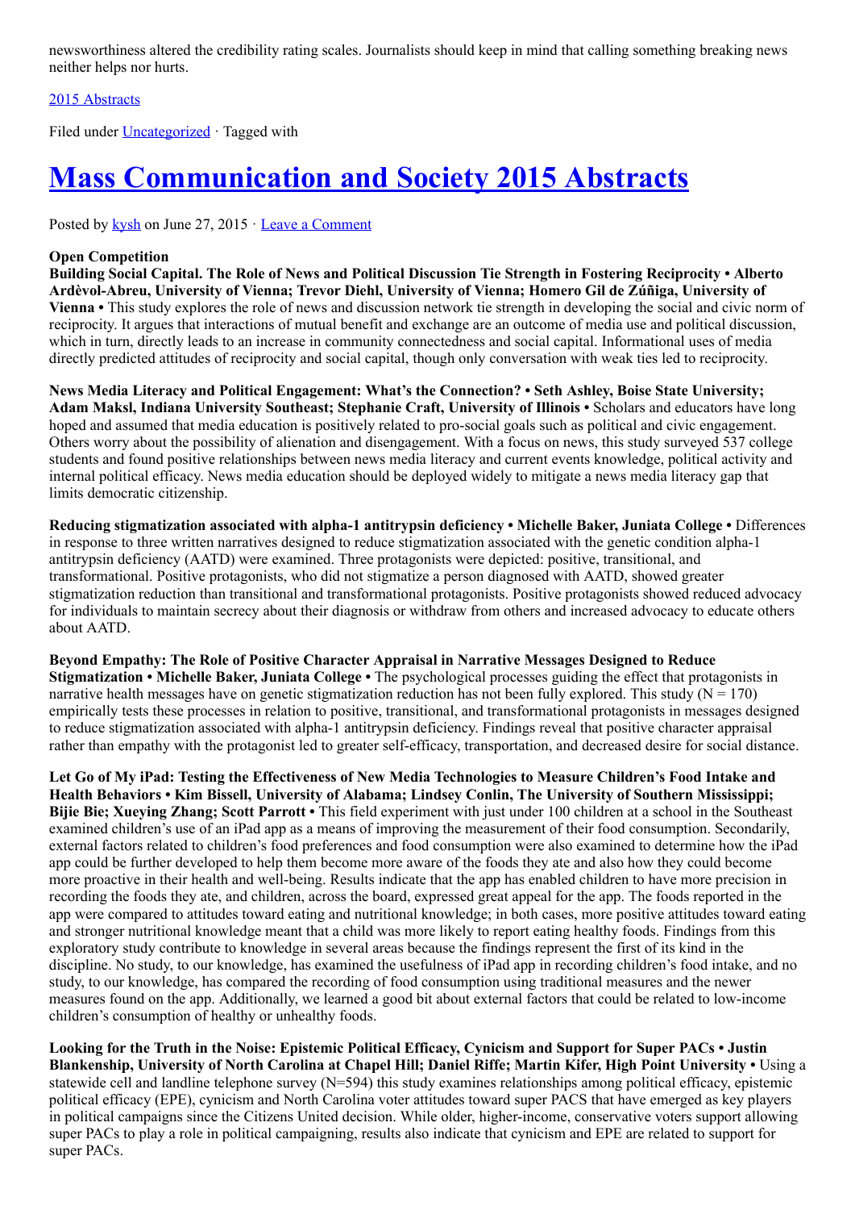newsworthiness altered the credibility rating scales. Journalists should keep in mind that calling something breaking news neither helps nor hurts.

[2015 Abstracts](#)

Filed under [Uncategorized](#) · Tagged with

# [Mass Communication and Society 2015 Abstracts](#)

Posted by [kysh](#) on June 27, 2015 · [Leave a Comment](#)

**Open Competition**

**Building Social Capital. The Role of News and Political Discussion Tie Strength in Fostering Reciprocity • Alberto Ardèvol-Abreu, University of Vienna; Trevor Diehl, University of Vienna; Homero Gil de Zúñiga, University of Vienna •** This study explores the role of news and discussion network tie strength in developing the social and civic norm of reciprocity. It argues that interactions of mutual benefit and exchange are an outcome of media use and political discussion, which in turn, directly leads to an increase in community connectedness and social capital. Informational uses of media directly predicted attitudes of reciprocity and social capital, though only conversation with weak ties led to reciprocity.

**News Media Literacy and Political Engagement: What's the Connection? • Seth Ashley, Boise State University; Adam Maksl, Indiana University Southeast; Stephanie Craft, University of Illinois •** Scholars and educators have long hoped and assumed that media education is positively related to pro-social goals such as political and civic engagement. Others worry about the possibility of alienation and disengagement. With a focus on news, this study surveyed 537 college students and found positive relationships between news media literacy and current events knowledge, political activity and internal political efficacy. News media education should be deployed widely to mitigate a news media literacy gap that limits democratic citizenship.

**Reducing stigmatization associated with alpha-1 antitrypsin deficiency • Michelle Baker, Juniata College •** Differences in response to three written narratives designed to reduce stigmatization associated with the genetic condition alpha-1 antitrypsin deficiency (AATD) were examined. Three protagonists were depicted: positive, transitional, and transformational. Positive protagonists, who did not stigmatize a person diagnosed with AATD, showed greater stigmatization reduction than transitional and transformational protagonists. Positive protagonists showed reduced advocacy for individuals to maintain secrecy about their diagnosis or withdraw from others and increased advocacy to educate others about AATD.

**Beyond Empathy: The Role of Positive Character Appraisal in Narrative Messages Designed to Reduce Stigmatization • Michelle Baker, Juniata College •** The psychological processes guiding the effect that protagonists in narrative health messages have on genetic stigmatization reduction has not been fully explored. This study (N = 170) empirically tests these processes in relation to positive, transitional, and transformational protagonists in messages designed to reduce stigmatization associated with alpha-1 antitrypsin deficiency. Findings reveal that positive character appraisal rather than empathy with the protagonist led to greater self-efficacy, transportation, and decreased desire for social distance.

**Let Go of My iPad: Testing the Effectiveness of New Media Technologies to Measure Children's Food Intake and Health Behaviors • Kim Bissell, University of Alabama; Lindsey Conlin, The University of Southern Mississippi; Bijie Bie; Xueying Zhang; Scott Parrott •** This field experiment with just under 100 children at a school in the Southeast examined children's use of an iPad app as a means of improving the measurement of their food consumption. Secondarily, external factors related to children's food preferences and food consumption were also examined to determine how the iPad app could be further developed to help them become more aware of the foods they ate and also how they could become more proactive in their health and well-being. Results indicate that the app has enabled children to have more precision in recording the foods they ate, and children, across the board, expressed great appeal for the app. The foods reported in the app were compared to attitudes toward eating and nutritional knowledge; in both cases, more positive attitudes toward eating and stronger nutritional knowledge meant that a child was more likely to report eating healthy foods. Findings from this exploratory study contribute to knowledge in several areas because the findings represent the first of its kind in the discipline. No study, to our knowledge, has examined the usefulness of iPad app in recording children's food intake, and no study, to our knowledge, has compared the recording of food consumption using traditional measures and the newer measures found on the app. Additionally, we learned a good bit about external factors that could be related to low-income children's consumption of healthy or unhealthy foods.

**Looking for the Truth in the Noise: Epistemic Political Efficacy, Cynicism and Support for Super PACs • Justin Blankenship, University of North Carolina at Chapel Hill; Daniel Riffe; Martin Kifer, High Point University •** Using a statewide cell and landline telephone survey (N=594) this study examines relationships among political efficacy, epistemic political efficacy (EPE), cynicism and North Carolina voter attitudes toward super PACS that have emerged as key players in political campaigns since the Citizens United decision. While older, higher-income, conservative voters support allowing super PACs to play a role in political campaigning, results also indicate that cynicism and EPE are related to support for super PACs.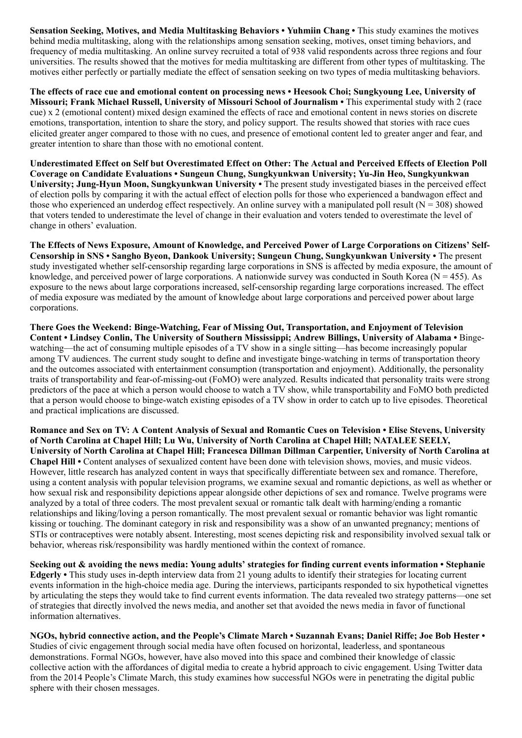**Sensation Seeking, Motives, and Media Multitasking Behaviors • Yuhmiin Chang •** This study examines the motives behind media multitasking, along with the relationships among sensation seeking, motives, onset timing behaviors, and frequency of media multitasking. An online survey recruited a total of 938 valid respondents across three regions and four universities. The results showed that the motives for media multitasking are different from other types of multitasking. The motives either perfectly or partially mediate the effect of sensation seeking on two types of media multitasking behaviors.

**The effects of race cue and emotional content on processing news • Heesook Choi; Sungkyoung Lee, University of Missouri; Frank Michael Russell, University of Missouri School of Journalism •** This experimental study with 2 (race cue) x 2 (emotional content) mixed design examined the effects of race and emotional content in news stories on discrete emotions, transportation, intention to share the story, and policy support. The results showed that stories with race cues elicited greater anger compared to those with no cues, and presence of emotional content led to greater anger and fear, and greater intention to share than those with no emotional content.

**Underestimated Effect on Self but Overestimated Effect on Other: The Actual and Perceived Effects of Election Poll Coverage on Candidate Evaluations • Sungeun Chung, Sungkyunkwan University; Yu-Jin Heo, Sungkyunkwan University; Jung-Hyun Moon, Sungkyunkwan University •** The present study investigated biases in the perceived effect of election polls by comparing it with the actual effect of election polls for those who experienced a bandwagon effect and those who experienced an underdog effect respectively. An online survey with a manipulated poll result ($N = 308$) showed that voters tended to underestimate the level of change in their evaluation and voters tended to overestimate the level of change in others' evaluation.

**The Effects of News Exposure, Amount of Knowledge, and Perceived Power of Large Corporations on Citizens' Self-Censorship in SNS • Sangho Byeon, Dankook University; Sungeun Chung, Sungkyunkwan University •** The present study investigated whether self-censorship regarding large corporations in SNS is affected by media exposure, the amount of knowledge, and perceived power of large corporations. A nationwide survey was conducted in South Korea ($N = 455$). As exposure to the news about large corporations increased, self-censorship regarding large corporations increased. The effect of media exposure was mediated by the amount of knowledge about large corporations and perceived power about large corporations.

**There Goes the Weekend: Binge-Watching, Fear of Missing Out, Transportation, and Enjoyment of Television Content • Lindsey Conlin, The University of Southern Mississippi; Andrew Billings, University of Alabama •** Binge-watching—the act of consuming multiple episodes of a TV show in a single sitting—has become increasingly popular among TV audiences. The current study sought to define and investigate binge-watching in terms of transportation theory and the outcomes associated with entertainment consumption (transportation and enjoyment). Additionally, the personality traits of transportability and fear-of-missing-out (FoMO) were analyzed. Results indicated that personality traits were strong predictors of the pace at which a person would choose to watch a TV show, while transportability and FoMO both predicted that a person would choose to binge-watch existing episodes of a TV show in order to catch up to live episodes. Theoretical and practical implications are discussed.

**Romance and Sex on TV: A Content Analysis of Sexual and Romantic Cues on Television • Elise Stevens, University of North Carolina at Chapel Hill; Lu Wu, University of North Carolina at Chapel Hill; NATALEE SEELY, University of North Carolina at Chapel Hill; Francesca Dillman Dillman Carpentier, University of North Carolina at Chapel Hill •** Content analyses of sexualized content have been done with television shows, movies, and music videos. However, little research has analyzed content in ways that specifically differentiate between sex and romance. Therefore, using a content analysis with popular television programs, we examine sexual and romantic depictions, as well as whether or how sexual risk and responsibility depictions appear alongside other depictions of sex and romance. Twelve programs were analyzed by a total of three coders. The most prevalent sexual or romantic talk dealt with harming/ending a romantic relationships and liking/loving a person romantically. The most prevalent sexual or romantic behavior was light romantic kissing or touching. The dominant category in risk and responsibility was a show of an unwanted pregnancy; mentions of STIs or contraceptives were notably absent. Interesting, most scenes depicting risk and responsibility involved sexual talk or behavior, whereas risk/responsibility was hardly mentioned within the context of romance.

**Seeking out & avoiding the news media: Young adults' strategies for finding current events information • Stephanie Edgerly •** This study uses in-depth interview data from 21 young adults to identify their strategies for locating current events information in the high-choice media age. During the interviews, participants responded to six hypothetical vignettes by articulating the steps they would take to find current events information. The data revealed two strategy patterns—one set of strategies that directly involved the news media, and another set that avoided the news media in favor of functional information alternatives.

**NGOs, hybrid connective action, and the People's Climate March • Suzannah Evans; Daniel Riffe; Joe Bob Hester •** Studies of civic engagement through social media have often focused on horizontal, leaderless, and spontaneous demonstrations. Formal NGOs, however, have also moved into this space and combined their knowledge of classic collective action with the affordances of digital media to create a hybrid approach to civic engagement. Using Twitter data from the 2014 People's Climate March, this study examines how successful NGOs were in penetrating the digital public sphere with their chosen messages.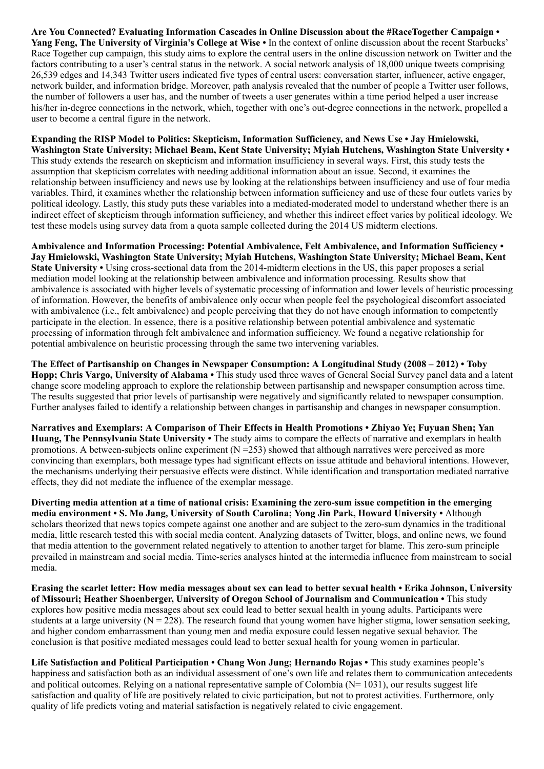**Are You Connected? Evaluating Information Cascades in Online Discussion about the #RaceTogether Campaign • Yang Feng, The University of Virginia's College at Wise •** In the context of online discussion about the recent Starbucks' Race Together cup campaign, this study aims to explore the central users in the online discussion network on Twitter and the factors contributing to a user's central status in the network. A social network analysis of 18,000 unique tweets comprising 26,539 edges and 14,343 Twitter users indicated five types of central users: conversation starter, influencer, active engager, network builder, and information bridge. Moreover, path analysis revealed that the number of people a Twitter user follows, the number of followers a user has, and the number of tweets a user generates within a time period helped a user increase his/her in-degree connections in the network, which, together with one's out-degree connections in the network, propelled a user to become a central figure in the network.

**Expanding the RISP Model to Politics: Skepticism, Information Sufficiency, and News Use • Jay Hmielowski, Washington State University; Michael Beam, Kent State University; Myiah Hutchens, Washington State University •** This study extends the research on skepticism and information insufficiency in several ways. First, this study tests the assumption that skepticism correlates with needing additional information about an issue. Second, it examines the relationship between insufficiency and news use by looking at the relationships between insufficiency and use of four media variables. Third, it examines whether the relationship between information sufficiency and use of these four outlets varies by political ideology. Lastly, this study puts these variables into a mediated-moderated model to understand whether there is an indirect effect of skepticism through information sufficiency, and whether this indirect effect varies by political ideology. We test these models using survey data from a quota sample collected during the 2014 US midterm elections.

**Ambivalence and Information Processing: Potential Ambivalence, Felt Ambivalence, and Information Sufficiency • Jay Hmielowski, Washington State University; Myiah Hutchens, Washington State University; Michael Beam, Kent State University •** Using cross-sectional data from the 2014-midterm elections in the US, this paper proposes a serial mediation model looking at the relationship between ambivalence and information processing. Results show that ambivalence is associated with higher levels of systematic processing of information and lower levels of heuristic processing of information. However, the benefits of ambivalence only occur when people feel the psychological discomfort associated with ambivalence (i.e., felt ambivalence) and people perceiving that they do not have enough information to competently participate in the election. In essence, there is a positive relationship between potential ambivalence and systematic processing of information through felt ambivalence and information sufficiency. We found a negative relationship for potential ambivalence on heuristic processing through the same two intervening variables.

**The Effect of Partisanship on Changes in Newspaper Consumption: A Longitudinal Study (2008 – 2012) • Toby Hopp; Chris Vargo, University of Alabama •** This study used three waves of General Social Survey panel data and a latent change score modeling approach to explore the relationship between partisanship and newspaper consumption across time. The results suggested that prior levels of partisanship were negatively and significantly related to newspaper consumption. Further analyses failed to identify a relationship between changes in partisanship and changes in newspaper consumption.

**Narratives and Exemplars: A Comparison of Their Effects in Health Promotions • Zhiyao Ye; Fuyuan Shen; Yan Huang, The Pennsylvania State University •** The study aims to compare the effects of narrative and exemplars in health promotions. A between-subjects online experiment ($N = 253$) showed that although narratives were perceived as more convincing than exemplars, both message types had significant effects on issue attitude and behavioral intentions. However, the mechanisms underlying their persuasive effects were distinct. While identification and transportation mediated narrative effects, they did not mediate the influence of the exemplar message.

**Diverting media attention at a time of national crisis: Examining the zero-sum issue competition in the emerging media environment • S. Mo Jang, University of South Carolina; Yong Jin Park, Howard University •** Although scholars theorized that news topics compete against one another and are subject to the zero-sum dynamics in the traditional media, little research tested this with social media content. Analyzing datasets of Twitter, blogs, and online news, we found that media attention to the government related negatively to attention to another target for blame. This zero-sum principle prevailed in mainstream and social media. Time-series analyses hinted at the intermedia influence from mainstream to social media.

**Erasing the scarlet letter: How media messages about sex can lead to better sexual health • Erika Johnson, University of Missouri; Heather Shoenberger, University of Oregon School of Journalism and Communication •** This study explores how positive media messages about sex could lead to better sexual health in young adults. Participants were students at a large university ($N = 228$). The research found that young women have higher stigma, lower sensation seeking, and higher condom embarrassment than young men and media exposure could lessen negative sexual behavior. The conclusion is that positive mediated messages could lead to better sexual health for young women in particular.

**Life Satisfaction and Political Participation • Chang Won Jung; Hernando Rojas •** This study examines people's happiness and satisfaction both as an individual assessment of one's own life and relates them to communication antecedents and political outcomes. Relying on a national representative sample of Colombia ($N = 1031$), our results suggest life satisfaction and quality of life are positively related to civic participation, but not to protest activities. Furthermore, only quality of life predicts voting and material satisfaction is negatively related to civic engagement.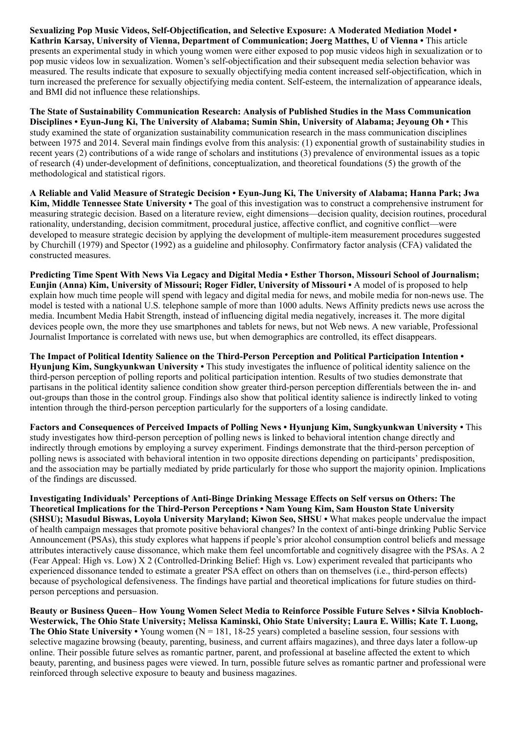**Sexualizing Pop Music Videos, Self-Objectification, and Selective Exposure: A Moderated Mediation Model • Kathrin Karsay, University of Vienna, Department of Communication; Joerg Matthes, U of Vienna •** This article presents an experimental study in which young women were either exposed to pop music videos high in sexualization or to pop music videos low in sexualization. Women's self-objectification and their subsequent media selection behavior was measured. The results indicate that exposure to sexually objectifying media content increased self-objectification, which in turn increased the preference for sexually objectifying media content. Self-esteem, the internalization of appearance ideals, and BMI did not influence these relationships.

**The State of Sustainability Communication Research: Analysis of Published Studies in the Mass Communication Disciplines • Eyun-Jung Ki, The University of Alabama; Sumin Shin, University of Alabama; Jeyoung Oh •** This study examined the state of organization sustainability communication research in the mass communication disciplines between 1975 and 2014. Several main findings evolve from this analysis: (1) exponential growth of sustainability studies in recent years (2) contributions of a wide range of scholars and institutions (3) prevalence of environmental issues as a topic of research (4) under-development of definitions, conceptualization, and theoretical foundations (5) the growth of the methodological and statistical rigors.

**A Reliable and Valid Measure of Strategic Decision • Eyun-Jung Ki, The University of Alabama; Hanna Park; Jwa Kim, Middle Tennessee State University •** The goal of this investigation was to construct a comprehensive instrument for measuring strategic decision. Based on a literature review, eight dimensions—decision quality, decision routines, procedural rationality, understanding, decision commitment, procedural justice, affective conflict, and cognitive conflict—were developed to measure strategic decision by applying the development of multiple-item measurement procedures suggested by Churchill (1979) and Spector (1992) as a guideline and philosophy. Confirmatory factor analysis (CFA) validated the constructed measures.

**Predicting Time Spent With News Via Legacy and Digital Media • Esther Thorson, Missouri School of Journalism; Eunjin (Anna) Kim, University of Missouri; Roger Fidler, University of Missouri •** A model of is proposed to help explain how much time people will spend with legacy and digital media for news, and mobile media for non-news use. The model is tested with a national U.S. telephone sample of more than 1000 adults. News Affinity predicts news use across the media. Incumbent Media Habit Strength, instead of influencing digital media negatively, increases it. The more digital devices people own, the more they use smartphones and tablets for news, but not Web news. A new variable, Professional Journalist Importance is correlated with news use, but when demographics are controlled, its effect disappears.

**The Impact of Political Identity Salience on the Third-Person Perception and Political Participation Intention • Hyunjung Kim, Sungkyunkwan University •** This study investigates the influence of political identity salience on the third-person perception of polling reports and political participation intention. Results of two studies demonstrate that partisans in the political identity salience condition show greater third-person perception differentials between the in- and out-groups than those in the control group. Findings also show that political identity salience is indirectly linked to voting intention through the third-person perception particularly for the supporters of a losing candidate.

**Factors and Consequences of Perceived Impacts of Polling News • Hyunjung Kim, Sungkyunkwan University •** This study investigates how third-person perception of polling news is linked to behavioral intention change directly and indirectly through emotions by employing a survey experiment. Findings demonstrate that the third-person perception of polling news is associated with behavioral intention in two opposite directions depending on participants' predisposition, and the association may be partially mediated by pride particularly for those who support the majority opinion. Implications of the findings are discussed.

**Investigating Individuals' Perceptions of Anti-Binge Drinking Message Effects on Self versus on Others: The Theoretical Implications for the Third-Person Perceptions • Nam Young Kim, Sam Houston State University (SHSU); Masudul Biswas, Loyola University Maryland; Kiwon Seo, SHSU •** What makes people undervalue the impact of health campaign messages that promote positive behavioral changes? In the context of anti-binge drinking Public Service Announcement (PSAs), this study explores what happens if people's prior alcohol consumption control beliefs and message attributes interactively cause dissonance, which make them feel uncomfortable and cognitively disagree with the PSAs. A 2 (Fear Appeal: High vs. Low) X 2 (Controlled-Drinking Belief: High vs. Low) experiment revealed that participants who experienced dissonance tended to estimate a greater PSA effect on others than on themselves (i.e., third-person effects) because of psychological defensiveness. The findings have partial and theoretical implications for future studies on third-person perceptions and persuasion.

**Beauty or Business Queen– How Young Women Select Media to Reinforce Possible Future Selves • Silvia Knobloch-Westerwick, The Ohio State University; Melissa Kaminski, Ohio State University; Laura E. Willis; Kate T. Luong, The Ohio State University •** Young women ($N = 181$, 18-25 years) completed a baseline session, four sessions with selective magazine browsing (beauty, parenting, business, and current affairs magazines), and three days later a follow-up online. Their possible future selves as romantic partner, parent, and professional at baseline affected the extent to which beauty, parenting, and business pages were viewed. In turn, possible future selves as romantic partner and professional were reinforced through selective exposure to beauty and business magazines.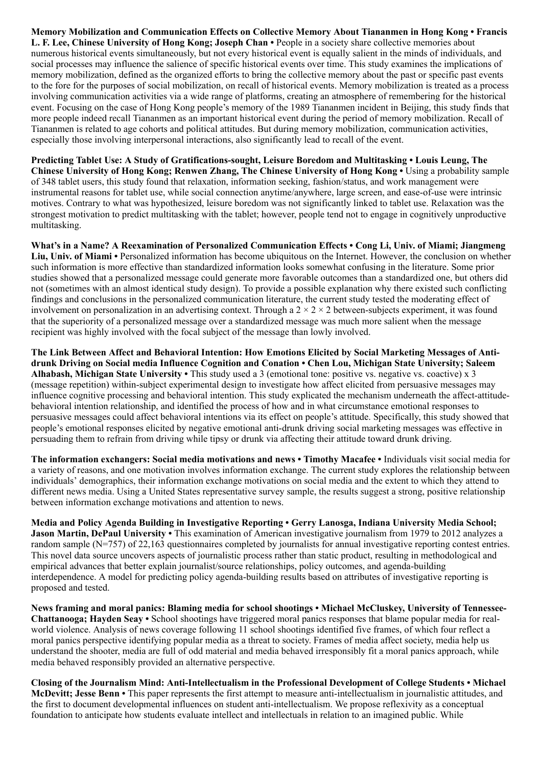**Memory Mobilization and Communication Effects on Collective Memory About Tiananmen in Hong Kong • Francis L. F. Lee, Chinese University of Hong Kong; Joseph Chan •** People in a society share collective memories about numerous historical events simultaneously, but not every historical event is equally salient in the minds of individuals, and social processes may influence the salience of specific historical events over time. This study examines the implications of memory mobilization, defined as the organized efforts to bring the collective memory about the past or specific past events to the fore for the purposes of social mobilization, on recall of historical events. Memory mobilization is treated as a process involving communication activities via a wide range of platforms, creating an atmosphere of remembering for the historical event. Focusing on the case of Hong Kong people's memory of the 1989 Tiananmen incident in Beijing, this study finds that more people indeed recall Tiananmen as an important historical event during the period of memory mobilization. Recall of Tiananmen is related to age cohorts and political attitudes. But during memory mobilization, communication activities, especially those involving interpersonal interactions, also significantly lead to recall of the event.

**Predicting Tablet Use: A Study of Gratifications-sought, Leisure Boredom and Multitasking • Louis Leung, The Chinese University of Hong Kong; Renwen Zhang, The Chinese University of Hong Kong •** Using a probability sample of 348 tablet users, this study found that relaxation, information seeking, fashion/status, and work management were instrumental reasons for tablet use, while social connection anytime/anywhere, large screen, and ease-of-use were intrinsic motives. Contrary to what was hypothesized, leisure boredom was not significantly linked to tablet use. Relaxation was the strongest motivation to predict multitasking with the tablet; however, people tend not to engage in cognitively unproductive multitasking.

**What's in a Name? A Reexamination of Personalized Communication Effects • Cong Li, Univ. of Miami; Jiangmeng Liu, Univ. of Miami •** Personalized information has become ubiquitous on the Internet. However, the conclusion on whether such information is more effective than standardized information looks somewhat confusing in the literature. Some prior studies showed that a personalized message could generate more favorable outcomes than a standardized one, but others did not (sometimes with an almost identical study design). To provide a possible explanation why there existed such conflicting findings and conclusions in the personalized communication literature, the current study tested the moderating effect of involvement on personalization in an advertising context. Through a $2 \times 2 \times 2$ between-subjects experiment, it was found that the superiority of a personalized message over a standardized message was much more salient when the message recipient was highly involved with the focal subject of the message than lowly involved.

**The Link Between Affect and Behavioral Intention: How Emotions Elicited by Social Marketing Messages of Anti-drunk Driving on Social media Influence Cognition and Conation • Chen Lou, Michigan State University; Saleem Alhabash, Michigan State University •** This study used a 3 (emotional tone: positive vs. negative vs. coactive) x 3 (message repetition) within-subject experimental design to investigate how affect elicited from persuasive messages may influence cognitive processing and behavioral intention. This study explicated the mechanism underneath the affect-attitude-behavioral intention relationship, and identified the process of how and in what circumstance emotional responses to persuasive messages could affect behavioral intentions via its effect on people's attitude. Specifically, this study showed that people's emotional responses elicited by negative emotional anti-drunk driving social marketing messages was effective in persuading them to refrain from driving while tipsy or drunk via affecting their attitude toward drunk driving.

**The information exchangers: Social media motivations and news • Timothy Macafee •** Individuals visit social media for a variety of reasons, and one motivation involves information exchange. The current study explores the relationship between individuals' demographics, their information exchange motivations on social media and the extent to which they attend to different news media. Using a United States representative survey sample, the results suggest a strong, positive relationship between information exchange motivations and attention to news.

**Media and Policy Agenda Building in Investigative Reporting • Gerry Lanosga, Indiana University Media School; Jason Martin, DePaul University •** This examination of American investigative journalism from 1979 to 2012 analyzes a random sample (N=757) of 22,163 questionnaires completed by journalists for annual investigative reporting contest entries. This novel data source uncovers aspects of journalistic process rather than static product, resulting in methodological and empirical advances that better explain journalist/source relationships, policy outcomes, and agenda-building interdependence. A model for predicting policy agenda-building results based on attributes of investigative reporting is proposed and tested.

**News framing and moral panics: Blaming media for school shootings • Michael McCluskey, University of Tennessee-Chattanooga; Hayden Seay •** School shootings have triggered moral panics responses that blame popular media for real-world violence. Analysis of news coverage following 11 school shootings identified five frames, of which four reflect a moral panics perspective identifying popular media as a threat to society. Frames of media affect society, media help us understand the shooter, media are full of odd material and media behaved irresponsibly fit a moral panics approach, while media behaved responsibly provided an alternative perspective.

**Closing of the Journalism Mind: Anti-Intellectualism in the Professional Development of College Students • Michael McDevitt; Jesse Benn •** This paper represents the first attempt to measure anti-intellectualism in journalistic attitudes, and the first to document developmental influences on student anti-intellectualism. We propose reflexivity as a conceptual foundation to anticipate how students evaluate intellect and intellectuals in relation to an imagined public. While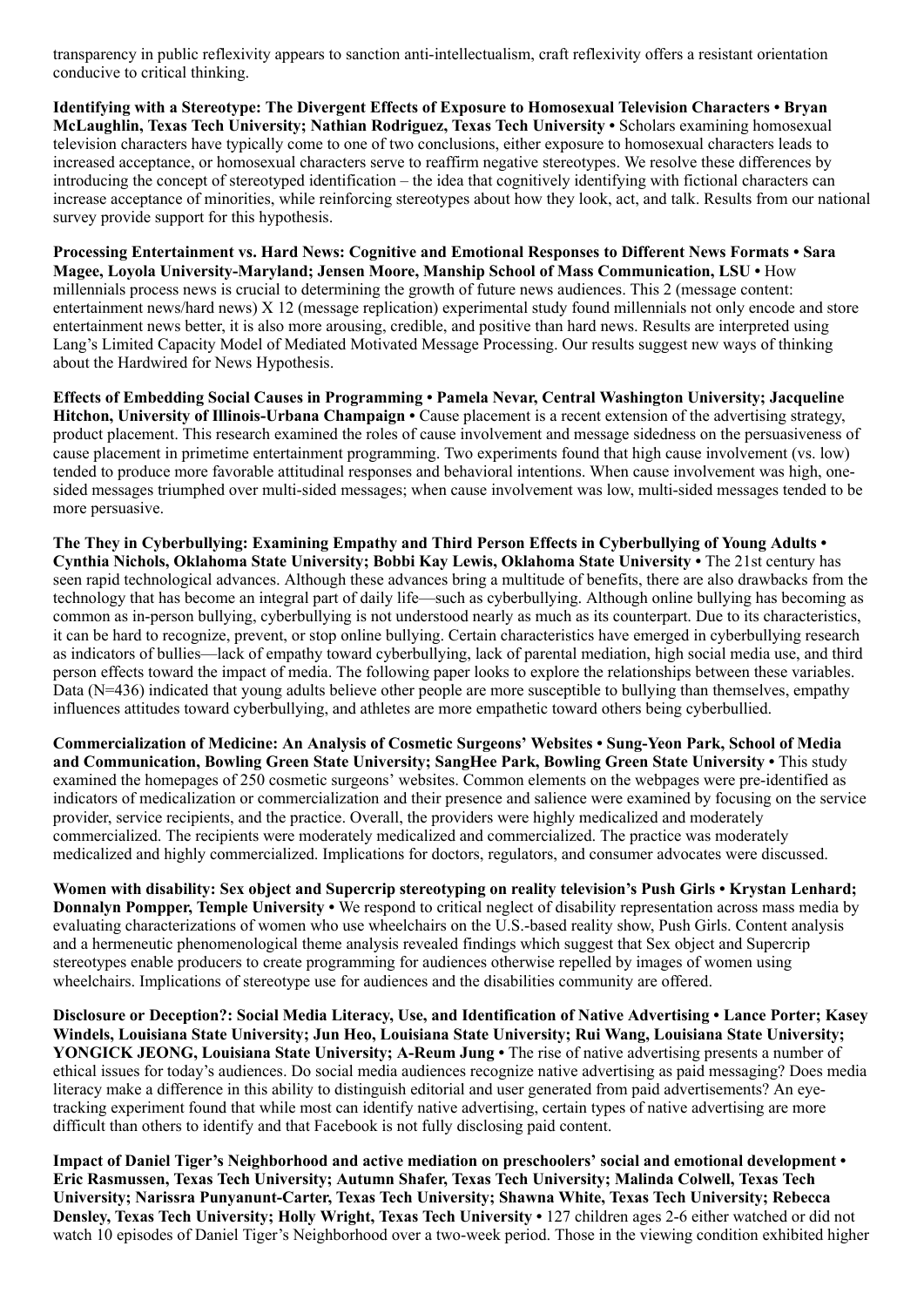transparency in public reflexivity appears to sanction anti-intellectualism, craft reflexivity offers a resistant orientation conducive to critical thinking.

**Identifying with a Stereotype: The Divergent Effects of Exposure to Homosexual Television Characters • Bryan McLaughlin, Texas Tech University; Nathian Rodriguez, Texas Tech University •** Scholars examining homosexual television characters have typically come to one of two conclusions, either exposure to homosexual characters leads to increased acceptance, or homosexual characters serve to reaffirm negative stereotypes. We resolve these differences by introducing the concept of stereotyped identification – the idea that cognitively identifying with fictional characters can increase acceptance of minorities, while reinforcing stereotypes about how they look, act, and talk. Results from our national survey provide support for this hypothesis.

**Processing Entertainment vs. Hard News: Cognitive and Emotional Responses to Different News Formats • Sara Magee, Loyola University-Maryland; Jensen Moore, Manship School of Mass Communication, LSU •** How millennials process news is crucial to determining the growth of future news audiences. This 2 (message content: entertainment news/hard news) X 12 (message replication) experimental study found millennials not only encode and store entertainment news better, it is also more arousing, credible, and positive than hard news. Results are interpreted using Lang's Limited Capacity Model of Mediated Motivated Message Processing. Our results suggest new ways of thinking about the Hardwired for News Hypothesis.

**Effects of Embedding Social Causes in Programming • Pamela Nevar, Central Washington University; Jacqueline Hitchon, University of Illinois-Urbana Champaign •** Cause placement is a recent extension of the advertising strategy, product placement. This research examined the roles of cause involvement and message sidedness on the persuasiveness of cause placement in primetime entertainment programming. Two experiments found that high cause involvement (vs. low) tended to produce more favorable attitudinal responses and behavioral intentions. When cause involvement was high, one-sided messages triumphed over multi-sided messages; when cause involvement was low, multi-sided messages tended to be more persuasive.

**The They in Cyberbullying: Examining Empathy and Third Person Effects in Cyberbullying of Young Adults • Cynthia Nichols, Oklahoma State University; Bobbi Kay Lewis, Oklahoma State University •** The 21st century has seen rapid technological advances. Although these advances bring a multitude of benefits, there are also drawbacks from the technology that has become an integral part of daily life—such as cyberbullying. Although online bullying has becoming as common as in-person bullying, cyberbullying is not understood nearly as much as its counterpart. Due to its characteristics, it can be hard to recognize, prevent, or stop online bullying. Certain characteristics have emerged in cyberbullying research as indicators of bullies—lack of empathy toward cyberbullying, lack of parental mediation, high social media use, and third person effects toward the impact of media. The following paper looks to explore the relationships between these variables. Data (N=436) indicated that young adults believe other people are more susceptible to bullying than themselves, empathy influences attitudes toward cyberbullying, and athletes are more empathetic toward others being cyberbullied.

**Commercialization of Medicine: An Analysis of Cosmetic Surgeons' Websites • Sung-Yeon Park, School of Media and Communication, Bowling Green State University; SangHee Park, Bowling Green State University •** This study examined the homepages of 250 cosmetic surgeons' websites. Common elements on the webpages were pre-identified as indicators of medicalization or commercialization and their presence and salience were examined by focusing on the service provider, service recipients, and the practice. Overall, the providers were highly medicalized and moderately commercialized. The recipients were moderately medicalized and commercialized. The practice was moderately medicalized and highly commercialized. Implications for doctors, regulators, and consumer advocates were discussed.

**Women with disability: Sex object and Supercrip stereotyping on reality television's Push Girls • Krystan Lenhard; Donnalyn Pompper, Temple University •** We respond to critical neglect of disability representation across mass media by evaluating characterizations of women who use wheelchairs on the U.S.-based reality show, Push Girls. Content analysis and a hermeneutic phenomenological theme analysis revealed findings which suggest that Sex object and Supercrip stereotypes enable producers to create programming for audiences otherwise repelled by images of women using wheelchairs. Implications of stereotype use for audiences and the disabilities community are offered.

**Disclosure or Deception?: Social Media Literacy, Use, and Identification of Native Advertising • Lance Porter; Kasey Windels, Louisiana State University; Jun Heo, Louisiana State University; Rui Wang, Louisiana State University; YONGICK JEONG, Louisiana State University; A-Reum Jung •** The rise of native advertising presents a number of ethical issues for today's audiences. Do social media audiences recognize native advertising as paid messaging? Does media literacy make a difference in this ability to distinguish editorial and user generated from paid advertisements? An eye-tracking experiment found that while most can identify native advertising, certain types of native advertising are more difficult than others to identify and that Facebook is not fully disclosing paid content.

**Impact of Daniel Tiger's Neighborhood and active mediation on preschoolers' social and emotional development • Eric Rasmussen, Texas Tech University; Autumn Shafer, Texas Tech University; Malinda Colwell, Texas Tech University; Narissra Punyanunt-Carter, Texas Tech University; Shawna White, Texas Tech University; Rebecca Densley, Texas Tech University; Holly Wright, Texas Tech University •** 127 children ages 2-6 either watched or did not watch 10 episodes of Daniel Tiger's Neighborhood over a two-week period. Those in the viewing condition exhibited higher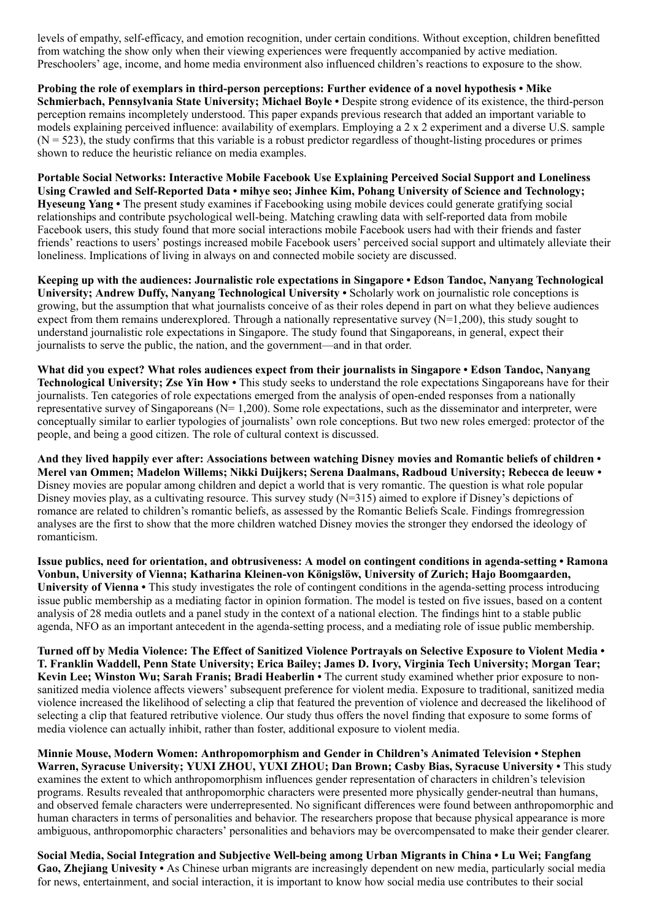levels of empathy, self-efficacy, and emotion recognition, under certain conditions. Without exception, children benefitted from watching the show only when their viewing experiences were frequently accompanied by active mediation. Preschoolers' age, income, and home media environment also influenced children's reactions to exposure to the show.

**Probing the role of exemplars in third-person perceptions: Further evidence of a novel hypothesis • Mike Schmierbach, Pennsylvania State University; Michael Boyle •** Despite strong evidence of its existence, the third-person perception remains incompletely understood. This paper expands previous research that added an important variable to models explaining perceived influence: availability of exemplars. Employing a 2 x 2 experiment and a diverse U.S. sample (N = 523), the study confirms that this variable is a robust predictor regardless of thought-listing procedures or primes shown to reduce the heuristic reliance on media examples.

**Portable Social Networks: Interactive Mobile Facebook Use Explaining Perceived Social Support and Loneliness Using Crawled and Self-Reported Data • mihye seo; Jinhee Kim, Pohang University of Science and Technology; Hyeseung Yang •** The present study examines if Facebooking using mobile devices could generate gratifying social relationships and contribute psychological well-being. Matching crawling data with self-reported data from mobile Facebook users, this study found that more social interactions mobile Facebook users had with their friends and faster friends' reactions to users' postings increased mobile Facebook users' perceived social support and ultimately alleviate their loneliness. Implications of living in always on and connected mobile society are discussed.

**Keeping up with the audiences: Journalistic role expectations in Singapore • Edson Tandoc, Nanyang Technological University; Andrew Duffy, Nanyang Technological University •** Scholarly work on journalistic role conceptions is growing, but the assumption that what journalists conceive of as their roles depend in part on what they believe audiences expect from them remains underexplored. Through a nationally representative survey (N=1,200), this study sought to understand journalistic role expectations in Singapore. The study found that Singaporeans, in general, expect their journalists to serve the public, the nation, and the government—and in that order.

**What did you expect? What roles audiences expect from their journalists in Singapore • Edson Tandoc, Nanyang Technological University; Zse Yin How •** This study seeks to understand the role expectations Singaporeans have for their journalists. Ten categories of role expectations emerged from the analysis of open-ended responses from a nationally representative survey of Singaporeans (N= 1,200). Some role expectations, such as the disseminator and interpreter, were conceptually similar to earlier typologies of journalists' own role conceptions. But two new roles emerged: protector of the people, and being a good citizen. The role of cultural context is discussed.

**And they lived happily ever after: Associations between watching Disney movies and Romantic beliefs of children • Merel van Ommen; Madelon Willems; Nikki Duijkers; Serena Daalmans, Radboud University; Rebecca de leeuw •** Disney movies are popular among children and depict a world that is very romantic. The question is what role popular Disney movies play, as a cultivating resource. This survey study (N=315) aimed to explore if Disney's depictions of romance are related to children's romantic beliefs, as assessed by the Romantic Beliefs Scale. Findings fromregression analyses are the first to show that the more children watched Disney movies the stronger they endorsed the ideology of romanticism.

**Issue publics, need for orientation, and obtrusiveness: A model on contingent conditions in agenda-setting • Ramona Vonbun, University of Vienna; Katharina Kleinen-von Königslöw, University of Zurich; Hajo Boomgaarden, University of Vienna •** This study investigates the role of contingent conditions in the agenda-setting process introducing issue public membership as a mediating factor in opinion formation. The model is tested on five issues, based on a content analysis of 28 media outlets and a panel study in the context of a national election. The findings hint to a stable public agenda, NFO as an important antecedent in the agenda-setting process, and a mediating role of issue public membership.

**Turned off by Media Violence: The Effect of Sanitized Violence Portrayals on Selective Exposure to Violent Media • T. Franklin Waddell, Penn State University; Erica Bailey; James D. Ivory, Virginia Tech University; Morgan Tear; Kevin Lee; Winston Wu; Sarah Franis; Bradi Heaberlin •** The current study examined whether prior exposure to non-sanitized media violence affects viewers' subsequent preference for violent media. Exposure to traditional, sanitized media violence increased the likelihood of selecting a clip that featured the prevention of violence and decreased the likelihood of selecting a clip that featured retributive violence. Our study thus offers the novel finding that exposure to some forms of media violence can actually inhibit, rather than foster, additional exposure to violent media.

**Minnie Mouse, Modern Women: Anthropomorphism and Gender in Children's Animated Television • Stephen Warren, Syracuse University; YUXI ZHOU, YUXI ZHOU; Dan Brown; Casby Bias, Syracuse University •** This study examines the extent to which anthropomorphism influences gender representation of characters in children's television programs. Results revealed that anthropomorphic characters were presented more physically gender-neutral than humans, and observed female characters were underrepresented. No significant differences were found between anthropomorphic and human characters in terms of personalities and behavior. The researchers propose that because physical appearance is more ambiguous, anthropomorphic characters' personalities and behaviors may be overcompensated to make their gender clearer.

**Social Media, Social Integration and Subjective Well-being among Urban Migrants in China • Lu Wei; Fangfang Gao, Zhejiang Univesity •** As Chinese urban migrants are increasingly dependent on new media, particularly social media for news, entertainment, and social interaction, it is important to know how social media use contributes to their social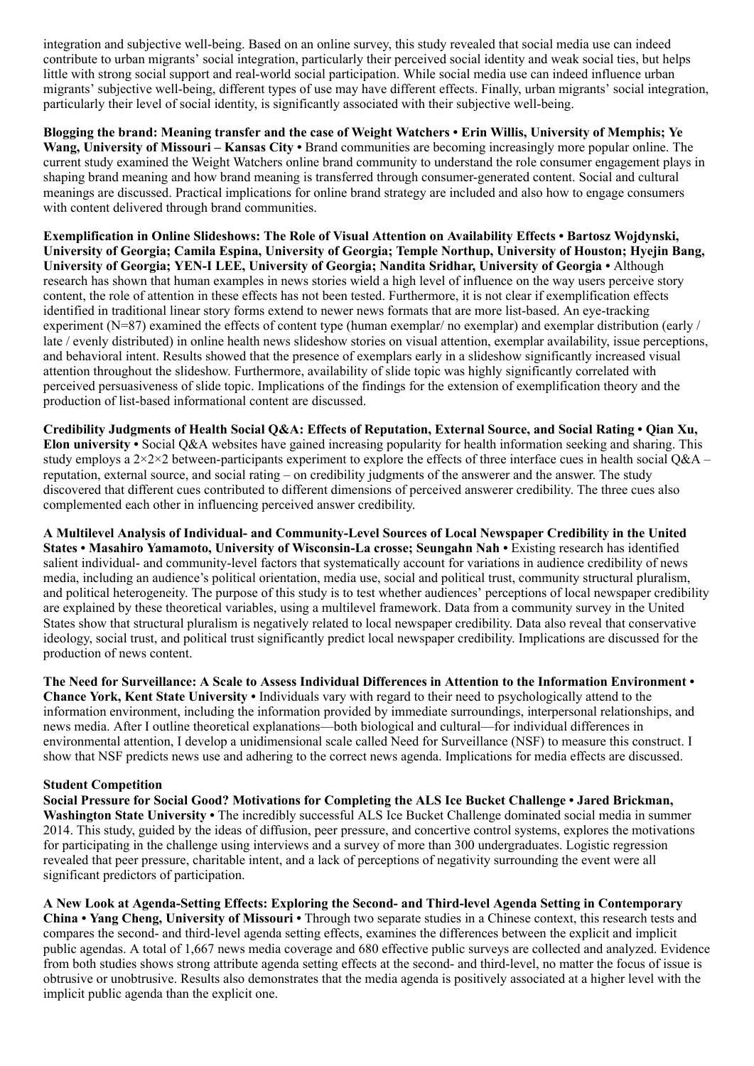integration and subjective well-being. Based on an online survey, this study revealed that social media use can indeed contribute to urban migrants' social integration, particularly their perceived social identity and weak social ties, but helps little with strong social support and real-world social participation. While social media use can indeed influence urban migrants' subjective well-being, different types of use may have different effects. Finally, urban migrants' social integration, particularly their level of social identity, is significantly associated with their subjective well-being.

**Blogging the brand: Meaning transfer and the case of Weight Watchers • Erin Willis, University of Memphis; Ye Wang, University of Missouri – Kansas City •** Brand communities are becoming increasingly more popular online. The current study examined the Weight Watchers online brand community to understand the role consumer engagement plays in shaping brand meaning and how brand meaning is transferred through consumer-generated content. Social and cultural meanings are discussed. Practical implications for online brand strategy are included and also how to engage consumers with content delivered through brand communities.

**Exemplification in Online Slideshows: The Role of Visual Attention on Availability Effects • Bartosz Wojdynski, University of Georgia; Camila Espina, University of Georgia; Temple Northup, University of Houston; Hyejin Bang, University of Georgia; YEN-I LEE, University of Georgia; Nandita Sridhar, University of Georgia •** Although research has shown that human examples in news stories wield a high level of influence on the way users perceive story content, the role of attention in these effects has not been tested. Furthermore, it is not clear if exemplification effects identified in traditional linear story forms extend to newer news formats that are more list-based. An eye-tracking experiment (N=87) examined the effects of content type (human exemplar/ no exemplar) and exemplar distribution (early / late / evenly distributed) in online health news slideshow stories on visual attention, exemplar availability, issue perceptions, and behavioral intent. Results showed that the presence of exemplars early in a slideshow significantly increased visual attention throughout the slideshow. Furthermore, availability of slide topic was highly significantly correlated with perceived persuasiveness of slide topic. Implications of the findings for the extension of exemplification theory and the production of list-based informational content are discussed.

**Credibility Judgments of Health Social Q&A: Effects of Reputation, External Source, and Social Rating • Qian Xu, Elon university •** Social Q&A websites have gained increasing popularity for health information seeking and sharing. This study employs a 2×2×2 between-participants experiment to explore the effects of three interface cues in health social Q&A – reputation, external source, and social rating – on credibility judgments of the answerer and the answer. The study discovered that different cues contributed to different dimensions of perceived answerer credibility. The three cues also complemented each other in influencing perceived answer credibility.

**A Multilevel Analysis of Individual- and Community-Level Sources of Local Newspaper Credibility in the United States • Masahiro Yamamoto, University of Wisconsin-La crosse; Seungahn Nah •** Existing research has identified salient individual- and community-level factors that systematically account for variations in audience credibility of news media, including an audience's political orientation, media use, social and political trust, community structural pluralism, and political heterogeneity. The purpose of this study is to test whether audiences' perceptions of local newspaper credibility are explained by these theoretical variables, using a multilevel framework. Data from a community survey in the United States show that structural pluralism is negatively related to local newspaper credibility. Data also reveal that conservative ideology, social trust, and political trust significantly predict local newspaper credibility. Implications are discussed for the production of news content.

**The Need for Surveillance: A Scale to Assess Individual Differences in Attention to the Information Environment • Chance York, Kent State University •** Individuals vary with regard to their need to psychologically attend to the information environment, including the information provided by immediate surroundings, interpersonal relationships, and news media. After I outline theoretical explanations—both biological and cultural—for individual differences in environmental attention, I develop a unidimensional scale called Need for Surveillance (NSF) to measure this construct. I show that NSF predicts news use and adhering to the correct news agenda. Implications for media effects are discussed.

**Student Competition**

**Social Pressure for Social Good? Motivations for Completing the ALS Ice Bucket Challenge • Jared Brickman, Washington State University •** The incredibly successful ALS Ice Bucket Challenge dominated social media in summer 2014. This study, guided by the ideas of diffusion, peer pressure, and concertive control systems, explores the motivations for participating in the challenge using interviews and a survey of more than 300 undergraduates. Logistic regression revealed that peer pressure, charitable intent, and a lack of perceptions of negativity surrounding the event were all significant predictors of participation.

**A New Look at Agenda-Setting Effects: Exploring the Second- and Third-level Agenda Setting in Contemporary China • Yang Cheng, University of Missouri •** Through two separate studies in a Chinese context, this research tests and compares the second- and third-level agenda setting effects, examines the differences between the explicit and implicit public agendas. A total of 1,667 news media coverage and 680 effective public surveys are collected and analyzed. Evidence from both studies shows strong attribute agenda setting effects at the second- and third-level, no matter the focus of issue is obtrusive or unobtrusive. Results also demonstrates that the media agenda is positively associated at a higher level with the implicit public agenda than the explicit one.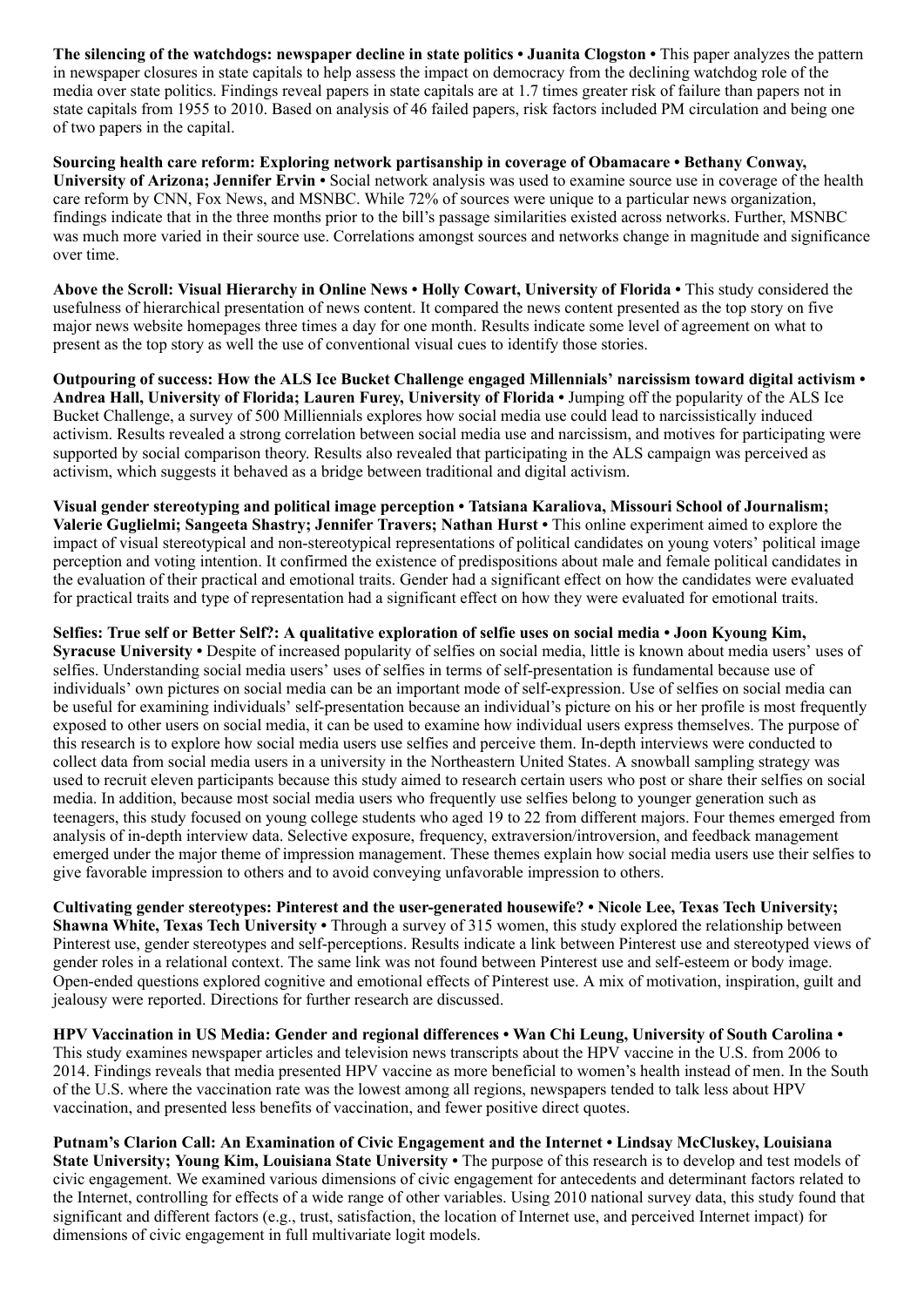**The silencing of the watchdogs: newspaper decline in state politics • Juanita Clogston •** This paper analyzes the pattern in newspaper closures in state capitals to help assess the impact on democracy from the declining watchdog role of the media over state politics. Findings reveal papers in state capitals are at 1.7 times greater risk of failure than papers not in state capitals from 1955 to 2010. Based on analysis of 46 failed papers, risk factors included PM circulation and being one of two papers in the capital.

**Sourcing health care reform: Exploring network partisanship in coverage of Obamacare • Bethany Conway, University of Arizona; Jennifer Ervin •** Social network analysis was used to examine source use in coverage of the health care reform by CNN, Fox News, and MSNBC. While 72% of sources were unique to a particular news organization, findings indicate that in the three months prior to the bill's passage similarities existed across networks. Further, MSNBC was much more varied in their source use. Correlations amongst sources and networks change in magnitude and significance over time.

**Above the Scroll: Visual Hierarchy in Online News • Holly Cowart, University of Florida •** This study considered the usefulness of hierarchical presentation of news content. It compared the news content presented as the top story on five major news website homepages three times a day for one month. Results indicate some level of agreement on what to present as the top story as well the use of conventional visual cues to identify those stories.

**Outpouring of success: How the ALS Ice Bucket Challenge engaged Millennials' narcissism toward digital activism • Andrea Hall, University of Florida; Lauren Furey, University of Florida •** Jumping off the popularity of the ALS Ice Bucket Challenge, a survey of 500 Milliennials explores how social media use could lead to narcissistically induced activism. Results revealed a strong correlation between social media use and narcissism, and motives for participating were supported by social comparison theory. Results also revealed that participating in the ALS campaign was perceived as activism, which suggests it behaved as a bridge between traditional and digital activism.

**Visual gender stereotyping and political image perception • Tatsiana Karaliova, Missouri School of Journalism; Valerie Guglielmi; Sangeeta Shastry; Jennifer Travers; Nathan Hurst •** This online experiment aimed to explore the impact of visual stereotypical and non-stereotypical representations of political candidates on young voters' political image perception and voting intention. It confirmed the existence of predispositions about male and female political candidates in the evaluation of their practical and emotional traits. Gender had a significant effect on how the candidates were evaluated for practical traits and type of representation had a significant effect on how they were evaluated for emotional traits.

**Selfies: True self or Better Self?: A qualitative exploration of selfie uses on social media • Joon Kyoung Kim, Syracuse University •** Despite of increased popularity of selfies on social media, little is known about media users' uses of selfies. Understanding social media users' uses of selfies in terms of self-presentation is fundamental because use of individuals' own pictures on social media can be an important mode of self-expression. Use of selfies on social media can be useful for examining individuals' self-presentation because an individual's picture on his or her profile is most frequently exposed to other users on social media, it can be used to examine how individual users express themselves. The purpose of this research is to explore how social media users use selfies and perceive them. In-depth interviews were conducted to collect data from social media users in a university in the Northeastern United States. A snowball sampling strategy was used to recruit eleven participants because this study aimed to research certain users who post or share their selfies on social media. In addition, because most social media users who frequently use selfies belong to younger generation such as teenagers, this study focused on young college students who aged 19 to 22 from different majors. Four themes emerged from analysis of in-depth interview data. Selective exposure, frequency, extraversion/introversion, and feedback management emerged under the major theme of impression management. These themes explain how social media users use their selfies to give favorable impression to others and to avoid conveying unfavorable impression to others.

**Cultivating gender stereotypes: Pinterest and the user-generated housewife? • Nicole Lee, Texas Tech University; Shawna White, Texas Tech University •** Through a survey of 315 women, this study explored the relationship between Pinterest use, gender stereotypes and self-perceptions. Results indicate a link between Pinterest use and stereotyped views of gender roles in a relational context. The same link was not found between Pinterest use and self-esteem or body image. Open-ended questions explored cognitive and emotional effects of Pinterest use. A mix of motivation, inspiration, guilt and jealousy were reported. Directions for further research are discussed.

**HPV Vaccination in US Media: Gender and regional differences • Wan Chi Leung, University of South Carolina •** This study examines newspaper articles and television news transcripts about the HPV vaccine in the U.S. from 2006 to 2014. Findings reveals that media presented HPV vaccine as more beneficial to women's health instead of men. In the South of the U.S. where the vaccination rate was the lowest among all regions, newspapers tended to talk less about HPV vaccination, and presented less benefits of vaccination, and fewer positive direct quotes.

**Putnam's Clarion Call: An Examination of Civic Engagement and the Internet • Lindsay McCluskey, Louisiana State University; Young Kim, Louisiana State University •** The purpose of this research is to develop and test models of civic engagement. We examined various dimensions of civic engagement for antecedents and determinant factors related to the Internet, controlling for effects of a wide range of other variables. Using 2010 national survey data, this study found that significant and different factors (e.g., trust, satisfaction, the location of Internet use, and perceived Internet impact) for dimensions of civic engagement in full multivariate logit models.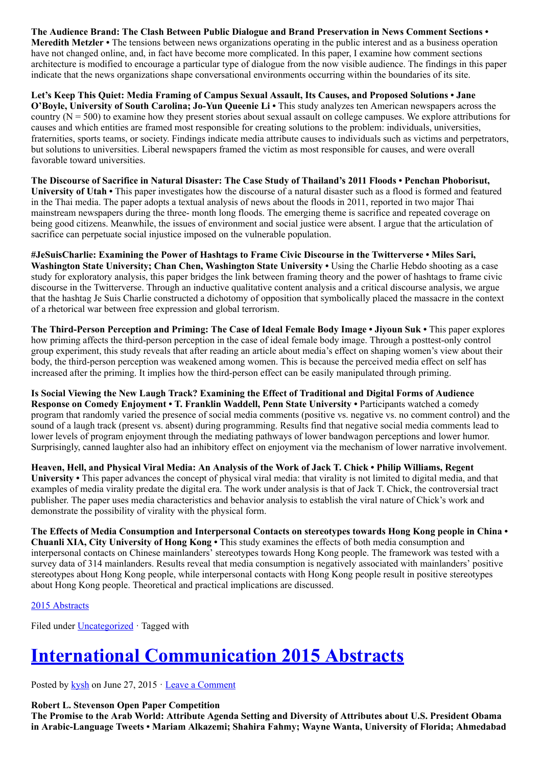**The Audience Brand: The Clash Between Public Dialogue and Brand Preservation in News Comment Sections • Meredith Metzler •** The tensions between news organizations operating in the public interest and as a business operation have not changed online, and, in fact have become more complicated. In this paper, I examine how comment sections architecture is modified to encourage a particular type of dialogue from the now visible audience. The findings in this paper indicate that the news organizations shape conversational environments occurring within the boundaries of its site.

**Let's Keep This Quiet: Media Framing of Campus Sexual Assault, Its Causes, and Proposed Solutions • Jane O'Boyle, University of South Carolina; Jo-Yun Queenie Li •** This study analyzes ten American newspapers across the country (N = 500) to examine how they present stories about sexual assault on college campuses. We explore attributions for causes and which entities are framed most responsible for creating solutions to the problem: individuals, universities, fraternities, sports teams, or society. Findings indicate media attribute causes to individuals such as victims and perpetrators, but solutions to universities. Liberal newspapers framed the victim as most responsible for causes, and were overall favorable toward universities.

**The Discourse of Sacrifice in Natural Disaster: The Case Study of Thailand's 2011 Floods • Penchan Phoborisut, University of Utah •** This paper investigates how the discourse of a natural disaster such as a flood is formed and featured in the Thai media. The paper adopts a textual analysis of news about the floods in 2011, reported in two major Thai mainstream newspapers during the three- month long floods. The emerging theme is sacrifice and repeated coverage on being good citizens. Meanwhile, the issues of environment and social justice were absent. I argue that the articulation of sacrifice can perpetuate social injustice imposed on the vulnerable population.

**#JeSuisCharlie: Examining the Power of Hashtags to Frame Civic Discourse in the Twitterverse • Miles Sari, Washington State University; Chan Chen, Washington State University •** Using the Charlie Hebdo shooting as a case study for exploratory analysis, this paper bridges the link between framing theory and the power of hashtags to frame civic discourse in the Twitterverse. Through an inductive qualitative content analysis and a critical discourse analysis, we argue that the hashtag Je Suis Charlie constructed a dichotomy of opposition that symbolically placed the massacre in the context of a rhetorical war between free expression and global terrorism.

**The Third-Person Perception and Priming: The Case of Ideal Female Body Image • Jiyoun Suk •** This paper explores how priming affects the third-person perception in the case of ideal female body image. Through a posttest-only control group experiment, this study reveals that after reading an article about media's effect on shaping women's view about their body, the third-person perception was weakened among women. This is because the perceived media effect on self has increased after the priming. It implies how the third-person effect can be easily manipulated through priming.

**Is Social Viewing the New Laugh Track? Examining the Effect of Traditional and Digital Forms of Audience Response on Comedy Enjoyment • T. Franklin Waddell, Penn State University •** Participants watched a comedy program that randomly varied the presence of social media comments (positive vs. negative vs. no comment control) and the sound of a laugh track (present vs. absent) during programming. Results find that negative social media comments lead to lower levels of program enjoyment through the mediating pathways of lower bandwagon perceptions and lower humor. Surprisingly, canned laughter also had an inhibitory effect on enjoyment via the mechanism of lower narrative involvement.

**Heaven, Hell, and Physical Viral Media: An Analysis of the Work of Jack T. Chick • Philip Williams, Regent University •** This paper advances the concept of physical viral media: that virality is not limited to digital media, and that examples of media virality predate the digital era. The work under analysis is that of Jack T. Chick, the controversial tract publisher. The paper uses media characteristics and behavior analysis to establish the viral nature of Chick's work and demonstrate the possibility of virality with the physical form.

**The Effects of Media Consumption and Interpersonal Contacts on stereotypes towards Hong Kong people in China • Chuanli XIA, City University of Hong Kong •** This study examines the effects of both media consumption and interpersonal contacts on Chinese mainlanders' stereotypes towards Hong Kong people. The framework was tested with a survey data of 314 mainlanders. Results reveal that media consumption is negatively associated with mainlanders' positive stereotypes about Hong Kong people, while interpersonal contacts with Hong Kong people result in positive stereotypes about Hong Kong people. Theoretical and practical implications are discussed.

2015 Abstracts

Filed under Uncategorized · Tagged with

# International Communication 2015 Abstracts

Posted by kysh on June 27, 2015 · Leave a Comment

**Robert L. Stevenson Open Paper Competition**
**The Promise to the Arab World: Attribute Agenda Setting and Diversity of Attributes about U.S. President Obama in Arabic-Language Tweets • Mariam Alkazemi; Shahira Fahmy; Wayne Wanta, University of Florida; Ahmedabad**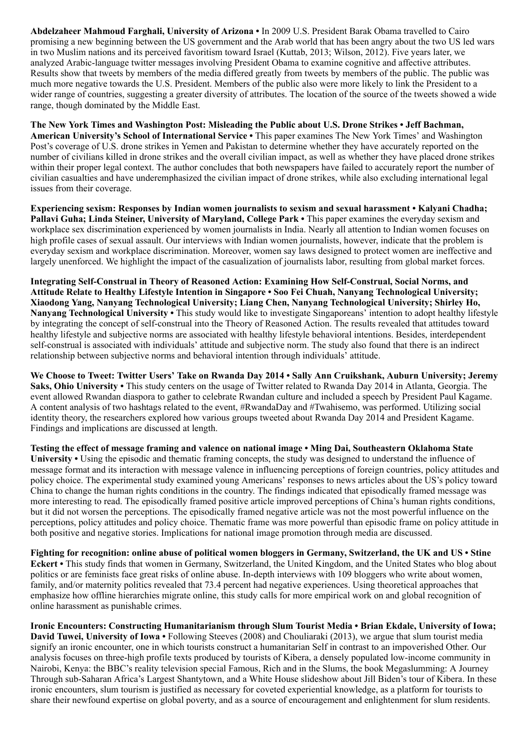**Abdelzaheer Mahmoud Farghali, University of Arizona •** In 2009 U.S. President Barak Obama travelled to Cairo promising a new beginning between the US government and the Arab world that has been angry about the two US led wars in two Muslim nations and its perceived favoritism toward Israel (Kuttab, 2013; Wilson, 2012). Five years later, we analyzed Arabic-language twitter messages involving President Obama to examine cognitive and affective attributes. Results show that tweets by members of the media differed greatly from tweets by members of the public. The public was much more negative towards the U.S. President. Members of the public also were more likely to link the President to a wider range of countries, suggesting a greater diversity of attributes. The location of the source of the tweets showed a wide range, though dominated by the Middle East.

**The New York Times and Washington Post: Misleading the Public about U.S. Drone Strikes • Jeff Bachman, American University's School of International Service •** This paper examines The New York Times' and Washington Post's coverage of U.S. drone strikes in Yemen and Pakistan to determine whether they have accurately reported on the number of civilians killed in drone strikes and the overall civilian impact, as well as whether they have placed drone strikes within their proper legal context. The author concludes that both newspapers have failed to accurately report the number of civilian casualties and have underemphasized the civilian impact of drone strikes, while also excluding international legal issues from their coverage.

**Experiencing sexism: Responses by Indian women journalists to sexism and sexual harassment • Kalyani Chadha; Pallavi Guha; Linda Steiner, University of Maryland, College Park •** This paper examines the everyday sexism and workplace sex discrimination experienced by women journalists in India. Nearly all attention to Indian women focuses on high profile cases of sexual assault. Our interviews with Indian women journalists, however, indicate that the problem is everyday sexism and workplace discrimination. Moreover, women say laws designed to protect women are ineffective and largely unenforced. We highlight the impact of the casualization of journalists labor, resulting from global market forces.

**Integrating Self-Construal in Theory of Reasoned Action: Examining How Self-Construal, Social Norms, and Attitude Relate to Healthy Lifestyle Intention in Singapore • Soo Fei Chuah, Nanyang Technological University; Xiaodong Yang, Nanyang Technological University; Liang Chen, Nanyang Technological University; Shirley Ho, Nanyang Technological University •** This study would like to investigate Singaporeans' intention to adopt healthy lifestyle by integrating the concept of self-construal into the Theory of Reasoned Action. The results revealed that attitudes toward healthy lifestyle and subjective norms are associated with healthy lifestyle behavioral intentions. Besides, interdependent self-construal is associated with individuals' attitude and subjective norm. The study also found that there is an indirect relationship between subjective norms and behavioral intention through individuals' attitude.

**We Choose to Tweet: Twitter Users' Take on Rwanda Day 2014 • Sally Ann Cruikshank, Auburn University; Jeremy Saks, Ohio University •** This study centers on the usage of Twitter related to Rwanda Day 2014 in Atlanta, Georgia. The event allowed Rwandan diaspora to gather to celebrate Rwandan culture and included a speech by President Paul Kagame. A content analysis of two hashtags related to the event, #RwandaDay and #Twahisemo, was performed. Utilizing social identity theory, the researchers explored how various groups tweeted about Rwanda Day 2014 and President Kagame. Findings and implications are discussed at length.

**Testing the effect of message framing and valence on national image • Ming Dai, Southeastern Oklahoma State University •** Using the episodic and thematic framing concepts, the study was designed to understand the influence of message format and its interaction with message valence in influencing perceptions of foreign countries, policy attitudes and policy choice. The experimental study examined young Americans' responses to news articles about the US's policy toward China to change the human rights conditions in the country. The findings indicated that episodically framed message was more interesting to read. The episodically framed positive article improved perceptions of China's human rights conditions, but it did not worsen the perceptions. The episodically framed negative article was not the most powerful influence on the perceptions, policy attitudes and policy choice. Thematic frame was more powerful than episodic frame on policy attitude in both positive and negative stories. Implications for national image promotion through media are discussed.

**Fighting for recognition: online abuse of political women bloggers in Germany, Switzerland, the UK and US • Stine Eckert •** This study finds that women in Germany, Switzerland, the United Kingdom, and the United States who blog about politics or are feminists face great risks of online abuse. In-depth interviews with 109 bloggers who write about women, family, and/or maternity politics revealed that 73.4 percent had negative experiences. Using theoretical approaches that emphasize how offline hierarchies migrate online, this study calls for more empirical work on and global recognition of online harassment as punishable crimes.

**Ironic Encounters: Constructing Humanitarianism through Slum Tourist Media • Brian Ekdale, University of Iowa; David Tuwei, University of Iowa •** Following Steeves (2008) and Chouliaraki (2013), we argue that slum tourist media signify an ironic encounter, one in which tourists construct a humanitarian Self in contrast to an impoverished Other. Our analysis focuses on three-high profile texts produced by tourists of Kibera, a densely populated low-income community in Nairobi, Kenya: the BBC's reality television special Famous, Rich and in the Slums, the book Megaslumming: A Journey Through sub-Saharan Africa's Largest Shantytown, and a White House slideshow about Jill Biden's tour of Kibera. In these ironic encounters, slum tourism is justified as necessary for coveted experiential knowledge, as a platform for tourists to share their newfound expertise on global poverty, and as a source of encouragement and enlightenment for slum residents.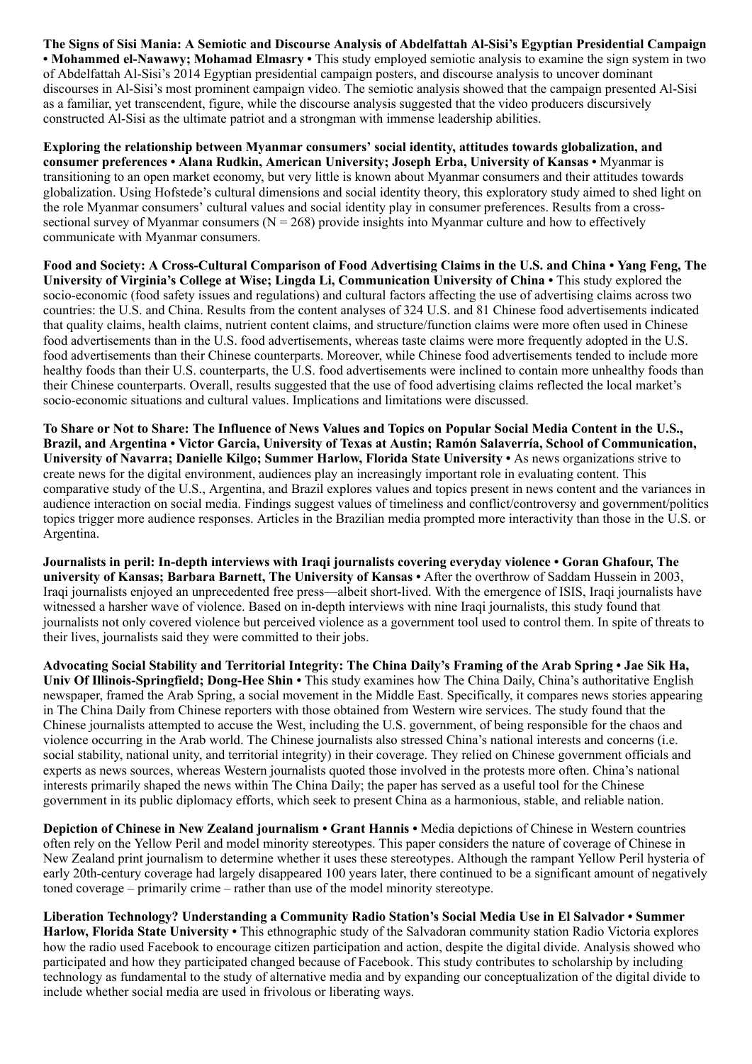**The Signs of Sisi Mania: A Semiotic and Discourse Analysis of Abdelfattah Al-Sisi's Egyptian Presidential Campaign • Mohammed el-Nawawy; Mohamad Elmasry •** This study employed semiotic analysis to examine the sign system in two of Abdelfattah Al-Sisi's 2014 Egyptian presidential campaign posters, and discourse analysis to uncover dominant discourses in Al-Sisi's most prominent campaign video. The semiotic analysis showed that the campaign presented Al-Sisi as a familiar, yet transcendent, figure, while the discourse analysis suggested that the video producers discursively constructed Al-Sisi as the ultimate patriot and a strongman with immense leadership abilities.

**Exploring the relationship between Myanmar consumers' social identity, attitudes towards globalization, and consumer preferences • Alana Rudkin, American University; Joseph Erba, University of Kansas •** Myanmar is transitioning to an open market economy, but very little is known about Myanmar consumers and their attitudes towards globalization. Using Hofstede's cultural dimensions and social identity theory, this exploratory study aimed to shed light on the role Myanmar consumers' cultural values and social identity play in consumer preferences. Results from a cross-sectional survey of Myanmar consumers ($N = 268$) provide insights into Myanmar culture and how to effectively communicate with Myanmar consumers.

**Food and Society: A Cross-Cultural Comparison of Food Advertising Claims in the U.S. and China • Yang Feng, The University of Virginia's College at Wise; Lingda Li, Communication University of China •** This study explored the socio-economic (food safety issues and regulations) and cultural factors affecting the use of advertising claims across two countries: the U.S. and China. Results from the content analyses of 324 U.S. and 81 Chinese food advertisements indicated that quality claims, health claims, nutrient content claims, and structure/function claims were more often used in Chinese food advertisements than in the U.S. food advertisements, whereas taste claims were more frequently adopted in the U.S. food advertisements than their Chinese counterparts. Moreover, while Chinese food advertisements tended to include more healthy foods than their U.S. counterparts, the U.S. food advertisements were inclined to contain more unhealthy foods than their Chinese counterparts. Overall, results suggested that the use of food advertising claims reflected the local market's socio-economic situations and cultural values. Implications and limitations were discussed.

**To Share or Not to Share: The Influence of News Values and Topics on Popular Social Media Content in the U.S., Brazil, and Argentina • Victor Garcia, University of Texas at Austin; Ramón Salaverría, School of Communication, University of Navarra; Danielle Kilgo; Summer Harlow, Florida State University •** As news organizations strive to create news for the digital environment, audiences play an increasingly important role in evaluating content. This comparative study of the U.S., Argentina, and Brazil explores values and topics present in news content and the variances in audience interaction on social media. Findings suggest values of timeliness and conflict/controversy and government/politics topics trigger more audience responses. Articles in the Brazilian media prompted more interactivity than those in the U.S. or Argentina.

**Journalists in peril: In-depth interviews with Iraqi journalists covering everyday violence • Goran Ghafour, The university of Kansas; Barbara Barnett, The University of Kansas •** After the overthrow of Saddam Hussein in 2003, Iraqi journalists enjoyed an unprecedented free press—albeit short-lived. With the emergence of ISIS, Iraqi journalists have witnessed a harsher wave of violence. Based on in-depth interviews with nine Iraqi journalists, this study found that journalists not only covered violence but perceived violence as a government tool used to control them. In spite of threats to their lives, journalists said they were committed to their jobs.

**Advocating Social Stability and Territorial Integrity: The China Daily's Framing of the Arab Spring • Jae Sik Ha, Univ Of Illinois-Springfield; Dong-Hee Shin •** This study examines how The China Daily, China's authoritative English newspaper, framed the Arab Spring, a social movement in the Middle East. Specifically, it compares news stories appearing in The China Daily from Chinese reporters with those obtained from Western wire services. The study found that the Chinese journalists attempted to accuse the West, including the U.S. government, of being responsible for the chaos and violence occurring in the Arab world. The Chinese journalists also stressed China's national interests and concerns (i.e. social stability, national unity, and territorial integrity) in their coverage. They relied on Chinese government officials and experts as news sources, whereas Western journalists quoted those involved in the protests more often. China's national interests primarily shaped the news within The China Daily; the paper has served as a useful tool for the Chinese government in its public diplomacy efforts, which seek to present China as a harmonious, stable, and reliable nation.

**Depiction of Chinese in New Zealand journalism • Grant Hannis •** Media depictions of Chinese in Western countries often rely on the Yellow Peril and model minority stereotypes. This paper considers the nature of coverage of Chinese in New Zealand print journalism to determine whether it uses these stereotypes. Although the rampant Yellow Peril hysteria of early 20th-century coverage had largely disappeared 100 years later, there continued to be a significant amount of negatively toned coverage – primarily crime – rather than use of the model minority stereotype.

**Liberation Technology? Understanding a Community Radio Station's Social Media Use in El Salvador • Summer Harlow, Florida State University •** This ethnographic study of the Salvadoran community station Radio Victoria explores how the radio used Facebook to encourage citizen participation and action, despite the digital divide. Analysis showed who participated and how they participated changed because of Facebook. This study contributes to scholarship by including technology as fundamental to the study of alternative media and by expanding our conceptualization of the digital divide to include whether social media are used in frivolous or liberating ways.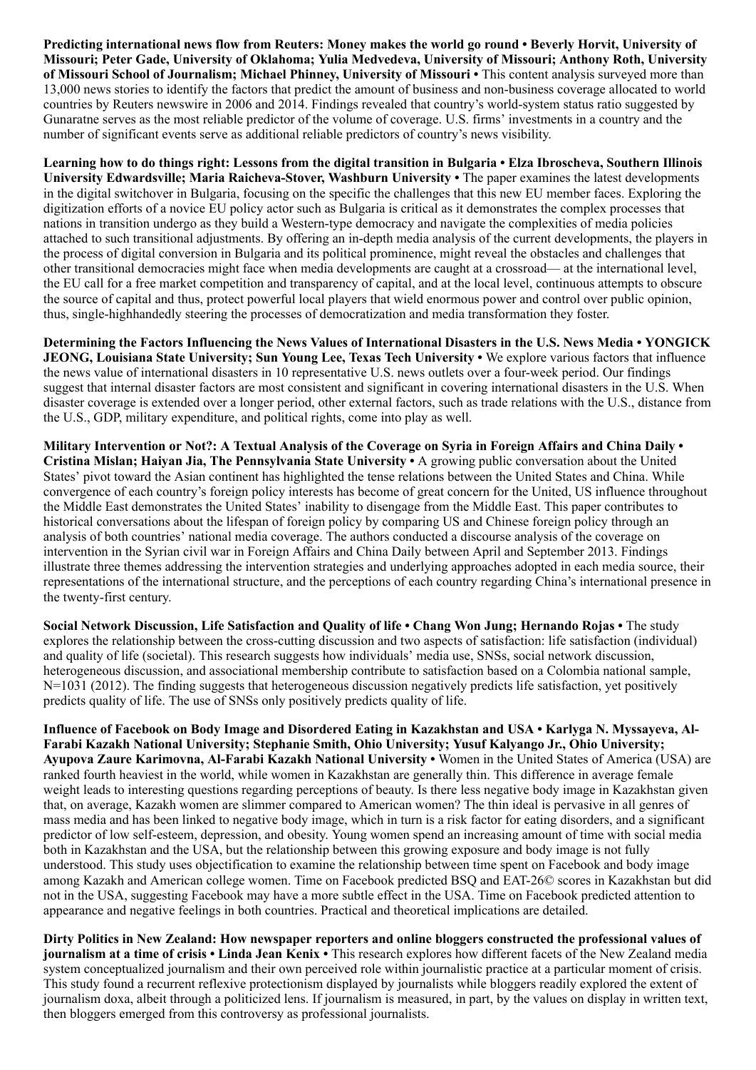**Predicting international news flow from Reuters: Money makes the world go round • Beverly Horvit, University of Missouri; Peter Gade, University of Oklahoma; Yulia Medvedeva, University of Missouri; Anthony Roth, University of Missouri School of Journalism; Michael Phinney, University of Missouri •** This content analysis surveyed more than 13,000 news stories to identify the factors that predict the amount of business and non-business coverage allocated to world countries by Reuters newswire in 2006 and 2014. Findings revealed that country's world-system status ratio suggested by Gunaratne serves as the most reliable predictor of the volume of coverage. U.S. firms' investments in a country and the number of significant events serve as additional reliable predictors of country's news visibility.

**Learning how to do things right: Lessons from the digital transition in Bulgaria • Elza Ibroscheva, Southern Illinois University Edwardsville; Maria Raicheva-Stover, Washburn University •** The paper examines the latest developments in the digital switchover in Bulgaria, focusing on the specific the challenges that this new EU member faces. Exploring the digitization efforts of a novice EU policy actor such as Bulgaria is critical as it demonstrates the complex processes that nations in transition undergo as they build a Western-type democracy and navigate the complexities of media policies attached to such transitional adjustments. By offering an in-depth media analysis of the current developments, the players in the process of digital conversion in Bulgaria and its political prominence, might reveal the obstacles and challenges that other transitional democracies might face when media developments are caught at a crossroad— at the international level, the EU call for a free market competition and transparency of capital, and at the local level, continuous attempts to obscure the source of capital and thus, protect powerful local players that wield enormous power and control over public opinion, thus, single-highhandedly steering the processes of democratization and media transformation they foster.

**Determining the Factors Influencing the News Values of International Disasters in the U.S. News Media • YONGICK JEONG, Louisiana State University; Sun Young Lee, Texas Tech University •** We explore various factors that influence the news value of international disasters in 10 representative U.S. news outlets over a four-week period. Our findings suggest that internal disaster factors are most consistent and significant in covering international disasters in the U.S. When disaster coverage is extended over a longer period, other external factors, such as trade relations with the U.S., distance from the U.S., GDP, military expenditure, and political rights, come into play as well.

**Military Intervention or Not?: A Textual Analysis of the Coverage on Syria in Foreign Affairs and China Daily • Cristina Mislan; Haiyan Jia, The Pennsylvania State University •** A growing public conversation about the United States' pivot toward the Asian continent has highlighted the tense relations between the United States and China. While convergence of each country's foreign policy interests has become of great concern for the United, US influence throughout the Middle East demonstrates the United States' inability to disengage from the Middle East. This paper contributes to historical conversations about the lifespan of foreign policy by comparing US and Chinese foreign policy through an analysis of both countries' national media coverage. The authors conducted a discourse analysis of the coverage on intervention in the Syrian civil war in Foreign Affairs and China Daily between April and September 2013. Findings illustrate three themes addressing the intervention strategies and underlying approaches adopted in each media source, their representations of the international structure, and the perceptions of each country regarding China's international presence in the twenty-first century.

**Social Network Discussion, Life Satisfaction and Quality of life • Chang Won Jung; Hernando Rojas •** The study explores the relationship between the cross-cutting discussion and two aspects of satisfaction: life satisfaction (individual) and quality of life (societal). This research suggests how individuals' media use, SNSs, social network discussion, heterogeneous discussion, and associational membership contribute to satisfaction based on a Colombia national sample, N=1031 (2012). The finding suggests that heterogeneous discussion negatively predicts life satisfaction, yet positively predicts quality of life. The use of SNSs only positively predicts quality of life.

**Influence of Facebook on Body Image and Disordered Eating in Kazakhstan and USA • Karlyga N. Myssayeva, Al-Farabi Kazakh National University; Stephanie Smith, Ohio University; Yusuf Kalyango Jr., Ohio University; Ayupova Zaure Karimovna, Al-Farabi Kazakh National University •** Women in the United States of America (USA) are ranked fourth heaviest in the world, while women in Kazakhstan are generally thin. This difference in average female weight leads to interesting questions regarding perceptions of beauty. Is there less negative body image in Kazakhstan given that, on average, Kazakh women are slimmer compared to American women? The thin ideal is pervasive in all genres of mass media and has been linked to negative body image, which in turn is a risk factor for eating disorders, and a significant predictor of low self-esteem, depression, and obesity. Young women spend an increasing amount of time with social media both in Kazakhstan and the USA, but the relationship between this growing exposure and body image is not fully understood. This study uses objectification to examine the relationship between time spent on Facebook and body image among Kazakh and American college women. Time on Facebook predicted BSQ and EAT-26© scores in Kazakhstan but did not in the USA, suggesting Facebook may have a more subtle effect in the USA. Time on Facebook predicted attention to appearance and negative feelings in both countries. Practical and theoretical implications are detailed.

**Dirty Politics in New Zealand: How newspaper reporters and online bloggers constructed the professional values of journalism at a time of crisis • Linda Jean Kenix •** This research explores how different facets of the New Zealand media system conceptualized journalism and their own perceived role within journalistic practice at a particular moment of crisis. This study found a recurrent reflexive protectionism displayed by journalists while bloggers readily explored the extent of journalism doxa, albeit through a politicized lens. If journalism is measured, in part, by the values on display in written text, then bloggers emerged from this controversy as professional journalists.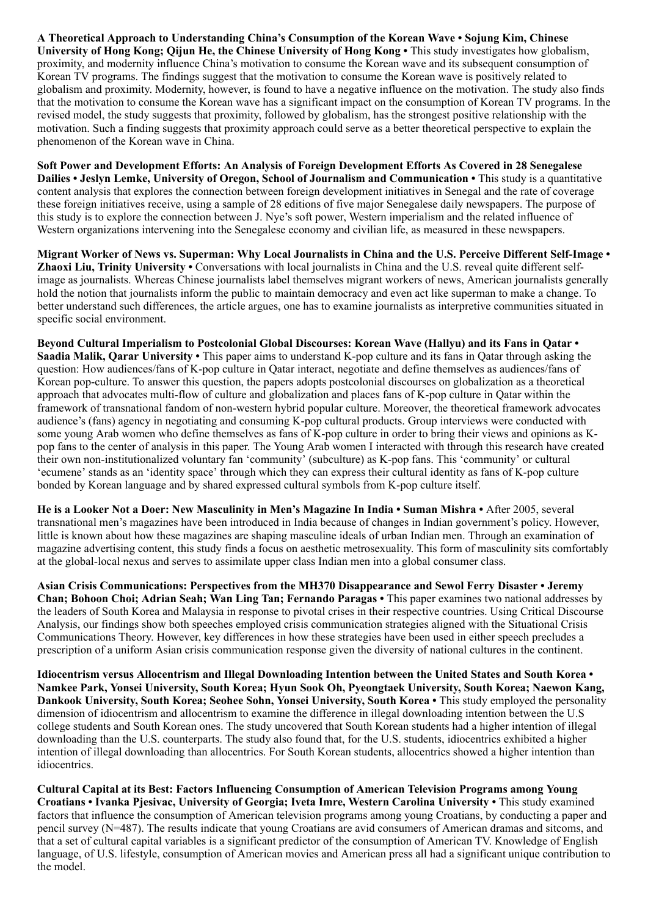**A Theoretical Approach to Understanding China's Consumption of the Korean Wave • Sojung Kim, Chinese University of Hong Kong; Qijun He, the Chinese University of Hong Kong •** This study investigates how globalism, proximity, and modernity influence China's motivation to consume the Korean wave and its subsequent consumption of Korean TV programs. The findings suggest that the motivation to consume the Korean wave is positively related to globalism and proximity. Modernity, however, is found to have a negative influence on the motivation. The study also finds that the motivation to consume the Korean wave has a significant impact on the consumption of Korean TV programs. In the revised model, the study suggests that proximity, followed by globalism, has the strongest positive relationship with the motivation. Such a finding suggests that proximity approach could serve as a better theoretical perspective to explain the phenomenon of the Korean wave in China.

**Soft Power and Development Efforts: An Analysis of Foreign Development Efforts As Covered in 28 Senegalese Dailies • Jeslyn Lemke, University of Oregon, School of Journalism and Communication •** This study is a quantitative content analysis that explores the connection between foreign development initiatives in Senegal and the rate of coverage these foreign initiatives receive, using a sample of 28 editions of five major Senegalese daily newspapers. The purpose of this study is to explore the connection between J. Nye's soft power, Western imperialism and the related influence of Western organizations intervening into the Senegalese economy and civilian life, as measured in these newspapers.

**Migrant Worker of News vs. Superman: Why Local Journalists in China and the U.S. Perceive Different Self-Image • Zhaoxi Liu, Trinity University •** Conversations with local journalists in China and the U.S. reveal quite different self-image as journalists. Whereas Chinese journalists label themselves migrant workers of news, American journalists generally hold the notion that journalists inform the public to maintain democracy and even act like superman to make a change. To better understand such differences, the article argues, one has to examine journalists as interpretive communities situated in specific social environment.

**Beyond Cultural Imperialism to Postcolonial Global Discourses: Korean Wave (Hallyu) and its Fans in Qatar • Saadia Malik, Qarar University •** This paper aims to understand K-pop culture and its fans in Qatar through asking the question: How audiences/fans of K-pop culture in Qatar interact, negotiate and define themselves as audiences/fans of Korean pop-culture. To answer this question, the papers adopts postcolonial discourses on globalization as a theoretical approach that advocates multi-flow of culture and globalization and places fans of K-pop culture in Qatar within the framework of transnational fandom of non-western hybrid popular culture. Moreover, the theoretical framework advocates audience's (fans) agency in negotiating and consuming K-pop cultural products. Group interviews were conducted with some young Arab women who define themselves as fans of K-pop culture in order to bring their views and opinions as K-pop fans to the center of analysis in this paper. The Young Arab women I interacted with through this research have created their own non-institutionalized voluntary fan 'community' (subculture) as K-pop fans. This 'community' or cultural 'ecumene' stands as an 'identity space' through which they can express their cultural identity as fans of K-pop culture bonded by Korean language and by shared expressed cultural symbols from K-pop culture itself.

**He is a Looker Not a Doer: New Masculinity in Men's Magazine In India • Suman Mishra •** After 2005, several transnational men's magazines have been introduced in India because of changes in Indian government's policy. However, little is known about how these magazines are shaping masculine ideals of urban Indian men. Through an examination of magazine advertising content, this study finds a focus on aesthetic metrosexuality. This form of masculinity sits comfortably at the global-local nexus and serves to assimilate upper class Indian men into a global consumer class.

**Asian Crisis Communications: Perspectives from the MH370 Disappearance and Sewol Ferry Disaster • Jeremy Chan; Bohoon Choi; Adrian Seah; Wan Ling Tan; Fernando Paragas •** This paper examines two national addresses by the leaders of South Korea and Malaysia in response to pivotal crises in their respective countries. Using Critical Discourse Analysis, our findings show both speeches employed crisis communication strategies aligned with the Situational Crisis Communications Theory. However, key differences in how these strategies have been used in either speech precludes a prescription of a uniform Asian crisis communication response given the diversity of national cultures in the continent.

**Idiocentrism versus Allocentrism and Illegal Downloading Intention between the United States and South Korea • Namkee Park, Yonsei University, South Korea; Hyun Sook Oh, Pyeongtaek University, South Korea; Naewon Kang, Dankook University, South Korea; Seohee Sohn, Yonsei University, South Korea •** This study employed the personality dimension of idiocentrism and allocentrism to examine the difference in illegal downloading intention between the U.S college students and South Korean ones. The study uncovered that South Korean students had a higher intention of illegal downloading than the U.S. counterparts. The study also found that, for the U.S. students, idiocentrics exhibited a higher intention of illegal downloading than allocentrics. For South Korean students, allocentrics showed a higher intention than idiocentrics.

**Cultural Capital at its Best: Factors Influencing Consumption of American Television Programs among Young Croatians • Ivanka Pjesivac, University of Georgia; Iveta Imre, Western Carolina University •** This study examined factors that influence the consumption of American television programs among young Croatians, by conducting a paper and pencil survey (N=487). The results indicate that young Croatians are avid consumers of American dramas and sitcoms, and that a set of cultural capital variables is a significant predictor of the consumption of American TV. Knowledge of English language, of U.S. lifestyle, consumption of American movies and American press all had a significant unique contribution to the model.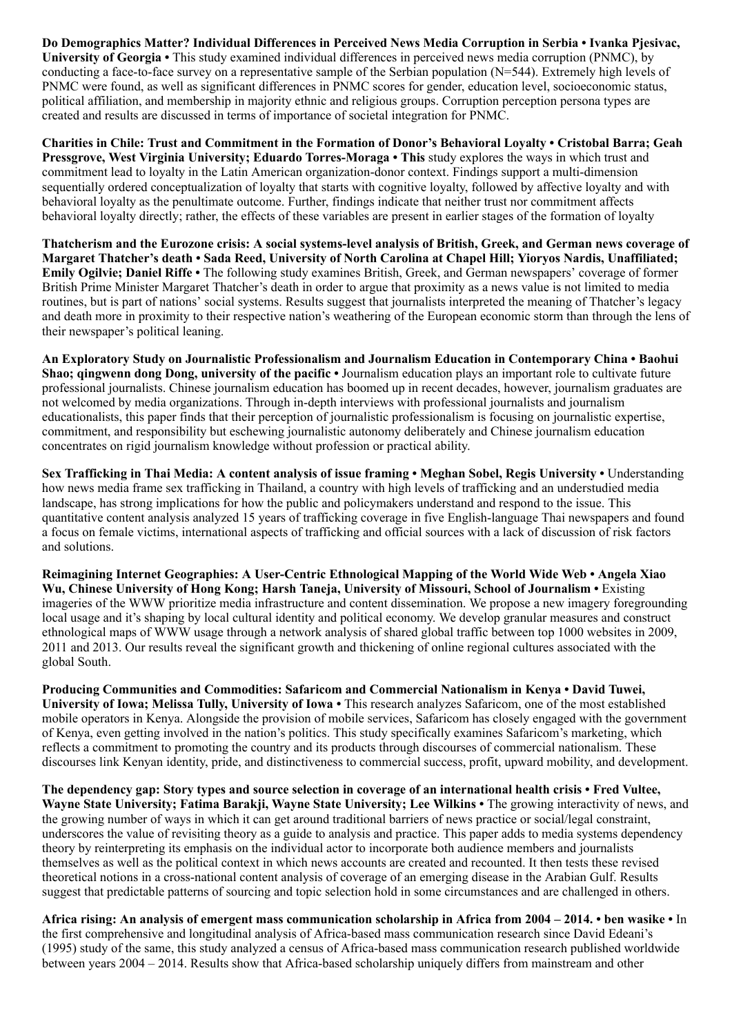**Do Demographics Matter? Individual Differences in Perceived News Media Corruption in Serbia • Ivanka Pjesivac, University of Georgia •** This study examined individual differences in perceived news media corruption (PNMC), by conducting a face-to-face survey on a representative sample of the Serbian population (N=544). Extremely high levels of PNMC were found, as well as significant differences in PNMC scores for gender, education level, socioeconomic status, political affiliation, and membership in majority ethnic and religious groups. Corruption perception persona types are created and results are discussed in terms of importance of societal integration for PNMC.

**Charities in Chile: Trust and Commitment in the Formation of Donor's Behavioral Loyalty • Cristobal Barra; Geah Pressgrove, West Virginia University; Eduardo Torres-Moraga • This** study explores the ways in which trust and commitment lead to loyalty in the Latin American organization-donor context. Findings support a multi-dimension sequentially ordered conceptualization of loyalty that starts with cognitive loyalty, followed by affective loyalty and with behavioral loyalty as the penultimate outcome. Further, findings indicate that neither trust nor commitment affects behavioral loyalty directly; rather, the effects of these variables are present in earlier stages of the formation of loyalty

**Thatcherism and the Eurozone crisis: A social systems-level analysis of British, Greek, and German news coverage of Margaret Thatcher's death • Sada Reed, University of North Carolina at Chapel Hill; Yioryos Nardis, Unaffiliated; Emily Ogilvie; Daniel Riffe •** The following study examines British, Greek, and German newspapers' coverage of former British Prime Minister Margaret Thatcher's death in order to argue that proximity as a news value is not limited to media routines, but is part of nations' social systems. Results suggest that journalists interpreted the meaning of Thatcher's legacy and death more in proximity to their respective nation's weathering of the European economic storm than through the lens of their newspaper's political leaning.

**An Exploratory Study on Journalistic Professionalism and Journalism Education in Contemporary China • Baohui Shao; qingwenn dong Dong, university of the pacific •** Journalism education plays an important role to cultivate future professional journalists. Chinese journalism education has boomed up in recent decades, however, journalism graduates are not welcomed by media organizations. Through in-depth interviews with professional journalists and journalism educationalists, this paper finds that their perception of journalistic professionalism is focusing on journalistic expertise, commitment, and responsibility but eschewing journalistic autonomy deliberately and Chinese journalism education concentrates on rigid journalism knowledge without profession or practical ability.

**Sex Trafficking in Thai Media: A content analysis of issue framing • Meghan Sobel, Regis University •** Understanding how news media frame sex trafficking in Thailand, a country with high levels of trafficking and an understudied media landscape, has strong implications for how the public and policymakers understand and respond to the issue. This quantitative content analysis analyzed 15 years of trafficking coverage in five English-language Thai newspapers and found a focus on female victims, international aspects of trafficking and official sources with a lack of discussion of risk factors and solutions.

**Reimagining Internet Geographies: A User-Centric Ethnological Mapping of the World Wide Web • Angela Xiao Wu, Chinese University of Hong Kong; Harsh Taneja, University of Missouri, School of Journalism •** Existing imageries of the WWW prioritize media infrastructure and content dissemination. We propose a new imagery foregrounding local usage and it's shaping by local cultural identity and political economy. We develop granular measures and construct ethnological maps of WWW usage through a network analysis of shared global traffic between top 1000 websites in 2009, 2011 and 2013. Our results reveal the significant growth and thickening of online regional cultures associated with the global South.

**Producing Communities and Commodities: Safaricom and Commercial Nationalism in Kenya • David Tuwei, University of Iowa; Melissa Tully, University of Iowa •** This research analyzes Safaricom, one of the most established mobile operators in Kenya. Alongside the provision of mobile services, Safaricom has closely engaged with the government of Kenya, even getting involved in the nation's politics. This study specifically examines Safaricom's marketing, which reflects a commitment to promoting the country and its products through discourses of commercial nationalism. These discourses link Kenyan identity, pride, and distinctiveness to commercial success, profit, upward mobility, and development.

**The dependency gap: Story types and source selection in coverage of an international health crisis • Fred Vultee, Wayne State University; Fatima Barakji, Wayne State University; Lee Wilkins •** The growing interactivity of news, and the growing number of ways in which it can get around traditional barriers of news practice or social/legal constraint, underscores the value of revisiting theory as a guide to analysis and practice. This paper adds to media systems dependency theory by reinterpreting its emphasis on the individual actor to incorporate both audience members and journalists themselves as well as the political context in which news accounts are created and recounted. It then tests these revised theoretical notions in a cross-national content analysis of coverage of an emerging disease in the Arabian Gulf. Results suggest that predictable patterns of sourcing and topic selection hold in some circumstances and are challenged in others.

**Africa rising: An analysis of emergent mass communication scholarship in Africa from 2004 – 2014. • ben wasike •** In the first comprehensive and longitudinal analysis of Africa-based mass communication research since David Edeani's (1995) study of the same, this study analyzed a census of Africa-based mass communication research published worldwide between years 2004 – 2014. Results show that Africa-based scholarship uniquely differs from mainstream and other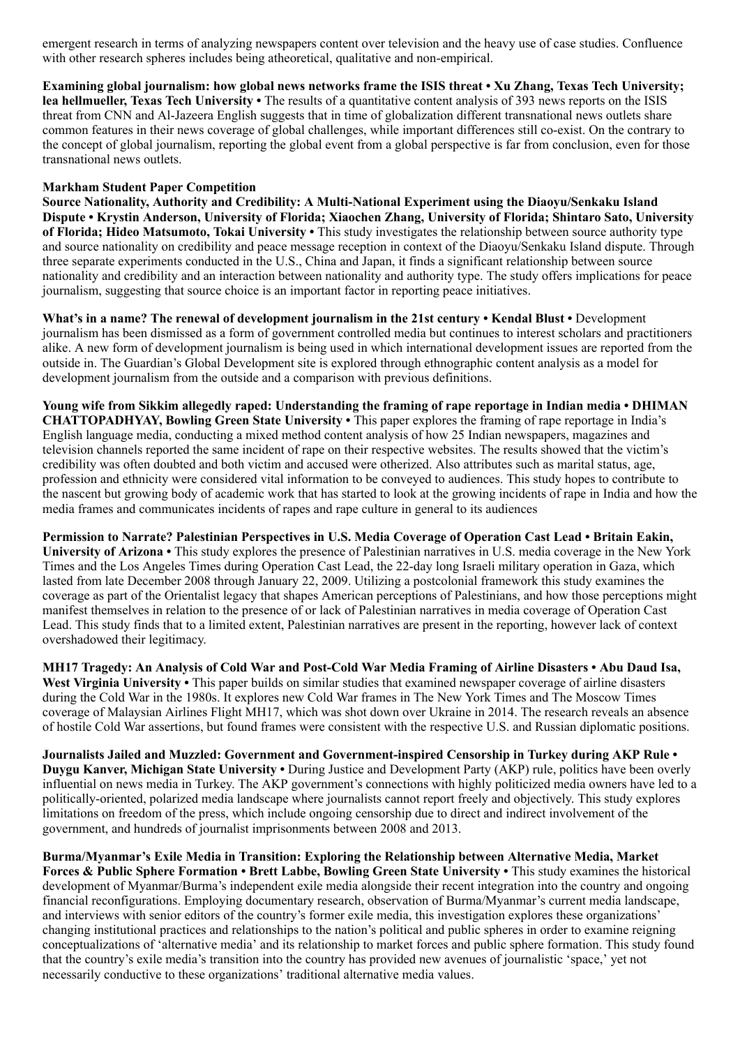emergent research in terms of analyzing newspapers content over television and the heavy use of case studies. Confluence with other research spheres includes being atheoretical, qualitative and non-empirical.

**Examining global journalism: how global news networks frame the ISIS threat • Xu Zhang, Texas Tech University; lea hellmueller, Texas Tech University •** The results of a quantitative content analysis of 393 news reports on the ISIS threat from CNN and Al-Jazeera English suggests that in time of globalization different transnational news outlets share common features in their news coverage of global challenges, while important differences still co-exist. On the contrary to the concept of global journalism, reporting the global event from a global perspective is far from conclusion, even for those transnational news outlets.

**Markham Student Paper Competition**

**Source Nationality, Authority and Credibility: A Multi-National Experiment using the Diaoyu/Senkaku Island Dispute • Krystin Anderson, University of Florida; Xiaochen Zhang, University of Florida; Shintaro Sato, University of Florida; Hideo Matsumoto, Tokai University •** This study investigates the relationship between source authority type and source nationality on credibility and peace message reception in context of the Diaoyu/Senkaku Island dispute. Through three separate experiments conducted in the U.S., China and Japan, it finds a significant relationship between source nationality and credibility and an interaction between nationality and authority type. The study offers implications for peace journalism, suggesting that source choice is an important factor in reporting peace initiatives.

**What's in a name? The renewal of development journalism in the 21st century • Kendal Blust •** Development journalism has been dismissed as a form of government controlled media but continues to interest scholars and practitioners alike. A new form of development journalism is being used in which international development issues are reported from the outside in. The Guardian's Global Development site is explored through ethnographic content analysis as a model for development journalism from the outside and a comparison with previous definitions.

**Young wife from Sikkim allegedly raped: Understanding the framing of rape reportage in Indian media • DHIMAN CHATTOPADHYAY, Bowling Green State University •** This paper explores the framing of rape reportage in India's English language media, conducting a mixed method content analysis of how 25 Indian newspapers, magazines and television channels reported the same incident of rape on their respective websites. The results showed that the victim's credibility was often doubted and both victim and accused were otherized. Also attributes such as marital status, age, profession and ethnicity were considered vital information to be conveyed to audiences. This study hopes to contribute to the nascent but growing body of academic work that has started to look at the growing incidents of rape in India and how the media frames and communicates incidents of rapes and rape culture in general to its audiences

**Permission to Narrate? Palestinian Perspectives in U.S. Media Coverage of Operation Cast Lead • Britain Eakin, University of Arizona •** This study explores the presence of Palestinian narratives in U.S. media coverage in the New York Times and the Los Angeles Times during Operation Cast Lead, the 22-day long Israeli military operation in Gaza, which lasted from late December 2008 through January 22, 2009. Utilizing a postcolonial framework this study examines the coverage as part of the Orientalist legacy that shapes American perceptions of Palestinians, and how those perceptions might manifest themselves in relation to the presence of or lack of Palestinian narratives in media coverage of Operation Cast Lead. This study finds that to a limited extent, Palestinian narratives are present in the reporting, however lack of context overshadowed their legitimacy.

**MH17 Tragedy: An Analysis of Cold War and Post-Cold War Media Framing of Airline Disasters • Abu Daud Isa, West Virginia University •** This paper builds on similar studies that examined newspaper coverage of airline disasters during the Cold War in the 1980s. It explores new Cold War frames in The New York Times and The Moscow Times coverage of Malaysian Airlines Flight MH17, which was shot down over Ukraine in 2014. The research reveals an absence of hostile Cold War assertions, but found frames were consistent with the respective U.S. and Russian diplomatic positions.

**Journalists Jailed and Muzzled: Government and Government-inspired Censorship in Turkey during AKP Rule • Duygu Kanver, Michigan State University •** During Justice and Development Party (AKP) rule, politics have been overly influential on news media in Turkey. The AKP government's connections with highly politicized media owners have led to a politically-oriented, polarized media landscape where journalists cannot report freely and objectively. This study explores limitations on freedom of the press, which include ongoing censorship due to direct and indirect involvement of the government, and hundreds of journalist imprisonments between 2008 and 2013.

**Burma/Myanmar's Exile Media in Transition: Exploring the Relationship between Alternative Media, Market Forces & Public Sphere Formation • Brett Labbe, Bowling Green State University •** This study examines the historical development of Myanmar/Burma's independent exile media alongside their recent integration into the country and ongoing financial reconfigurations. Employing documentary research, observation of Burma/Myanmar's current media landscape, and interviews with senior editors of the country's former exile media, this investigation explores these organizations' changing institutional practices and relationships to the nation's political and public spheres in order to examine reigning conceptualizations of 'alternative media' and its relationship to market forces and public sphere formation. This study found that the country's exile media's transition into the country has provided new avenues of journalistic 'space,' yet not necessarily conductive to these organizations' traditional alternative media values.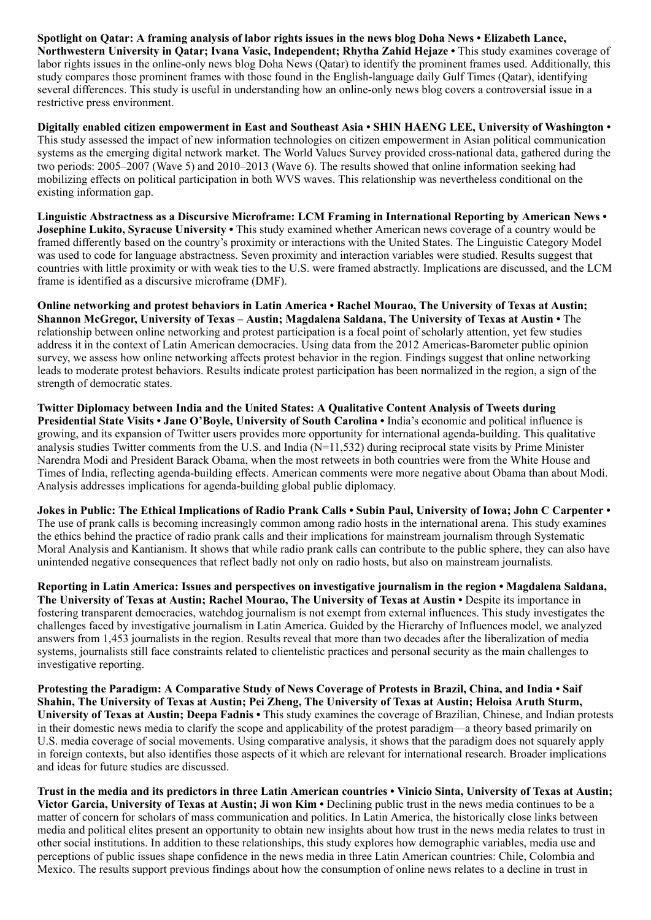**Spotlight on Qatar: A framing analysis of labor rights issues in the news blog Doha News • Elizabeth Lance, Northwestern University in Qatar; Ivana Vasic, Independent; Rhytha Zahid Hejaze •** This study examines coverage of labor rights issues in the online-only news blog Doha News (Qatar) to identify the prominent frames used. Additionally, this study compares those prominent frames with those found in the English-language daily Gulf Times (Qatar), identifying several differences. This study is useful in understanding how an online-only news blog covers a controversial issue in a restrictive press environment.

**Digitally enabled citizen empowerment in East and Southeast Asia • SHIN HAENG LEE, University of Washington •** This study assessed the impact of new information technologies on citizen empowerment in Asian political communication systems as the emerging digital network market. The World Values Survey provided cross-national data, gathered during the two periods: 2005–2007 (Wave 5) and 2010–2013 (Wave 6). The results showed that online information seeking had mobilizing effects on political participation in both WVS waves. This relationship was nevertheless conditional on the existing information gap.

**Linguistic Abstractness as a Discursive Microframe: LCM Framing in International Reporting by American News • Josephine Lukito, Syracuse University •** This study examined whether American news coverage of a country would be framed differently based on the country's proximity or interactions with the United States. The Linguistic Category Model was used to code for language abstractness. Seven proximity and interaction variables were studied. Results suggest that countries with little proximity or with weak ties to the U.S. were framed abstractly. Implications are discussed, and the LCM frame is identified as a discursive microframe (DMF).

**Online networking and protest behaviors in Latin America • Rachel Mourao, The University of Texas at Austin; Shannon McGregor, University of Texas – Austin; Magdalena Saldana, The University of Texas at Austin •** The relationship between online networking and protest participation is a focal point of scholarly attention, yet few studies address it in the context of Latin American democracies. Using data from the 2012 Americas-Barometer public opinion survey, we assess how online networking affects protest behavior in the region. Findings suggest that online networking leads to moderate protest behaviors. Results indicate protest participation has been normalized in the region, a sign of the strength of democratic states.

**Twitter Diplomacy between India and the United States: A Qualitative Content Analysis of Tweets during Presidential State Visits • Jane O'Boyle, University of South Carolina •** India's economic and political influence is growing, and its expansion of Twitter users provides more opportunity for international agenda-building. This qualitative analysis studies Twitter comments from the U.S. and India (N=11,532) during reciprocal state visits by Prime Minister Narendra Modi and President Barack Obama, when the most retweets in both countries were from the White House and Times of India, reflecting agenda-building effects. American comments were more negative about Obama than about Modi. Analysis addresses implications for agenda-building global public diplomacy.

**Jokes in Public: The Ethical Implications of Radio Prank Calls • Subin Paul, University of Iowa; John C Carpenter •** The use of prank calls is becoming increasingly common among radio hosts in the international arena. This study examines the ethics behind the practice of radio prank calls and their implications for mainstream journalism through Systematic Moral Analysis and Kantianism. It shows that while radio prank calls can contribute to the public sphere, they can also have unintended negative consequences that reflect badly not only on radio hosts, but also on mainstream journalists.

**Reporting in Latin America: Issues and perspectives on investigative journalism in the region • Magdalena Saldana, The University of Texas at Austin; Rachel Mourao, The University of Texas at Austin •** Despite its importance in fostering transparent democracies, watchdog journalism is not exempt from external influences. This study investigates the challenges faced by investigative journalism in Latin America. Guided by the Hierarchy of Influences model, we analyzed answers from 1,453 journalists in the region. Results reveal that more than two decades after the liberalization of media systems, journalists still face constraints related to clientelistic practices and personal security as the main challenges to investigative reporting.

**Protesting the Paradigm: A Comparative Study of News Coverage of Protests in Brazil, China, and India • Saif Shahin, The University of Texas at Austin; Pei Zheng, The University of Texas at Austin; Heloisa Aruth Sturm, University of Texas at Austin; Deepa Fadnis •** This study examines the coverage of Brazilian, Chinese, and Indian protests in their domestic news media to clarify the scope and applicability of the protest paradigm—a theory based primarily on U.S. media coverage of social movements. Using comparative analysis, it shows that the paradigm does not squarely apply in foreign contexts, but also identifies those aspects of it which are relevant for international research. Broader implications and ideas for future studies are discussed.

**Trust in the media and its predictors in three Latin American countries • Vinicio Sinta, University of Texas at Austin; Victor Garcia, University of Texas at Austin; Ji won Kim •** Declining public trust in the news media continues to be a matter of concern for scholars of mass communication and politics. In Latin America, the historically close links between media and political elites present an opportunity to obtain new insights about how trust in the news media relates to trust in other social institutions. In addition to these relationships, this study explores how demographic variables, media use and perceptions of public issues shape confidence in the news media in three Latin American countries: Chile, Colombia and Mexico. The results support previous findings about how the consumption of online news relates to a decline in trust in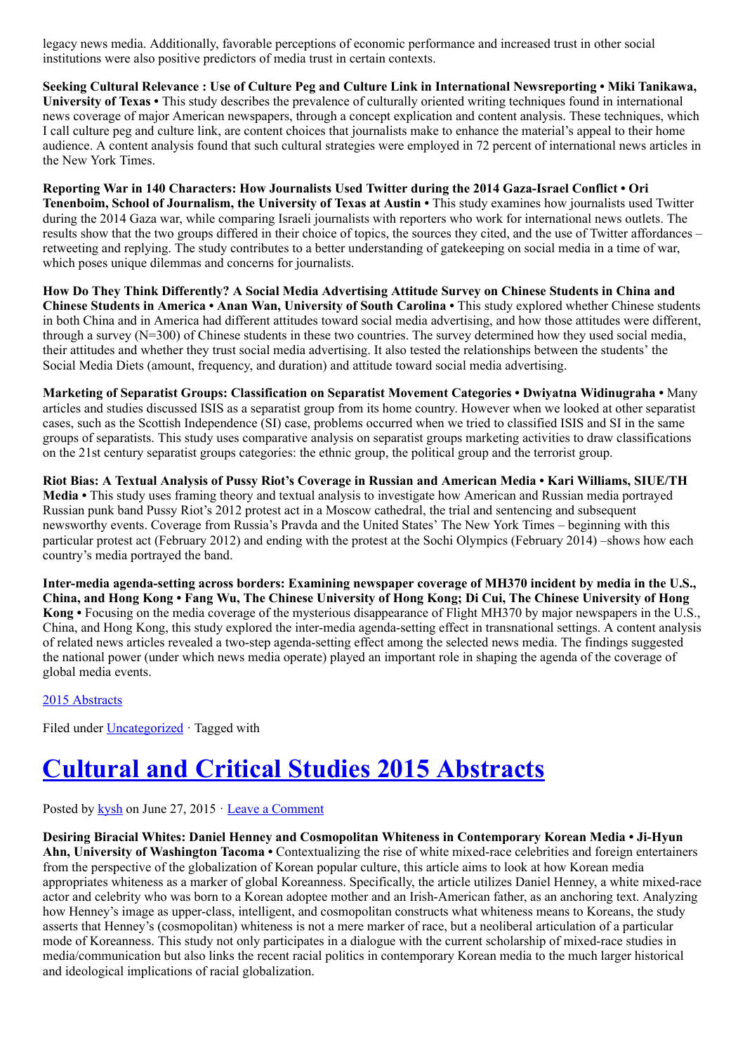legacy news media. Additionally, favorable perceptions of economic performance and increased trust in other social institutions were also positive predictors of media trust in certain contexts.

**Seeking Cultural Relevance : Use of Culture Peg and Culture Link in International Newsreporting • Miki Tanikawa, University of Texas •** This study describes the prevalence of culturally oriented writing techniques found in international news coverage of major American newspapers, through a concept explication and content analysis. These techniques, which I call culture peg and culture link, are content choices that journalists make to enhance the material's appeal to their home audience. A content analysis found that such cultural strategies were employed in 72 percent of international news articles in the New York Times.

**Reporting War in 140 Characters: How Journalists Used Twitter during the 2014 Gaza-Israel Conflict • Ori Tenenboim, School of Journalism, the University of Texas at Austin •** This study examines how journalists used Twitter during the 2014 Gaza war, while comparing Israeli journalists with reporters who work for international news outlets. The results show that the two groups differed in their choice of topics, the sources they cited, and the use of Twitter affordances – retweeting and replying. The study contributes to a better understanding of gatekeeping on social media in a time of war, which poses unique dilemmas and concerns for journalists.

**How Do They Think Differently? A Social Media Advertising Attitude Survey on Chinese Students in China and Chinese Students in America • Anan Wan, University of South Carolina •** This study explored whether Chinese students in both China and in America had different attitudes toward social media advertising, and how those attitudes were different, through a survey (N=300) of Chinese students in these two countries. The survey determined how they used social media, their attitudes and whether they trust social media advertising. It also tested the relationships between the students' the Social Media Diets (amount, frequency, and duration) and attitude toward social media advertising.

**Marketing of Separatist Groups: Classification on Separatist Movement Categories • Dwiyatna Widinugraha •** Many articles and studies discussed ISIS as a separatist group from its home country. However when we looked at other separatist cases, such as the Scottish Independence (SI) case, problems occurred when we tried to classified ISIS and SI in the same groups of separatists. This study uses comparative analysis on separatist groups marketing activities to draw classifications on the 21st century separatist groups categories: the ethnic group, the political group and the terrorist group.

**Riot Bias: A Textual Analysis of Pussy Riot's Coverage in Russian and American Media • Kari Williams, SIUE/TH Media •** This study uses framing theory and textual analysis to investigate how American and Russian media portrayed Russian punk band Pussy Riot's 2012 protest act in a Moscow cathedral, the trial and sentencing and subsequent newsworthy events. Coverage from Russia's Pravda and the United States' The New York Times – beginning with this particular protest act (February 2012) and ending with the protest at the Sochi Olympics (February 2014) –shows how each country's media portrayed the band.

**Inter-media agenda-setting across borders: Examining newspaper coverage of MH370 incident by media in the U.S., China, and Hong Kong • Fang Wu, The Chinese University of Hong Kong; Di Cui, The Chinese University of Hong Kong •** Focusing on the media coverage of the mysterious disappearance of Flight MH370 by major newspapers in the U.S., China, and Hong Kong, this study explored the inter-media agenda-setting effect in transnational settings. A content analysis of related news articles revealed a two-step agenda-setting effect among the selected news media. The findings suggested the national power (under which news media operate) played an important role in shaping the agenda of the coverage of global media events.

[2015 Abstracts]

Filed under [Uncategorized] · Tagged with

# [Cultural and Critical Studies 2015 Abstracts]

Posted by [kysh] on June 27, 2015 · [Leave a Comment]

**Desiring Biracial Whites: Daniel Henney and Cosmopolitan Whiteness in Contemporary Korean Media • Ji-Hyun Ahn, University of Washington Tacoma •** Contextualizing the rise of white mixed-race celebrities and foreign entertainers from the perspective of the globalization of Korean popular culture, this article aims to look at how Korean media appropriates whiteness as a marker of global Koreanness. Specifically, the article utilizes Daniel Henney, a white mixed-race actor and celebrity who was born to a Korean adoptee mother and an Irish-American father, as an anchoring text. Analyzing how Henney's image as upper-class, intelligent, and cosmopolitan constructs what whiteness means to Koreans, the study asserts that Henney's (cosmopolitan) whiteness is not a mere marker of race, but a neoliberal articulation of a particular mode of Koreanness. This study not only participates in a dialogue with the current scholarship of mixed-race studies in media/communication but also links the recent racial politics in contemporary Korean media to the much larger historical and ideological implications of racial globalization.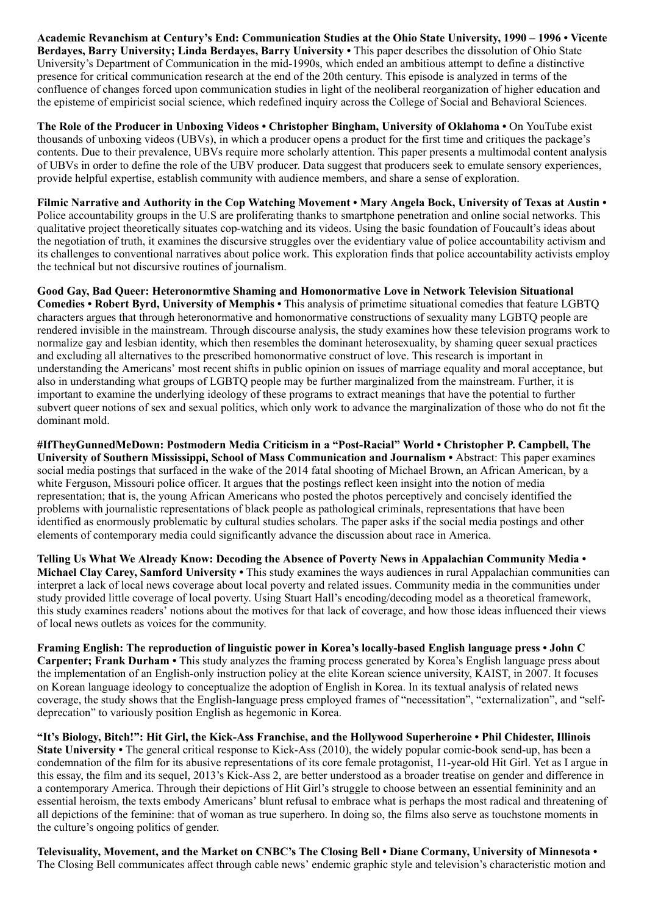**Academic Revanchism at Century's End: Communication Studies at the Ohio State University, 1990 – 1996 • Vicente Berdayes, Barry University; Linda Berdayes, Barry University •** This paper describes the dissolution of Ohio State University's Department of Communication in the mid-1990s, which ended an ambitious attempt to define a distinctive presence for critical communication research at the end of the 20th century. This episode is analyzed in terms of the confluence of changes forced upon communication studies in light of the neoliberal reorganization of higher education and the episteme of empiricist social science, which redefined inquiry across the College of Social and Behavioral Sciences.

**The Role of the Producer in Unboxing Videos • Christopher Bingham, University of Oklahoma •** On YouTube exist thousands of unboxing videos (UBVs), in which a producer opens a product for the first time and critiques the package's contents. Due to their prevalence, UBVs require more scholarly attention. This paper presents a multimodal content analysis of UBVs in order to define the role of the UBV producer. Data suggest that producers seek to emulate sensory experiences, provide helpful expertise, establish community with audience members, and share a sense of exploration.

**Filmic Narrative and Authority in the Cop Watching Movement • Mary Angela Bock, University of Texas at Austin •** Police accountability groups in the U.S are proliferating thanks to smartphone penetration and online social networks. This qualitative project theoretically situates cop-watching and its videos. Using the basic foundation of Foucault's ideas about the negotiation of truth, it examines the discursive struggles over the evidentiary value of police accountability activism and its challenges to conventional narratives about police work. This exploration finds that police accountability activists employ the technical but not discursive routines of journalism.

**Good Gay, Bad Queer: Heteronormtive Shaming and Homonormative Love in Network Television Situational Comedies • Robert Byrd, University of Memphis •** This analysis of primetime situational comedies that feature LGBTQ characters argues that through heteronormative and homonormative constructions of sexuality many LGBTQ people are rendered invisible in the mainstream. Through discourse analysis, the study examines how these television programs work to normalize gay and lesbian identity, which then resembles the dominant heterosexuality, by shaming queer sexual practices and excluding all alternatives to the prescribed homonormative construct of love. This research is important in understanding the Americans' most recent shifts in public opinion on issues of marriage equality and moral acceptance, but also in understanding what groups of LGBTQ people may be further marginalized from the mainstream. Further, it is important to examine the underlying ideology of these programs to extract meanings that have the potential to further subvert queer notions of sex and sexual politics, which only work to advance the marginalization of those who do not fit the dominant mold.

**#IfTheyGunnedMeDown: Postmodern Media Criticism in a "Post-Racial" World • Christopher P. Campbell, The University of Southern Mississippi, School of Mass Communication and Journalism •** Abstract: This paper examines social media postings that surfaced in the wake of the 2014 fatal shooting of Michael Brown, an African American, by a white Ferguson, Missouri police officer. It argues that the postings reflect keen insight into the notion of media representation; that is, the young African Americans who posted the photos perceptively and concisely identified the problems with journalistic representations of black people as pathological criminals, representations that have been identified as enormously problematic by cultural studies scholars. The paper asks if the social media postings and other elements of contemporary media could significantly advance the discussion about race in America.

**Telling Us What We Already Know: Decoding the Absence of Poverty News in Appalachian Community Media • Michael Clay Carey, Samford University •** This study examines the ways audiences in rural Appalachian communities can interpret a lack of local news coverage about local poverty and related issues. Community media in the communities under study provided little coverage of local poverty. Using Stuart Hall's encoding/decoding model as a theoretical framework, this study examines readers' notions about the motives for that lack of coverage, and how those ideas influenced their views of local news outlets as voices for the community.

**Framing English: The reproduction of linguistic power in Korea's locally-based English language press • John C Carpenter; Frank Durham •** This study analyzes the framing process generated by Korea's English language press about the implementation of an English-only instruction policy at the elite Korean science university, KAIST, in 2007. It focuses on Korean language ideology to conceptualize the adoption of English in Korea. In its textual analysis of related news coverage, the study shows that the English-language press employed frames of "necessitation", "externalization", and "self-deprecation" to variously position English as hegemonic in Korea.

**"It's Biology, Bitch!": Hit Girl, the Kick-Ass Franchise, and the Hollywood Superheroine • Phil Chidester, Illinois State University •** The general critical response to Kick-Ass (2010), the widely popular comic-book send-up, has been a condemnation of the film for its abusive representations of its core female protagonist, 11-year-old Hit Girl. Yet as I argue in this essay, the film and its sequel, 2013's Kick-Ass 2, are better understood as a broader treatise on gender and difference in a contemporary America. Through their depictions of Hit Girl's struggle to choose between an essential femininity and an essential heroism, the texts embody Americans' blunt refusal to embrace what is perhaps the most radical and threatening of all depictions of the feminine: that of woman as true superhero. In doing so, the films also serve as touchstone moments in the culture's ongoing politics of gender.

**Televisuality, Movement, and the Market on CNBC's The Closing Bell • Diane Cormany, University of Minnesota •** The Closing Bell communicates affect through cable news' endemic graphic style and television's characteristic motion and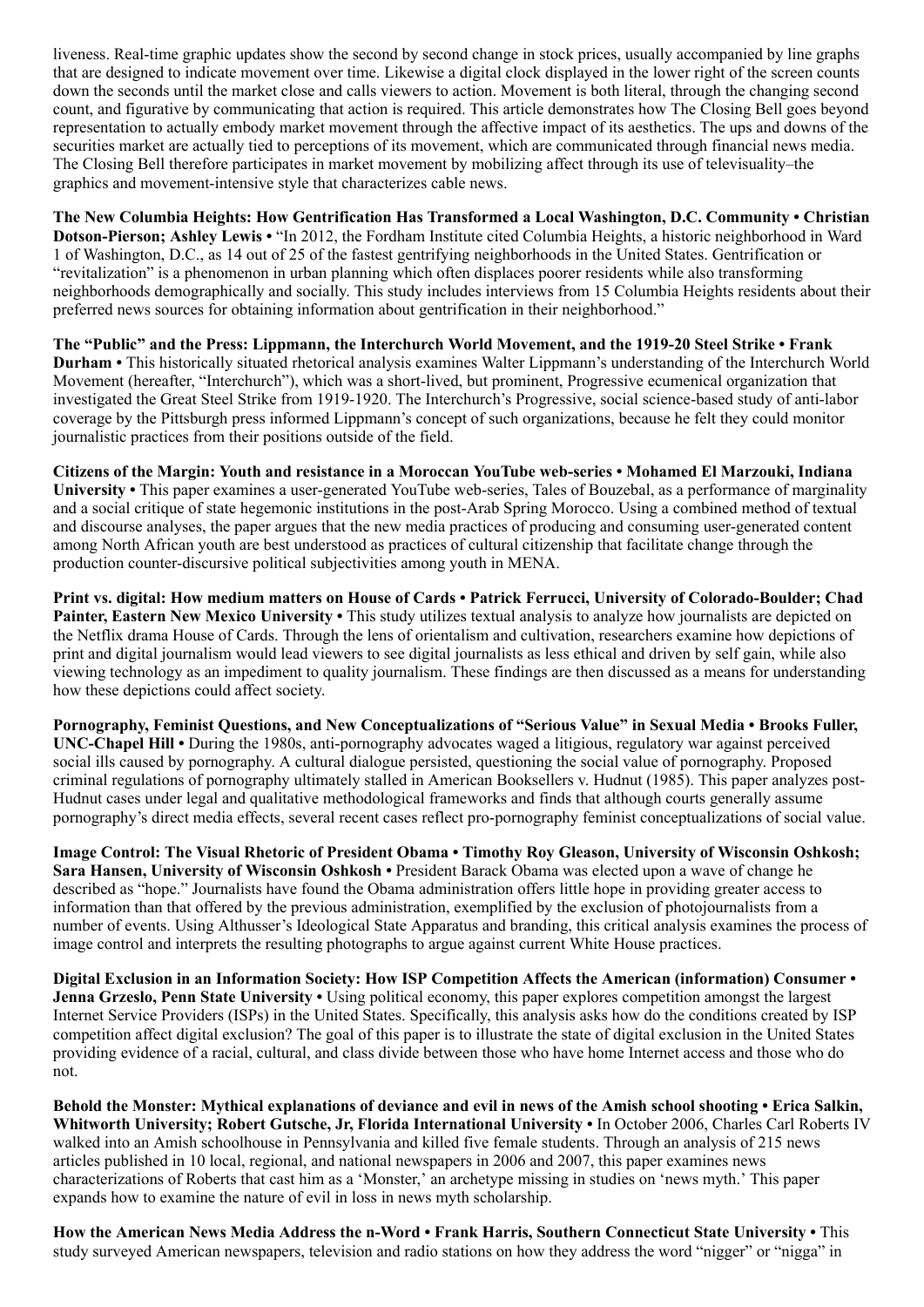liveness. Real-time graphic updates show the second by second change in stock prices, usually accompanied by line graphs that are designed to indicate movement over time. Likewise a digital clock displayed in the lower right of the screen counts down the seconds until the market close and calls viewers to action. Movement is both literal, through the changing second count, and figurative by communicating that action is required. This article demonstrates how The Closing Bell goes beyond representation to actually embody market movement through the affective impact of its aesthetics. The ups and downs of the securities market are actually tied to perceptions of its movement, which are communicated through financial news media. The Closing Bell therefore participates in market movement by mobilizing affect through its use of televisuality–the graphics and movement-intensive style that characterizes cable news.

**The New Columbia Heights: How Gentrification Has Transformed a Local Washington, D.C. Community • Christian Dotson-Pierson; Ashley Lewis •** "In 2012, the Fordham Institute cited Columbia Heights, a historic neighborhood in Ward 1 of Washington, D.C., as 14 out of 25 of the fastest gentrifying neighborhoods in the United States. Gentrification or "revitalization" is a phenomenon in urban planning which often displaces poorer residents while also transforming neighborhoods demographically and socially. This study includes interviews from 15 Columbia Heights residents about their preferred news sources for obtaining information about gentrification in their neighborhood."

**The "Public" and the Press: Lippmann, the Interchurch World Movement, and the 1919-20 Steel Strike • Frank Durham •** This historically situated rhetorical analysis examines Walter Lippmann's understanding of the Interchurch World Movement (hereafter, "Interchurch"), which was a short-lived, but prominent, Progressive ecumenical organization that investigated the Great Steel Strike from 1919-1920. The Interchurch's Progressive, social science-based study of anti-labor coverage by the Pittsburgh press informed Lippmann's concept of such organizations, because he felt they could monitor journalistic practices from their positions outside of the field.

**Citizens of the Margin: Youth and resistance in a Moroccan YouTube web-series • Mohamed El Marzouki, Indiana University •** This paper examines a user-generated YouTube web-series, Tales of Bouzebal, as a performance of marginality and a social critique of state hegemonic institutions in the post-Arab Spring Morocco. Using a combined method of textual and discourse analyses, the paper argues that the new media practices of producing and consuming user-generated content among North African youth are best understood as practices of cultural citizenship that facilitate change through the production counter-discursive political subjectivities among youth in MENA.

**Print vs. digital: How medium matters on House of Cards • Patrick Ferrucci, University of Colorado-Boulder; Chad Painter, Eastern New Mexico University •** This study utilizes textual analysis to analyze how journalists are depicted on the Netflix drama House of Cards. Through the lens of orientalism and cultivation, researchers examine how depictions of print and digital journalism would lead viewers to see digital journalists as less ethical and driven by self gain, while also viewing technology as an impediment to quality journalism. These findings are then discussed as a means for understanding how these depictions could affect society.

**Pornography, Feminist Questions, and New Conceptualizations of "Serious Value" in Sexual Media • Brooks Fuller, UNC-Chapel Hill •** During the 1980s, anti-pornography advocates waged a litigious, regulatory war against perceived social ills caused by pornography. A cultural dialogue persisted, questioning the social value of pornography. Proposed criminal regulations of pornography ultimately stalled in American Booksellers v. Hudnut (1985). This paper analyzes post-Hudnut cases under legal and qualitative methodological frameworks and finds that although courts generally assume pornography's direct media effects, several recent cases reflect pro-pornography feminist conceptualizations of social value.

**Image Control: The Visual Rhetoric of President Obama • Timothy Roy Gleason, University of Wisconsin Oshkosh; Sara Hansen, University of Wisconsin Oshkosh •** President Barack Obama was elected upon a wave of change he described as "hope." Journalists have found the Obama administration offers little hope in providing greater access to information than that offered by the previous administration, exemplified by the exclusion of photojournalists from a number of events. Using Althusser's Ideological State Apparatus and branding, this critical analysis examines the process of image control and interprets the resulting photographs to argue against current White House practices.

**Digital Exclusion in an Information Society: How ISP Competition Affects the American (information) Consumer • Jenna Grzeslo, Penn State University •** Using political economy, this paper explores competition amongst the largest Internet Service Providers (ISPs) in the United States. Specifically, this analysis asks how do the conditions created by ISP competition affect digital exclusion? The goal of this paper is to illustrate the state of digital exclusion in the United States providing evidence of a racial, cultural, and class divide between those who have home Internet access and those who do not.

**Behold the Monster: Mythical explanations of deviance and evil in news of the Amish school shooting • Erica Salkin, Whitworth University; Robert Gutsche, Jr, Florida International University •** In October 2006, Charles Carl Roberts IV walked into an Amish schoolhouse in Pennsylvania and killed five female students. Through an analysis of 215 news articles published in 10 local, regional, and national newspapers in 2006 and 2007, this paper examines news characterizations of Roberts that cast him as a 'Monster,' an archetype missing in studies on 'news myth.' This paper expands how to examine the nature of evil in loss in news myth scholarship.

**How the American News Media Address the n-Word • Frank Harris, Southern Connecticut State University •** This study surveyed American newspapers, television and radio stations on how they address the word "nigger" or "nigga" in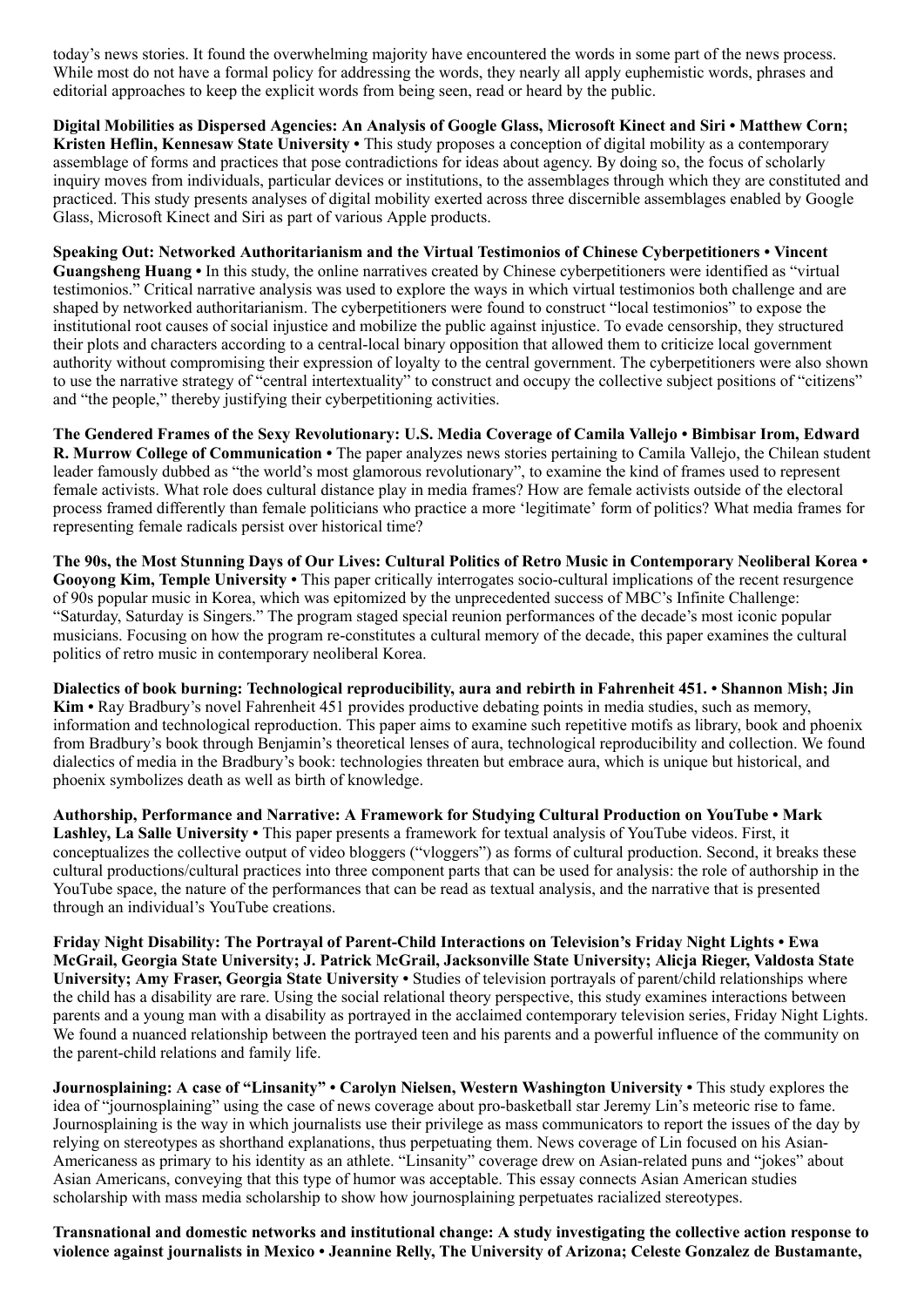today's news stories. It found the overwhelming majority have encountered the words in some part of the news process. While most do not have a formal policy for addressing the words, they nearly all apply euphemistic words, phrases and editorial approaches to keep the explicit words from being seen, read or heard by the public.

**Digital Mobilities as Dispersed Agencies: An Analysis of Google Glass, Microsoft Kinect and Siri • Matthew Corn; Kristen Heflin, Kennesaw State University •** This study proposes a conception of digital mobility as a contemporary assemblage of forms and practices that pose contradictions for ideas about agency. By doing so, the focus of scholarly inquiry moves from individuals, particular devices or institutions, to the assemblages through which they are constituted and practiced. This study presents analyses of digital mobility exerted across three discernible assemblages enabled by Google Glass, Microsoft Kinect and Siri as part of various Apple products.

**Speaking Out: Networked Authoritarianism and the Virtual Testimonios of Chinese Cyberpetitioners • Vincent Guangsheng Huang •** In this study, the online narratives created by Chinese cyberpetitioners were identified as "virtual testimonios." Critical narrative analysis was used to explore the ways in which virtual testimonios both challenge and are shaped by networked authoritarianism. The cyberpetitioners were found to construct "local testimonios" to expose the institutional root causes of social injustice and mobilize the public against injustice. To evade censorship, they structured their plots and characters according to a central-local binary opposition that allowed them to criticize local government authority without compromising their expression of loyalty to the central government. The cyberpetitioners were also shown to use the narrative strategy of "central intertextuality" to construct and occupy the collective subject positions of "citizens" and "the people," thereby justifying their cyberpetitioning activities.

**The Gendered Frames of the Sexy Revolutionary: U.S. Media Coverage of Camila Vallejo • Bimbisar Irom, Edward R. Murrow College of Communication •** The paper analyzes news stories pertaining to Camila Vallejo, the Chilean student leader famously dubbed as "the world's most glamorous revolutionary", to examine the kind of frames used to represent female activists. What role does cultural distance play in media frames? How are female activists outside of the electoral process framed differently than female politicians who practice a more 'legitimate' form of politics? What media frames for representing female radicals persist over historical time?

**The 90s, the Most Stunning Days of Our Lives: Cultural Politics of Retro Music in Contemporary Neoliberal Korea • Gooyong Kim, Temple University •** This paper critically interrogates socio-cultural implications of the recent resurgence of 90s popular music in Korea, which was epitomized by the unprecedented success of MBC's Infinite Challenge: "Saturday, Saturday is Singers." The program staged special reunion performances of the decade's most iconic popular musicians. Focusing on how the program re-constitutes a cultural memory of the decade, this paper examines the cultural politics of retro music in contemporary neoliberal Korea.

**Dialectics of book burning: Technological reproducibility, aura and rebirth in Fahrenheit 451. • Shannon Mish; Jin Kim •** Ray Bradbury's novel Fahrenheit 451 provides productive debating points in media studies, such as memory, information and technological reproduction. This paper aims to examine such repetitive motifs as library, book and phoenix from Bradbury's book through Benjamin's theoretical lenses of aura, technological reproducibility and collection. We found dialectics of media in the Bradbury's book: technologies threaten but embrace aura, which is unique but historical, and phoenix symbolizes death as well as birth of knowledge.

**Authorship, Performance and Narrative: A Framework for Studying Cultural Production on YouTube • Mark Lashley, La Salle University •** This paper presents a framework for textual analysis of YouTube videos. First, it conceptualizes the collective output of video bloggers ("vloggers") as forms of cultural production. Second, it breaks these cultural productions/cultural practices into three component parts that can be used for analysis: the role of authorship in the YouTube space, the nature of the performances that can be read as textual analysis, and the narrative that is presented through an individual's YouTube creations.

**Friday Night Disability: The Portrayal of Parent-Child Interactions on Television's Friday Night Lights • Ewa McGrail, Georgia State University; J. Patrick McGrail, Jacksonville State University; Alicja Rieger, Valdosta State University; Amy Fraser, Georgia State University •** Studies of television portrayals of parent/child relationships where the child has a disability are rare. Using the social relational theory perspective, this study examines interactions between parents and a young man with a disability as portrayed in the acclaimed contemporary television series, Friday Night Lights. We found a nuanced relationship between the portrayed teen and his parents and a powerful influence of the community on the parent-child relations and family life.

**Journosplaining: A case of "Linsanity" • Carolyn Nielsen, Western Washington University •** This study explores the idea of "journosplaining" using the case of news coverage about pro-basketball star Jeremy Lin's meteoric rise to fame. Journosplaining is the way in which journalists use their privilege as mass communicators to report the issues of the day by relying on stereotypes as shorthand explanations, thus perpetuating them. News coverage of Lin focused on his Asian-Americaness as primary to his identity as an athlete. "Linsanity" coverage drew on Asian-related puns and "jokes" about Asian Americans, conveying that this type of humor was acceptable. This essay connects Asian American studies scholarship with mass media scholarship to show how journosplaining perpetuates racialized stereotypes.

**Transnational and domestic networks and institutional change: A study investigating the collective action response to violence against journalists in Mexico • Jeannine Relly, The University of Arizona; Celeste Gonzalez de Bustamante,**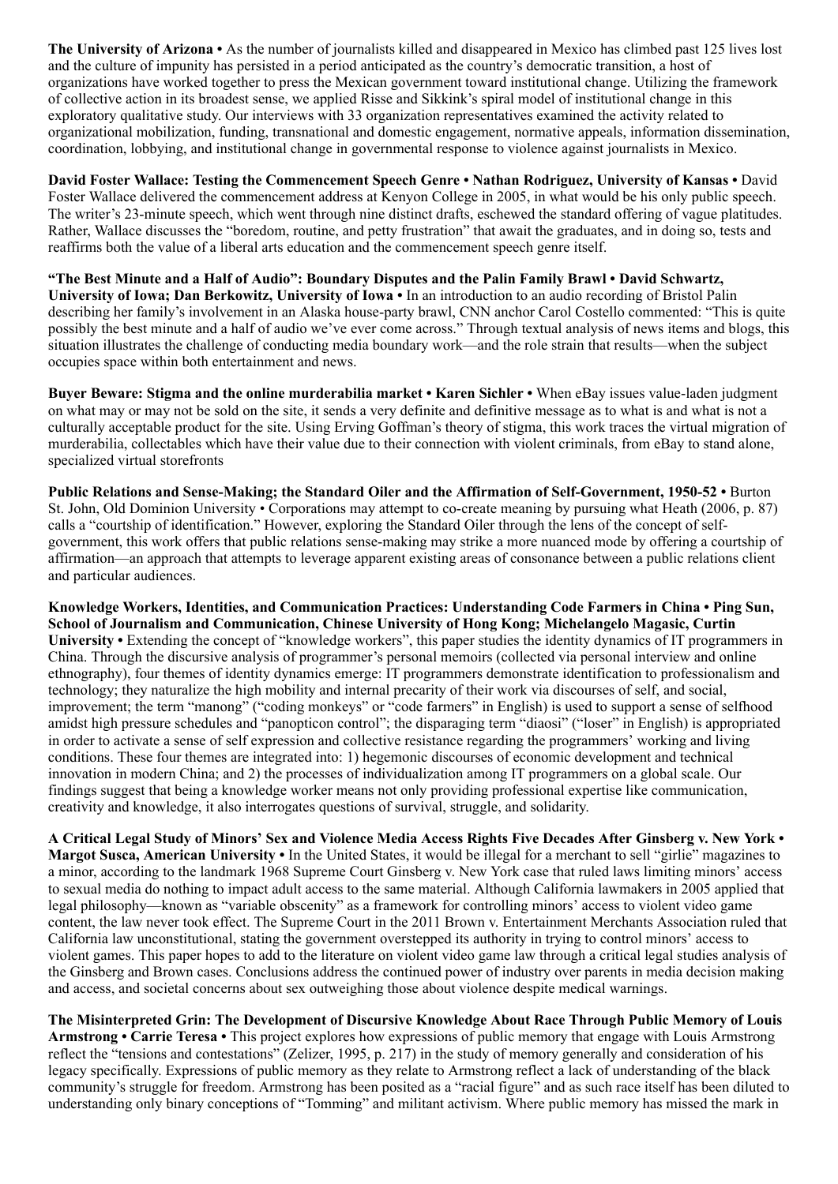**The University of Arizona •** As the number of journalists killed and disappeared in Mexico has climbed past 125 lives lost and the culture of impunity has persisted in a period anticipated as the country's democratic transition, a host of organizations have worked together to press the Mexican government toward institutional change. Utilizing the framework of collective action in its broadest sense, we applied Risse and Sikkink's spiral model of institutional change in this exploratory qualitative study. Our interviews with 33 organization representatives examined the activity related to organizational mobilization, funding, transnational and domestic engagement, normative appeals, information dissemination, coordination, lobbying, and institutional change in governmental response to violence against journalists in Mexico.

**David Foster Wallace: Testing the Commencement Speech Genre • Nathan Rodriguez, University of Kansas •** David Foster Wallace delivered the commencement address at Kenyon College in 2005, in what would be his only public speech. The writer's 23-minute speech, which went through nine distinct drafts, eschewed the standard offering of vague platitudes. Rather, Wallace discusses the "boredom, routine, and petty frustration" that await the graduates, and in doing so, tests and reaffirms both the value of a liberal arts education and the commencement speech genre itself.

**"The Best Minute and a Half of Audio": Boundary Disputes and the Palin Family Brawl • David Schwartz, University of Iowa; Dan Berkowitz, University of Iowa •** In an introduction to an audio recording of Bristol Palin describing her family's involvement in an Alaska house-party brawl, CNN anchor Carol Costello commented: "This is quite possibly the best minute and a half of audio we've ever come across." Through textual analysis of news items and blogs, this situation illustrates the challenge of conducting media boundary work—and the role strain that results—when the subject occupies space within both entertainment and news.

**Buyer Beware: Stigma and the online murderabilia market • Karen Sichler •** When eBay issues value-laden judgment on what may or may not be sold on the site, it sends a very definite and definitive message as to what is and what is not a culturally acceptable product for the site. Using Erving Goffman's theory of stigma, this work traces the virtual migration of murderabilia, collectables which have their value due to their connection with violent criminals, from eBay to stand alone, specialized virtual storefronts

**Public Relations and Sense-Making; the Standard Oiler and the Affirmation of Self-Government, 1950-52 •** Burton St. John, Old Dominion University • Corporations may attempt to co-create meaning by pursuing what Heath (2006, p. 87) calls a "courtship of identification." However, exploring the Standard Oiler through the lens of the concept of self-government, this work offers that public relations sense-making may strike a more nuanced mode by offering a courtship of affirmation—an approach that attempts to leverage apparent existing areas of consonance between a public relations client and particular audiences.

**Knowledge Workers, Identities, and Communication Practices: Understanding Code Farmers in China • Ping Sun, School of Journalism and Communication, Chinese University of Hong Kong; Michelangelo Magasic, Curtin University •** Extending the concept of "knowledge workers", this paper studies the identity dynamics of IT programmers in China. Through the discursive analysis of programmer's personal memoirs (collected via personal interview and online ethnography), four themes of identity dynamics emerge: IT programmers demonstrate identification to professionalism and technology; they naturalize the high mobility and internal precarity of their work via discourses of self, and social, improvement; the term "manong" ("coding monkeys" or "code farmers" in English) is used to support a sense of selfhood amidst high pressure schedules and "panopticon control"; the disparaging term "diaosi" ("loser" in English) is appropriated in order to activate a sense of self expression and collective resistance regarding the programmers' working and living conditions. These four themes are integrated into: 1) hegemonic discourses of economic development and technical innovation in modern China; and 2) the processes of individualization among IT programmers on a global scale. Our findings suggest that being a knowledge worker means not only providing professional expertise like communication, creativity and knowledge, it also interrogates questions of survival, struggle, and solidarity.

**A Critical Legal Study of Minors' Sex and Violence Media Access Rights Five Decades After Ginsberg v. New York • Margot Susca, American University •** In the United States, it would be illegal for a merchant to sell "girlie" magazines to a minor, according to the landmark 1968 Supreme Court Ginsberg v. New York case that ruled laws limiting minors' access to sexual media do nothing to impact adult access to the same material. Although California lawmakers in 2005 applied that legal philosophy—known as "variable obscenity" as a framework for controlling minors' access to violent video game content, the law never took effect. The Supreme Court in the 2011 Brown v. Entertainment Merchants Association ruled that California law unconstitutional, stating the government overstepped its authority in trying to control minors' access to violent games. This paper hopes to add to the literature on violent video game law through a critical legal studies analysis of the Ginsberg and Brown cases. Conclusions address the continued power of industry over parents in media decision making and access, and societal concerns about sex outweighing those about violence despite medical warnings.

**The Misinterpreted Grin: The Development of Discursive Knowledge About Race Through Public Memory of Louis Armstrong • Carrie Teresa •** This project explores how expressions of public memory that engage with Louis Armstrong reflect the "tensions and contestations" (Zelizer, 1995, p. 217) in the study of memory generally and consideration of his legacy specifically. Expressions of public memory as they relate to Armstrong reflect a lack of understanding of the black community's struggle for freedom. Armstrong has been posited as a "racial figure" and as such race itself has been diluted to understanding only binary conceptions of "Tomming" and militant activism. Where public memory has missed the mark in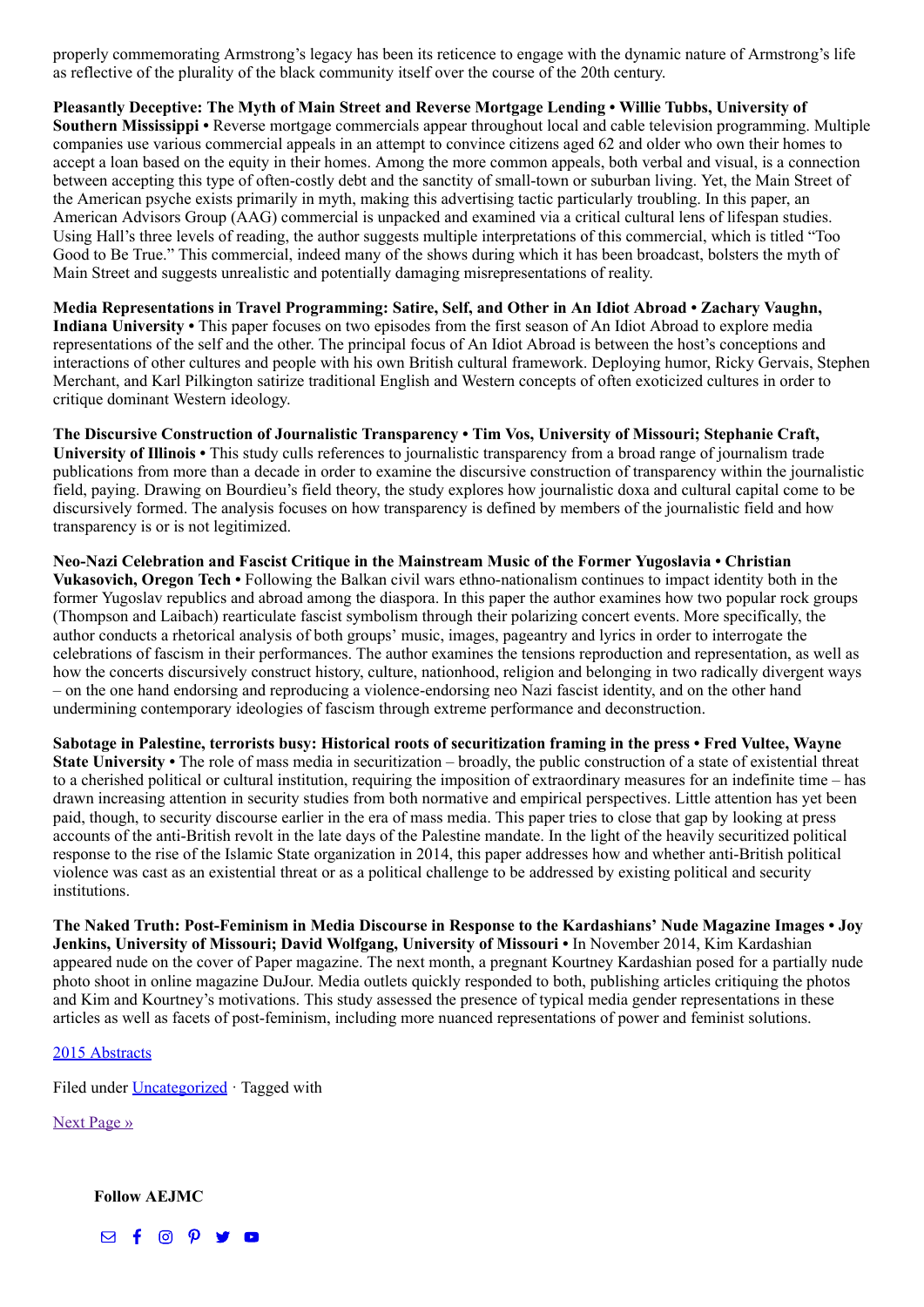properly commemorating Armstrong's legacy has been its reticence to engage with the dynamic nature of Armstrong's life as reflective of the plurality of the black community itself over the course of the 20th century.

**Pleasantly Deceptive: The Myth of Main Street and Reverse Mortgage Lending • Willie Tubbs, University of Southern Mississippi •** Reverse mortgage commercials appear throughout local and cable television programming. Multiple companies use various commercial appeals in an attempt to convince citizens aged 62 and older who own their homes to accept a loan based on the equity in their homes. Among the more common appeals, both verbal and visual, is a connection between accepting this type of often-costly debt and the sanctity of small-town or suburban living. Yet, the Main Street of the American psyche exists primarily in myth, making this advertising tactic particularly troubling. In this paper, an American Advisors Group (AAG) commercial is unpacked and examined via a critical cultural lens of lifespan studies. Using Hall's three levels of reading, the author suggests multiple interpretations of this commercial, which is titled "Too Good to Be True." This commercial, indeed many of the shows during which it has been broadcast, bolsters the myth of Main Street and suggests unrealistic and potentially damaging misrepresentations of reality.

**Media Representations in Travel Programming: Satire, Self, and Other in An Idiot Abroad • Zachary Vaughn, Indiana University •** This paper focuses on two episodes from the first season of An Idiot Abroad to explore media representations of the self and the other. The principal focus of An Idiot Abroad is between the host's conceptions and interactions of other cultures and people with his own British cultural framework. Deploying humor, Ricky Gervais, Stephen Merchant, and Karl Pilkington satirize traditional English and Western concepts of often exoticized cultures in order to critique dominant Western ideology.

**The Discursive Construction of Journalistic Transparency • Tim Vos, University of Missouri; Stephanie Craft, University of Illinois •** This study culls references to journalistic transparency from a broad range of journalism trade publications from more than a decade in order to examine the discursive construction of transparency within the journalistic field, paying. Drawing on Bourdieu's field theory, the study explores how journalistic doxa and cultural capital come to be discursively formed. The analysis focuses on how transparency is defined by members of the journalistic field and how transparency is or is not legitimized.

**Neo-Nazi Celebration and Fascist Critique in the Mainstream Music of the Former Yugoslavia • Christian Vukasovich, Oregon Tech •** Following the Balkan civil wars ethno-nationalism continues to impact identity both in the former Yugoslav republics and abroad among the diaspora. In this paper the author examines how two popular rock groups (Thompson and Laibach) rearticulate fascist symbolism through their polarizing concert events. More specifically, the author conducts a rhetorical analysis of both groups' music, images, pageantry and lyrics in order to interrogate the celebrations of fascism in their performances. The author examines the tensions reproduction and representation, as well as how the concerts discursively construct history, culture, nationhood, religion and belonging in two radically divergent ways – on the one hand endorsing and reproducing a violence-endorsing neo Nazi fascist identity, and on the other hand undermining contemporary ideologies of fascism through extreme performance and deconstruction.

**Sabotage in Palestine, terrorists busy: Historical roots of securitization framing in the press • Fred Vultee, Wayne State University •** The role of mass media in securitization – broadly, the public construction of a state of existential threat to a cherished political or cultural institution, requiring the imposition of extraordinary measures for an indefinite time – has drawn increasing attention in security studies from both normative and empirical perspectives. Little attention has yet been paid, though, to security discourse earlier in the era of mass media. This paper tries to close that gap by looking at press accounts of the anti-British revolt in the late days of the Palestine mandate. In the light of the heavily securitized political response to the rise of the Islamic State organization in 2014, this paper addresses how and whether anti-British political violence was cast as an existential threat or as a political challenge to be addressed by existing political and security institutions.

**The Naked Truth: Post-Feminism in Media Discourse in Response to the Kardashians' Nude Magazine Images • Joy Jenkins, University of Missouri; David Wolfgang, University of Missouri •** In November 2014, Kim Kardashian appeared nude on the cover of Paper magazine. The next month, a pregnant Kourtney Kardashian posed for a partially nude photo shoot in online magazine DuJour. Media outlets quickly responded to both, publishing articles critiquing the photos and Kim and Kourtney's motivations. This study assessed the presence of typical media gender representations in these articles as well as facets of post-feminism, including more nuanced representations of power and feminist solutions.

2015 Abstracts

Filed under Uncategorized · Tagged with

Next Page »

**Follow AEJMC**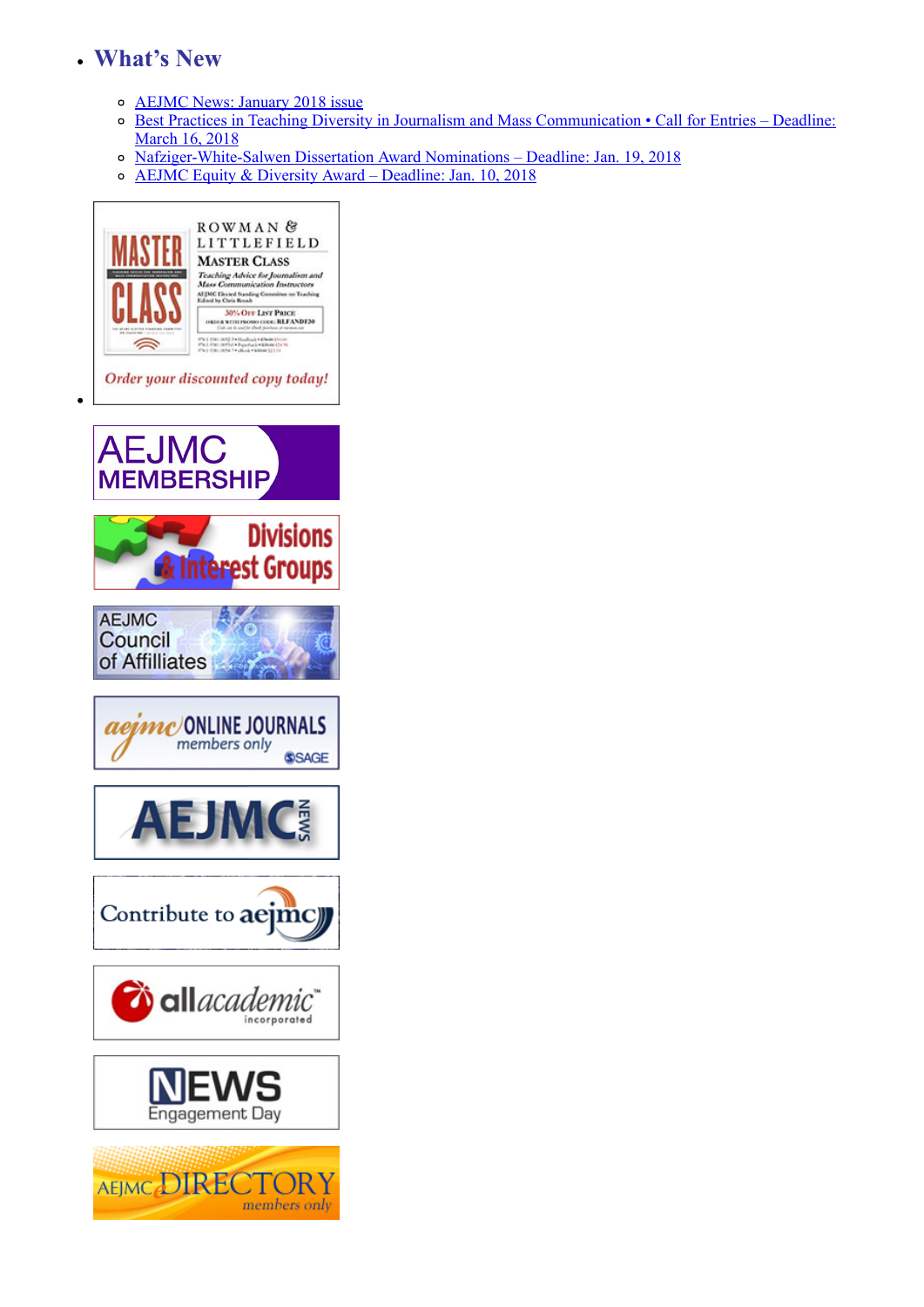- **What's New**
  - AEJMC News: January 2018 issue
  - Best Practices in Teaching Diversity in Journalism and Mass Communication • Call for Entries – Deadline: March 16, 2018
  - Nafziger-White-Salwen Dissertation Award Nominations – Deadline: Jan. 19, 2018
  - AEJMC Equity & Diversity Award – Deadline: Jan. 10, 2018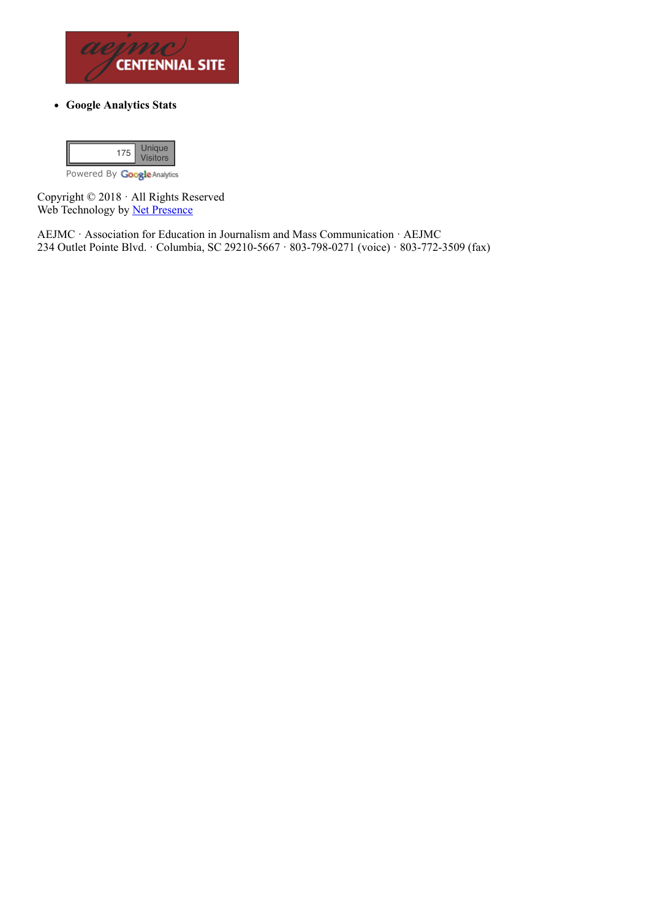aejmc CENTENNIAL SITE

- **Google Analytics Stats**

175 Unique Visitors

Powered By Google Analytics

Copyright © 2018 · All Rights Reserved
Web Technology by Net Presence

AEJMC · Association for Education in Journalism and Mass Communication · AEJMC
234 Outlet Pointe Blvd. · Columbia, SC 29210-5667 · 803-798-0271 (voice) · 803-772-3509 (fax)